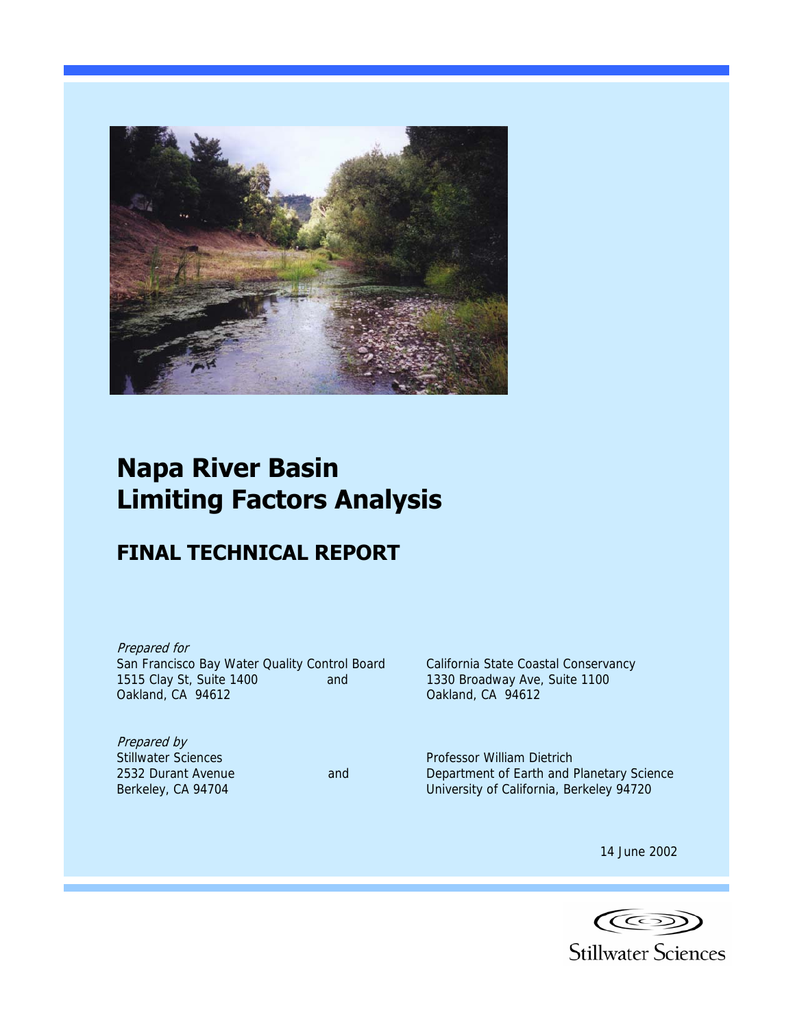# Napa River Basin Limiting Factors Analysis

## FINAL TECHNICAL REPORT

*Prepared for*

San Francisco Bay Water Quality Control Board
1515 Clay St, Suite 1400
Oakland, CA 94612

and

California State Coastal Conservancy
1330 Broadway Ave, Suite 1100
Oakland, CA 94612

*Prepared by*

Stillwater Sciences
2532 Durant Avenue
Berkeley, CA 94704

and

Professor William Dietrich
Department of Earth and Planetary Science
University of California, Berkeley 94720

14 June 2002

Stillwater Sciences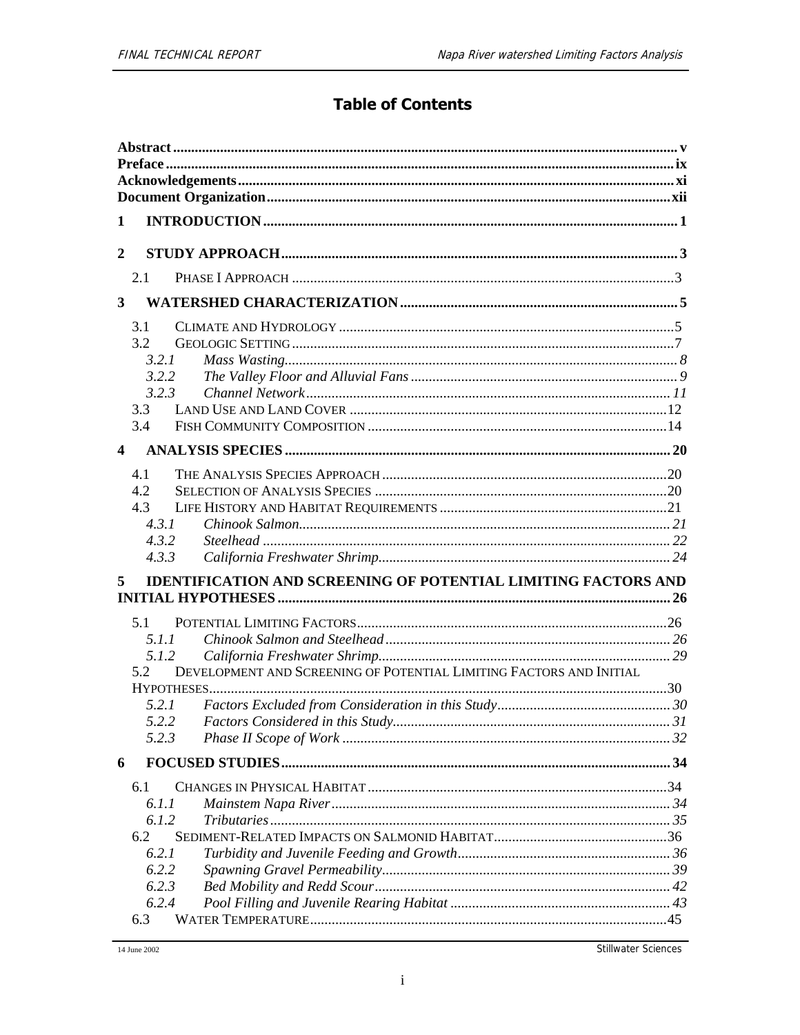# Table of Contents

**Abstract** ........ v
**Preface** ........ ix
**Acknowledgements** ........ xi
**Document Organization** ........ xii

**1 INTRODUCTION** ........ 1

**2 STUDY APPROACH** ........ 3

- 2.1 PHASE I APPROACH ........ 3

**3 WATERSHED CHARACTERIZATION** ........ 5

- 3.1 CLIMATE AND HYDROLOGY ........ 5
- 3.2 GEOLOGIC SETTING ........ 7
  - *3.2.1 Mass Wasting* ........ 8
  - *3.2.2 The Valley Floor and Alluvial Fans* ........ 9
  - *3.2.3 Channel Network* ........ 11
- 3.3 LAND USE AND LAND COVER ........ 12
- 3.4 FISH COMMUNITY COMPOSITION ........ 14

**4 ANALYSIS SPECIES** ........ 20

- 4.1 THE ANALYSIS SPECIES APPROACH ........ 20
- 4.2 SELECTION OF ANALYSIS SPECIES ........ 20
- 4.3 LIFE HISTORY AND HABITAT REQUIREMENTS ........ 21
  - *4.3.1 Chinook Salmon* ........ 21
  - *4.3.2 Steelhead* ........ 22
  - *4.3.3 California Freshwater Shrimp* ........ 24

**5 IDENTIFICATION AND SCREENING OF POTENTIAL LIMITING FACTORS AND INITIAL HYPOTHESES** ........ 26

- 5.1 POTENTIAL LIMITING FACTORS ........ 26
  - *5.1.1 Chinook Salmon and Steelhead* ........ 26
  - *5.1.2 California Freshwater Shrimp* ........ 29
- 5.2 DEVELOPMENT AND SCREENING OF POTENTIAL LIMITING FACTORS AND INITIAL HYPOTHESES ........ 30
  - *5.2.1 Factors Excluded from Consideration in this Study* ........ 30
  - *5.2.2 Factors Considered in this Study* ........ 31
  - *5.2.3 Phase II Scope of Work* ........ 32

**6 FOCUSED STUDIES** ........ 34

- 6.1 CHANGES IN PHYSICAL HABITAT ........ 34
  - *6.1.1 Mainstem Napa River* ........ 34
  - *6.1.2 Tributaries* ........ 35
- 6.2 SEDIMENT-RELATED IMPACTS ON SALMONID HABITAT ........ 36
  - *6.2.1 Turbidity and Juvenile Feeding and Growth* ........ 36
  - *6.2.2 Spawning Gravel Permeability* ........ 39
  - *6.2.3 Bed Mobility and Redd Scour* ........ 42
  - *6.2.4 Pool Filling and Juvenile Rearing Habitat* ........ 43
- 6.3 WATER TEMPERATURE ........ 45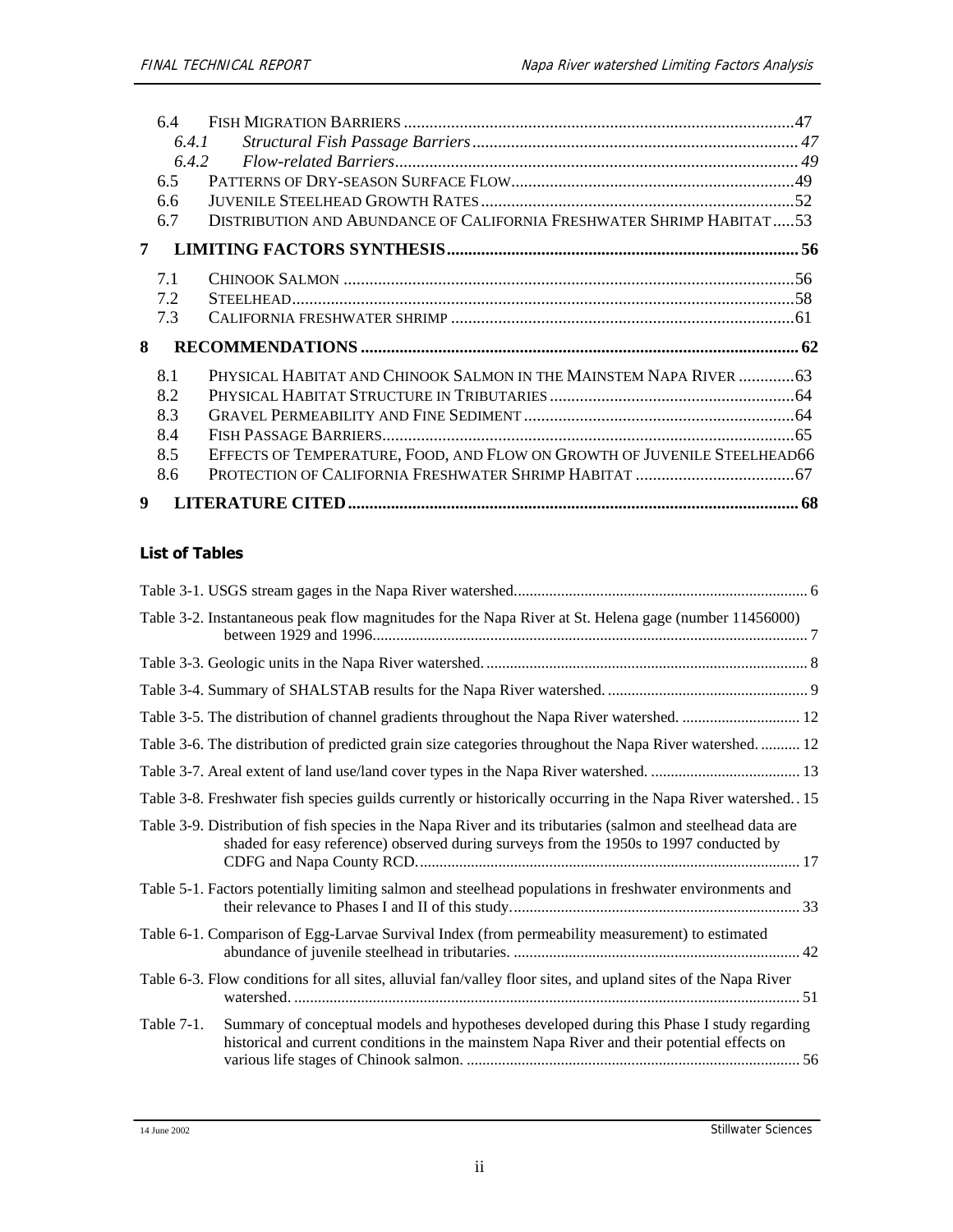6.4 Fish Migration Barriers ....47

6.4.1 *Structural Fish Passage Barriers* ....47

6.4.2 *Flow-related Barriers* ....49

6.5 Patterns of Dry-season Surface Flow ....49

6.6 Juvenile Steelhead Growth Rates ....52

6.7 Distribution and Abundance of California Freshwater Shrimp Habitat ....53

**7 LIMITING FACTORS SYNTHESIS ....56**

7.1 Chinook Salmon ....56

7.2 Steelhead ....58

7.3 California freshwater shrimp ....61

**8 RECOMMENDATIONS ....62**

8.1 Physical Habitat and Chinook Salmon in the Mainstem Napa River ....63

8.2 Physical Habitat Structure in Tributaries ....64

8.3 Gravel Permeability and Fine Sediment ....64

8.4 Fish Passage Barriers ....65

8.5 Effects of Temperature, Food, and Flow on Growth of Juvenile Steelhead ....66

8.6 Protection of California Freshwater Shrimp Habitat ....67

**9 LITERATURE CITED ....68**

## List of Tables

Table 3-1. USGS stream gages in the Napa River watershed. ....6

Table 3-2. Instantaneous peak flow magnitudes for the Napa River at St. Helena gage (number 11456000) between 1929 and 1996. ....7

Table 3-3. Geologic units in the Napa River watershed. ....8

Table 3-4. Summary of SHALSTAB results for the Napa River watershed. ....9

Table 3-5. The distribution of channel gradients throughout the Napa River watershed. ....12

Table 3-6. The distribution of predicted grain size categories throughout the Napa River watershed. ....12

Table 3-7. Areal extent of land use/land cover types in the Napa River watershed. ....13

Table 3-8. Freshwater fish species guilds currently or historically occurring in the Napa River watershed. ....15

Table 3-9. Distribution of fish species in the Napa River and its tributaries (salmon and steelhead data are shaded for easy reference) observed during surveys from the 1950s to 1997 conducted by CDFG and Napa County RCD. ....17

Table 5-1. Factors potentially limiting salmon and steelhead populations in freshwater environments and their relevance to Phases I and II of this study. ....33

Table 6-1. Comparison of Egg-Larvae Survival Index (from permeability measurement) to estimated abundance of juvenile steelhead in tributaries. ....42

Table 6-3. Flow conditions for all sites, alluvial fan/valley floor sites, and upland sites of the Napa River watershed. ....51

Table 7-1. Summary of conceptual models and hypotheses developed during this Phase I study regarding historical and current conditions in the mainstem Napa River and their potential effects on various life stages of Chinook salmon. ....56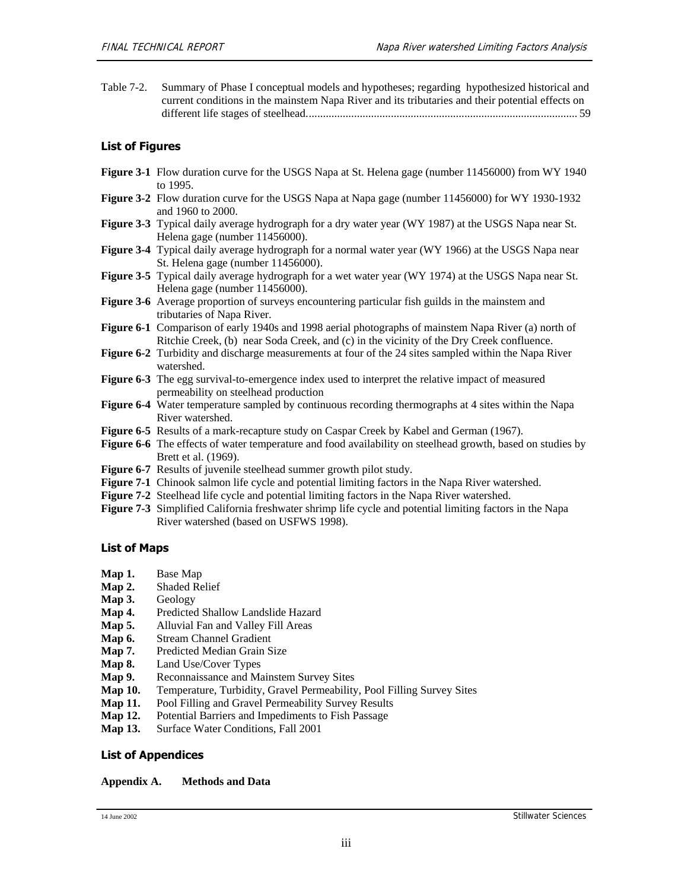Table 7-2. Summary of Phase I conceptual models and hypotheses; regarding hypothesized historical and current conditions in the mainstem Napa River and its tributaries and their potential effects on different life stages of steelhead.............................................................................................. 59

## List of Figures

**Figure 3-1** Flow duration curve for the USGS Napa at St. Helena gage (number 11456000) from WY 1940 to 1995.

**Figure 3-2** Flow duration curve for the USGS Napa at Napa gage (number 11456000) for WY 1930-1932 and 1960 to 2000.

**Figure 3-3** Typical daily average hydrograph for a dry water year (WY 1987) at the USGS Napa near St. Helena gage (number 11456000).

**Figure 3-4** Typical daily average hydrograph for a normal water year (WY 1966) at the USGS Napa near St. Helena gage (number 11456000).

**Figure 3-5** Typical daily average hydrograph for a wet water year (WY 1974) at the USGS Napa near St. Helena gage (number 11456000).

**Figure 3-6** Average proportion of surveys encountering particular fish guilds in the mainstem and tributaries of Napa River.

**Figure 6-1** Comparison of early 1940s and 1998 aerial photographs of mainstem Napa River (a) north of Ritchie Creek, (b) near Soda Creek, and (c) in the vicinity of the Dry Creek confluence.

**Figure 6-2** Turbidity and discharge measurements at four of the 24 sites sampled within the Napa River watershed.

**Figure 6-3** The egg survival-to-emergence index used to interpret the relative impact of measured permeability on steelhead production

**Figure 6-4** Water temperature sampled by continuous recording thermographs at 4 sites within the Napa River watershed.

**Figure 6-5** Results of a mark-recapture study on Caspar Creek by Kabel and German (1967).

**Figure 6-6** The effects of water temperature and food availability on steelhead growth, based on studies by Brett et al. (1969).

**Figure 6-7** Results of juvenile steelhead summer growth pilot study.

**Figure 7-1** Chinook salmon life cycle and potential limiting factors in the Napa River watershed.

**Figure 7-2** Steelhead life cycle and potential limiting factors in the Napa River watershed.

**Figure 7-3** Simplified California freshwater shrimp life cycle and potential limiting factors in the Napa River watershed (based on USFWS 1998).

## List of Maps

**Map 1.** Base Map
**Map 2.** Shaded Relief
**Map 3.** Geology
**Map 4.** Predicted Shallow Landslide Hazard
**Map 5.** Alluvial Fan and Valley Fill Areas
**Map 6.** Stream Channel Gradient
**Map 7.** Predicted Median Grain Size
**Map 8.** Land Use/Cover Types
**Map 9.** Reconnaissance and Mainstem Survey Sites
**Map 10.** Temperature, Turbidity, Gravel Permeability, Pool Filling Survey Sites
**Map 11.** Pool Filling and Gravel Permeability Survey Results
**Map 12.** Potential Barriers and Impediments to Fish Passage
**Map 13.** Surface Water Conditions, Fall 2001

## List of Appendices

**Appendix A. Methods and Data**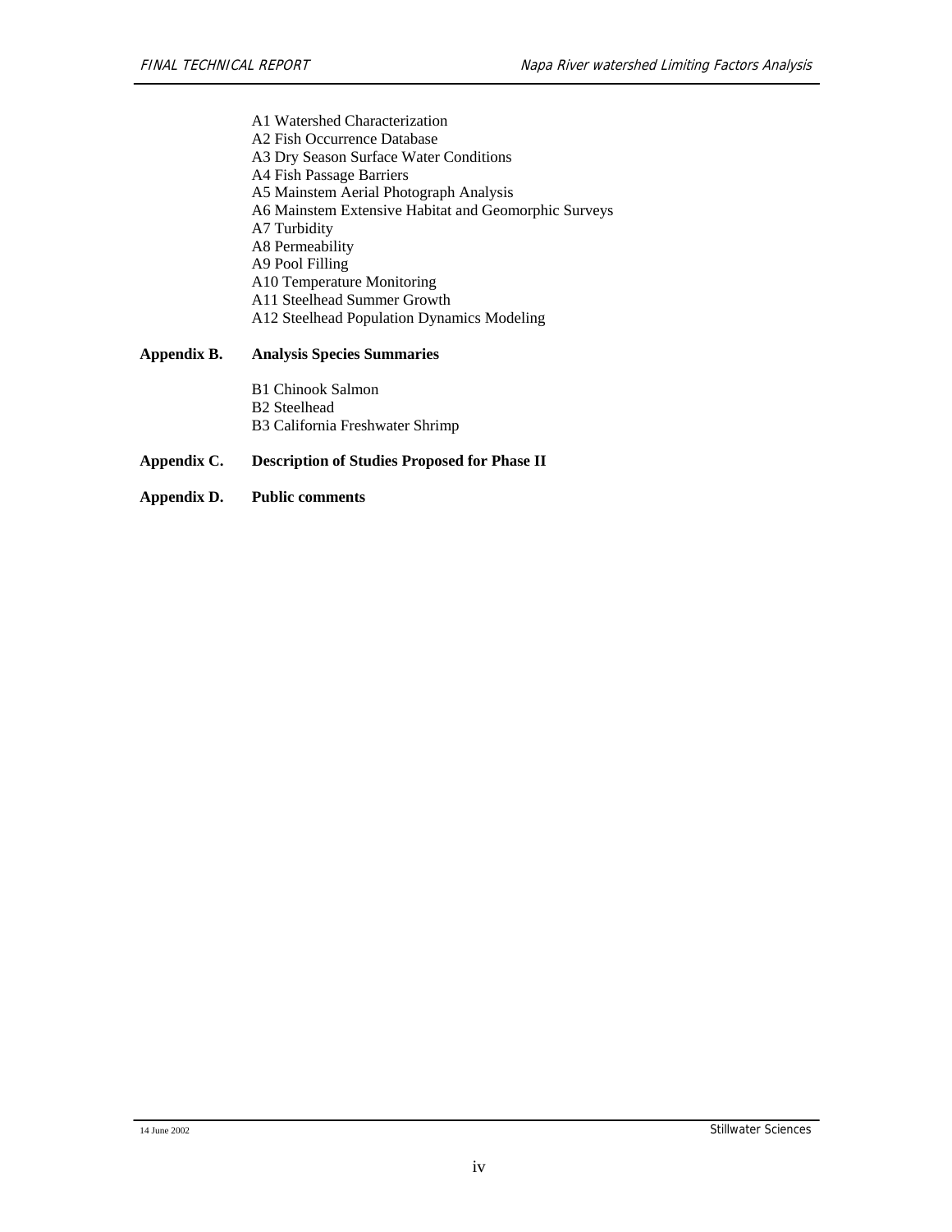A1 Watershed Characterization
A2 Fish Occurrence Database
A3 Dry Season Surface Water Conditions
A4 Fish Passage Barriers
A5 Mainstem Aerial Photograph Analysis
A6 Mainstem Extensive Habitat and Geomorphic Surveys
A7 Turbidity
A8 Permeability
A9 Pool Filling
A10 Temperature Monitoring
A11 Steelhead Summer Growth
A12 Steelhead Population Dynamics Modeling

**Appendix B. Analysis Species Summaries**

B1 Chinook Salmon
B2 Steelhead
B3 California Freshwater Shrimp

**Appendix C. Description of Studies Proposed for Phase II**

**Appendix D. Public comments**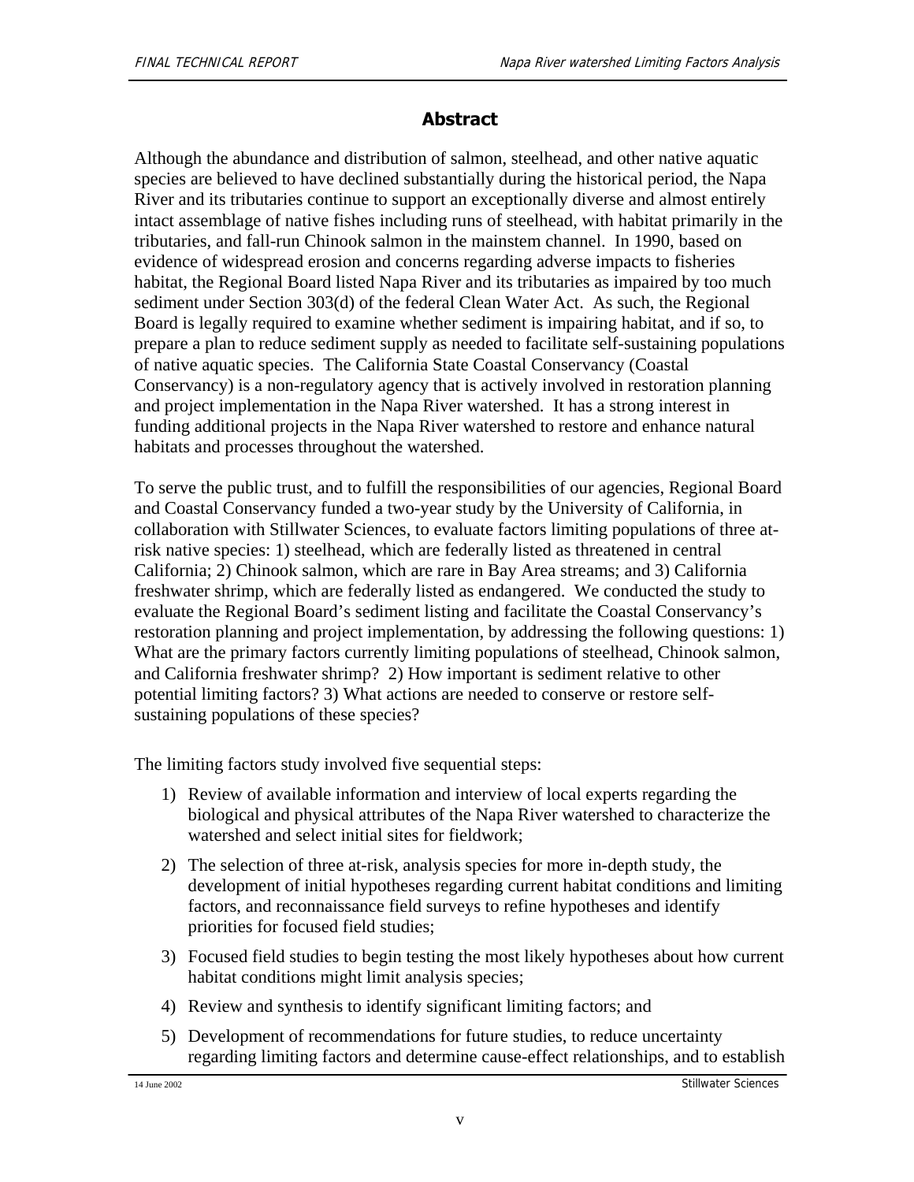## Abstract

Although the abundance and distribution of salmon, steelhead, and other native aquatic species are believed to have declined substantially during the historical period, the Napa River and its tributaries continue to support an exceptionally diverse and almost entirely intact assemblage of native fishes including runs of steelhead, with habitat primarily in the tributaries, and fall-run Chinook salmon in the mainstem channel. In 1990, based on evidence of widespread erosion and concerns regarding adverse impacts to fisheries habitat, the Regional Board listed Napa River and its tributaries as impaired by too much sediment under Section 303(d) of the federal Clean Water Act. As such, the Regional Board is legally required to examine whether sediment is impairing habitat, and if so, to prepare a plan to reduce sediment supply as needed to facilitate self-sustaining populations of native aquatic species. The California State Coastal Conservancy (Coastal Conservancy) is a non-regulatory agency that is actively involved in restoration planning and project implementation in the Napa River watershed. It has a strong interest in funding additional projects in the Napa River watershed to restore and enhance natural habitats and processes throughout the watershed.

To serve the public trust, and to fulfill the responsibilities of our agencies, Regional Board and Coastal Conservancy funded a two-year study by the University of California, in collaboration with Stillwater Sciences, to evaluate factors limiting populations of three at-risk native species: 1) steelhead, which are federally listed as threatened in central California; 2) Chinook salmon, which are rare in Bay Area streams; and 3) California freshwater shrimp, which are federally listed as endangered. We conducted the study to evaluate the Regional Board's sediment listing and facilitate the Coastal Conservancy's restoration planning and project implementation, by addressing the following questions: 1) What are the primary factors currently limiting populations of steelhead, Chinook salmon, and California freshwater shrimp? 2) How important is sediment relative to other potential limiting factors? 3) What actions are needed to conserve or restore self-sustaining populations of these species?

The limiting factors study involved five sequential steps:

1) Review of available information and interview of local experts regarding the biological and physical attributes of the Napa River watershed to characterize the watershed and select initial sites for fieldwork;
2) The selection of three at-risk, analysis species for more in-depth study, the development of initial hypotheses regarding current habitat conditions and limiting factors, and reconnaissance field surveys to refine hypotheses and identify priorities for focused field studies;
3) Focused field studies to begin testing the most likely hypotheses about how current habitat conditions might limit analysis species;
4) Review and synthesis to identify significant limiting factors; and
5) Development of recommendations for future studies, to reduce uncertainty regarding limiting factors and determine cause-effect relationships, and to establish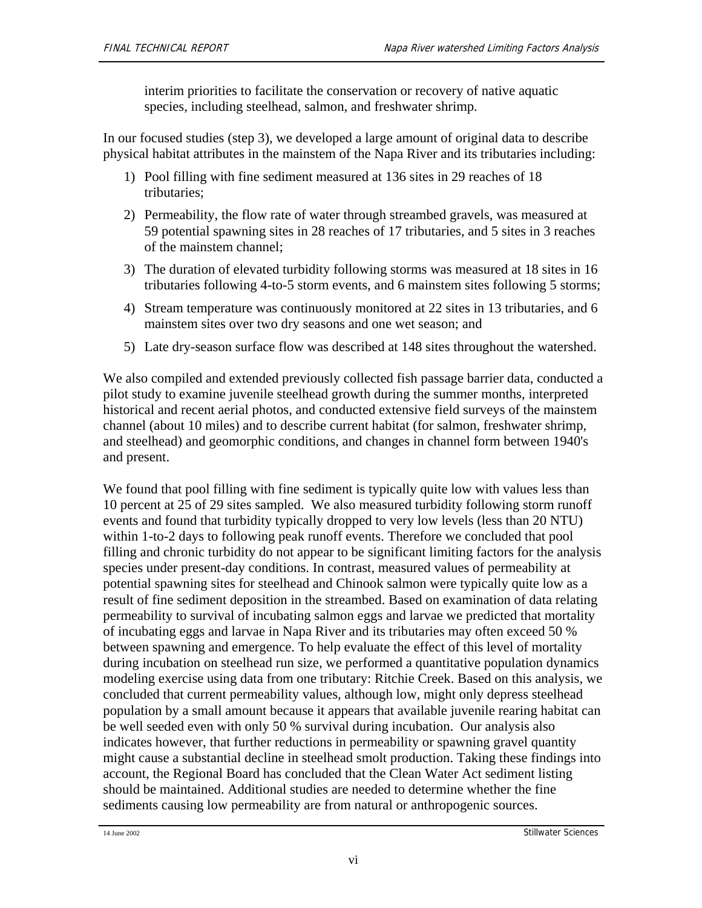interim priorities to facilitate the conservation or recovery of native aquatic species, including steelhead, salmon, and freshwater shrimp.

In our focused studies (step 3), we developed a large amount of original data to describe physical habitat attributes in the mainstem of the Napa River and its tributaries including:

1) Pool filling with fine sediment measured at 136 sites in 29 reaches of 18 tributaries;
2) Permeability, the flow rate of water through streambed gravels, was measured at 59 potential spawning sites in 28 reaches of 17 tributaries, and 5 sites in 3 reaches of the mainstem channel;
3) The duration of elevated turbidity following storms was measured at 18 sites in 16 tributaries following 4-to-5 storm events, and 6 mainstem sites following 5 storms;
4) Stream temperature was continuously monitored at 22 sites in 13 tributaries, and 6 mainstem sites over two dry seasons and one wet season; and
5) Late dry-season surface flow was described at 148 sites throughout the watershed.

We also compiled and extended previously collected fish passage barrier data, conducted a pilot study to examine juvenile steelhead growth during the summer months, interpreted historical and recent aerial photos, and conducted extensive field surveys of the mainstem channel (about 10 miles) and to describe current habitat (for salmon, freshwater shrimp, and steelhead) and geomorphic conditions, and changes in channel form between 1940's and present.

We found that pool filling with fine sediment is typically quite low with values less than 10 percent at 25 of 29 sites sampled. We also measured turbidity following storm runoff events and found that turbidity typically dropped to very low levels (less than 20 NTU) within 1-to-2 days to following peak runoff events. Therefore we concluded that pool filling and chronic turbidity do not appear to be significant limiting factors for the analysis species under present-day conditions. In contrast, measured values of permeability at potential spawning sites for steelhead and Chinook salmon were typically quite low as a result of fine sediment deposition in the streambed. Based on examination of data relating permeability to survival of incubating salmon eggs and larvae we predicted that mortality of incubating eggs and larvae in Napa River and its tributaries may often exceed 50 % between spawning and emergence. To help evaluate the effect of this level of mortality during incubation on steelhead run size, we performed a quantitative population dynamics modeling exercise using data from one tributary: Ritchie Creek. Based on this analysis, we concluded that current permeability values, although low, might only depress steelhead population by a small amount because it appears that available juvenile rearing habitat can be well seeded even with only 50 % survival during incubation. Our analysis also indicates however, that further reductions in permeability or spawning gravel quantity might cause a substantial decline in steelhead smolt production. Taking these findings into account, the Regional Board has concluded that the Clean Water Act sediment listing should be maintained. Additional studies are needed to determine whether the fine sediments causing low permeability are from natural or anthropogenic sources.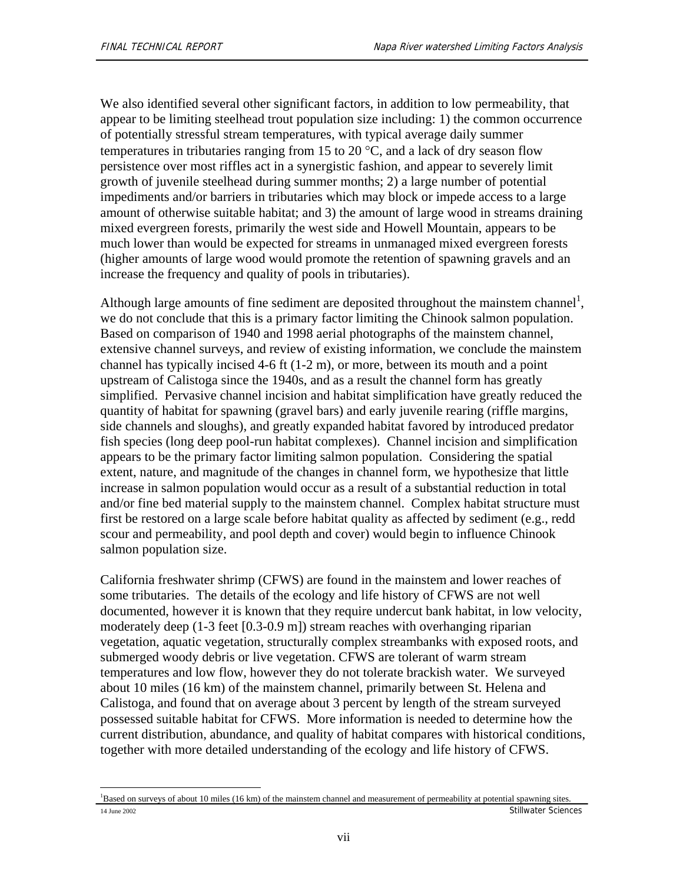We also identified several other significant factors, in addition to low permeability, that appear to be limiting steelhead trout population size including: 1) the common occurrence of potentially stressful stream temperatures, with typical average daily summer temperatures in tributaries ranging from 15 to 20 °C, and a lack of dry season flow persistence over most riffles act in a synergistic fashion, and appear to severely limit growth of juvenile steelhead during summer months; 2) a large number of potential impediments and/or barriers in tributaries which may block or impede access to a large amount of otherwise suitable habitat; and 3) the amount of large wood in streams draining mixed evergreen forests, primarily the west side and Howell Mountain, appears to be much lower than would be expected for streams in unmanaged mixed evergreen forests (higher amounts of large wood would promote the retention of spawning gravels and an increase the frequency and quality of pools in tributaries).

Although large amounts of fine sediment are deposited throughout the mainstem channel[1], we do not conclude that this is a primary factor limiting the Chinook salmon population. Based on comparison of 1940 and 1998 aerial photographs of the mainstem channel, extensive channel surveys, and review of existing information, we conclude the mainstem channel has typically incised 4-6 ft (1-2 m), or more, between its mouth and a point upstream of Calistoga since the 1940s, and as a result the channel form has greatly simplified. Pervasive channel incision and habitat simplification have greatly reduced the quantity of habitat for spawning (gravel bars) and early juvenile rearing (riffle margins, side channels and sloughs), and greatly expanded habitat favored by introduced predator fish species (long deep pool-run habitat complexes). Channel incision and simplification appears to be the primary factor limiting salmon population. Considering the spatial extent, nature, and magnitude of the changes in channel form, we hypothesize that little increase in salmon population would occur as a result of a substantial reduction in total and/or fine bed material supply to the mainstem channel. Complex habitat structure must first be restored on a large scale before habitat quality as affected by sediment (e.g., redd scour and permeability, and pool depth and cover) would begin to influence Chinook salmon population size.

California freshwater shrimp (CFWS) are found in the mainstem and lower reaches of some tributaries. The details of the ecology and life history of CFWS are not well documented, however it is known that they require undercut bank habitat, in low velocity, moderately deep (1-3 feet [0.3-0.9 m]) stream reaches with overhanging riparian vegetation, aquatic vegetation, structurally complex streambanks with exposed roots, and submerged woody debris or live vegetation. CFWS are tolerant of warm stream temperatures and low flow, however they do not tolerate brackish water. We surveyed about 10 miles (16 km) of the mainstem channel, primarily between St. Helena and Calistoga, and found that on average about 3 percent by length of the stream surveyed possessed suitable habitat for CFWS. More information is needed to determine how the current distribution, abundance, and quality of habitat compares with historical conditions, together with more detailed understanding of the ecology and life history of CFWS.

[1] Based on surveys of about 10 miles (16 km) of the mainstem channel and measurement of permeability at potential spawning sites.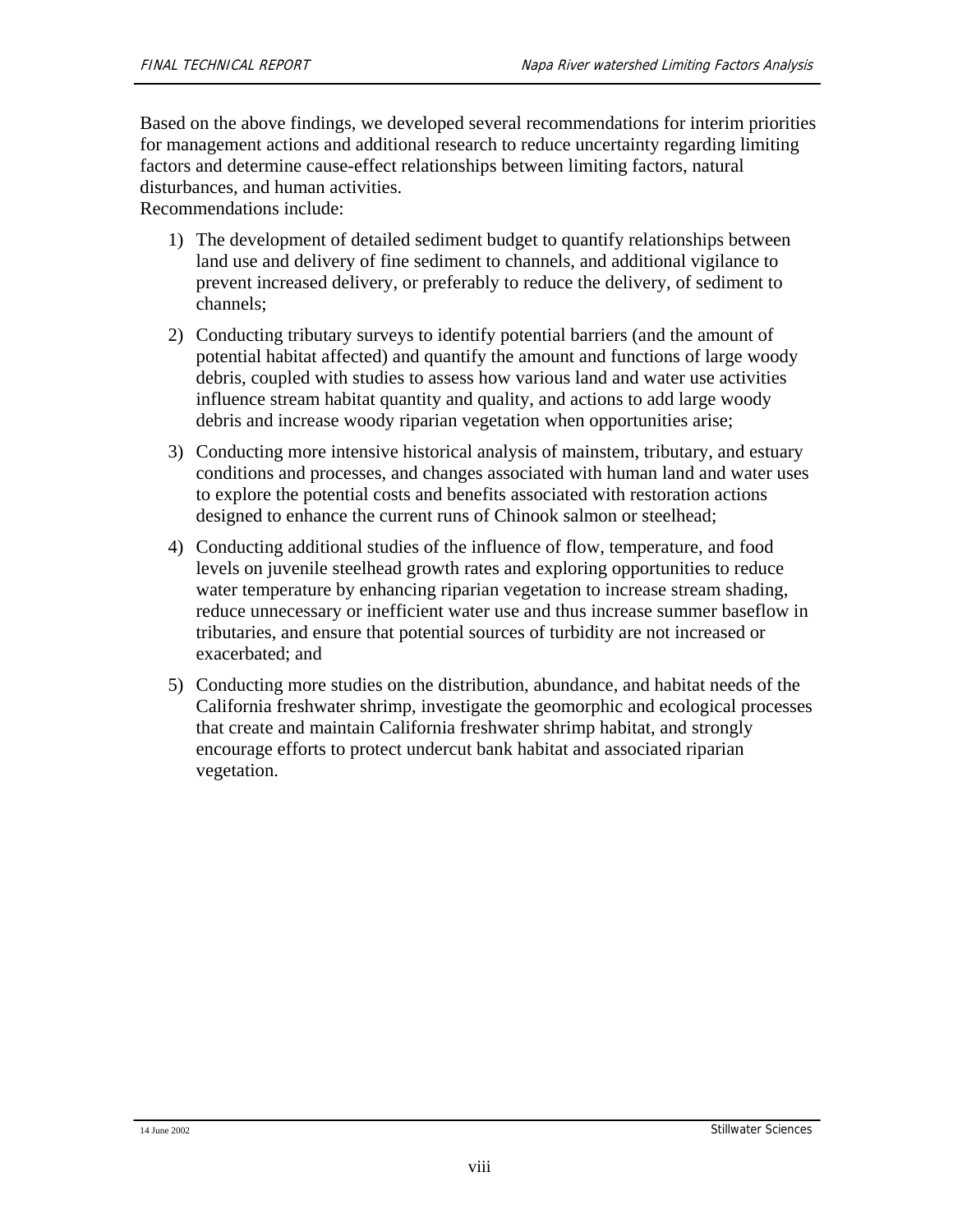Based on the above findings, we developed several recommendations for interim priorities for management actions and additional research to reduce uncertainty regarding limiting factors and determine cause-effect relationships between limiting factors, natural disturbances, and human activities.
Recommendations include:

1) The development of detailed sediment budget to quantify relationships between land use and delivery of fine sediment to channels, and additional vigilance to prevent increased delivery, or preferably to reduce the delivery, of sediment to channels;

2) Conducting tributary surveys to identify potential barriers (and the amount of potential habitat affected) and quantify the amount and functions of large woody debris, coupled with studies to assess how various land and water use activities influence stream habitat quantity and quality, and actions to add large woody debris and increase woody riparian vegetation when opportunities arise;

3) Conducting more intensive historical analysis of mainstem, tributary, and estuary conditions and processes, and changes associated with human land and water uses to explore the potential costs and benefits associated with restoration actions designed to enhance the current runs of Chinook salmon or steelhead;

4) Conducting additional studies of the influence of flow, temperature, and food levels on juvenile steelhead growth rates and exploring opportunities to reduce water temperature by enhancing riparian vegetation to increase stream shading, reduce unnecessary or inefficient water use and thus increase summer baseflow in tributaries, and ensure that potential sources of turbidity are not increased or exacerbated; and

5) Conducting more studies on the distribution, abundance, and habitat needs of the California freshwater shrimp, investigate the geomorphic and ecological processes that create and maintain California freshwater shrimp habitat, and strongly encourage efforts to protect undercut bank habitat and associated riparian vegetation.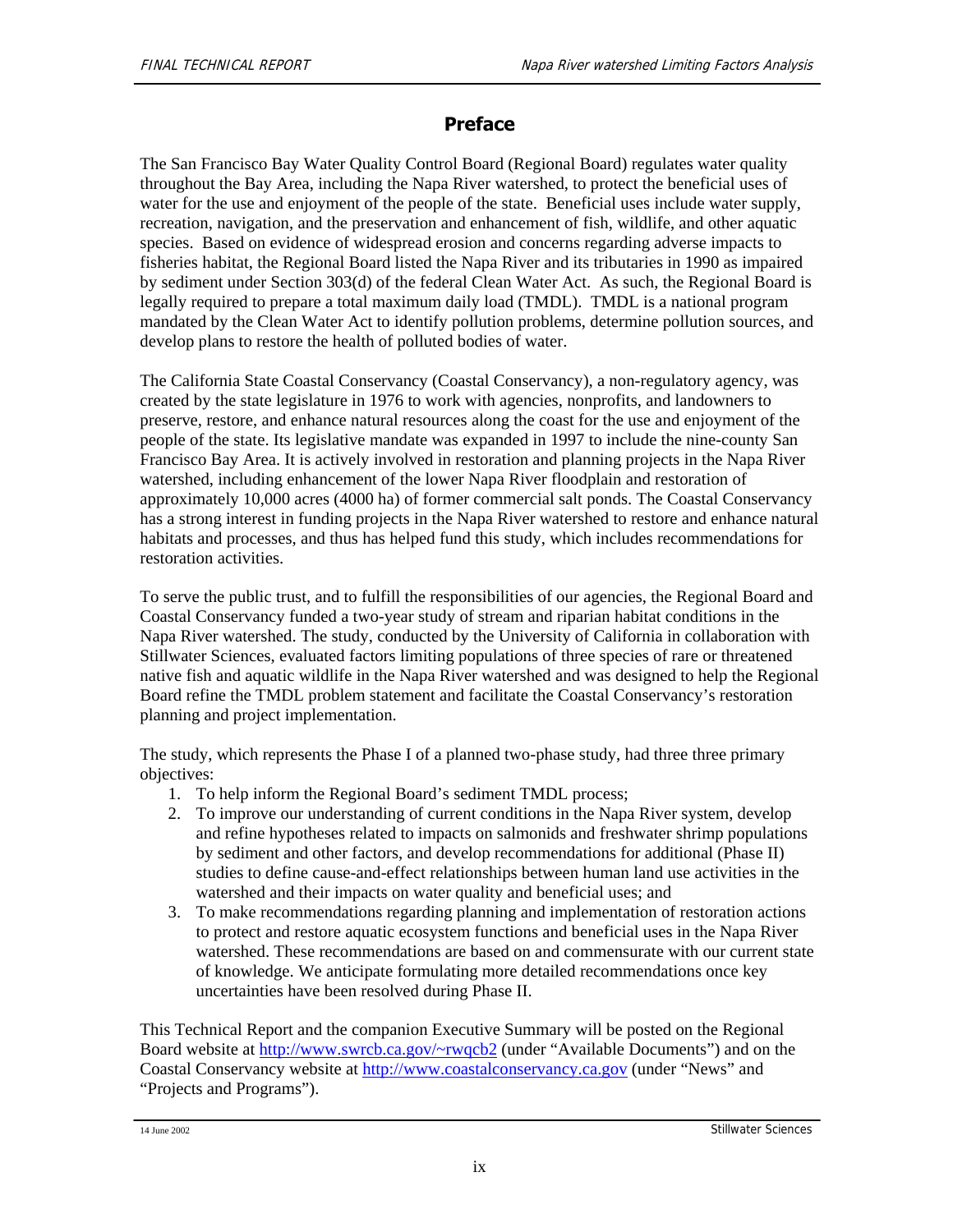## Preface

The San Francisco Bay Water Quality Control Board (Regional Board) regulates water quality throughout the Bay Area, including the Napa River watershed, to protect the beneficial uses of water for the use and enjoyment of the people of the state. Beneficial uses include water supply, recreation, navigation, and the preservation and enhancement of fish, wildlife, and other aquatic species. Based on evidence of widespread erosion and concerns regarding adverse impacts to fisheries habitat, the Regional Board listed the Napa River and its tributaries in 1990 as impaired by sediment under Section 303(d) of the federal Clean Water Act. As such, the Regional Board is legally required to prepare a total maximum daily load (TMDL). TMDL is a national program mandated by the Clean Water Act to identify pollution problems, determine pollution sources, and develop plans to restore the health of polluted bodies of water.

The California State Coastal Conservancy (Coastal Conservancy), a non-regulatory agency, was created by the state legislature in 1976 to work with agencies, nonprofits, and landowners to preserve, restore, and enhance natural resources along the coast for the use and enjoyment of the people of the state. Its legislative mandate was expanded in 1997 to include the nine-county San Francisco Bay Area. It is actively involved in restoration and planning projects in the Napa River watershed, including enhancement of the lower Napa River floodplain and restoration of approximately 10,000 acres (4000 ha) of former commercial salt ponds. The Coastal Conservancy has a strong interest in funding projects in the Napa River watershed to restore and enhance natural habitats and processes, and thus has helped fund this study, which includes recommendations for restoration activities.

To serve the public trust, and to fulfill the responsibilities of our agencies, the Regional Board and Coastal Conservancy funded a two-year study of stream and riparian habitat conditions in the Napa River watershed. The study, conducted by the University of California in collaboration with Stillwater Sciences, evaluated factors limiting populations of three species of rare or threatened native fish and aquatic wildlife in the Napa River watershed and was designed to help the Regional Board refine the TMDL problem statement and facilitate the Coastal Conservancy's restoration planning and project implementation.

The study, which represents the Phase I of a planned two-phase study, had three three primary objectives:

1. To help inform the Regional Board's sediment TMDL process;
2. To improve our understanding of current conditions in the Napa River system, develop and refine hypotheses related to impacts on salmonids and freshwater shrimp populations by sediment and other factors, and develop recommendations for additional (Phase II) studies to define cause-and-effect relationships between human land use activities in the watershed and their impacts on water quality and beneficial uses; and
3. To make recommendations regarding planning and implementation of restoration actions to protect and restore aquatic ecosystem functions and beneficial uses in the Napa River watershed. These recommendations are based on and commensurate with our current state of knowledge. We anticipate formulating more detailed recommendations once key uncertainties have been resolved during Phase II.

This Technical Report and the companion Executive Summary will be posted on the Regional Board website at http://www.swrcb.ca.gov/~rwqcb2 (under "Available Documents") and on the Coastal Conservancy website at http://www.coastalconservancy.ca.gov (under "News" and "Projects and Programs").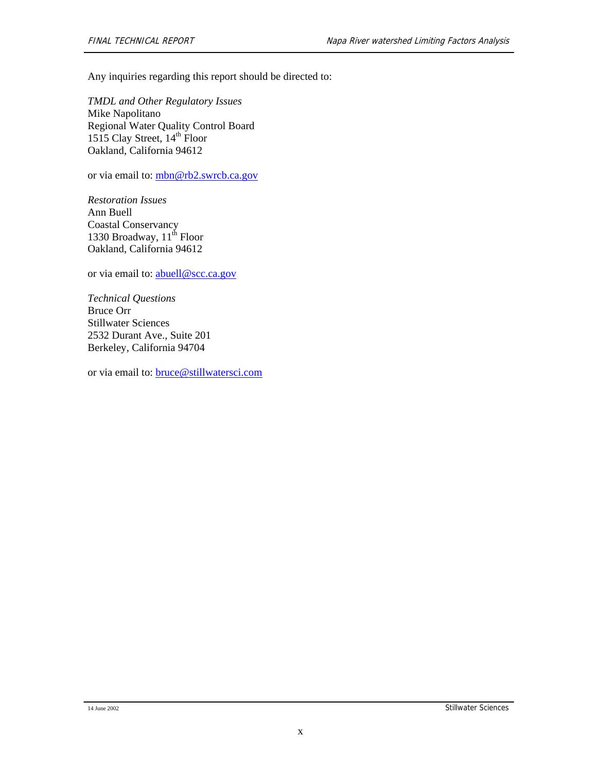Any inquiries regarding this report should be directed to:

*TMDL and Other Regulatory Issues*
Mike Napolitano
Regional Water Quality Control Board
1515 Clay Street, 14th Floor
Oakland, California 94612

or via email to: mbn@rb2.swrcb.ca.gov

*Restoration Issues*
Ann Buell
Coastal Conservancy
1330 Broadway, 11th Floor
Oakland, California 94612

or via email to: abuell@scc.ca.gov

*Technical Questions*
Bruce Orr
Stillwater Sciences
2532 Durant Ave., Suite 201
Berkeley, California 94704

or via email to: bruce@stillwatersci.com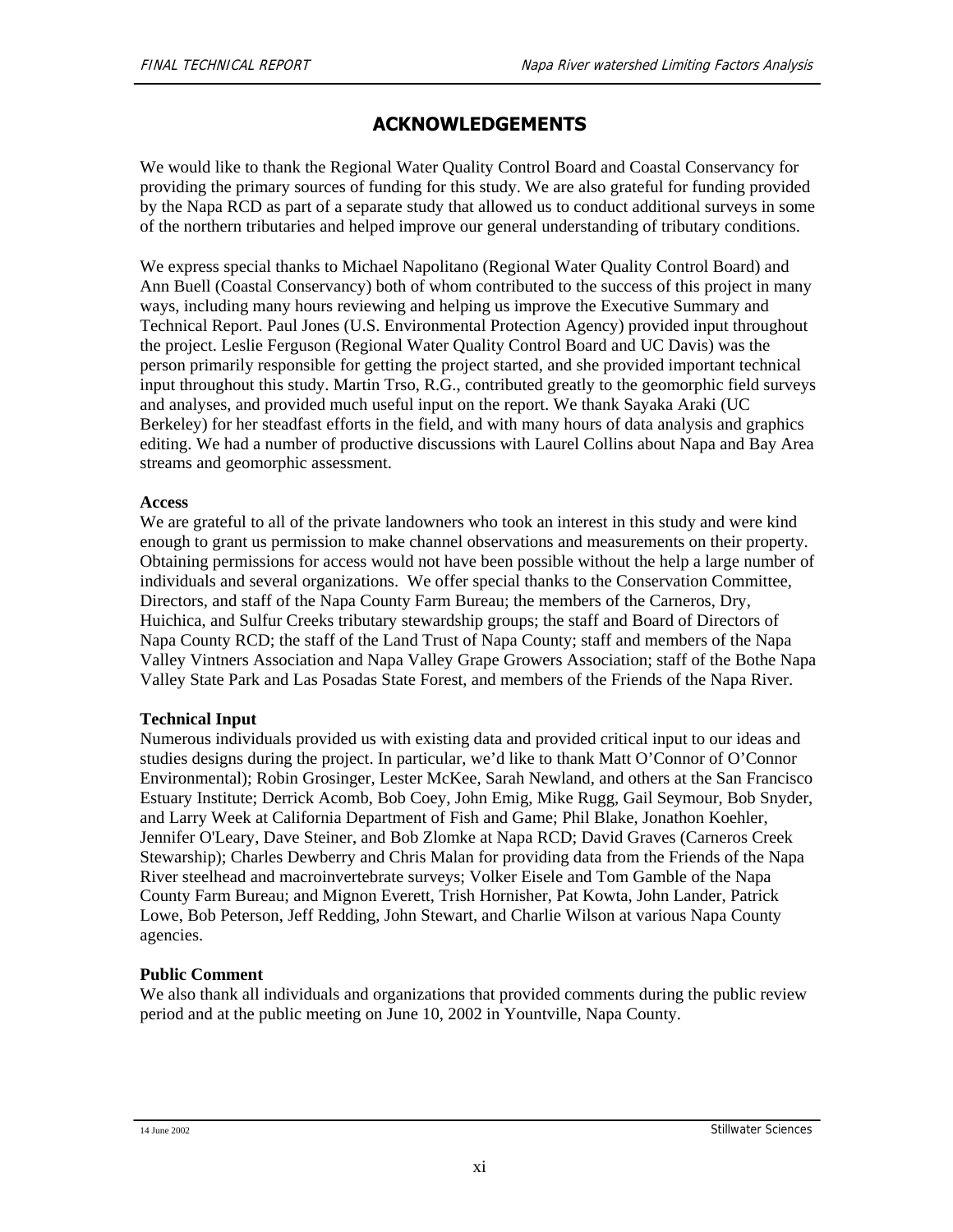# ACKNOWLEDGEMENTS

We would like to thank the Regional Water Quality Control Board and Coastal Conservancy for providing the primary sources of funding for this study. We are also grateful for funding provided by the Napa RCD as part of a separate study that allowed us to conduct additional surveys in some of the northern tributaries and helped improve our general understanding of tributary conditions.

We express special thanks to Michael Napolitano (Regional Water Quality Control Board) and Ann Buell (Coastal Conservancy) both of whom contributed to the success of this project in many ways, including many hours reviewing and helping us improve the Executive Summary and Technical Report. Paul Jones (U.S. Environmental Protection Agency) provided input throughout the project. Leslie Ferguson (Regional Water Quality Control Board and UC Davis) was the person primarily responsible for getting the project started, and she provided important technical input throughout this study. Martin Trso, R.G., contributed greatly to the geomorphic field surveys and analyses, and provided much useful input on the report. We thank Sayaka Araki (UC Berkeley) for her steadfast efforts in the field, and with many hours of data analysis and graphics editing. We had a number of productive discussions with Laurel Collins about Napa and Bay Area streams and geomorphic assessment.

**Access**

We are grateful to all of the private landowners who took an interest in this study and were kind enough to grant us permission to make channel observations and measurements on their property. Obtaining permissions for access would not have been possible without the help a large number of individuals and several organizations. We offer special thanks to the Conservation Committee, Directors, and staff of the Napa County Farm Bureau; the members of the Carneros, Dry, Huichica, and Sulfur Creeks tributary stewardship groups; the staff and Board of Directors of Napa County RCD; the staff of the Land Trust of Napa County; staff and members of the Napa Valley Vintners Association and Napa Valley Grape Growers Association; staff of the Bothe Napa Valley State Park and Las Posadas State Forest, and members of the Friends of the Napa River.

**Technical Input**

Numerous individuals provided us with existing data and provided critical input to our ideas and studies designs during the project. In particular, we'd like to thank Matt O'Connor of O'Connor Environmental); Robin Grosinger, Lester McKee, Sarah Newland, and others at the San Francisco Estuary Institute; Derrick Acomb, Bob Coey, John Emig, Mike Rugg, Gail Seymour, Bob Snyder, and Larry Week at California Department of Fish and Game; Phil Blake, Jonathon Koehler, Jennifer O'Leary, Dave Steiner, and Bob Zlomke at Napa RCD; David Graves (Carneros Creek Stewarship); Charles Dewberry and Chris Malan for providing data from the Friends of the Napa River steelhead and macroinvertebrate surveys; Volker Eisele and Tom Gamble of the Napa County Farm Bureau; and Mignon Everett, Trish Hornisher, Pat Kowta, John Lander, Patrick Lowe, Bob Peterson, Jeff Redding, John Stewart, and Charlie Wilson at various Napa County agencies.

**Public Comment**

We also thank all individuals and organizations that provided comments during the public review period and at the public meeting on June 10, 2002 in Yountville, Napa County.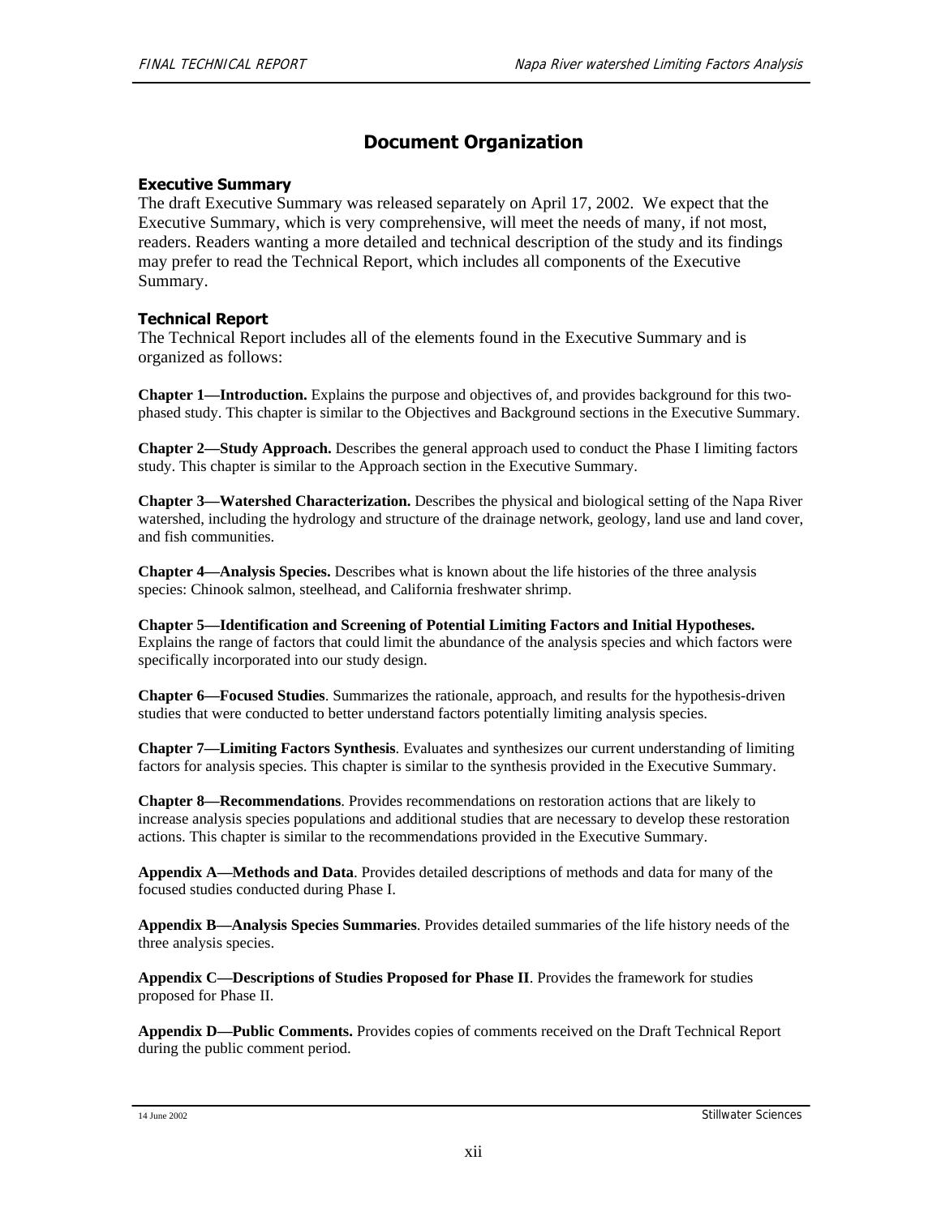# Document Organization

### Executive Summary

The draft Executive Summary was released separately on April 17, 2002. We expect that the Executive Summary, which is very comprehensive, will meet the needs of many, if not most, readers. Readers wanting a more detailed and technical description of the study and its findings may prefer to read the Technical Report, which includes all components of the Executive Summary.

### Technical Report

The Technical Report includes all of the elements found in the Executive Summary and is organized as follows:

**Chapter 1—Introduction.** Explains the purpose and objectives of, and provides background for this two-phased study. This chapter is similar to the Objectives and Background sections in the Executive Summary.

**Chapter 2—Study Approach.** Describes the general approach used to conduct the Phase I limiting factors study. This chapter is similar to the Approach section in the Executive Summary.

**Chapter 3—Watershed Characterization.** Describes the physical and biological setting of the Napa River watershed, including the hydrology and structure of the drainage network, geology, land use and land cover, and fish communities.

**Chapter 4—Analysis Species.** Describes what is known about the life histories of the three analysis species: Chinook salmon, steelhead, and California freshwater shrimp.

**Chapter 5—Identification and Screening of Potential Limiting Factors and Initial Hypotheses.** Explains the range of factors that could limit the abundance of the analysis species and which factors were specifically incorporated into our study design.

**Chapter 6—Focused Studies**. Summarizes the rationale, approach, and results for the hypothesis-driven studies that were conducted to better understand factors potentially limiting analysis species.

**Chapter 7—Limiting Factors Synthesis**. Evaluates and synthesizes our current understanding of limiting factors for analysis species. This chapter is similar to the synthesis provided in the Executive Summary.

**Chapter 8—Recommendations**. Provides recommendations on restoration actions that are likely to increase analysis species populations and additional studies that are necessary to develop these restoration actions. This chapter is similar to the recommendations provided in the Executive Summary.

**Appendix A—Methods and Data**. Provides detailed descriptions of methods and data for many of the focused studies conducted during Phase I.

**Appendix B—Analysis Species Summaries**. Provides detailed summaries of the life history needs of the three analysis species.

**Appendix C—Descriptions of Studies Proposed for Phase II**. Provides the framework for studies proposed for Phase II.

**Appendix D—Public Comments.** Provides copies of comments received on the Draft Technical Report during the public comment period.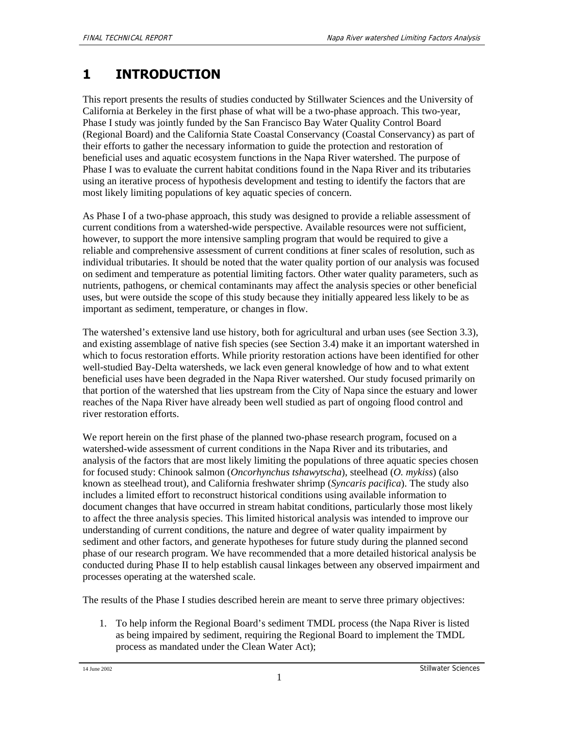# 1 INTRODUCTION

This report presents the results of studies conducted by Stillwater Sciences and the University of California at Berkeley in the first phase of what will be a two-phase approach. This two-year, Phase I study was jointly funded by the San Francisco Bay Water Quality Control Board (Regional Board) and the California State Coastal Conservancy (Coastal Conservancy) as part of their efforts to gather the necessary information to guide the protection and restoration of beneficial uses and aquatic ecosystem functions in the Napa River watershed. The purpose of Phase I was to evaluate the current habitat conditions found in the Napa River and its tributaries using an iterative process of hypothesis development and testing to identify the factors that are most likely limiting populations of key aquatic species of concern.

As Phase I of a two-phase approach, this study was designed to provide a reliable assessment of current conditions from a watershed-wide perspective. Available resources were not sufficient, however, to support the more intensive sampling program that would be required to give a reliable and comprehensive assessment of current conditions at finer scales of resolution, such as individual tributaries. It should be noted that the water quality portion of our analysis was focused on sediment and temperature as potential limiting factors. Other water quality parameters, such as nutrients, pathogens, or chemical contaminants may affect the analysis species or other beneficial uses, but were outside the scope of this study because they initially appeared less likely to be as important as sediment, temperature, or changes in flow.

The watershed's extensive land use history, both for agricultural and urban uses (see Section 3.3), and existing assemblage of native fish species (see Section 3.4) make it an important watershed in which to focus restoration efforts. While priority restoration actions have been identified for other well-studied Bay-Delta watersheds, we lack even general knowledge of how and to what extent beneficial uses have been degraded in the Napa River watershed. Our study focused primarily on that portion of the watershed that lies upstream from the City of Napa since the estuary and lower reaches of the Napa River have already been well studied as part of ongoing flood control and river restoration efforts.

We report herein on the first phase of the planned two-phase research program, focused on a watershed-wide assessment of current conditions in the Napa River and its tributaries, and analysis of the factors that are most likely limiting the populations of three aquatic species chosen for focused study: Chinook salmon (*Oncorhynchus tshawytscha*), steelhead (*O. mykiss*) (also known as steelhead trout), and California freshwater shrimp (*Syncaris pacifica*). The study also includes a limited effort to reconstruct historical conditions using available information to document changes that have occurred in stream habitat conditions, particularly those most likely to affect the three analysis species. This limited historical analysis was intended to improve our understanding of current conditions, the nature and degree of water quality impairment by sediment and other factors, and generate hypotheses for future study during the planned second phase of our research program. We have recommended that a more detailed historical analysis be conducted during Phase II to help establish causal linkages between any observed impairment and processes operating at the watershed scale.

The results of the Phase I studies described herein are meant to serve three primary objectives:

1. To help inform the Regional Board's sediment TMDL process (the Napa River is listed as being impaired by sediment, requiring the Regional Board to implement the TMDL process as mandated under the Clean Water Act);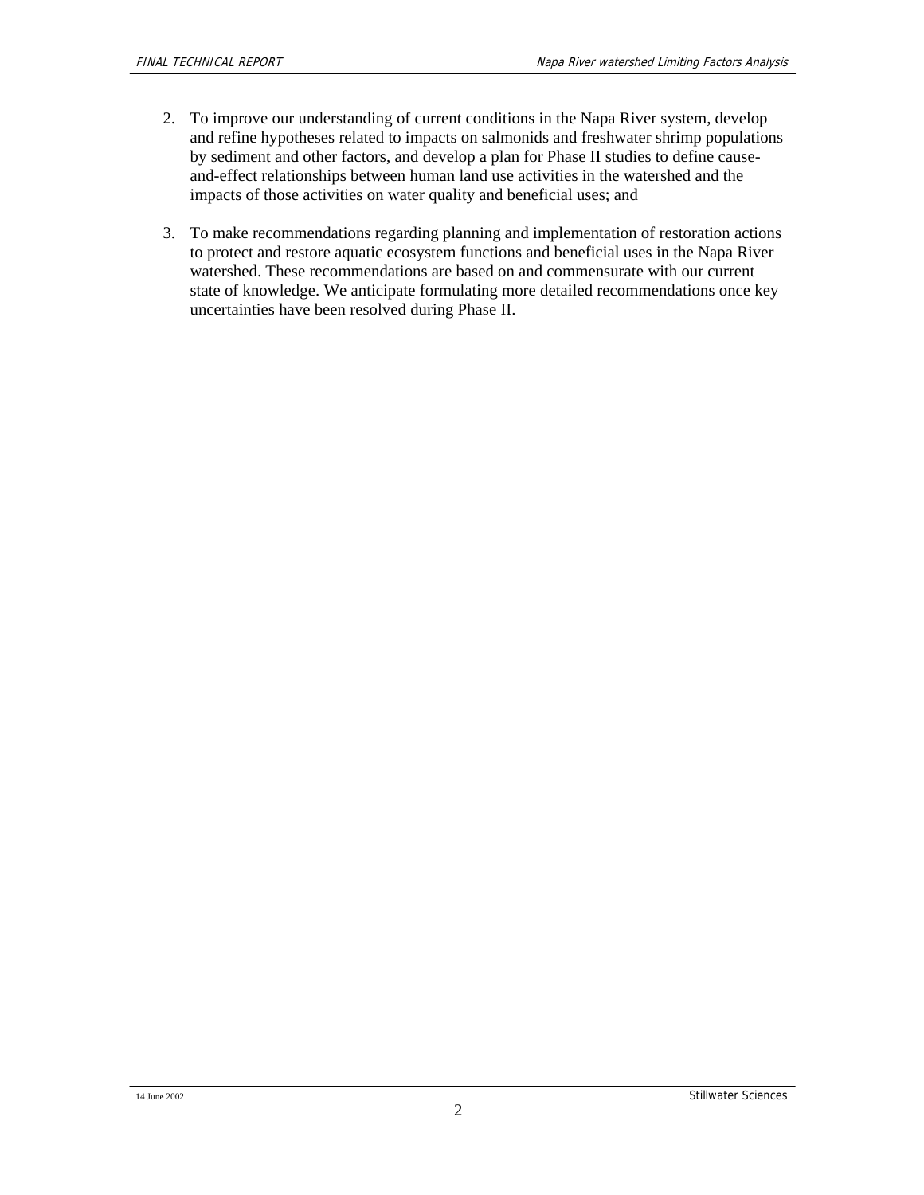2. To improve our understanding of current conditions in the Napa River system, develop and refine hypotheses related to impacts on salmonids and freshwater shrimp populations by sediment and other factors, and develop a plan for Phase II studies to define cause-and-effect relationships between human land use activities in the watershed and the impacts of those activities on water quality and beneficial uses; and

3. To make recommendations regarding planning and implementation of restoration actions to protect and restore aquatic ecosystem functions and beneficial uses in the Napa River watershed. These recommendations are based on and commensurate with our current state of knowledge. We anticipate formulating more detailed recommendations once key uncertainties have been resolved during Phase II.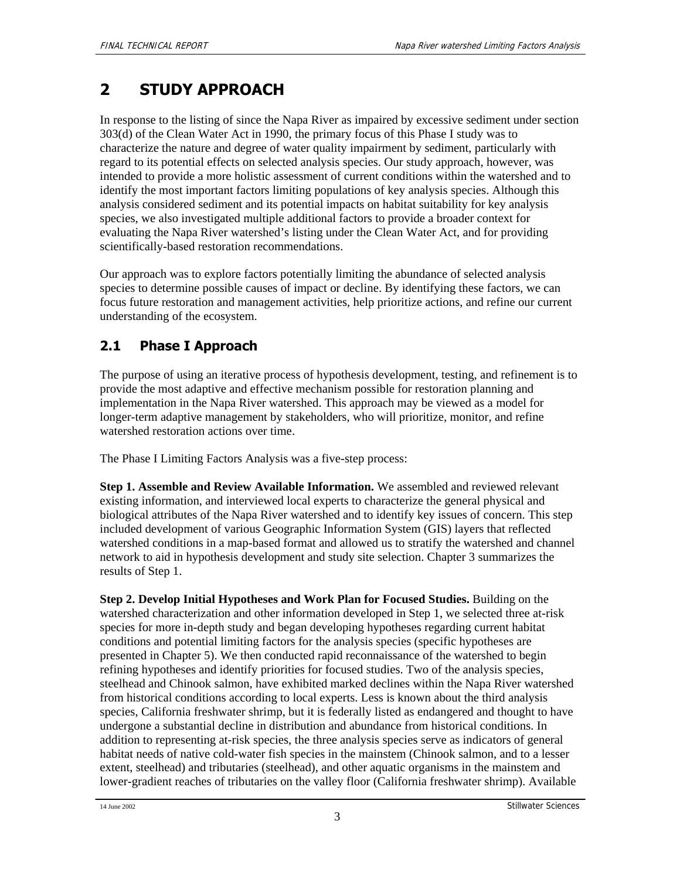# 2 STUDY APPROACH

In response to the listing of since the Napa River as impaired by excessive sediment under section 303(d) of the Clean Water Act in 1990, the primary focus of this Phase I study was to characterize the nature and degree of water quality impairment by sediment, particularly with regard to its potential effects on selected analysis species. Our study approach, however, was intended to provide a more holistic assessment of current conditions within the watershed and to identify the most important factors limiting populations of key analysis species. Although this analysis considered sediment and its potential impacts on habitat suitability for key analysis species, we also investigated multiple additional factors to provide a broader context for evaluating the Napa River watershed's listing under the Clean Water Act, and for providing scientifically-based restoration recommendations.

Our approach was to explore factors potentially limiting the abundance of selected analysis species to determine possible causes of impact or decline. By identifying these factors, we can focus future restoration and management activities, help prioritize actions, and refine our current understanding of the ecosystem.

## 2.1 Phase I Approach

The purpose of using an iterative process of hypothesis development, testing, and refinement is to provide the most adaptive and effective mechanism possible for restoration planning and implementation in the Napa River watershed. This approach may be viewed as a model for longer-term adaptive management by stakeholders, who will prioritize, monitor, and refine watershed restoration actions over time.

The Phase I Limiting Factors Analysis was a five-step process:

**Step 1. Assemble and Review Available Information.** We assembled and reviewed relevant existing information, and interviewed local experts to characterize the general physical and biological attributes of the Napa River watershed and to identify key issues of concern. This step included development of various Geographic Information System (GIS) layers that reflected watershed conditions in a map-based format and allowed us to stratify the watershed and channel network to aid in hypothesis development and study site selection. Chapter 3 summarizes the results of Step 1.

**Step 2. Develop Initial Hypotheses and Work Plan for Focused Studies.** Building on the watershed characterization and other information developed in Step 1, we selected three at-risk species for more in-depth study and began developing hypotheses regarding current habitat conditions and potential limiting factors for the analysis species (specific hypotheses are presented in Chapter 5). We then conducted rapid reconnaissance of the watershed to begin refining hypotheses and identify priorities for focused studies. Two of the analysis species, steelhead and Chinook salmon, have exhibited marked declines within the Napa River watershed from historical conditions according to local experts. Less is known about the third analysis species, California freshwater shrimp, but it is federally listed as endangered and thought to have undergone a substantial decline in distribution and abundance from historical conditions. In addition to representing at-risk species, the three analysis species serve as indicators of general habitat needs of native cold-water fish species in the mainstem (Chinook salmon, and to a lesser extent, steelhead) and tributaries (steelhead), and other aquatic organisms in the mainstem and lower-gradient reaches of tributaries on the valley floor (California freshwater shrimp). Available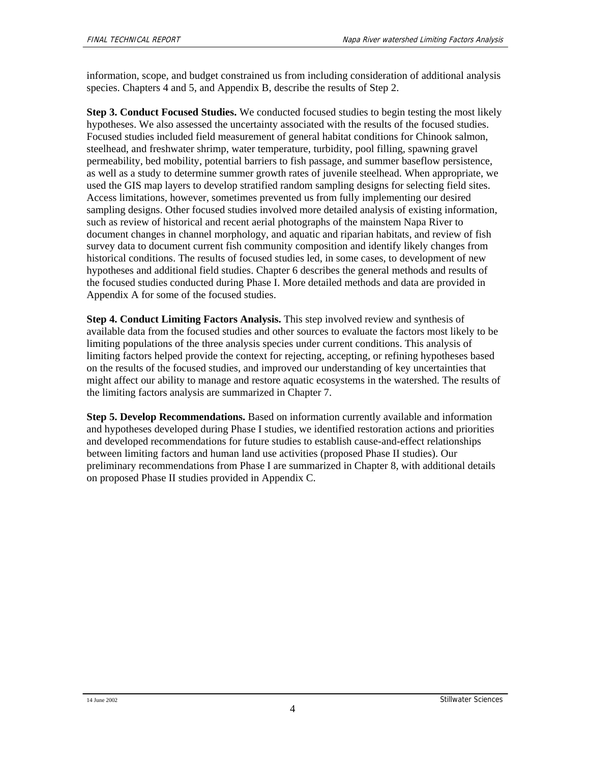information, scope, and budget constrained us from including consideration of additional analysis species. Chapters 4 and 5, and Appendix B, describe the results of Step 2.

**Step 3. Conduct Focused Studies.** We conducted focused studies to begin testing the most likely hypotheses. We also assessed the uncertainty associated with the results of the focused studies. Focused studies included field measurement of general habitat conditions for Chinook salmon, steelhead, and freshwater shrimp, water temperature, turbidity, pool filling, spawning gravel permeability, bed mobility, potential barriers to fish passage, and summer baseflow persistence, as well as a study to determine summer growth rates of juvenile steelhead. When appropriate, we used the GIS map layers to develop stratified random sampling designs for selecting field sites. Access limitations, however, sometimes prevented us from fully implementing our desired sampling designs. Other focused studies involved more detailed analysis of existing information, such as review of historical and recent aerial photographs of the mainstem Napa River to document changes in channel morphology, and aquatic and riparian habitats, and review of fish survey data to document current fish community composition and identify likely changes from historical conditions. The results of focused studies led, in some cases, to development of new hypotheses and additional field studies. Chapter 6 describes the general methods and results of the focused studies conducted during Phase I. More detailed methods and data are provided in Appendix A for some of the focused studies.

**Step 4. Conduct Limiting Factors Analysis.** This step involved review and synthesis of available data from the focused studies and other sources to evaluate the factors most likely to be limiting populations of the three analysis species under current conditions. This analysis of limiting factors helped provide the context for rejecting, accepting, or refining hypotheses based on the results of the focused studies, and improved our understanding of key uncertainties that might affect our ability to manage and restore aquatic ecosystems in the watershed. The results of the limiting factors analysis are summarized in Chapter 7.

**Step 5. Develop Recommendations.** Based on information currently available and information and hypotheses developed during Phase I studies, we identified restoration actions and priorities and developed recommendations for future studies to establish cause-and-effect relationships between limiting factors and human land use activities (proposed Phase II studies). Our preliminary recommendations from Phase I are summarized in Chapter 8, with additional details on proposed Phase II studies provided in Appendix C.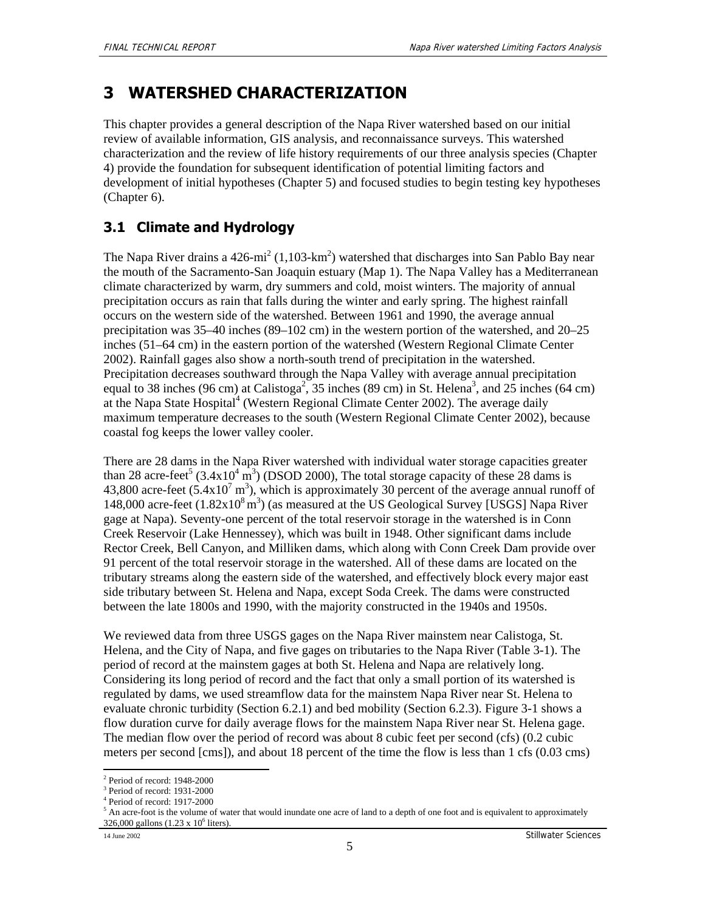# 3 WATERSHED CHARACTERIZATION

This chapter provides a general description of the Napa River watershed based on our initial review of available information, GIS analysis, and reconnaissance surveys. This watershed characterization and the review of life history requirements of our three analysis species (Chapter 4) provide the foundation for subsequent identification of potential limiting factors and development of initial hypotheses (Chapter 5) and focused studies to begin testing key hypotheses (Chapter 6).

## 3.1 Climate and Hydrology

The Napa River drains a 426-mi$^2$ (1,103-km$^2$) watershed that discharges into San Pablo Bay near the mouth of the Sacramento-San Joaquin estuary (Map 1). The Napa Valley has a Mediterranean climate characterized by warm, dry summers and cold, moist winters. The majority of annual precipitation occurs as rain that falls during the winter and early spring. The highest rainfall occurs on the western side of the watershed. Between 1961 and 1990, the average annual precipitation was 35–40 inches (89–102 cm) in the western portion of the watershed, and 20–25 inches (51–64 cm) in the eastern portion of the watershed (Western Regional Climate Center 2002). Rainfall gages also show a north-south trend of precipitation in the watershed. Precipitation decreases southward through the Napa Valley with average annual precipitation equal to 38 inches (96 cm) at Calistoga[2], 35 inches (89 cm) in St. Helena[3], and 25 inches (64 cm) at the Napa State Hospital[4] (Western Regional Climate Center 2002). The average daily maximum temperature decreases to the south (Western Regional Climate Center 2002), because coastal fog keeps the lower valley cooler.

There are 28 dams in the Napa River watershed with individual water storage capacities greater than 28 acre-feet[5] ($3.4 \times 10^4$ m$^3$) (DSOD 2000), The total storage capacity of these 28 dams is 43,800 acre-feet ($5.4 \times 10^7$ m$^3$), which is approximately 30 percent of the average annual runoff of 148,000 acre-feet ($1.82 \times 10^8$ m$^3$) (as measured at the US Geological Survey [USGS] Napa River gage at Napa). Seventy-one percent of the total reservoir storage in the watershed is in Conn Creek Reservoir (Lake Hennessey), which was built in 1948. Other significant dams include Rector Creek, Bell Canyon, and Milliken dams, which along with Conn Creek Dam provide over 91 percent of the total reservoir storage in the watershed. All of these dams are located on the tributary streams along the eastern side of the watershed, and effectively block every major east side tributary between St. Helena and Napa, except Soda Creek. The dams were constructed between the late 1800s and 1990, with the majority constructed in the 1940s and 1950s.

We reviewed data from three USGS gages on the Napa River mainstem near Calistoga, St. Helena, and the City of Napa, and five gages on tributaries to the Napa River (Table 3-1). The period of record at the mainstem gages at both St. Helena and Napa are relatively long. Considering its long period of record and the fact that only a small portion of its watershed is regulated by dams, we used streamflow data for the mainstem Napa River near St. Helena to evaluate chronic turbidity (Section 6.2.1) and bed mobility (Section 6.2.3). Figure 3-1 shows a flow duration curve for daily average flows for the mainstem Napa River near St. Helena gage. The median flow over the period of record was about 8 cubic feet per second (cfs) (0.2 cubic meters per second [cms]), and about 18 percent of the time the flow is less than 1 cfs (0.03 cms)

[2] Period of record: 1948-2000

[3] Period of record: 1931-2000

[4] Period of record: 1917-2000

[5] An acre-foot is the volume of water that would inundate one acre of land to a depth of one foot and is equivalent to approximately 326,000 gallons ($1.23 \times 10^6$ liters).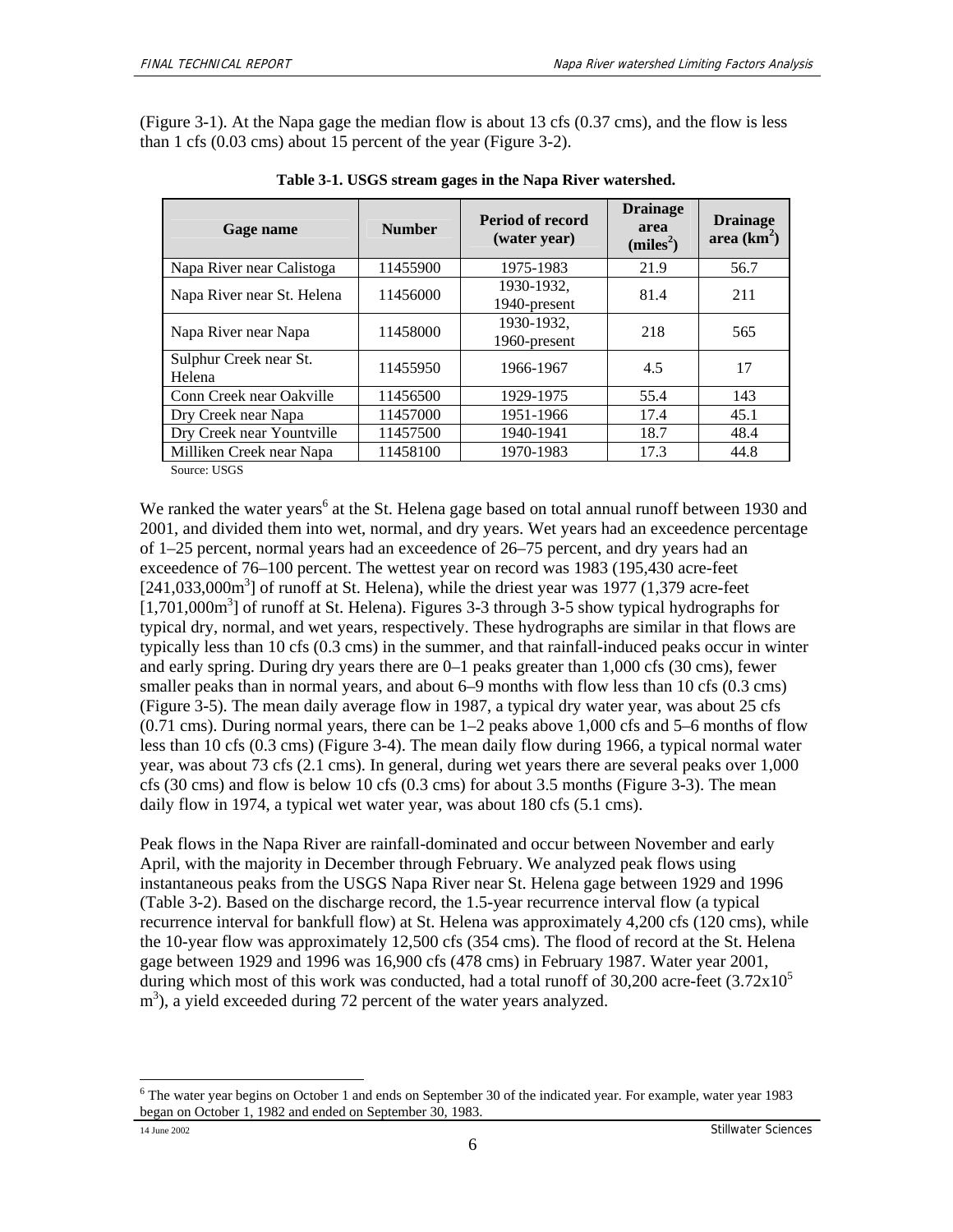(Figure 3-1). At the Napa gage the median flow is about 13 cfs (0.37 cms), and the flow is less than 1 cfs (0.03 cms) about 15 percent of the year (Figure 3-2).

**Table 3-1. USGS stream gages in the Napa River watershed.**

| Gage name | Number | Period of record (water year) | Drainage area (miles$^2$) | Drainage area (km$^2$) |
|---|---|---|---|---|
| Napa River near Calistoga | 11455900 | 1975-1983 | 21.9 | 56.7 |
| Napa River near St. Helena | 11456000 | 1930-1932, 1940-present | 81.4 | 211 |
| Napa River near Napa | 11458000 | 1930-1932, 1960-present | 218 | 565 |
| Sulphur Creek near St. Helena | 11455950 | 1966-1967 | 4.5 | 17 |
| Conn Creek near Oakville | 11456500 | 1929-1975 | 55.4 | 143 |
| Dry Creek near Napa | 11457000 | 1951-1966 | 17.4 | 45.1 |
| Dry Creek near Yountville | 11457500 | 1940-1941 | 18.7 | 48.4 |
| Milliken Creek near Napa | 11458100 | 1970-1983 | 17.3 | 44.8 |

Source: USGS

We ranked the water years[6] at the St. Helena gage based on total annual runoff between 1930 and 2001, and divided them into wet, normal, and dry years. Wet years had an exceedence percentage of 1–25 percent, normal years had an exceedence of 26–75 percent, and dry years had an exceedence of 76–100 percent. The wettest year on record was 1983 (195,430 acre-feet [241,033,000m$^3$] of runoff at St. Helena), while the driest year was 1977 (1,379 acre-feet [1,701,000m$^3$] of runoff at St. Helena). Figures 3-3 through 3-5 show typical hydrographs for typical dry, normal, and wet years, respectively. These hydrographs are similar in that flows are typically less than 10 cfs (0.3 cms) in the summer, and that rainfall-induced peaks occur in winter and early spring. During dry years there are 0–1 peaks greater than 1,000 cfs (30 cms), fewer smaller peaks than in normal years, and about 6–9 months with flow less than 10 cfs (0.3 cms) (Figure 3-5). The mean daily average flow in 1987, a typical dry water year, was about 25 cfs (0.71 cms). During normal years, there can be 1–2 peaks above 1,000 cfs and 5–6 months of flow less than 10 cfs (0.3 cms) (Figure 3-4). The mean daily flow during 1966, a typical normal water year, was about 73 cfs (2.1 cms). In general, during wet years there are several peaks over 1,000 cfs (30 cms) and flow is below 10 cfs (0.3 cms) for about 3.5 months (Figure 3-3). The mean daily flow in 1974, a typical wet water year, was about 180 cfs (5.1 cms).

Peak flows in the Napa River are rainfall-dominated and occur between November and early April, with the majority in December through February. We analyzed peak flows using instantaneous peaks from the USGS Napa River near St. Helena gage between 1929 and 1996 (Table 3-2). Based on the discharge record, the 1.5-year recurrence interval flow (a typical recurrence interval for bankfull flow) at St. Helena was approximately 4,200 cfs (120 cms), while the 10-year flow was approximately 12,500 cfs (354 cms). The flood of record at the St. Helena gage between 1929 and 1996 was 16,900 cfs (478 cms) in February 1987. Water year 2001, during which most of this work was conducted, had a total runoff of 30,200 acre-feet ($3.72 \times 10^5$ m$^3$), a yield exceeded during 72 percent of the water years analyzed.

[6] The water year begins on October 1 and ends on September 30 of the indicated year. For example, water year 1983 began on October 1, 1982 and ended on September 30, 1983.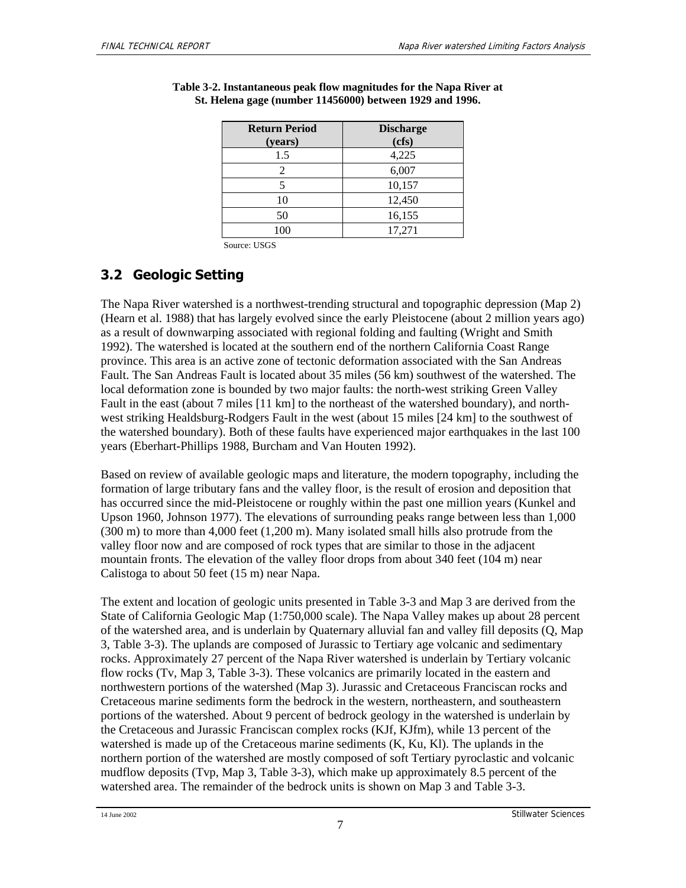**Table 3-2. Instantaneous peak flow magnitudes for the Napa River at St. Helena gage (number 11456000) between 1929 and 1996.**

| Return Period (years) | Discharge (cfs) |
|---|---|
| 1.5 | 4,225 |
| 2 | 6,007 |
| 5 | 10,157 |
| 10 | 12,450 |
| 50 | 16,155 |
| 100 | 17,271 |

Source: USGS

## 3.2 Geologic Setting

The Napa River watershed is a northwest-trending structural and topographic depression (Map 2) (Hearn et al. 1988) that has largely evolved since the early Pleistocene (about 2 million years ago) as a result of downwarping associated with regional folding and faulting (Wright and Smith 1992). The watershed is located at the southern end of the northern California Coast Range province. This area is an active zone of tectonic deformation associated with the San Andreas Fault. The San Andreas Fault is located about 35 miles (56 km) southwest of the watershed. The local deformation zone is bounded by two major faults: the north-west striking Green Valley Fault in the east (about 7 miles [11 km] to the northeast of the watershed boundary), and north-west striking Healdsburg-Rodgers Fault in the west (about 15 miles [24 km] to the southwest of the watershed boundary). Both of these faults have experienced major earthquakes in the last 100 years (Eberhart-Phillips 1988, Burcham and Van Houten 1992).

Based on review of available geologic maps and literature, the modern topography, including the formation of large tributary fans and the valley floor, is the result of erosion and deposition that has occurred since the mid-Pleistocene or roughly within the past one million years (Kunkel and Upson 1960, Johnson 1977). The elevations of surrounding peaks range between less than 1,000 (300 m) to more than 4,000 feet (1,200 m). Many isolated small hills also protrude from the valley floor now and are composed of rock types that are similar to those in the adjacent mountain fronts. The elevation of the valley floor drops from about 340 feet (104 m) near Calistoga to about 50 feet (15 m) near Napa.

The extent and location of geologic units presented in Table 3-3 and Map 3 are derived from the State of California Geologic Map (1:750,000 scale). The Napa Valley makes up about 28 percent of the watershed area, and is underlain by Quaternary alluvial fan and valley fill deposits (Q, Map 3, Table 3-3). The uplands are composed of Jurassic to Tertiary age volcanic and sedimentary rocks. Approximately 27 percent of the Napa River watershed is underlain by Tertiary volcanic flow rocks (Tv, Map 3, Table 3-3). These volcanics are primarily located in the eastern and northwestern portions of the watershed (Map 3). Jurassic and Cretaceous Franciscan rocks and Cretaceous marine sediments form the bedrock in the western, northeastern, and southeastern portions of the watershed. About 9 percent of bedrock geology in the watershed is underlain by the Cretaceous and Jurassic Franciscan complex rocks (KJf, KJfm), while 13 percent of the watershed is made up of the Cretaceous marine sediments (K, Ku, Kl). The uplands in the northern portion of the watershed are mostly composed of soft Tertiary pyroclastic and volcanic mudflow deposits (Tvp, Map 3, Table 3-3), which make up approximately 8.5 percent of the watershed area. The remainder of the bedrock units is shown on Map 3 and Table 3-3.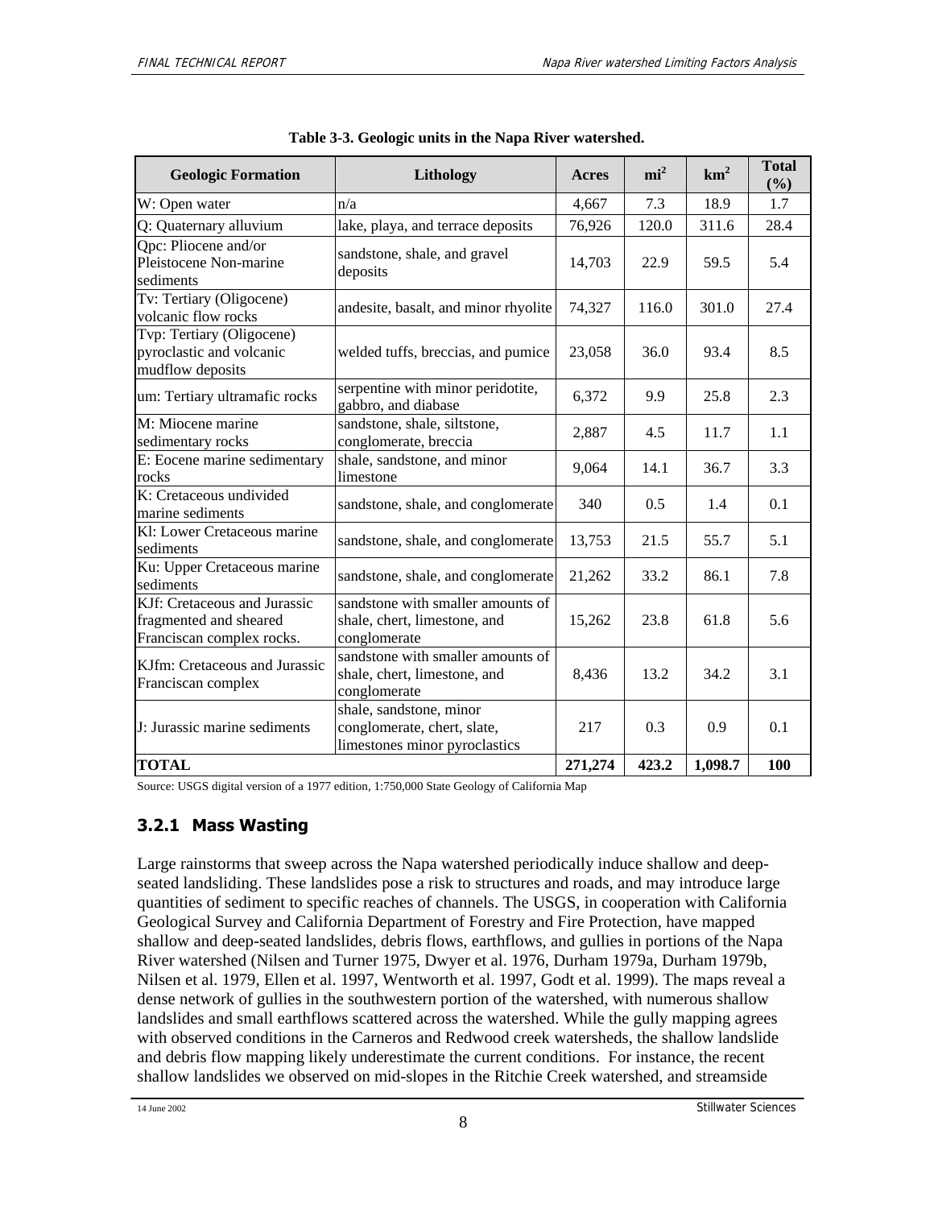**Table 3-3. Geologic units in the Napa River watershed.**

| Geologic Formation | Lithology | Acres | $mi^2$ | $km^2$ | Total (%) |
|---|---|---|---|---|---|
| W: Open water | n/a | 4,667 | 7.3 | 18.9 | 1.7 |
| Q: Quaternary alluvium | lake, playa, and terrace deposits | 76,926 | 120.0 | 311.6 | 28.4 |
| Qpc: Pliocene and/or Pleistocene Non-marine sediments | sandstone, shale, and gravel deposits | 14,703 | 22.9 | 59.5 | 5.4 |
| Tv: Tertiary (Oligocene) volcanic flow rocks | andesite, basalt, and minor rhyolite | 74,327 | 116.0 | 301.0 | 27.4 |
| Tvp: Tertiary (Oligocene) pyroclastic and volcanic mudflow deposits | welded tuffs, breccias, and pumice | 23,058 | 36.0 | 93.4 | 8.5 |
| um: Tertiary ultramafic rocks | serpentine with minor peridotite, gabbro, and diabase | 6,372 | 9.9 | 25.8 | 2.3 |
| M: Miocene marine sedimentary rocks | sandstone, shale, siltstone, conglomerate, breccia | 2,887 | 4.5 | 11.7 | 1.1 |
| E: Eocene marine sedimentary rocks | shale, sandstone, and minor limestone | 9,064 | 14.1 | 36.7 | 3.3 |
| K: Cretaceous undivided marine sediments | sandstone, shale, and conglomerate | 340 | 0.5 | 1.4 | 0.1 |
| Kl: Lower Cretaceous marine sediments | sandstone, shale, and conglomerate | 13,753 | 21.5 | 55.7 | 5.1 |
| Ku: Upper Cretaceous marine sediments | sandstone, shale, and conglomerate | 21,262 | 33.2 | 86.1 | 7.8 |
| KJf: Cretaceous and Jurassic fragmented and sheared Franciscan complex rocks. | sandstone with smaller amounts of shale, chert, limestone, and conglomerate | 15,262 | 23.8 | 61.8 | 5.6 |
| KJfm: Cretaceous and Jurassic Franciscan complex | sandstone with smaller amounts of shale, chert, limestone, and conglomerate | 8,436 | 13.2 | 34.2 | 3.1 |
| J: Jurassic marine sediments | shale, sandstone, minor conglomerate, chert, slate, limestones minor pyroclastics | 217 | 0.3 | 0.9 | 0.1 |
| **TOTAL** | | **271,274** | **423.2** | **1,098.7** | **100** |

Source: USGS digital version of a 1977 edition, 1:750,000 State Geology of California Map

### 3.2.1 Mass Wasting

Large rainstorms that sweep across the Napa watershed periodically induce shallow and deep-seated landsliding. These landslides pose a risk to structures and roads, and may introduce large quantities of sediment to specific reaches of channels. The USGS, in cooperation with California Geological Survey and California Department of Forestry and Fire Protection, have mapped shallow and deep-seated landslides, debris flows, earthflows, and gullies in portions of the Napa River watershed (Nilsen and Turner 1975, Dwyer et al. 1976, Durham 1979a, Durham 1979b, Nilsen et al. 1979, Ellen et al. 1997, Wentworth et al. 1997, Godt et al. 1999). The maps reveal a dense network of gullies in the southwestern portion of the watershed, with numerous shallow landslides and small earthflows scattered across the watershed. While the gully mapping agrees with observed conditions in the Carneros and Redwood creek watersheds, the shallow landslide and debris flow mapping likely underestimate the current conditions. For instance, the recent shallow landslides we observed on mid-slopes in the Ritchie Creek watershed, and streamside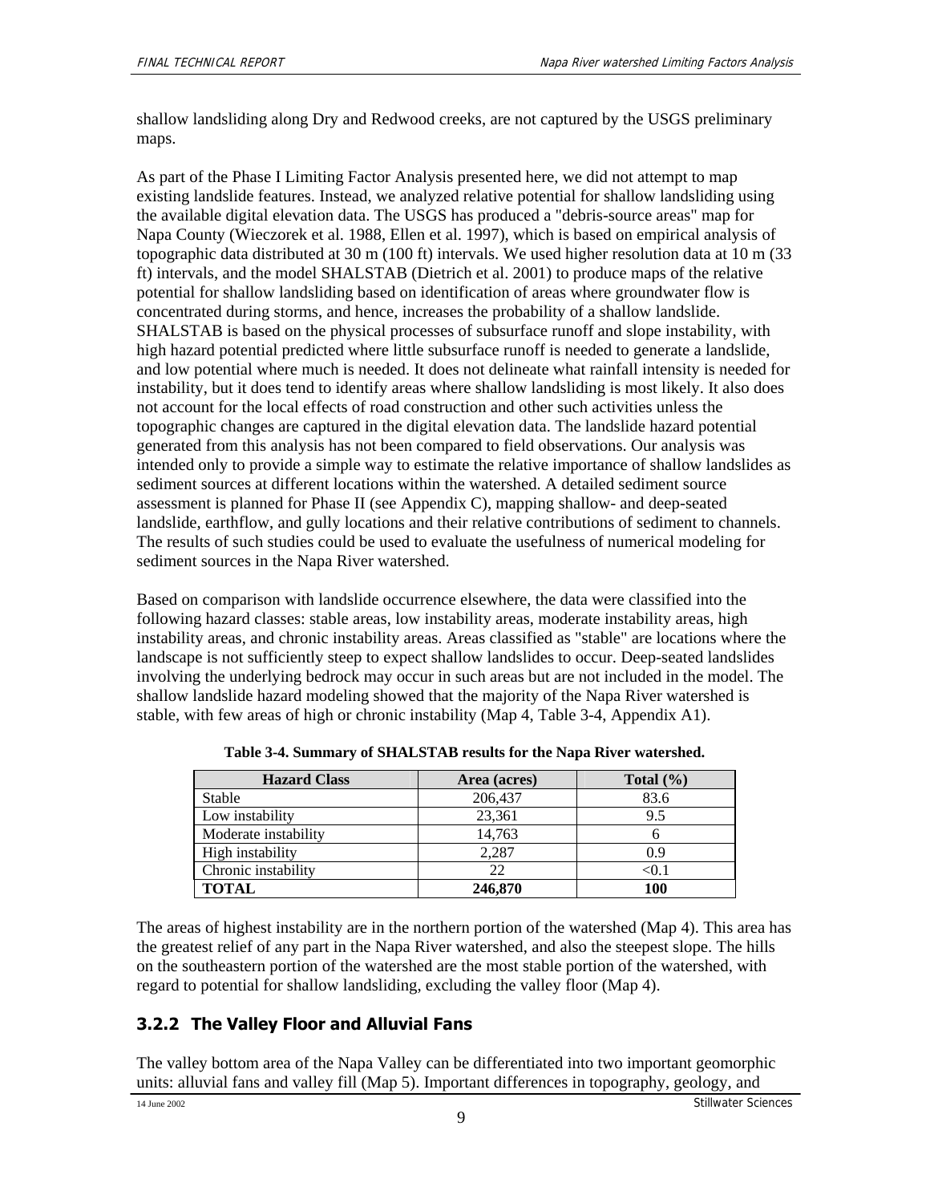shallow landsliding along Dry and Redwood creeks, are not captured by the USGS preliminary maps.

As part of the Phase I Limiting Factor Analysis presented here, we did not attempt to map existing landslide features. Instead, we analyzed relative potential for shallow landsliding using the available digital elevation data. The USGS has produced a "debris-source areas" map for Napa County (Wieczorek et al. 1988, Ellen et al. 1997), which is based on empirical analysis of topographic data distributed at 30 m (100 ft) intervals. We used higher resolution data at 10 m (33 ft) intervals, and the model SHALSTAB (Dietrich et al. 2001) to produce maps of the relative potential for shallow landsliding based on identification of areas where groundwater flow is concentrated during storms, and hence, increases the probability of a shallow landslide. SHALSTAB is based on the physical processes of subsurface runoff and slope instability, with high hazard potential predicted where little subsurface runoff is needed to generate a landslide, and low potential where much is needed. It does not delineate what rainfall intensity is needed for instability, but it does tend to identify areas where shallow landsliding is most likely. It also does not account for the local effects of road construction and other such activities unless the topographic changes are captured in the digital elevation data. The landslide hazard potential generated from this analysis has not been compared to field observations. Our analysis was intended only to provide a simple way to estimate the relative importance of shallow landslides as sediment sources at different locations within the watershed. A detailed sediment source assessment is planned for Phase II (see Appendix C), mapping shallow- and deep-seated landslide, earthflow, and gully locations and their relative contributions of sediment to channels. The results of such studies could be used to evaluate the usefulness of numerical modeling for sediment sources in the Napa River watershed.

Based on comparison with landslide occurrence elsewhere, the data were classified into the following hazard classes: stable areas, low instability areas, moderate instability areas, high instability areas, and chronic instability areas. Areas classified as "stable" are locations where the landscape is not sufficiently steep to expect shallow landslides to occur. Deep-seated landslides involving the underlying bedrock may occur in such areas but are not included in the model. The shallow landslide hazard modeling showed that the majority of the Napa River watershed is stable, with few areas of high or chronic instability (Map 4, Table 3-4, Appendix A1).

**Table 3-4. Summary of SHALSTAB results for the Napa River watershed.**

| Hazard Class | Area (acres) | Total (%) |
|---|---|---|
| Stable | 206,437 | 83.6 |
| Low instability | 23,361 | 9.5 |
| Moderate instability | 14,763 | 6 |
| High instability | 2,287 | 0.9 |
| Chronic instability | 22 | <0.1 |
| **TOTAL** | **246,870** | **100** |

The areas of highest instability are in the northern portion of the watershed (Map 4). This area has the greatest relief of any part in the Napa River watershed, and also the steepest slope. The hills on the southeastern portion of the watershed are the most stable portion of the watershed, with regard to potential for shallow landsliding, excluding the valley floor (Map 4).

### 3.2.2 The Valley Floor and Alluvial Fans

The valley bottom area of the Napa Valley can be differentiated into two important geomorphic units: alluvial fans and valley fill (Map 5). Important differences in topography, geology, and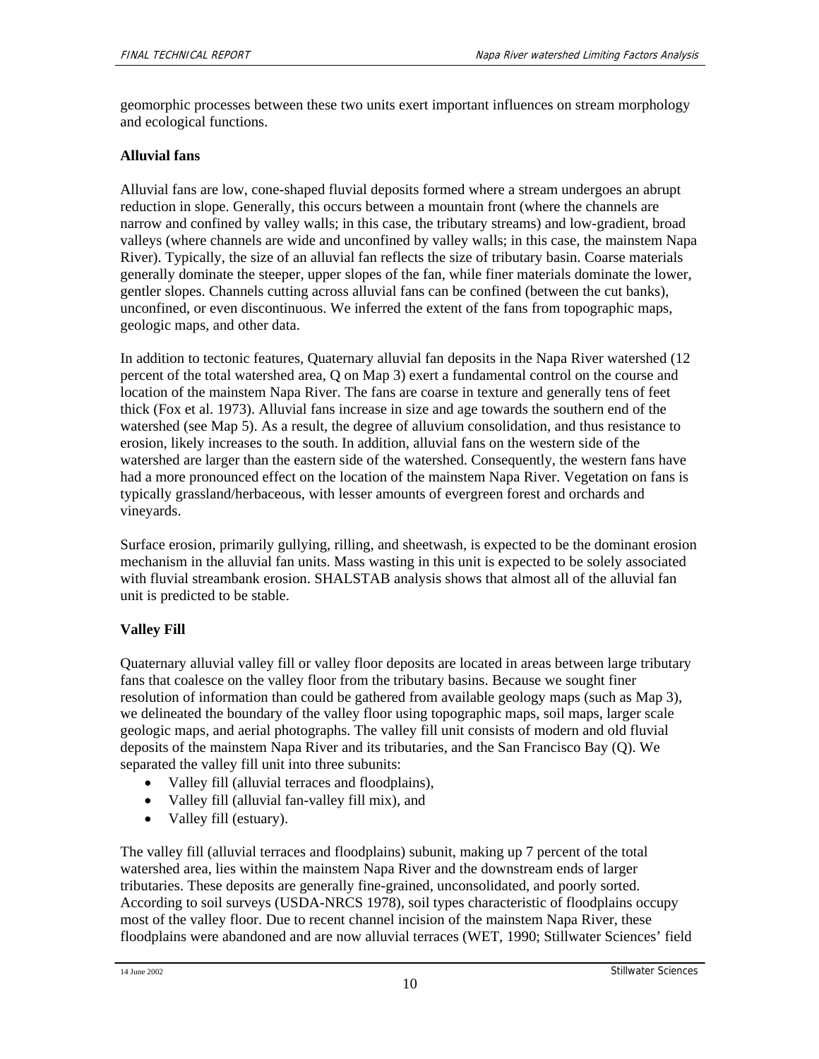geomorphic processes between these two units exert important influences on stream morphology and ecological functions.

**Alluvial fans**

Alluvial fans are low, cone-shaped fluvial deposits formed where a stream undergoes an abrupt reduction in slope. Generally, this occurs between a mountain front (where the channels are narrow and confined by valley walls; in this case, the tributary streams) and low-gradient, broad valleys (where channels are wide and unconfined by valley walls; in this case, the mainstem Napa River). Typically, the size of an alluvial fan reflects the size of tributary basin. Coarse materials generally dominate the steeper, upper slopes of the fan, while finer materials dominate the lower, gentler slopes. Channels cutting across alluvial fans can be confined (between the cut banks), unconfined, or even discontinuous. We inferred the extent of the fans from topographic maps, geologic maps, and other data.

In addition to tectonic features, Quaternary alluvial fan deposits in the Napa River watershed (12 percent of the total watershed area, Q on Map 3) exert a fundamental control on the course and location of the mainstem Napa River. The fans are coarse in texture and generally tens of feet thick (Fox et al. 1973). Alluvial fans increase in size and age towards the southern end of the watershed (see Map 5). As a result, the degree of alluvium consolidation, and thus resistance to erosion, likely increases to the south. In addition, alluvial fans on the western side of the watershed are larger than the eastern side of the watershed. Consequently, the western fans have had a more pronounced effect on the location of the mainstem Napa River. Vegetation on fans is typically grassland/herbaceous, with lesser amounts of evergreen forest and orchards and vineyards.

Surface erosion, primarily gullying, rilling, and sheetwash, is expected to be the dominant erosion mechanism in the alluvial fan units. Mass wasting in this unit is expected to be solely associated with fluvial streambank erosion. SHALSTAB analysis shows that almost all of the alluvial fan unit is predicted to be stable.

**Valley Fill**

Quaternary alluvial valley fill or valley floor deposits are located in areas between large tributary fans that coalesce on the valley floor from the tributary basins. Because we sought finer resolution of information than could be gathered from available geology maps (such as Map 3), we delineated the boundary of the valley floor using topographic maps, soil maps, larger scale geologic maps, and aerial photographs. The valley fill unit consists of modern and old fluvial deposits of the mainstem Napa River and its tributaries, and the San Francisco Bay (Q). We separated the valley fill unit into three subunits:

- Valley fill (alluvial terraces and floodplains),
- Valley fill (alluvial fan-valley fill mix), and
- Valley fill (estuary).

The valley fill (alluvial terraces and floodplains) subunit, making up 7 percent of the total watershed area, lies within the mainstem Napa River and the downstream ends of larger tributaries. These deposits are generally fine-grained, unconsolidated, and poorly sorted. According to soil surveys (USDA-NRCS 1978), soil types characteristic of floodplains occupy most of the valley floor. Due to recent channel incision of the mainstem Napa River, these floodplains were abandoned and are now alluvial terraces (WET, 1990; Stillwater Sciences' field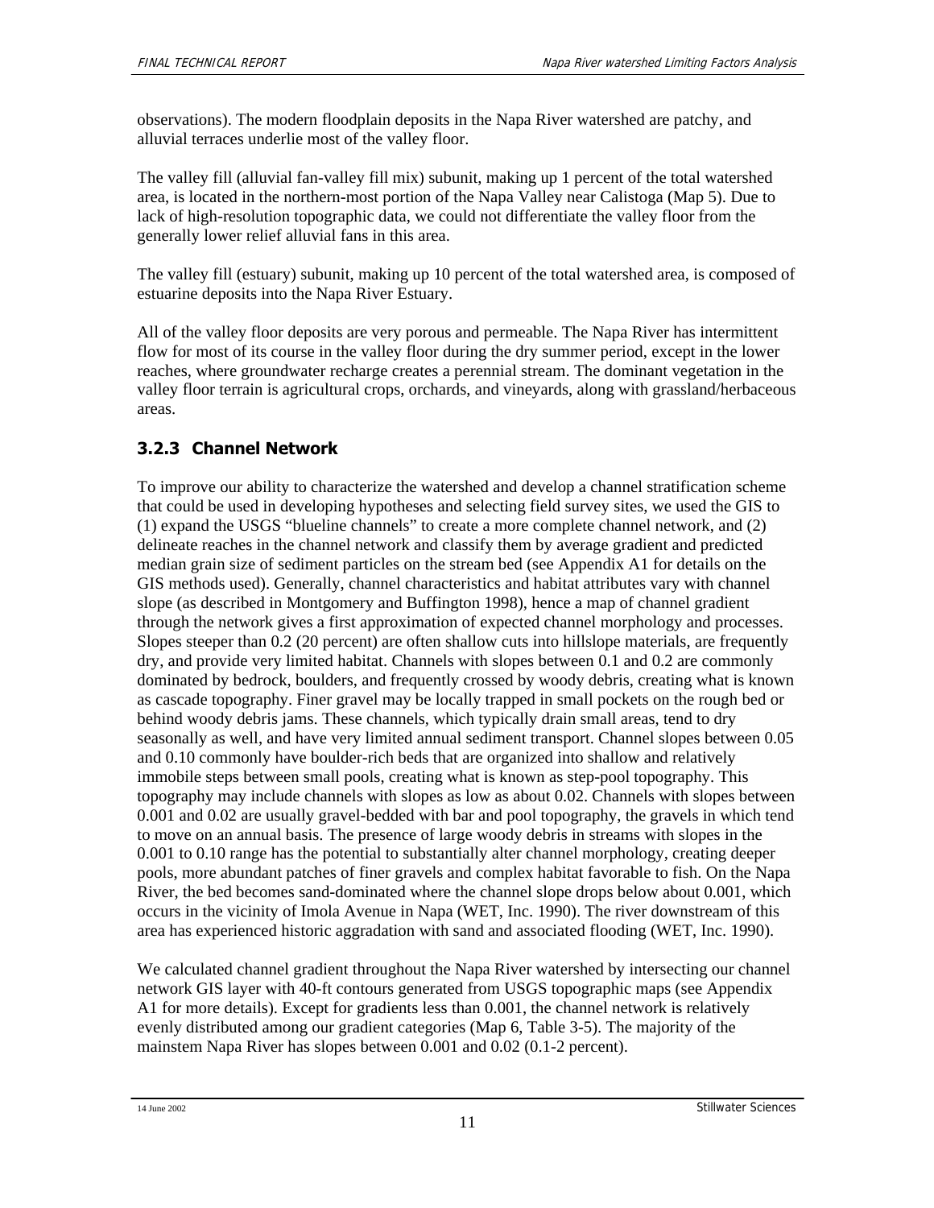observations). The modern floodplain deposits in the Napa River watershed are patchy, and alluvial terraces underlie most of the valley floor.

The valley fill (alluvial fan-valley fill mix) subunit, making up 1 percent of the total watershed area, is located in the northern-most portion of the Napa Valley near Calistoga (Map 5). Due to lack of high-resolution topographic data, we could not differentiate the valley floor from the generally lower relief alluvial fans in this area.

The valley fill (estuary) subunit, making up 10 percent of the total watershed area, is composed of estuarine deposits into the Napa River Estuary.

All of the valley floor deposits are very porous and permeable. The Napa River has intermittent flow for most of its course in the valley floor during the dry summer period, except in the lower reaches, where groundwater recharge creates a perennial stream. The dominant vegetation in the valley floor terrain is agricultural crops, orchards, and vineyards, along with grassland/herbaceous areas.

### 3.2.3 Channel Network

To improve our ability to characterize the watershed and develop a channel stratification scheme that could be used in developing hypotheses and selecting field survey sites, we used the GIS to (1) expand the USGS "blueline channels" to create a more complete channel network, and (2) delineate reaches in the channel network and classify them by average gradient and predicted median grain size of sediment particles on the stream bed (see Appendix A1 for details on the GIS methods used). Generally, channel characteristics and habitat attributes vary with channel slope (as described in Montgomery and Buffington 1998), hence a map of channel gradient through the network gives a first approximation of expected channel morphology and processes. Slopes steeper than 0.2 (20 percent) are often shallow cuts into hillslope materials, are frequently dry, and provide very limited habitat. Channels with slopes between 0.1 and 0.2 are commonly dominated by bedrock, boulders, and frequently crossed by woody debris, creating what is known as cascade topography. Finer gravel may be locally trapped in small pockets on the rough bed or behind woody debris jams. These channels, which typically drain small areas, tend to dry seasonally as well, and have very limited annual sediment transport. Channel slopes between 0.05 and 0.10 commonly have boulder-rich beds that are organized into shallow and relatively immobile steps between small pools, creating what is known as step-pool topography. This topography may include channels with slopes as low as about 0.02. Channels with slopes between 0.001 and 0.02 are usually gravel-bedded with bar and pool topography, the gravels in which tend to move on an annual basis. The presence of large woody debris in streams with slopes in the 0.001 to 0.10 range has the potential to substantially alter channel morphology, creating deeper pools, more abundant patches of finer gravels and complex habitat favorable to fish. On the Napa River, the bed becomes sand-dominated where the channel slope drops below about 0.001, which occurs in the vicinity of Imola Avenue in Napa (WET, Inc. 1990). The river downstream of this area has experienced historic aggradation with sand and associated flooding (WET, Inc. 1990).

We calculated channel gradient throughout the Napa River watershed by intersecting our channel network GIS layer with 40-ft contours generated from USGS topographic maps (see Appendix A1 for more details). Except for gradients less than 0.001, the channel network is relatively evenly distributed among our gradient categories (Map 6, Table 3-5). The majority of the mainstem Napa River has slopes between 0.001 and 0.02 (0.1-2 percent).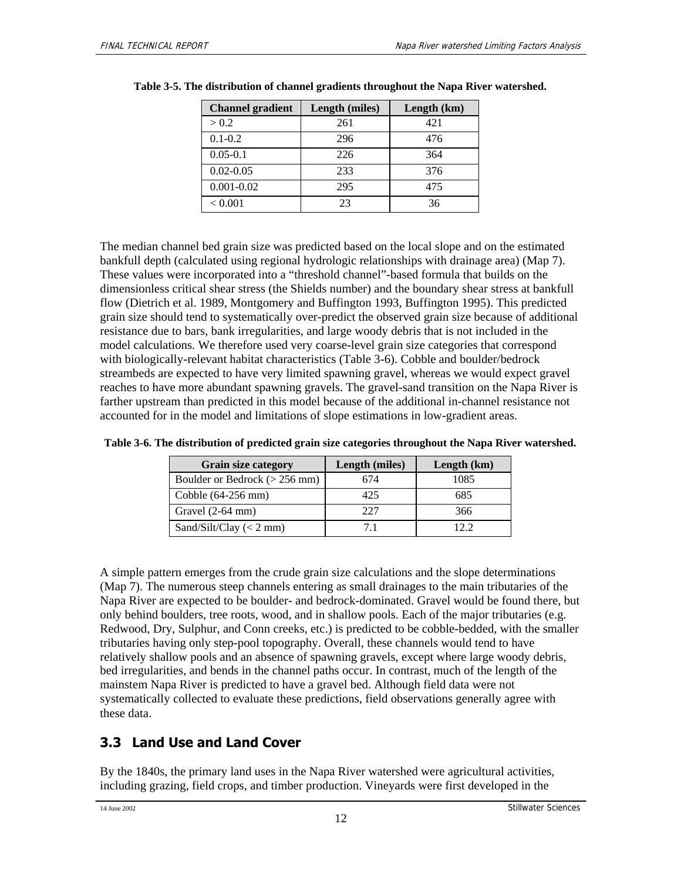**Table 3-5. The distribution of channel gradients throughout the Napa River watershed.**

| Channel gradient | Length (miles) | Length (km) |
|---|---|---|
| > 0.2 | 261 | 421 |
| 0.1-0.2 | 296 | 476 |
| 0.05-0.1 | 226 | 364 |
| 0.02-0.05 | 233 | 376 |
| 0.001-0.02 | 295 | 475 |
| < 0.001 | 23 | 36 |

The median channel bed grain size was predicted based on the local slope and on the estimated bankfull depth (calculated using regional hydrologic relationships with drainage area) (Map 7). These values were incorporated into a "threshold channel"-based formula that builds on the dimensionless critical shear stress (the Shields number) and the boundary shear stress at bankfull flow (Dietrich et al. 1989, Montgomery and Buffington 1993, Buffington 1995). This predicted grain size should tend to systematically over-predict the observed grain size because of additional resistance due to bars, bank irregularities, and large woody debris that is not included in the model calculations. We therefore used very coarse-level grain size categories that correspond with biologically-relevant habitat characteristics (Table 3-6). Cobble and boulder/bedrock streambeds are expected to have very limited spawning gravel, whereas we would expect gravel reaches to have more abundant spawning gravels. The gravel-sand transition on the Napa River is farther upstream than predicted in this model because of the additional in-channel resistance not accounted for in the model and limitations of slope estimations in low-gradient areas.

**Table 3-6. The distribution of predicted grain size categories throughout the Napa River watershed.**

| Grain size category | Length (miles) | Length (km) |
|---|---|---|
| Boulder or Bedrock (> 256 mm) | 674 | 1085 |
| Cobble (64-256 mm) | 425 | 685 |
| Gravel (2-64 mm) | 227 | 366 |
| Sand/Silt/Clay (< 2 mm) | 7.1 | 12.2 |

A simple pattern emerges from the crude grain size calculations and the slope determinations (Map 7). The numerous steep channels entering as small drainages to the main tributaries of the Napa River are expected to be boulder- and bedrock-dominated. Gravel would be found there, but only behind boulders, tree roots, wood, and in shallow pools. Each of the major tributaries (e.g. Redwood, Dry, Sulphur, and Conn creeks, etc.) is predicted to be cobble-bedded, with the smaller tributaries having only step-pool topography. Overall, these channels would tend to have relatively shallow pools and an absence of spawning gravels, except where large woody debris, bed irregularities, and bends in the channel paths occur. In contrast, much of the length of the mainstem Napa River is predicted to have a gravel bed. Although field data were not systematically collected to evaluate these predictions, field observations generally agree with these data.

## 3.3 Land Use and Land Cover

By the 1840s, the primary land uses in the Napa River watershed were agricultural activities, including grazing, field crops, and timber production. Vineyards were first developed in the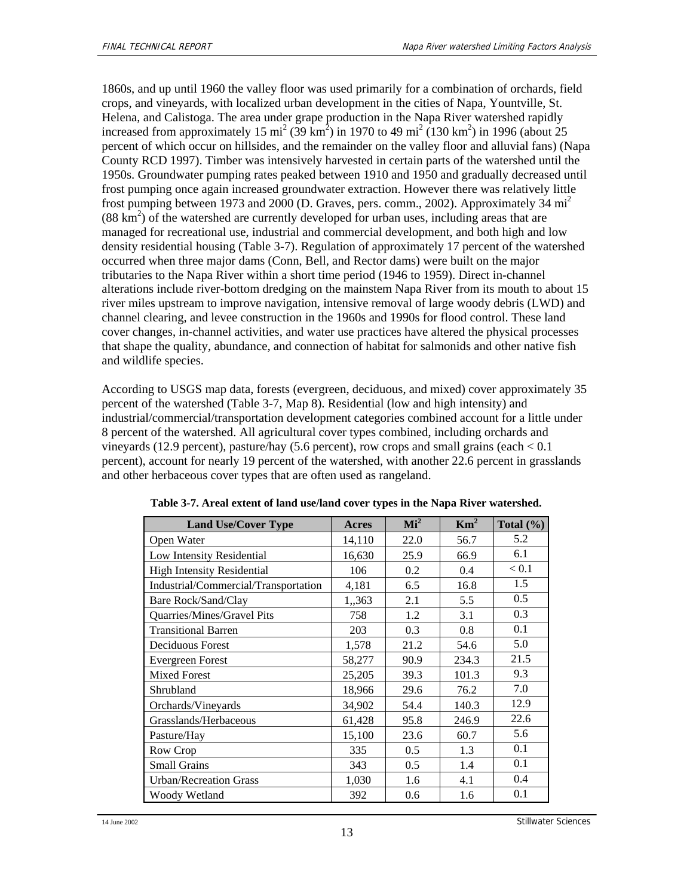1860s, and up until 1960 the valley floor was used primarily for a combination of orchards, field crops, and vineyards, with localized urban development in the cities of Napa, Yountville, St. Helena, and Calistoga. The area under grape production in the Napa River watershed rapidly increased from approximately 15 $mi^2$ (39 $km^2$) in 1970 to 49 $mi^2$ (130 $km^2$) in 1996 (about 25 percent of which occur on hillsides, and the remainder on the valley floor and alluvial fans) (Napa County RCD 1997). Timber was intensively harvested in certain parts of the watershed until the 1950s. Groundwater pumping rates peaked between 1910 and 1950 and gradually decreased until frost pumping once again increased groundwater extraction. However there was relatively little frost pumping between 1973 and 2000 (D. Graves, pers. comm., 2002). Approximately 34 $mi^2$ (88 $km^2$) of the watershed are currently developed for urban uses, including areas that are managed for recreational use, industrial and commercial development, and both high and low density residential housing (Table 3-7). Regulation of approximately 17 percent of the watershed occurred when three major dams (Conn, Bell, and Rector dams) were built on the major tributaries to the Napa River within a short time period (1946 to 1959). Direct in-channel alterations include river-bottom dredging on the mainstem Napa River from its mouth to about 15 river miles upstream to improve navigation, intensive removal of large woody debris (LWD) and channel clearing, and levee construction in the 1960s and 1990s for flood control. These land cover changes, in-channel activities, and water use practices have altered the physical processes that shape the quality, abundance, and connection of habitat for salmonids and other native fish and wildlife species.

According to USGS map data, forests (evergreen, deciduous, and mixed) cover approximately 35 percent of the watershed (Table 3-7, Map 8). Residential (low and high intensity) and industrial/commercial/transportation development categories combined account for a little under 8 percent of the watershed. All agricultural cover types combined, including orchards and vineyards (12.9 percent), pasture/hay (5.6 percent), row crops and small grains (each < 0.1 percent), account for nearly 19 percent of the watershed, with another 22.6 percent in grasslands and other herbaceous cover types that are often used as rangeland.

**Table 3-7. Areal extent of land use/land cover types in the Napa River watershed.**

| Land Use/Cover Type | Acres | $Mi^2$ | $Km^2$ | Total (%) |
|---|---|---|---|---|
| Open Water | 14,110 | 22.0 | 56.7 | 5.2 |
| Low Intensity Residential | 16,630 | 25.9 | 66.9 | 6.1 |
| High Intensity Residential | 106 | 0.2 | 0.4 | < 0.1 |
| Industrial/Commercial/Transportation | 4,181 | 6.5 | 16.8 | 1.5 |
| Bare Rock/Sand/Clay | 1,,363 | 2.1 | 5.5 | 0.5 |
| Quarries/Mines/Gravel Pits | 758 | 1.2 | 3.1 | 0.3 |
| Transitional Barren | 203 | 0.3 | 0.8 | 0.1 |
| Deciduous Forest | 1,578 | 21.2 | 54.6 | 5.0 |
| Evergreen Forest | 58,277 | 90.9 | 234.3 | 21.5 |
| Mixed Forest | 25,205 | 39.3 | 101.3 | 9.3 |
| Shrubland | 18,966 | 29.6 | 76.2 | 7.0 |
| Orchards/Vineyards | 34,902 | 54.4 | 140.3 | 12.9 |
| Grasslands/Herbaceous | 61,428 | 95.8 | 246.9 | 22.6 |
| Pasture/Hay | 15,100 | 23.6 | 60.7 | 5.6 |
| Row Crop | 335 | 0.5 | 1.3 | 0.1 |
| Small Grains | 343 | 0.5 | 1.4 | 0.1 |
| Urban/Recreation Grass | 1,030 | 1.6 | 4.1 | 0.4 |
| Woody Wetland | 392 | 0.6 | 1.6 | 0.1 |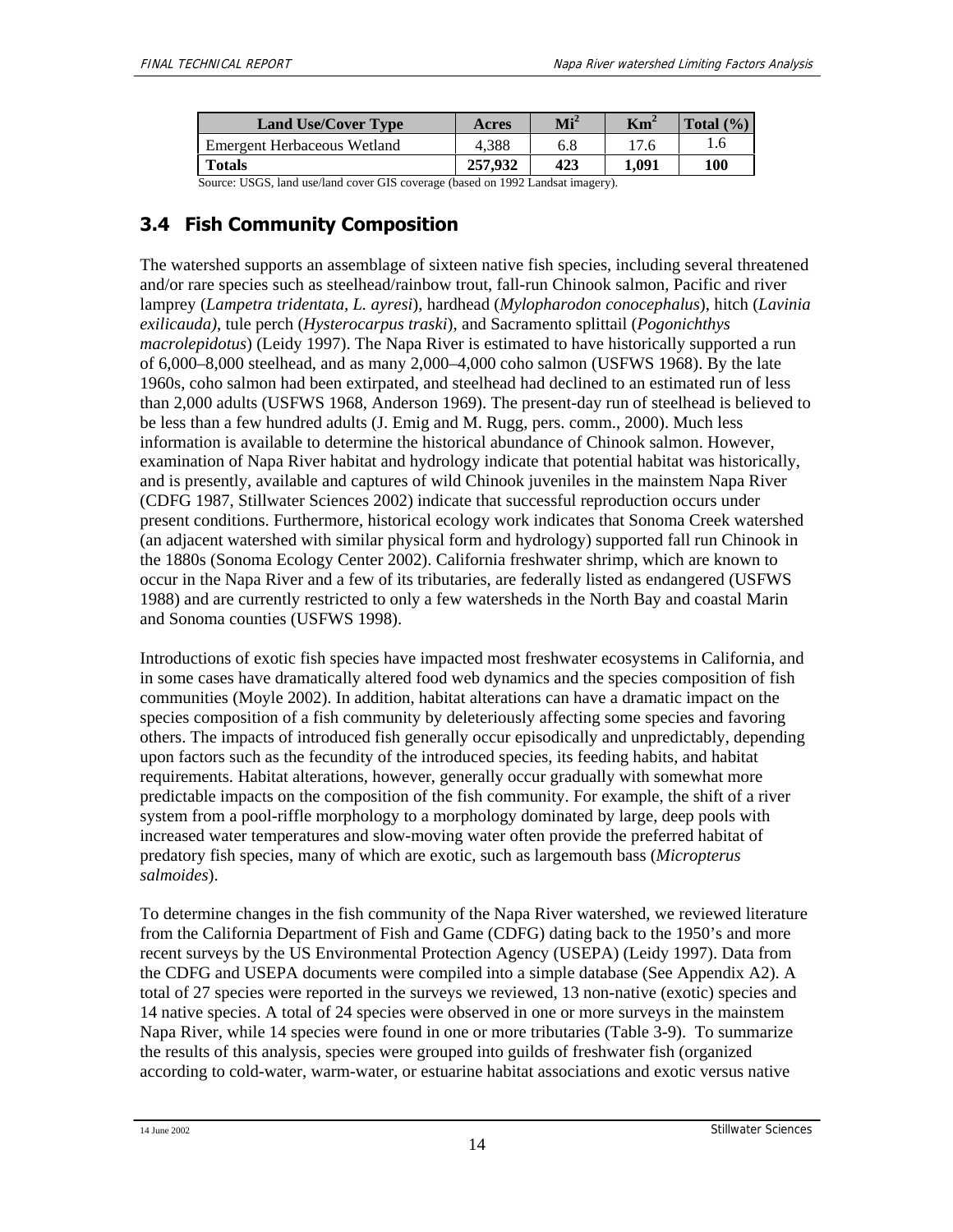| Land Use/Cover Type | Acres | $Mi^2$ | $Km^2$ | Total (%) |
|---|---|---|---|---|
| Emergent Herbaceous Wetland | 4,388 | 6.8 | 17.6 | 1.6 |
| **Totals** | **257,932** | **423** | **1,091** | **100** |

Source: USGS, land use/land cover GIS coverage (based on 1992 Landsat imagery).

## 3.4 Fish Community Composition

The watershed supports an assemblage of sixteen native fish species, including several threatened and/or rare species such as steelhead/rainbow trout, fall-run Chinook salmon, Pacific and river lamprey (*Lampetra tridentata, L. ayresi*), hardhead (*Mylopharodon conocephalus*), hitch (*Lavinia exilicauda)*, tule perch (*Hysterocarpus traski*), and Sacramento splittail (*Pogonichthys macrolepidotus*) (Leidy 1997). The Napa River is estimated to have historically supported a run of 6,000–8,000 steelhead, and as many 2,000–4,000 coho salmon (USFWS 1968). By the late 1960s, coho salmon had been extirpated, and steelhead had declined to an estimated run of less than 2,000 adults (USFWS 1968, Anderson 1969). The present-day run of steelhead is believed to be less than a few hundred adults (J. Emig and M. Rugg, pers. comm., 2000). Much less information is available to determine the historical abundance of Chinook salmon. However, examination of Napa River habitat and hydrology indicate that potential habitat was historically, and is presently, available and captures of wild Chinook juveniles in the mainstem Napa River (CDFG 1987, Stillwater Sciences 2002) indicate that successful reproduction occurs under present conditions. Furthermore, historical ecology work indicates that Sonoma Creek watershed (an adjacent watershed with similar physical form and hydrology) supported fall run Chinook in the 1880s (Sonoma Ecology Center 2002). California freshwater shrimp, which are known to occur in the Napa River and a few of its tributaries, are federally listed as endangered (USFWS 1988) and are currently restricted to only a few watersheds in the North Bay and coastal Marin and Sonoma counties (USFWS 1998).

Introductions of exotic fish species have impacted most freshwater ecosystems in California, and in some cases have dramatically altered food web dynamics and the species composition of fish communities (Moyle 2002). In addition, habitat alterations can have a dramatic impact on the species composition of a fish community by deleteriously affecting some species and favoring others. The impacts of introduced fish generally occur episodically and unpredictably, depending upon factors such as the fecundity of the introduced species, its feeding habits, and habitat requirements. Habitat alterations, however, generally occur gradually with somewhat more predictable impacts on the composition of the fish community. For example, the shift of a river system from a pool-riffle morphology to a morphology dominated by large, deep pools with increased water temperatures and slow-moving water often provide the preferred habitat of predatory fish species, many of which are exotic, such as largemouth bass (*Micropterus salmoides*).

To determine changes in the fish community of the Napa River watershed, we reviewed literature from the California Department of Fish and Game (CDFG) dating back to the 1950's and more recent surveys by the US Environmental Protection Agency (USEPA) (Leidy 1997). Data from the CDFG and USEPA documents were compiled into a simple database (See Appendix A2). A total of 27 species were reported in the surveys we reviewed, 13 non-native (exotic) species and 14 native species. A total of 24 species were observed in one or more surveys in the mainstem Napa River, while 14 species were found in one or more tributaries (Table 3-9). To summarize the results of this analysis, species were grouped into guilds of freshwater fish (organized according to cold-water, warm-water, or estuarine habitat associations and exotic versus native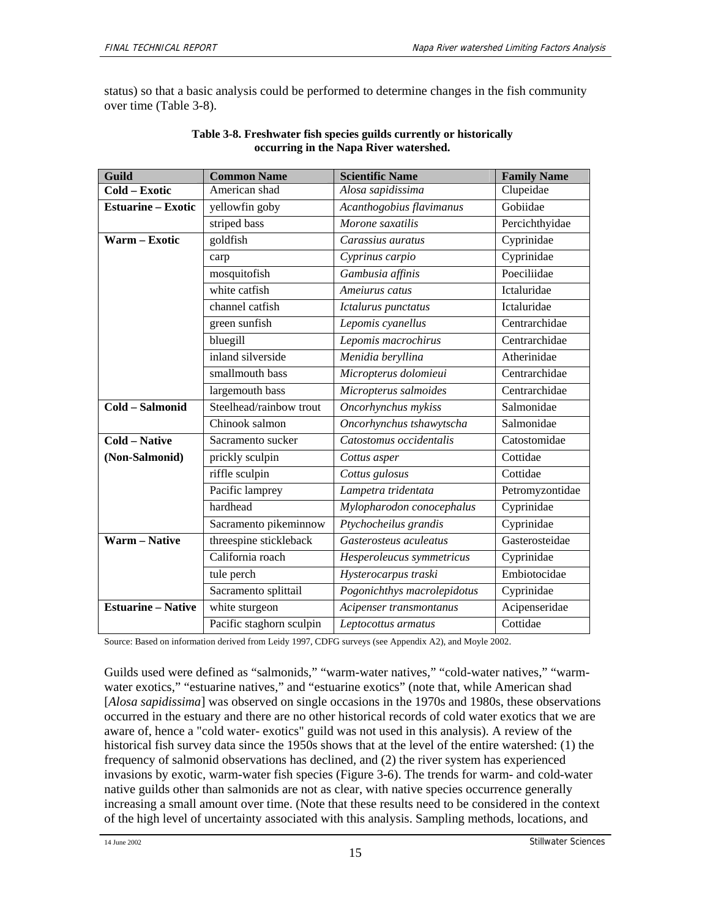status) so that a basic analysis could be performed to determine changes in the fish community over time (Table 3-8).

**Table 3-8. Freshwater fish species guilds currently or historically occurring in the Napa River watershed.**

| Guild | Common Name | Scientific Name | Family Name |
|---|---|---|---|
| **Cold – Exotic** | American shad | *Alosa sapidissima* | Clupeidae |
| **Estuarine – Exotic** | yellowfin goby | *Acanthogobius flavimanus* | Gobiidae |
| | striped bass | *Morone saxatilis* | Percichthyidae |
| **Warm – Exotic** | goldfish | *Carassius auratus* | Cyprinidae |
| | carp | *Cyprinus carpio* | Cyprinidae |
| | mosquitofish | *Gambusia affinis* | Poeciliidae |
| | white catfish | *Ameiurus catus* | Ictaluridae |
| | channel catfish | *Ictalurus punctatus* | Ictaluridae |
| | green sunfish | *Lepomis cyanellus* | Centrarchidae |
| | bluegill | *Lepomis macrochirus* | Centrarchidae |
| | inland silverside | *Menidia beryllina* | Atherinidae |
| | smallmouth bass | *Micropterus dolomieui* | Centrarchidae |
| | largemouth bass | *Micropterus salmoides* | Centrarchidae |
| **Cold – Salmonid** | Steelhead/rainbow trout | *Oncorhynchus mykiss* | Salmonidae |
| | Chinook salmon | *Oncorhynchus tshawytscha* | Salmonidae |
| **Cold – Native (Non-Salmonid)** | Sacramento sucker | *Catostomus occidentalis* | Catostomidae |
| | prickly sculpin | *Cottus asper* | Cottidae |
| | riffle sculpin | *Cottus gulosus* | Cottidae |
| | Pacific lamprey | *Lampetra tridentata* | Petromyzontidae |
| | hardhead | *Mylopharodon conocephalus* | Cyprinidae |
| | Sacramento pikeminnow | *Ptychocheilus grandis* | Cyprinidae |
| **Warm – Native** | threespine stickleback | *Gasterosteus aculeatus* | Gasterosteidae |
| | California roach | *Hesperoleucus symmetricus* | Cyprinidae |
| | tule perch | *Hysterocarpus traski* | Embiotocidae |
| | Sacramento splittail | *Pogonichthys macrolepidotus* | Cyprinidae |
| **Estuarine – Native** | white sturgeon | *Acipenser transmontanus* | Acipenseridae |
| | Pacific staghorn sculpin | *Leptocottus armatus* | Cottidae |

Source: Based on information derived from Leidy 1997, CDFG surveys (see Appendix A2), and Moyle 2002.

Guilds used were defined as "salmonids," "warm-water natives," "cold-water natives," "warm-water exotics," "estuarine natives," and "estuarine exotics" (note that, while American shad [*Alosa sapidissima*] was observed on single occasions in the 1970s and 1980s, these observations occurred in the estuary and there are no other historical records of cold water exotics that we are aware of, hence a "cold water- exotics" guild was not used in this analysis). A review of the historical fish survey data since the 1950s shows that at the level of the entire watershed: (1) the frequency of salmonid observations has declined, and (2) the river system has experienced invasions by exotic, warm-water fish species (Figure 3-6). The trends for warm- and cold-water native guilds other than salmonids are not as clear, with native species occurrence generally increasing a small amount over time. (Note that these results need to be considered in the context of the high level of uncertainty associated with this analysis. Sampling methods, locations, and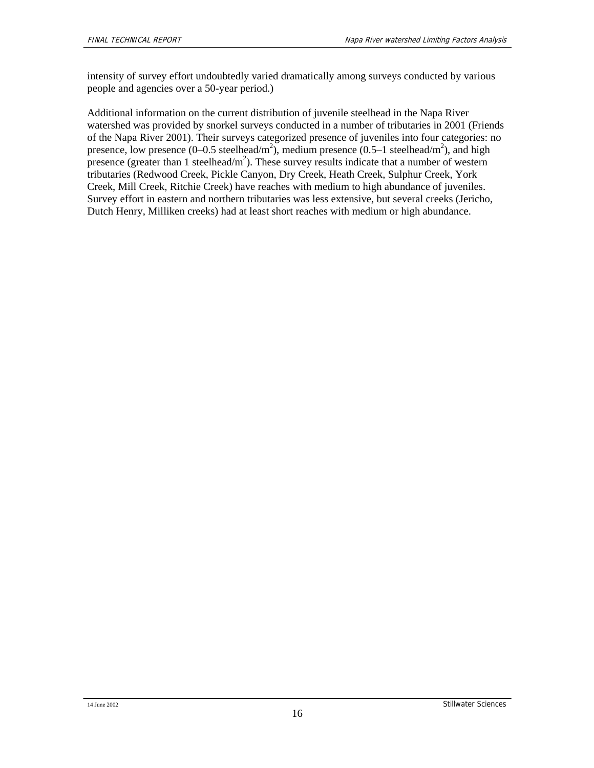intensity of survey effort undoubtedly varied dramatically among surveys conducted by various people and agencies over a 50-year period.)

Additional information on the current distribution of juvenile steelhead in the Napa River watershed was provided by snorkel surveys conducted in a number of tributaries in 2001 (Friends of the Napa River 2001). Their surveys categorized presence of juveniles into four categories: no presence, low presence (0–0.5 steelhead/$m^2$), medium presence (0.5–1 steelhead/$m^2$), and high presence (greater than 1 steelhead/$m^2$). These survey results indicate that a number of western tributaries (Redwood Creek, Pickle Canyon, Dry Creek, Heath Creek, Sulphur Creek, York Creek, Mill Creek, Ritchie Creek) have reaches with medium to high abundance of juveniles. Survey effort in eastern and northern tributaries was less extensive, but several creeks (Jericho, Dutch Henry, Milliken creeks) had at least short reaches with medium or high abundance.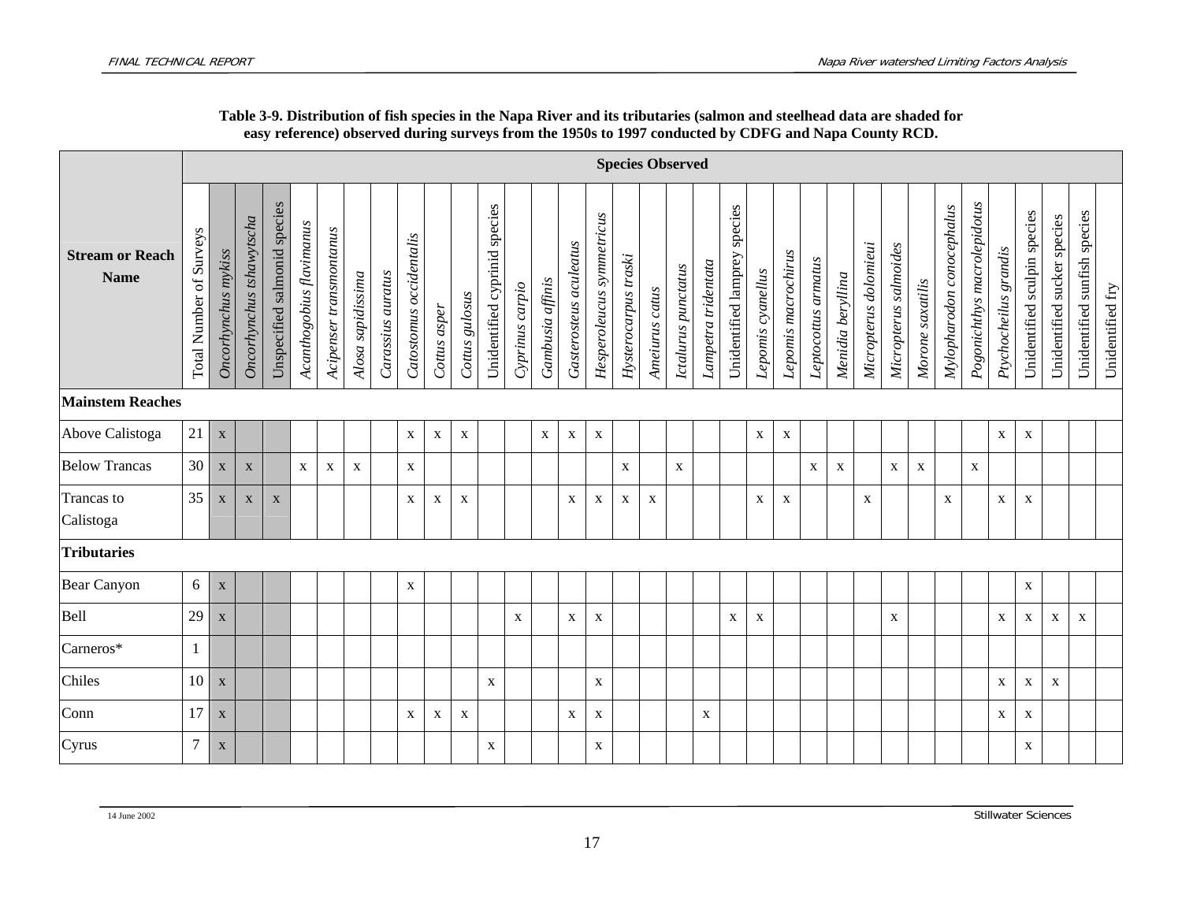**Table 3-9. Distribution of fish species in the Napa River and its tributaries (salmon and steelhead data are shaded for easy reference) observed during surveys from the 1950s to 1997 conducted by CDFG and Napa County RCD.**

| Stream or Reach Name | Species Observed | | | | | | | | | | | | | | | | | | | | | | | | | | | | | | | | | |
|---|---|---|---|---|---|---|---|---|---|---|---|---|---|---|---|---|---|---|---|---|---|---|---|---|---|---|---|---|---|---|---|---|---|---|
| | Total Number of Surveys | *Oncorhynchus mykiss* | *Oncorhynchus tshawytscha* | Unspecified salmonid species | *Acanthogobius flavimanus* | *Acipenser transmontanus* | *Alosa sapidissima* | *Carassius auratus* | *Catostomus occidentalis* | *Cottus asper* | *Cottus gulosus* | Unidentified cyprinid species | *Cyprinus carpio* | *Gambusia affinis* | *Gasterosteus aculeatus* | *Hesperoleucus symmetricus* | *Hysterocarpus traski* | *Ameiurus catus* | *Ictalurus punctatus* | *Lampetra tridentata* | Unidentified lamprey species | *Lepomis cyanellus* | *Lepomis macrochirus* | *Leptocottus armatus* | *Menidia beryllina* | *Micropterus dolomieui* | *Micropterus salmoides* | *Morone saxatilis* | *Mylopharodon conocephalus* | *Pogonichthys macrolepidotus* | *Ptychocheilus grandis* | Unidentified sculpin species | Unidentified sucker species | Unidentified sunfish species | Unidentified fry |
| **Mainstem Reaches** | | | | | | | | | | | | | | | | | | | | | | | | | | | | | | | | | | | |
| Above Calistoga | 21 | x | | | | | | | x | x | x | | | x | x | x | | | | | | x | x | | | | | | | | x | x | | | |
| Below Trancas | 30 | x | x | | x | x | x | | x | | | | | | | | x | | x | | | | | x | x | | x | x | | x | | | | | |
| Trancas to Calistoga | 35 | x | x | x | | | | | x | x | x | | | | x | x | x | x | | | | x | x | | | x | | | x | | x | x | | | |
| **Tributaries** | | | | | | | | | | | | | | | | | | | | | | | | | | | | | | | | | | | |
| Bear Canyon | 6 | x | | | | | | | x | | | | | | | | | | | | | | | | | | | | | | | x | | | |
| Bell | 29 | x | | | | | | | | | | | x | | x | x | | | | | x | x | | | | | x | | | | x | x | x | x | |
| Carneros* | 1 | | | | | | | | | | | | | | | | | | | | | | | | | | | | | | | | | | |
| Chiles | 10 | x | | | | | | | | | | x | | | | x | | | | | | | | | | | | | | | x | x | x | | |
| Conn | 17 | x | | | | | | | x | x | x | | | | x | x | | | | x | | | | | | | | | | | x | x | | | |
| Cyrus | 7 | x | | | | | | | | | | x | | | | x | | | | | | | | | | | | | | | | x | | | |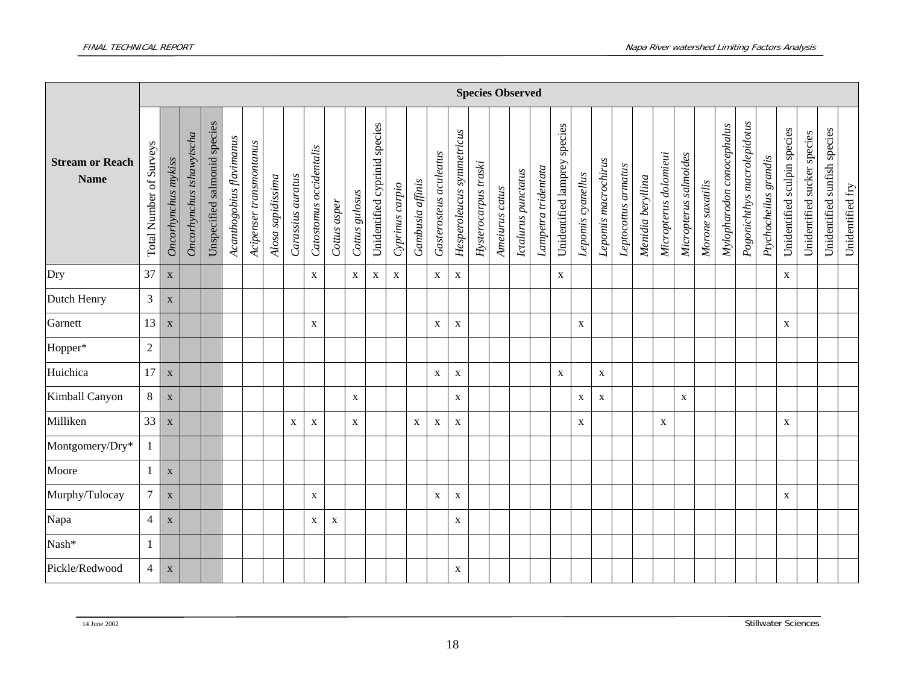| Stream or Reach Name | Species Observed | | | | | | | | | | | | | | | | | | | | | | | | | | | | | | | | | | |
|---|---|---|---|---|---|---|---|---|---|---|---|---|---|---|---|---|---|---|---|---|---|---|---|---|---|---|---|---|---|---|---|---|---|---|---|
| | Total Number of Surveys | *Oncorhynchus mykiss* | *Oncorhynchus tshawytscha* | Unspecified salmonid species | *Acanthogobius flavimanus* | *Acipenser transmontanus* | *Alosa sapidissima* | *Carassius auratus* | *Catostomus occidentalis* | *Cottus asper* | *Cottus gulosus* | Unidentified cyprinid species | *Cyprinus carpio* | *Gambusia affinis* | *Gasterosteus aculeatus* | *Hesperoleucus symmetricus* | *Hysterocarpus traski* | *Ameiurus catus* | *Ictalurus punctatus* | *Lampetra tridentata* | Unidentified lamprey species | *Lepomis cyanellus* | *Lepomis macrochirus* | *Leptocottus armatus* | *Menidia beryllina* | *Micropterus dolomieui* | *Micropterus salmoides* | *Morone saxatilis* | *Mylopharodon conocephalus* | *Pogonichthys macrolepidotus* | *Ptychocheilus grandis* | Unidentified sculpin species | Unidentified sucker species | Unidentified sunfish species | Unidentified fry |
| Dry | 37 | x | | | | | | | x | | x | x | x | | x | x | | | | | x | | | | | | | | | | | x | | | |
| Dutch Henry | 3 | x | | | | | | | | | | | | | | | | | | | | | | | | | | | | | | | | | |
| Garnett | 13 | x | | | | | | | x | | | | | | x | x | | | | | | x | | | | | | | | | | x | | | |
| Hopper* | 2 | | | | | | | | | | | | | | | | | | | | | | | | | | | | | | | | | | |
| Huichica | 17 | x | | | | | | | | | | | | | x | x | | | | | x | | x | | | | | | | | | | | | |
| Kimball Canyon | 8 | x | | | | | | | | | x | | | | | x | | | | | | x | x | | | | x | | | | | | | | |
| Milliken | 33 | x | | | | | | x | x | | x | | | x | x | x | | | | | | x | | | | x | | | | | | x | | | |
| Montgomery/Dry* | 1 | | | | | | | | | | | | | | | | | | | | | | | | | | | | | | | | | | |
| Moore | 1 | x | | | | | | | | | | | | | | | | | | | | | | | | | | | | | | | | | |
| Murphy/Tulocay | 7 | x | | | | | | | x | | | | | | x | x | | | | | | | | | | | | | | | | x | | | |
| Napa | 4 | x | | | | | | | x | x | | | | | | x | | | | | | | | | | | | | | | | | | | |
| Nash* | 1 | | | | | | | | | | | | | | | | | | | | | | | | | | | | | | | | | | |
| Pickle/Redwood | 4 | x | | | | | | | | | | | | | | x | | | | | | | | | | | | | | | | | | | |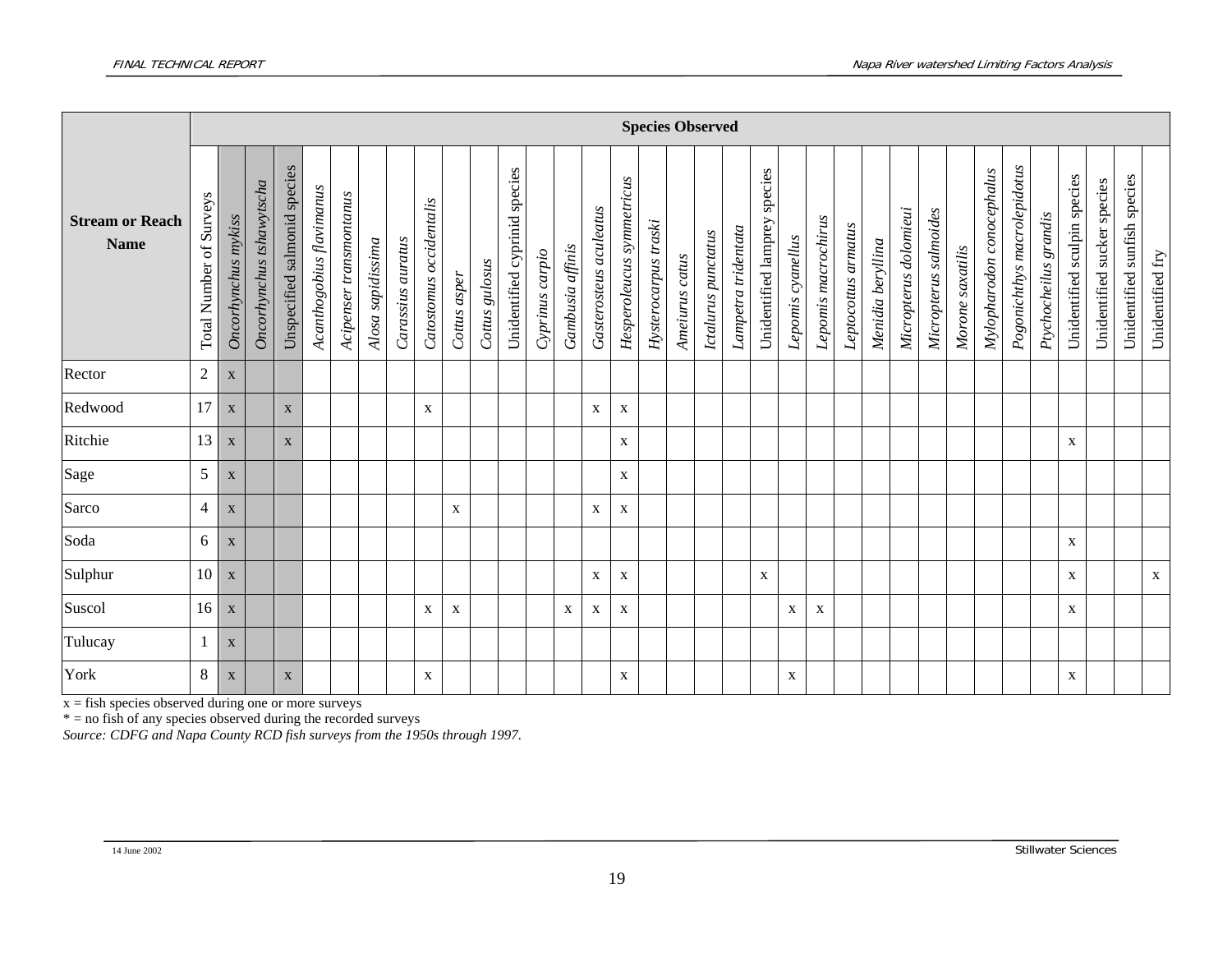| Stream or Reach Name | Species Observed | | | | | | | | | | | | | | | | | | | | | | | | | | | | | | | | | | |
|---|---|---|---|---|---|---|---|---|---|---|---|---|---|---|---|---|---|---|---|---|---|---|---|---|---|---|---|---|---|---|---|---|---|---|---|
| | Total Number of Surveys | *Oncorhynchus mykiss* | *Oncorhynchus tshawytscha* | Unspecified salmonid species | *Acanthogobius flavimanus* | *Acipenser transmontanus* | *Alosa sapidissima* | *Carassius auratus* | *Catostomus occidentalis* | *Cottus asper* | *Cottus gulosus* | Unidentified cyprinid species | *Cyprinus carpio* | *Gambusia affinis* | *Gasterosteus aculeatus* | *Hesperoleucus symmetricus* | *Hysterocarpus traski* | *Ameiurus catus* | *Ictalurus punctatus* | *Lampetra tridentata* | Unidentified lamprey species | *Lepomis cyanellus* | *Lepomis macrochirus* | *Leptocottus armatus* | *Menidia beryllina* | *Micropterus dolomieui* | *Micropterus salmoides* | *Morone saxatilis* | *Mylopharodon conocephalus* | *Pogonichthys macrolepidotus* | *Ptychocheilus grandis* | Unidentified sculpin species | Unidentified sucker species | Unidentified sunfish species | Unidentified fry |
| Rector | 2 | x | | | | | | | | | | | | | | | | | | | | | | | | | | | | | | | | | |
| Redwood | 17 | x | | x | | | | | x | | | | | | x | x | | | | | | | | | | | | | | | | | | | |
| Ritchie | 13 | x | | x | | | | | | | | | | | | x | | | | | | | | | | | | | | | | x | | | |
| Sage | 5 | x | | | | | | | | | | | | | | x | | | | | | | | | | | | | | | | | | | |
| Sarco | 4 | x | | | | | | | | x | | | | | x | x | | | | | | | | | | | | | | | | | | | |
| Soda | 6 | x | | | | | | | | | | | | | | | | | | | | | | | | | | | | | | x | | | |
| Sulphur | 10 | x | | | | | | | | | | | | | x | x | | | | | x | | | | | | | | | | | x | | | x |
| Suscol | 16 | x | | | | | | | x | x | | | | x | x | x | | | | | | x | x | | | | | | | | | x | | | |
| Tulucay | 1 | x | | | | | | | | | | | | | | | | | | | | | | | | | | | | | | | | | |
| York | 8 | x | | x | | | | | x | | | | | | | x | | | | | | x | | | | | | | | | | x | | | |

x = fish species observed during one or more surveys
* = no fish of any species observed during the recorded surveys
*Source: CDFG and Napa County RCD fish surveys from the 1950s through 1997.*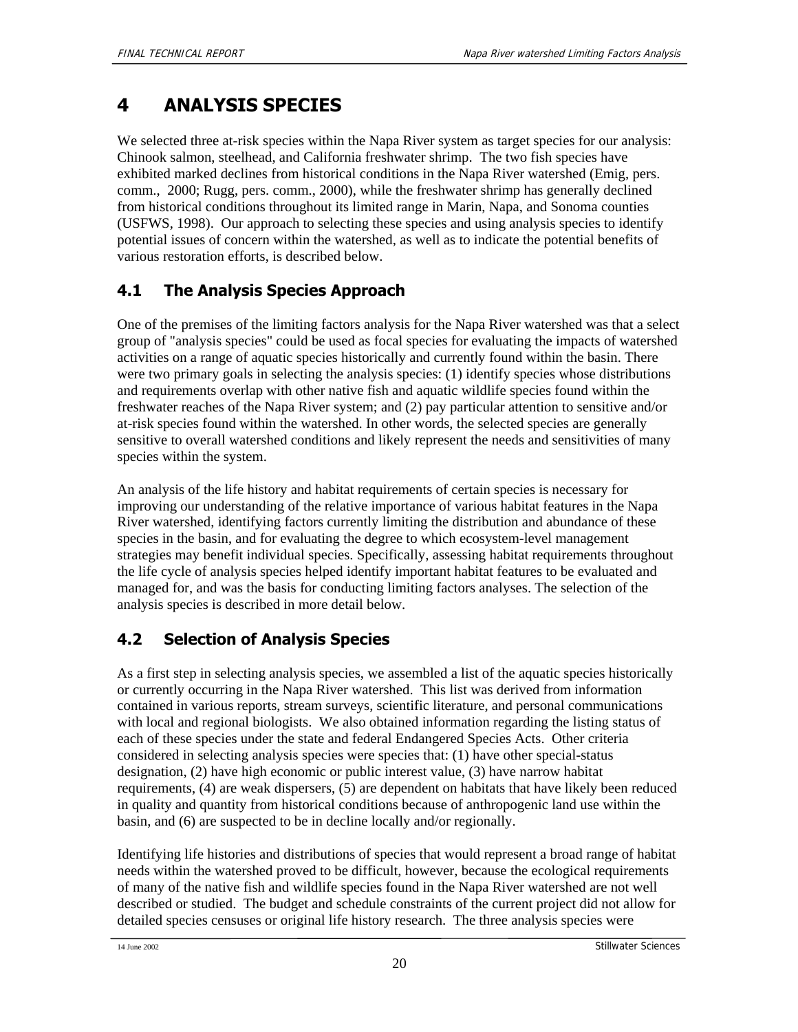# 4 ANALYSIS SPECIES

We selected three at-risk species within the Napa River system as target species for our analysis: Chinook salmon, steelhead, and California freshwater shrimp. The two fish species have exhibited marked declines from historical conditions in the Napa River watershed (Emig, pers. comm., 2000; Rugg, pers. comm., 2000), while the freshwater shrimp has generally declined from historical conditions throughout its limited range in Marin, Napa, and Sonoma counties (USFWS, 1998). Our approach to selecting these species and using analysis species to identify potential issues of concern within the watershed, as well as to indicate the potential benefits of various restoration efforts, is described below.

## 4.1 The Analysis Species Approach

One of the premises of the limiting factors analysis for the Napa River watershed was that a select group of "analysis species" could be used as focal species for evaluating the impacts of watershed activities on a range of aquatic species historically and currently found within the basin. There were two primary goals in selecting the analysis species: (1) identify species whose distributions and requirements overlap with other native fish and aquatic wildlife species found within the freshwater reaches of the Napa River system; and (2) pay particular attention to sensitive and/or at-risk species found within the watershed. In other words, the selected species are generally sensitive to overall watershed conditions and likely represent the needs and sensitivities of many species within the system.

An analysis of the life history and habitat requirements of certain species is necessary for improving our understanding of the relative importance of various habitat features in the Napa River watershed, identifying factors currently limiting the distribution and abundance of these species in the basin, and for evaluating the degree to which ecosystem-level management strategies may benefit individual species. Specifically, assessing habitat requirements throughout the life cycle of analysis species helped identify important habitat features to be evaluated and managed for, and was the basis for conducting limiting factors analyses. The selection of the analysis species is described in more detail below.

## 4.2 Selection of Analysis Species

As a first step in selecting analysis species, we assembled a list of the aquatic species historically or currently occurring in the Napa River watershed. This list was derived from information contained in various reports, stream surveys, scientific literature, and personal communications with local and regional biologists. We also obtained information regarding the listing status of each of these species under the state and federal Endangered Species Acts. Other criteria considered in selecting analysis species were species that: (1) have other special-status designation, (2) have high economic or public interest value, (3) have narrow habitat requirements, (4) are weak dispersers, (5) are dependent on habitats that have likely been reduced in quality and quantity from historical conditions because of anthropogenic land use within the basin, and (6) are suspected to be in decline locally and/or regionally.

Identifying life histories and distributions of species that would represent a broad range of habitat needs within the watershed proved to be difficult, however, because the ecological requirements of many of the native fish and wildlife species found in the Napa River watershed are not well described or studied. The budget and schedule constraints of the current project did not allow for detailed species censuses or original life history research. The three analysis species were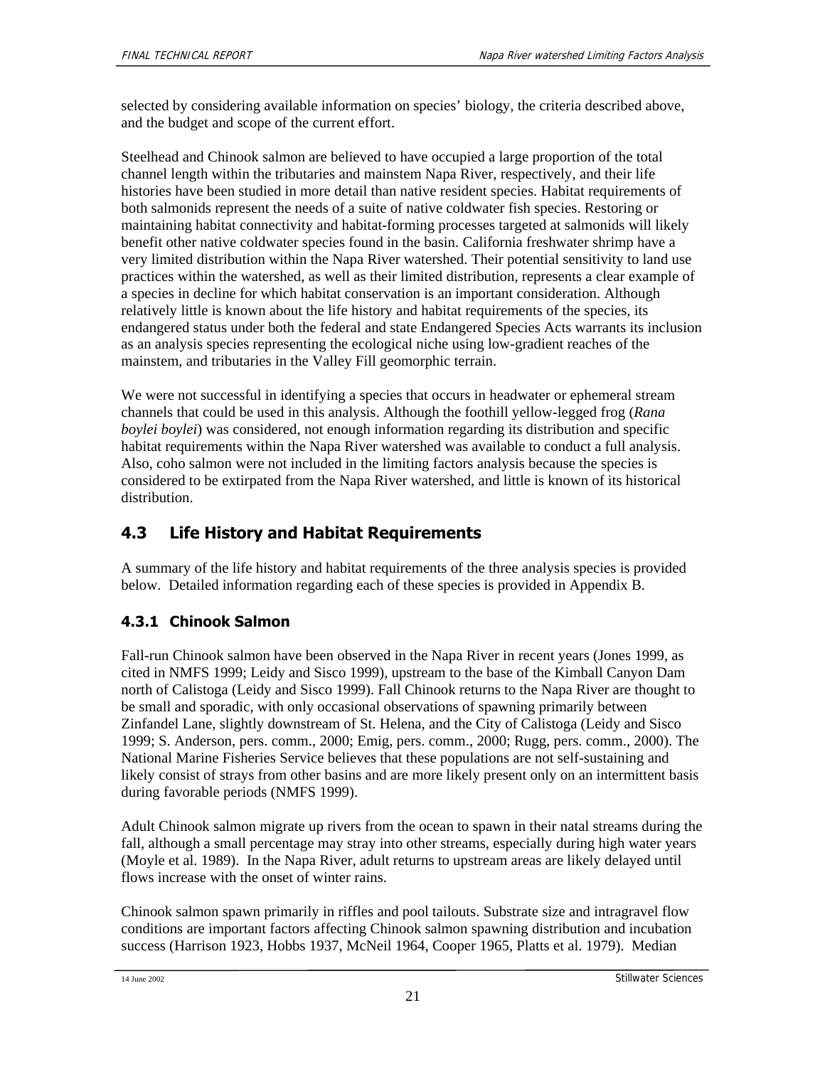selected by considering available information on species' biology, the criteria described above, and the budget and scope of the current effort.

Steelhead and Chinook salmon are believed to have occupied a large proportion of the total channel length within the tributaries and mainstem Napa River, respectively, and their life histories have been studied in more detail than native resident species. Habitat requirements of both salmonids represent the needs of a suite of native coldwater fish species. Restoring or maintaining habitat connectivity and habitat-forming processes targeted at salmonids will likely benefit other native coldwater species found in the basin. California freshwater shrimp have a very limited distribution within the Napa River watershed. Their potential sensitivity to land use practices within the watershed, as well as their limited distribution, represents a clear example of a species in decline for which habitat conservation is an important consideration. Although relatively little is known about the life history and habitat requirements of the species, its endangered status under both the federal and state Endangered Species Acts warrants its inclusion as an analysis species representing the ecological niche using low-gradient reaches of the mainstem, and tributaries in the Valley Fill geomorphic terrain.

We were not successful in identifying a species that occurs in headwater or ephemeral stream channels that could be used in this analysis. Although the foothill yellow-legged frog (*Rana boylei boylei*) was considered, not enough information regarding its distribution and specific habitat requirements within the Napa River watershed was available to conduct a full analysis. Also, coho salmon were not included in the limiting factors analysis because the species is considered to be extirpated from the Napa River watershed, and little is known of its historical distribution.

## 4.3 Life History and Habitat Requirements

A summary of the life history and habitat requirements of the three analysis species is provided below. Detailed information regarding each of these species is provided in Appendix B.

### 4.3.1 Chinook Salmon

Fall-run Chinook salmon have been observed in the Napa River in recent years (Jones 1999, as cited in NMFS 1999; Leidy and Sisco 1999), upstream to the base of the Kimball Canyon Dam north of Calistoga (Leidy and Sisco 1999). Fall Chinook returns to the Napa River are thought to be small and sporadic, with only occasional observations of spawning primarily between Zinfandel Lane, slightly downstream of St. Helena, and the City of Calistoga (Leidy and Sisco 1999; S. Anderson, pers. comm., 2000; Emig, pers. comm., 2000; Rugg, pers. comm., 2000). The National Marine Fisheries Service believes that these populations are not self-sustaining and likely consist of strays from other basins and are more likely present only on an intermittent basis during favorable periods (NMFS 1999).

Adult Chinook salmon migrate up rivers from the ocean to spawn in their natal streams during the fall, although a small percentage may stray into other streams, especially during high water years (Moyle et al. 1989). In the Napa River, adult returns to upstream areas are likely delayed until flows increase with the onset of winter rains.

Chinook salmon spawn primarily in riffles and pool tailouts. Substrate size and intragravel flow conditions are important factors affecting Chinook salmon spawning distribution and incubation success (Harrison 1923, Hobbs 1937, McNeil 1964, Cooper 1965, Platts et al. 1979). Median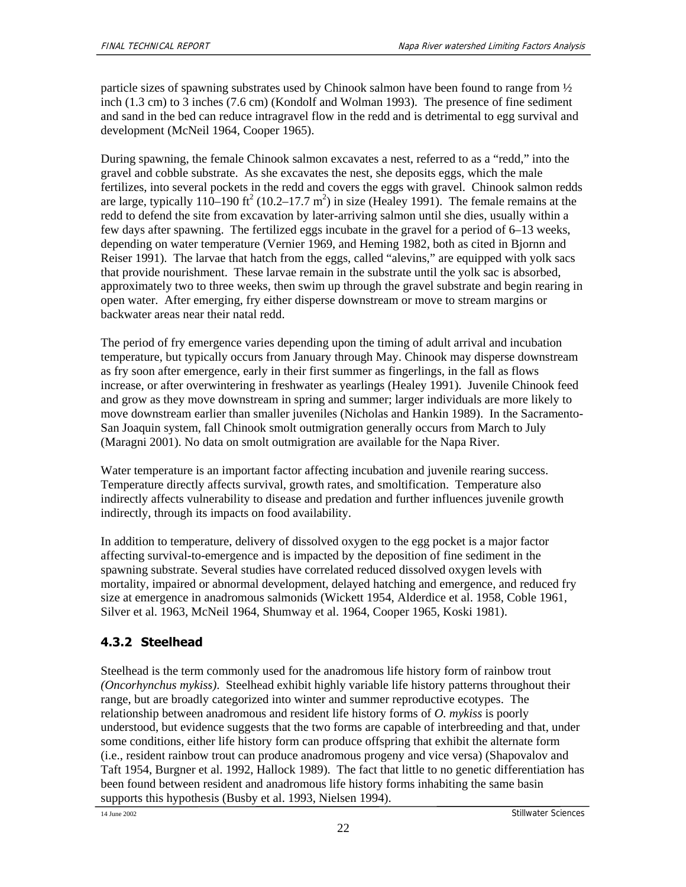particle sizes of spawning substrates used by Chinook salmon have been found to range from ½ inch (1.3 cm) to 3 inches (7.6 cm) (Kondolf and Wolman 1993). The presence of fine sediment and sand in the bed can reduce intragravel flow in the redd and is detrimental to egg survival and development (McNeil 1964, Cooper 1965).

During spawning, the female Chinook salmon excavates a nest, referred to as a "redd," into the gravel and cobble substrate. As she excavates the nest, she deposits eggs, which the male fertilizes, into several pockets in the redd and covers the eggs with gravel. Chinook salmon redds are large, typically 110–190 $ft^2$ (10.2–17.7 $m^2$) in size (Healey 1991). The female remains at the redd to defend the site from excavation by later-arriving salmon until she dies, usually within a few days after spawning. The fertilized eggs incubate in the gravel for a period of 6–13 weeks, depending on water temperature (Vernier 1969, and Heming 1982, both as cited in Bjornn and Reiser 1991). The larvae that hatch from the eggs, called "alevins," are equipped with yolk sacs that provide nourishment. These larvae remain in the substrate until the yolk sac is absorbed, approximately two to three weeks, then swim up through the gravel substrate and begin rearing in open water. After emerging, fry either disperse downstream or move to stream margins or backwater areas near their natal redd.

The period of fry emergence varies depending upon the timing of adult arrival and incubation temperature, but typically occurs from January through May. Chinook may disperse downstream as fry soon after emergence, early in their first summer as fingerlings, in the fall as flows increase, or after overwintering in freshwater as yearlings (Healey 1991). Juvenile Chinook feed and grow as they move downstream in spring and summer; larger individuals are more likely to move downstream earlier than smaller juveniles (Nicholas and Hankin 1989). In the Sacramento-San Joaquin system, fall Chinook smolt outmigration generally occurs from March to July (Maragni 2001). No data on smolt outmigration are available for the Napa River.

Water temperature is an important factor affecting incubation and juvenile rearing success. Temperature directly affects survival, growth rates, and smoltification. Temperature also indirectly affects vulnerability to disease and predation and further influences juvenile growth indirectly, through its impacts on food availability.

In addition to temperature, delivery of dissolved oxygen to the egg pocket is a major factor affecting survival-to-emergence and is impacted by the deposition of fine sediment in the spawning substrate. Several studies have correlated reduced dissolved oxygen levels with mortality, impaired or abnormal development, delayed hatching and emergence, and reduced fry size at emergence in anadromous salmonids (Wickett 1954, Alderdice et al. 1958, Coble 1961, Silver et al. 1963, McNeil 1964, Shumway et al. 1964, Cooper 1965, Koski 1981).

### 4.3.2 Steelhead

Steelhead is the term commonly used for the anadromous life history form of rainbow trout *(Oncorhynchus mykiss)*. Steelhead exhibit highly variable life history patterns throughout their range, but are broadly categorized into winter and summer reproductive ecotypes. The relationship between anadromous and resident life history forms of *O. mykiss* is poorly understood, but evidence suggests that the two forms are capable of interbreeding and that, under some conditions, either life history form can produce offspring that exhibit the alternate form (i.e., resident rainbow trout can produce anadromous progeny and vice versa) (Shapovalov and Taft 1954, Burgner et al. 1992, Hallock 1989). The fact that little to no genetic differentiation has been found between resident and anadromous life history forms inhabiting the same basin supports this hypothesis (Busby et al. 1993, Nielsen 1994).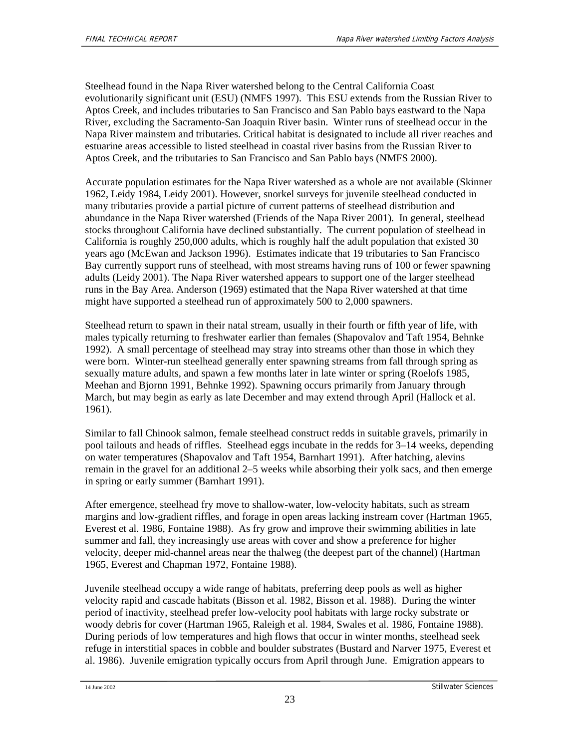Steelhead found in the Napa River watershed belong to the Central California Coast evolutionarily significant unit (ESU) (NMFS 1997). This ESU extends from the Russian River to Aptos Creek, and includes tributaries to San Francisco and San Pablo bays eastward to the Napa River, excluding the Sacramento-San Joaquin River basin. Winter runs of steelhead occur in the Napa River mainstem and tributaries. Critical habitat is designated to include all river reaches and estuarine areas accessible to listed steelhead in coastal river basins from the Russian River to Aptos Creek, and the tributaries to San Francisco and San Pablo bays (NMFS 2000).

Accurate population estimates for the Napa River watershed as a whole are not available (Skinner 1962, Leidy 1984, Leidy 2001). However, snorkel surveys for juvenile steelhead conducted in many tributaries provide a partial picture of current patterns of steelhead distribution and abundance in the Napa River watershed (Friends of the Napa River 2001). In general, steelhead stocks throughout California have declined substantially. The current population of steelhead in California is roughly 250,000 adults, which is roughly half the adult population that existed 30 years ago (McEwan and Jackson 1996). Estimates indicate that 19 tributaries to San Francisco Bay currently support runs of steelhead, with most streams having runs of 100 or fewer spawning adults (Leidy 2001). The Napa River watershed appears to support one of the larger steelhead runs in the Bay Area. Anderson (1969) estimated that the Napa River watershed at that time might have supported a steelhead run of approximately 500 to 2,000 spawners.

Steelhead return to spawn in their natal stream, usually in their fourth or fifth year of life, with males typically returning to freshwater earlier than females (Shapovalov and Taft 1954, Behnke 1992). A small percentage of steelhead may stray into streams other than those in which they were born. Winter-run steelhead generally enter spawning streams from fall through spring as sexually mature adults, and spawn a few months later in late winter or spring (Roelofs 1985, Meehan and Bjornn 1991, Behnke 1992). Spawning occurs primarily from January through March, but may begin as early as late December and may extend through April (Hallock et al. 1961).

Similar to fall Chinook salmon, female steelhead construct redds in suitable gravels, primarily in pool tailouts and heads of riffles. Steelhead eggs incubate in the redds for 3–14 weeks, depending on water temperatures (Shapovalov and Taft 1954, Barnhart 1991). After hatching, alevins remain in the gravel for an additional 2–5 weeks while absorbing their yolk sacs, and then emerge in spring or early summer (Barnhart 1991).

After emergence, steelhead fry move to shallow-water, low-velocity habitats, such as stream margins and low-gradient riffles, and forage in open areas lacking instream cover (Hartman 1965, Everest et al. 1986, Fontaine 1988). As fry grow and improve their swimming abilities in late summer and fall, they increasingly use areas with cover and show a preference for higher velocity, deeper mid-channel areas near the thalweg (the deepest part of the channel) (Hartman 1965, Everest and Chapman 1972, Fontaine 1988).

Juvenile steelhead occupy a wide range of habitats, preferring deep pools as well as higher velocity rapid and cascade habitats (Bisson et al. 1982, Bisson et al. 1988). During the winter period of inactivity, steelhead prefer low-velocity pool habitats with large rocky substrate or woody debris for cover (Hartman 1965, Raleigh et al. 1984, Swales et al. 1986, Fontaine 1988). During periods of low temperatures and high flows that occur in winter months, steelhead seek refuge in interstitial spaces in cobble and boulder substrates (Bustard and Narver 1975, Everest et al. 1986). Juvenile emigration typically occurs from April through June. Emigration appears to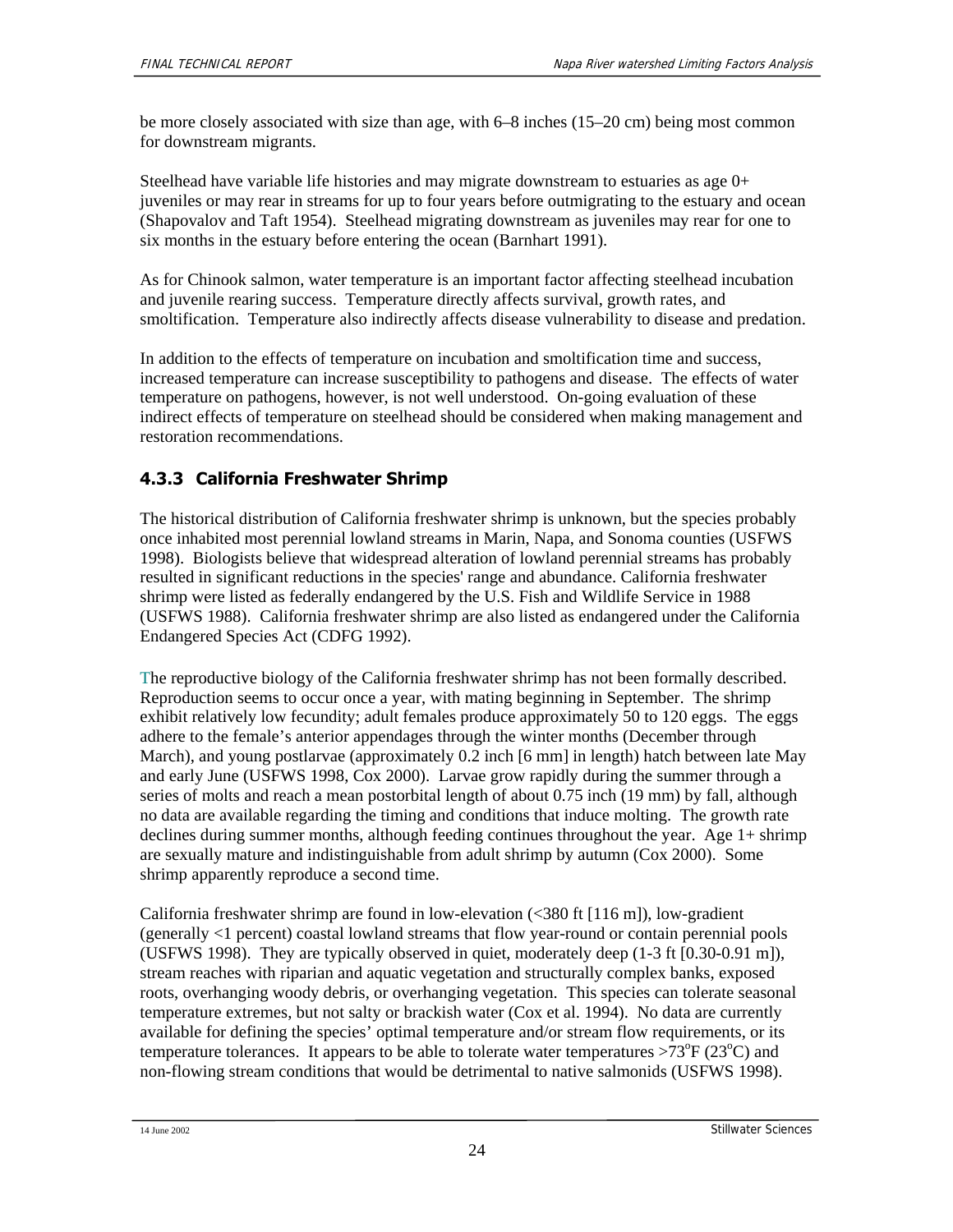be more closely associated with size than age, with 6–8 inches (15–20 cm) being most common for downstream migrants.

Steelhead have variable life histories and may migrate downstream to estuaries as age 0+ juveniles or may rear in streams for up to four years before outmigrating to the estuary and ocean (Shapovalov and Taft 1954). Steelhead migrating downstream as juveniles may rear for one to six months in the estuary before entering the ocean (Barnhart 1991).

As for Chinook salmon, water temperature is an important factor affecting steelhead incubation and juvenile rearing success. Temperature directly affects survival, growth rates, and smoltification. Temperature also indirectly affects disease vulnerability to disease and predation.

In addition to the effects of temperature on incubation and smoltification time and success, increased temperature can increase susceptibility to pathogens and disease. The effects of water temperature on pathogens, however, is not well understood. On-going evaluation of these indirect effects of temperature on steelhead should be considered when making management and restoration recommendations.

### 4.3.3 California Freshwater Shrimp

The historical distribution of California freshwater shrimp is unknown, but the species probably once inhabited most perennial lowland streams in Marin, Napa, and Sonoma counties (USFWS 1998). Biologists believe that widespread alteration of lowland perennial streams has probably resulted in significant reductions in the species' range and abundance. California freshwater shrimp were listed as federally endangered by the U.S. Fish and Wildlife Service in 1988 (USFWS 1988). California freshwater shrimp are also listed as endangered under the California Endangered Species Act (CDFG 1992).

The reproductive biology of the California freshwater shrimp has not been formally described. Reproduction seems to occur once a year, with mating beginning in September. The shrimp exhibit relatively low fecundity; adult females produce approximately 50 to 120 eggs. The eggs adhere to the female's anterior appendages through the winter months (December through March), and young postlarvae (approximately 0.2 inch [6 mm] in length) hatch between late May and early June (USFWS 1998, Cox 2000). Larvae grow rapidly during the summer through a series of molts and reach a mean postorbital length of about 0.75 inch (19 mm) by fall, although no data are available regarding the timing and conditions that induce molting. The growth rate declines during summer months, although feeding continues throughout the year. Age 1+ shrimp are sexually mature and indistinguishable from adult shrimp by autumn (Cox 2000). Some shrimp apparently reproduce a second time.

California freshwater shrimp are found in low-elevation (<380 ft [116 m]), low-gradient (generally <1 percent) coastal lowland streams that flow year-round or contain perennial pools (USFWS 1998). They are typically observed in quiet, moderately deep (1-3 ft [0.30-0.91 m]), stream reaches with riparian and aquatic vegetation and structurally complex banks, exposed roots, overhanging woody debris, or overhanging vegetation. This species can tolerate seasonal temperature extremes, but not salty or brackish water (Cox et al. 1994). No data are currently available for defining the species' optimal temperature and/or stream flow requirements, or its temperature tolerances. It appears to be able to tolerate water temperatures >73°F (23°C) and non-flowing stream conditions that would be detrimental to native salmonids (USFWS 1998).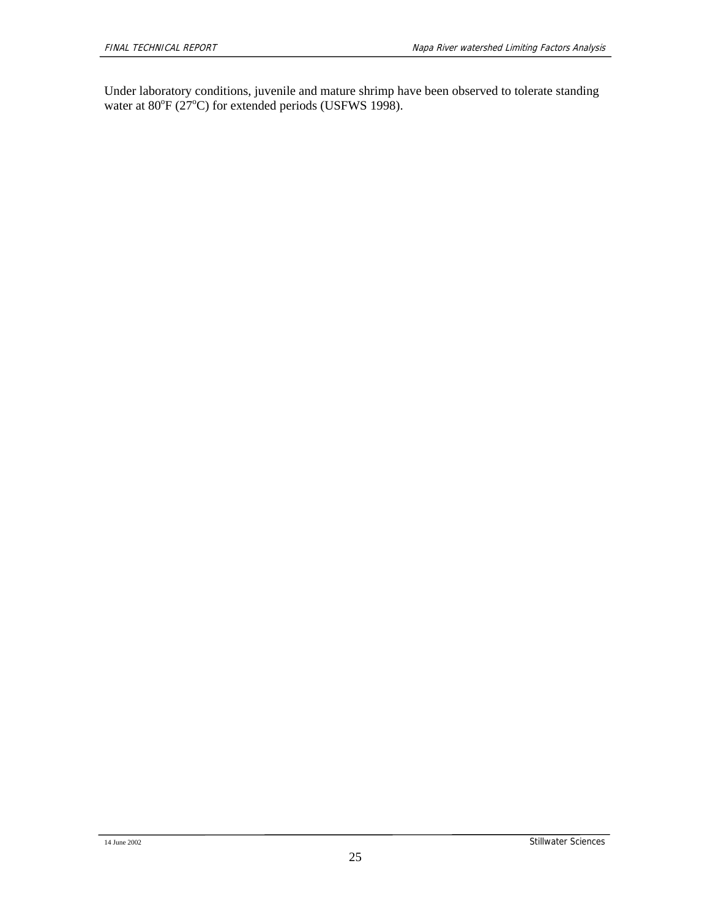Under laboratory conditions, juvenile and mature shrimp have been observed to tolerate standing water at 80°F (27°C) for extended periods (USFWS 1998).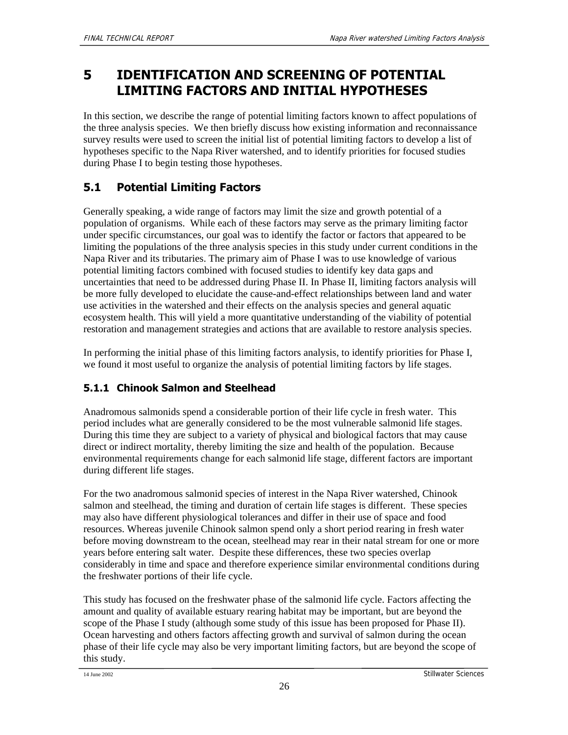# 5 IDENTIFICATION AND SCREENING OF POTENTIAL LIMITING FACTORS AND INITIAL HYPOTHESES

In this section, we describe the range of potential limiting factors known to affect populations of the three analysis species. We then briefly discuss how existing information and reconnaissance survey results were used to screen the initial list of potential limiting factors to develop a list of hypotheses specific to the Napa River watershed, and to identify priorities for focused studies during Phase I to begin testing those hypotheses.

## 5.1 Potential Limiting Factors

Generally speaking, a wide range of factors may limit the size and growth potential of a population of organisms. While each of these factors may serve as the primary limiting factor under specific circumstances, our goal was to identify the factor or factors that appeared to be limiting the populations of the three analysis species in this study under current conditions in the Napa River and its tributaries. The primary aim of Phase I was to use knowledge of various potential limiting factors combined with focused studies to identify key data gaps and uncertainties that need to be addressed during Phase II. In Phase II, limiting factors analysis will be more fully developed to elucidate the cause-and-effect relationships between land and water use activities in the watershed and their effects on the analysis species and general aquatic ecosystem health. This will yield a more quantitative understanding of the viability of potential restoration and management strategies and actions that are available to restore analysis species.

In performing the initial phase of this limiting factors analysis, to identify priorities for Phase I, we found it most useful to organize the analysis of potential limiting factors by life stages.

### 5.1.1 Chinook Salmon and Steelhead

Anadromous salmonids spend a considerable portion of their life cycle in fresh water. This period includes what are generally considered to be the most vulnerable salmonid life stages. During this time they are subject to a variety of physical and biological factors that may cause direct or indirect mortality, thereby limiting the size and health of the population. Because environmental requirements change for each salmonid life stage, different factors are important during different life stages.

For the two anadromous salmonid species of interest in the Napa River watershed, Chinook salmon and steelhead, the timing and duration of certain life stages is different. These species may also have different physiological tolerances and differ in their use of space and food resources. Whereas juvenile Chinook salmon spend only a short period rearing in fresh water before moving downstream to the ocean, steelhead may rear in their natal stream for one or more years before entering salt water. Despite these differences, these two species overlap considerably in time and space and therefore experience similar environmental conditions during the freshwater portions of their life cycle.

This study has focused on the freshwater phase of the salmonid life cycle. Factors affecting the amount and quality of available estuary rearing habitat may be important, but are beyond the scope of the Phase I study (although some study of this issue has been proposed for Phase II). Ocean harvesting and others factors affecting growth and survival of salmon during the ocean phase of their life cycle may also be very important limiting factors, but are beyond the scope of this study.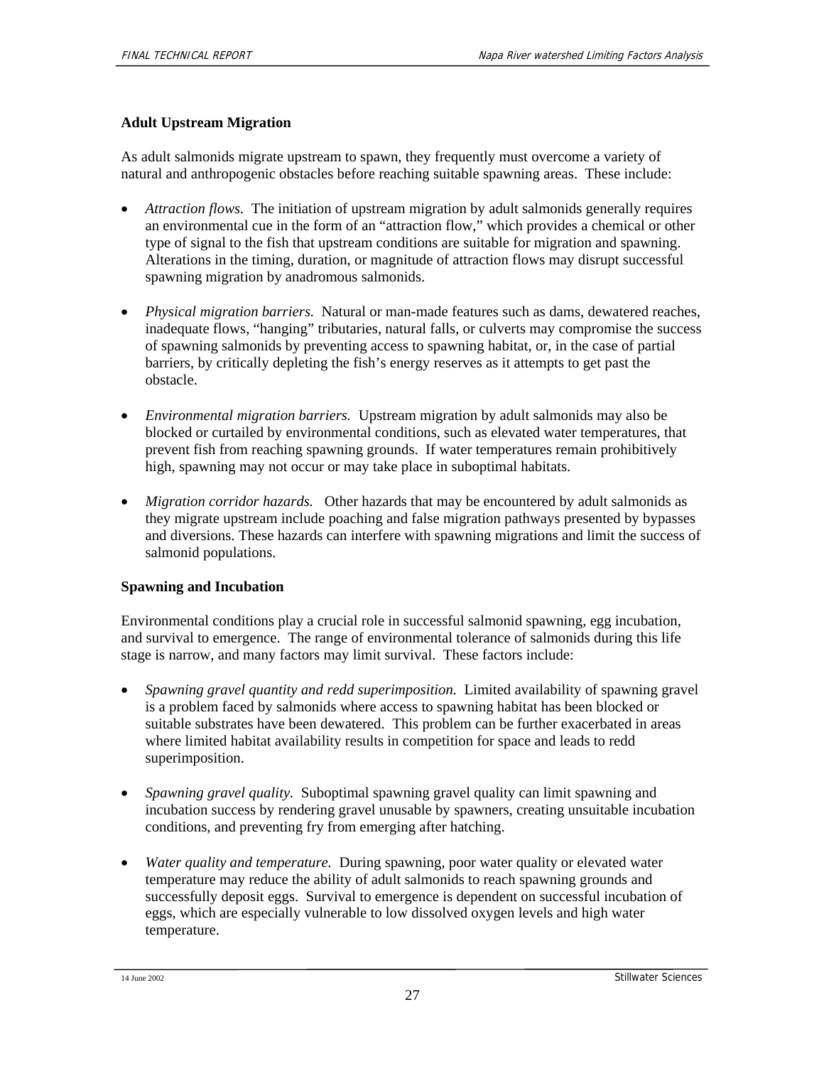### Adult Upstream Migration

As adult salmonids migrate upstream to spawn, they frequently must overcome a variety of natural and anthropogenic obstacles before reaching suitable spawning areas. These include:

- *Attraction flows.* The initiation of upstream migration by adult salmonids generally requires an environmental cue in the form of an "attraction flow," which provides a chemical or other type of signal to the fish that upstream conditions are suitable for migration and spawning. Alterations in the timing, duration, or magnitude of attraction flows may disrupt successful spawning migration by anadromous salmonids.

- *Physical migration barriers.* Natural or man-made features such as dams, dewatered reaches, inadequate flows, "hanging" tributaries, natural falls, or culverts may compromise the success of spawning salmonids by preventing access to spawning habitat, or, in the case of partial barriers, by critically depleting the fish's energy reserves as it attempts to get past the obstacle.

- *Environmental migration barriers.* Upstream migration by adult salmonids may also be blocked or curtailed by environmental conditions, such as elevated water temperatures, that prevent fish from reaching spawning grounds. If water temperatures remain prohibitively high, spawning may not occur or may take place in suboptimal habitats.

- *Migration corridor hazards.* Other hazards that may be encountered by adult salmonids as they migrate upstream include poaching and false migration pathways presented by bypasses and diversions. These hazards can interfere with spawning migrations and limit the success of salmonid populations.

### Spawning and Incubation

Environmental conditions play a crucial role in successful salmonid spawning, egg incubation, and survival to emergence. The range of environmental tolerance of salmonids during this life stage is narrow, and many factors may limit survival. These factors include:

- *Spawning gravel quantity and redd superimposition.* Limited availability of spawning gravel is a problem faced by salmonids where access to spawning habitat has been blocked or suitable substrates have been dewatered. This problem can be further exacerbated in areas where limited habitat availability results in competition for space and leads to redd superimposition.

- *Spawning gravel quality.* Suboptimal spawning gravel quality can limit spawning and incubation success by rendering gravel unusable by spawners, creating unsuitable incubation conditions, and preventing fry from emerging after hatching.

- *Water quality and temperature.* During spawning, poor water quality or elevated water temperature may reduce the ability of adult salmonids to reach spawning grounds and successfully deposit eggs. Survival to emergence is dependent on successful incubation of eggs, which are especially vulnerable to low dissolved oxygen levels and high water temperature.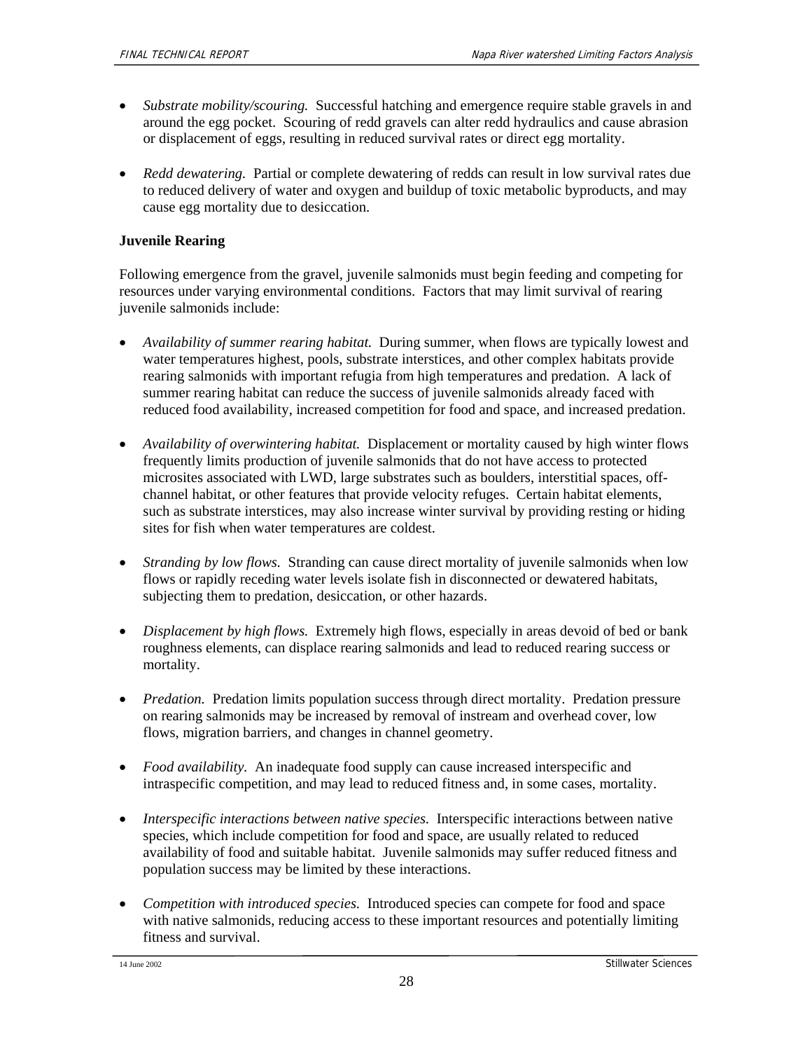- *Substrate mobility/scouring.* Successful hatching and emergence require stable gravels in and around the egg pocket. Scouring of redd gravels can alter redd hydraulics and cause abrasion or displacement of eggs, resulting in reduced survival rates or direct egg mortality.

- *Redd dewatering.* Partial or complete dewatering of redds can result in low survival rates due to reduced delivery of water and oxygen and buildup of toxic metabolic byproducts, and may cause egg mortality due to desiccation.

**Juvenile Rearing**

Following emergence from the gravel, juvenile salmonids must begin feeding and competing for resources under varying environmental conditions. Factors that may limit survival of rearing juvenile salmonids include:

- *Availability of summer rearing habitat.* During summer, when flows are typically lowest and water temperatures highest, pools, substrate interstices, and other complex habitats provide rearing salmonids with important refugia from high temperatures and predation. A lack of summer rearing habitat can reduce the success of juvenile salmonids already faced with reduced food availability, increased competition for food and space, and increased predation.

- *Availability of overwintering habitat.* Displacement or mortality caused by high winter flows frequently limits production of juvenile salmonids that do not have access to protected microsites associated with LWD, large substrates such as boulders, interstitial spaces, off-channel habitat, or other features that provide velocity refuges. Certain habitat elements, such as substrate interstices, may also increase winter survival by providing resting or hiding sites for fish when water temperatures are coldest.

- *Stranding by low flows.* Stranding can cause direct mortality of juvenile salmonids when low flows or rapidly receding water levels isolate fish in disconnected or dewatered habitats, subjecting them to predation, desiccation, or other hazards.

- *Displacement by high flows.* Extremely high flows, especially in areas devoid of bed or bank roughness elements, can displace rearing salmonids and lead to reduced rearing success or mortality.

- *Predation.* Predation limits population success through direct mortality. Predation pressure on rearing salmonids may be increased by removal of instream and overhead cover, low flows, migration barriers, and changes in channel geometry.

- *Food availability.* An inadequate food supply can cause increased interspecific and intraspecific competition, and may lead to reduced fitness and, in some cases, mortality.

- *Interspecific interactions between native species.* Interspecific interactions between native species, which include competition for food and space, are usually related to reduced availability of food and suitable habitat. Juvenile salmonids may suffer reduced fitness and population success may be limited by these interactions.

- *Competition with introduced species.* Introduced species can compete for food and space with native salmonids, reducing access to these important resources and potentially limiting fitness and survival.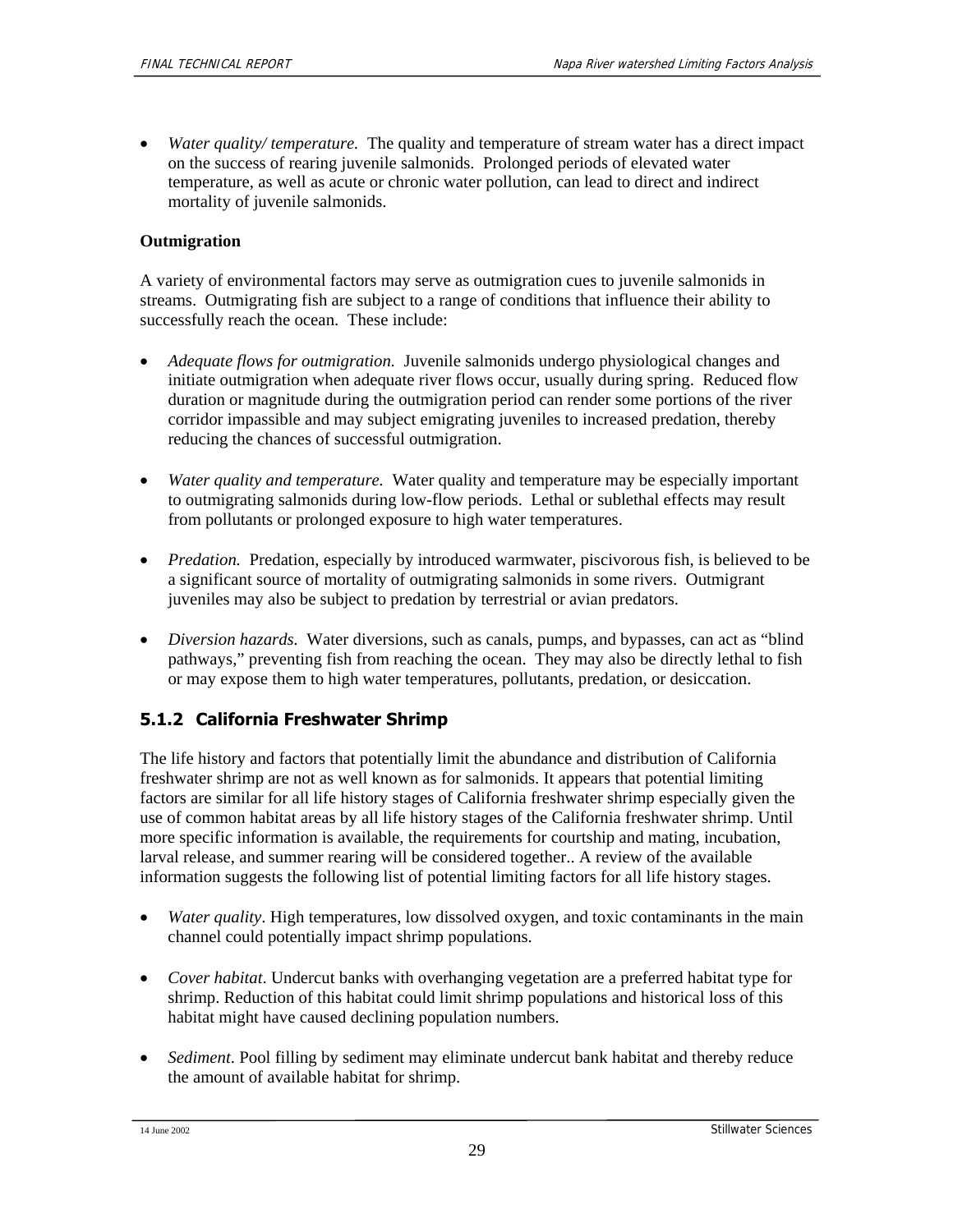- *Water quality/ temperature.* The quality and temperature of stream water has a direct impact on the success of rearing juvenile salmonids. Prolonged periods of elevated water temperature, as well as acute or chronic water pollution, can lead to direct and indirect mortality of juvenile salmonids.

**Outmigration**

A variety of environmental factors may serve as outmigration cues to juvenile salmonids in streams. Outmigrating fish are subject to a range of conditions that influence their ability to successfully reach the ocean. These include:

- *Adequate flows for outmigration.* Juvenile salmonids undergo physiological changes and initiate outmigration when adequate river flows occur, usually during spring. Reduced flow duration or magnitude during the outmigration period can render some portions of the river corridor impassible and may subject emigrating juveniles to increased predation, thereby reducing the chances of successful outmigration.

- *Water quality and temperature.* Water quality and temperature may be especially important to outmigrating salmonids during low-flow periods. Lethal or sublethal effects may result from pollutants or prolonged exposure to high water temperatures.

- *Predation.* Predation, especially by introduced warmwater, piscivorous fish, is believed to be a significant source of mortality of outmigrating salmonids in some rivers. Outmigrant juveniles may also be subject to predation by terrestrial or avian predators.

- *Diversion hazards.* Water diversions, such as canals, pumps, and bypasses, can act as "blind pathways," preventing fish from reaching the ocean. They may also be directly lethal to fish or may expose them to high water temperatures, pollutants, predation, or desiccation.

### 5.1.2 California Freshwater Shrimp

The life history and factors that potentially limit the abundance and distribution of California freshwater shrimp are not as well known as for salmonids. It appears that potential limiting factors are similar for all life history stages of California freshwater shrimp especially given the use of common habitat areas by all life history stages of the California freshwater shrimp. Until more specific information is available, the requirements for courtship and mating, incubation, larval release, and summer rearing will be considered together.. A review of the available information suggests the following list of potential limiting factors for all life history stages.

- *Water quality*. High temperatures, low dissolved oxygen, and toxic contaminants in the main channel could potentially impact shrimp populations.

- *Cover habitat*. Undercut banks with overhanging vegetation are a preferred habitat type for shrimp. Reduction of this habitat could limit shrimp populations and historical loss of this habitat might have caused declining population numbers.

- *Sediment*. Pool filling by sediment may eliminate undercut bank habitat and thereby reduce the amount of available habitat for shrimp.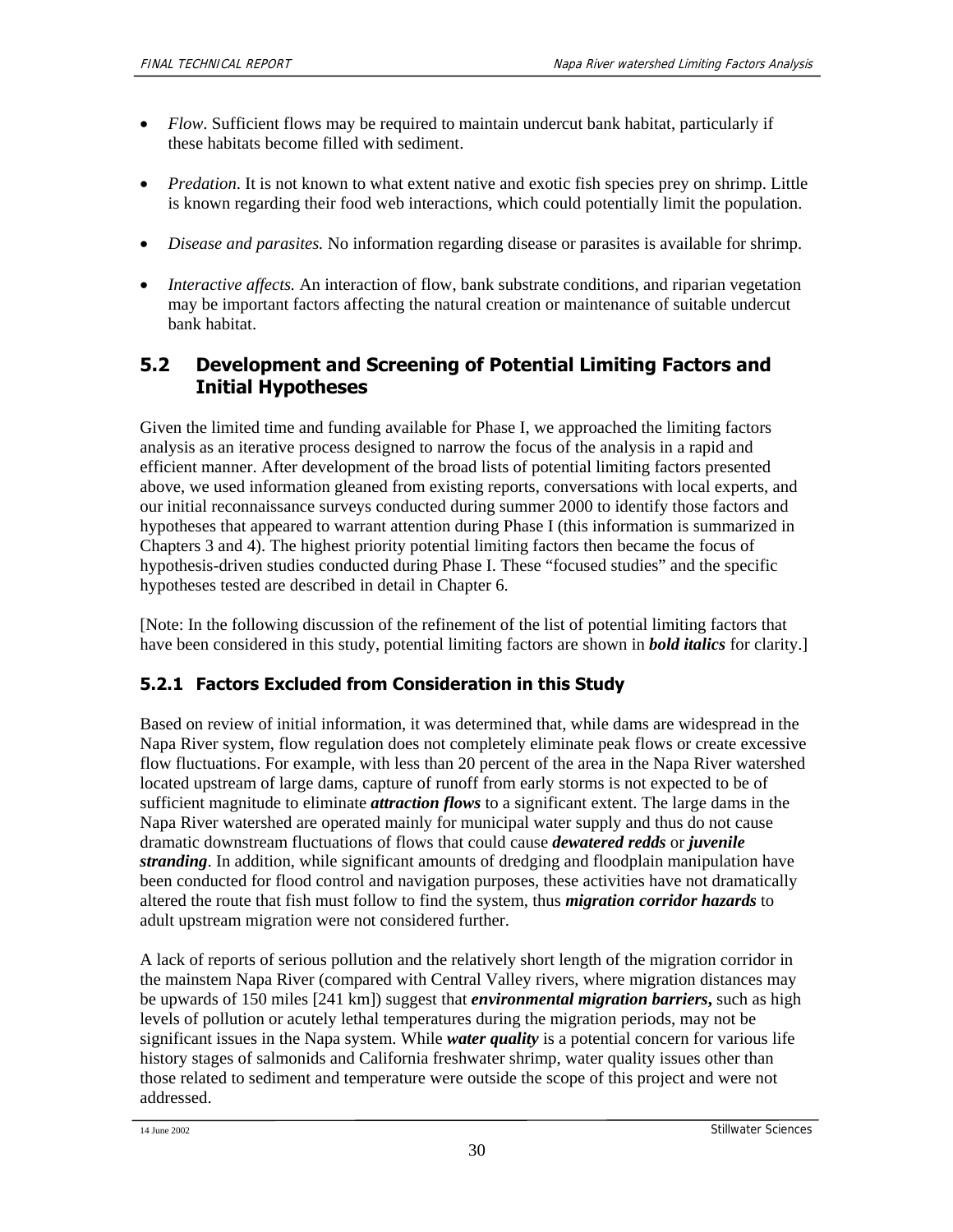- *Flow*. Sufficient flows may be required to maintain undercut bank habitat, particularly if these habitats become filled with sediment.
- *Predation*. It is not known to what extent native and exotic fish species prey on shrimp. Little is known regarding their food web interactions, which could potentially limit the population.
- *Disease and parasites.* No information regarding disease or parasites is available for shrimp.
- *Interactive affects.* An interaction of flow, bank substrate conditions, and riparian vegetation may be important factors affecting the natural creation or maintenance of suitable undercut bank habitat.

## 5.2 Development and Screening of Potential Limiting Factors and Initial Hypotheses

Given the limited time and funding available for Phase I, we approached the limiting factors analysis as an iterative process designed to narrow the focus of the analysis in a rapid and efficient manner. After development of the broad lists of potential limiting factors presented above, we used information gleaned from existing reports, conversations with local experts, and our initial reconnaissance surveys conducted during summer 2000 to identify those factors and hypotheses that appeared to warrant attention during Phase I (this information is summarized in Chapters 3 and 4). The highest priority potential limiting factors then became the focus of hypothesis-driven studies conducted during Phase I. These "focused studies" and the specific hypotheses tested are described in detail in Chapter 6.

[Note: In the following discussion of the refinement of the list of potential limiting factors that have been considered in this study, potential limiting factors are shown in ***bold italics*** for clarity.]

### 5.2.1 Factors Excluded from Consideration in this Study

Based on review of initial information, it was determined that, while dams are widespread in the Napa River system, flow regulation does not completely eliminate peak flows or create excessive flow fluctuations. For example, with less than 20 percent of the area in the Napa River watershed located upstream of large dams, capture of runoff from early storms is not expected to be of sufficient magnitude to eliminate ***attraction flows*** to a significant extent. The large dams in the Napa River watershed are operated mainly for municipal water supply and thus do not cause dramatic downstream fluctuations of flows that could cause ***dewatered redds*** or ***juvenile stranding***. In addition, while significant amounts of dredging and floodplain manipulation have been conducted for flood control and navigation purposes, these activities have not dramatically altered the route that fish must follow to find the system, thus ***migration corridor hazards*** to adult upstream migration were not considered further.

A lack of reports of serious pollution and the relatively short length of the migration corridor in the mainstem Napa River (compared with Central Valley rivers, where migration distances may be upwards of 150 miles [241 km]) suggest that ***environmental migration barriers*****,** such as high levels of pollution or acutely lethal temperatures during the migration periods, may not be significant issues in the Napa system. While ***water quality*** is a potential concern for various life history stages of salmonids and California freshwater shrimp, water quality issues other than those related to sediment and temperature were outside the scope of this project and were not addressed.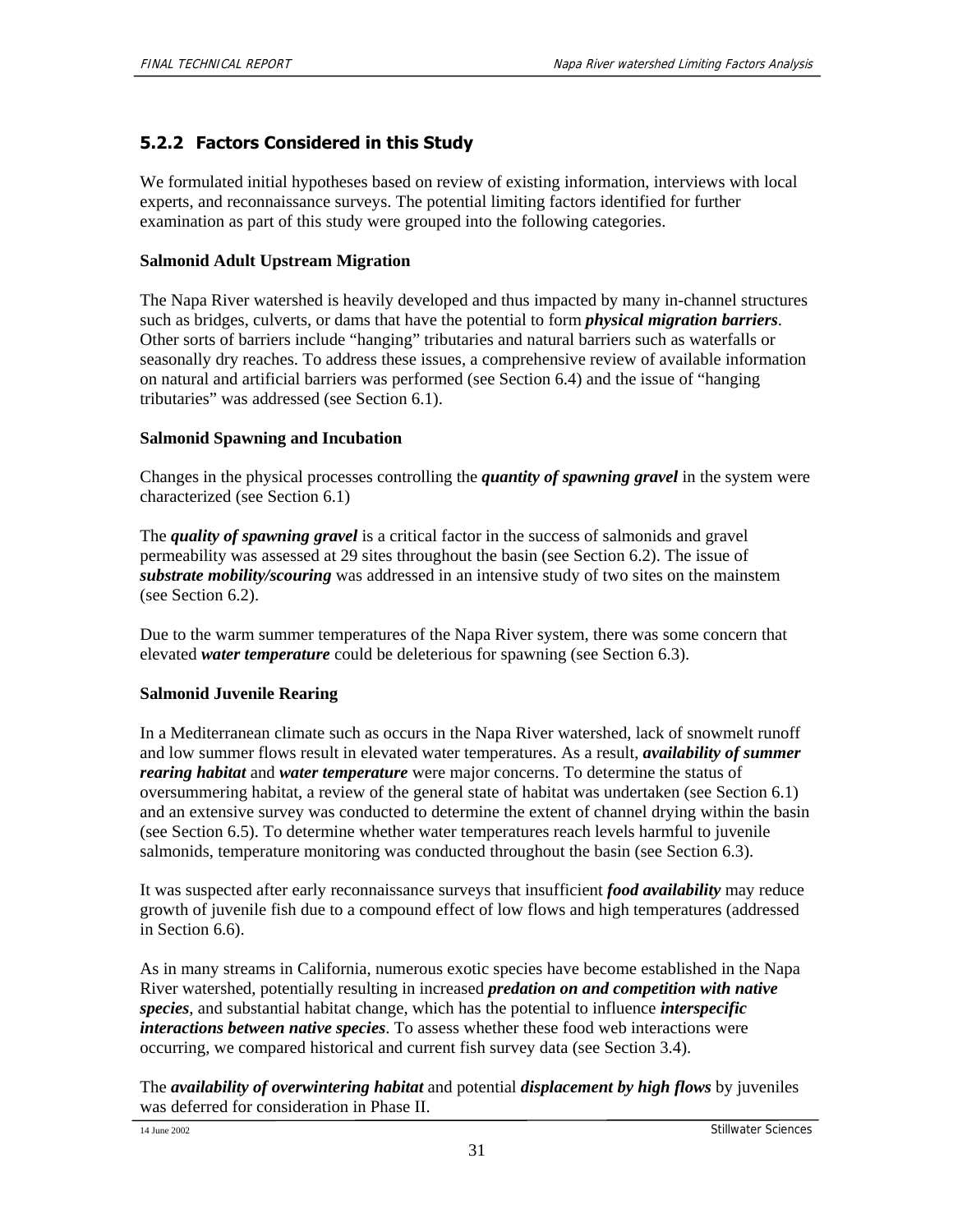### 5.2.2 Factors Considered in this Study

We formulated initial hypotheses based on review of existing information, interviews with local experts, and reconnaissance surveys. The potential limiting factors identified for further examination as part of this study were grouped into the following categories.

**Salmonid Adult Upstream Migration**

The Napa River watershed is heavily developed and thus impacted by many in-channel structures such as bridges, culverts, or dams that have the potential to form ***physical migration barriers***. Other sorts of barriers include "hanging" tributaries and natural barriers such as waterfalls or seasonally dry reaches. To address these issues, a comprehensive review of available information on natural and artificial barriers was performed (see Section 6.4) and the issue of "hanging tributaries" was addressed (see Section 6.1).

**Salmonid Spawning and Incubation**

Changes in the physical processes controlling the ***quantity of spawning gravel*** in the system were characterized (see Section 6.1)

The ***quality of spawning gravel*** is a critical factor in the success of salmonids and gravel permeability was assessed at 29 sites throughout the basin (see Section 6.2). The issue of ***substrate mobility/scouring*** was addressed in an intensive study of two sites on the mainstem (see Section 6.2).

Due to the warm summer temperatures of the Napa River system, there was some concern that elevated ***water temperature*** could be deleterious for spawning (see Section 6.3).

**Salmonid Juvenile Rearing**

In a Mediterranean climate such as occurs in the Napa River watershed, lack of snowmelt runoff and low summer flows result in elevated water temperatures. As a result, ***availability of summer rearing habitat*** and ***water temperature*** were major concerns. To determine the status of oversummering habitat, a review of the general state of habitat was undertaken (see Section 6.1) and an extensive survey was conducted to determine the extent of channel drying within the basin (see Section 6.5). To determine whether water temperatures reach levels harmful to juvenile salmonids, temperature monitoring was conducted throughout the basin (see Section 6.3).

It was suspected after early reconnaissance surveys that insufficient ***food availability*** may reduce growth of juvenile fish due to a compound effect of low flows and high temperatures (addressed in Section 6.6).

As in many streams in California, numerous exotic species have become established in the Napa River watershed, potentially resulting in increased ***predation on and competition with native species***, and substantial habitat change, which has the potential to influence ***interspecific interactions between native species***. To assess whether these food web interactions were occurring, we compared historical and current fish survey data (see Section 3.4).

The ***availability of overwintering habitat*** and potential ***displacement by high flows*** by juveniles was deferred for consideration in Phase II.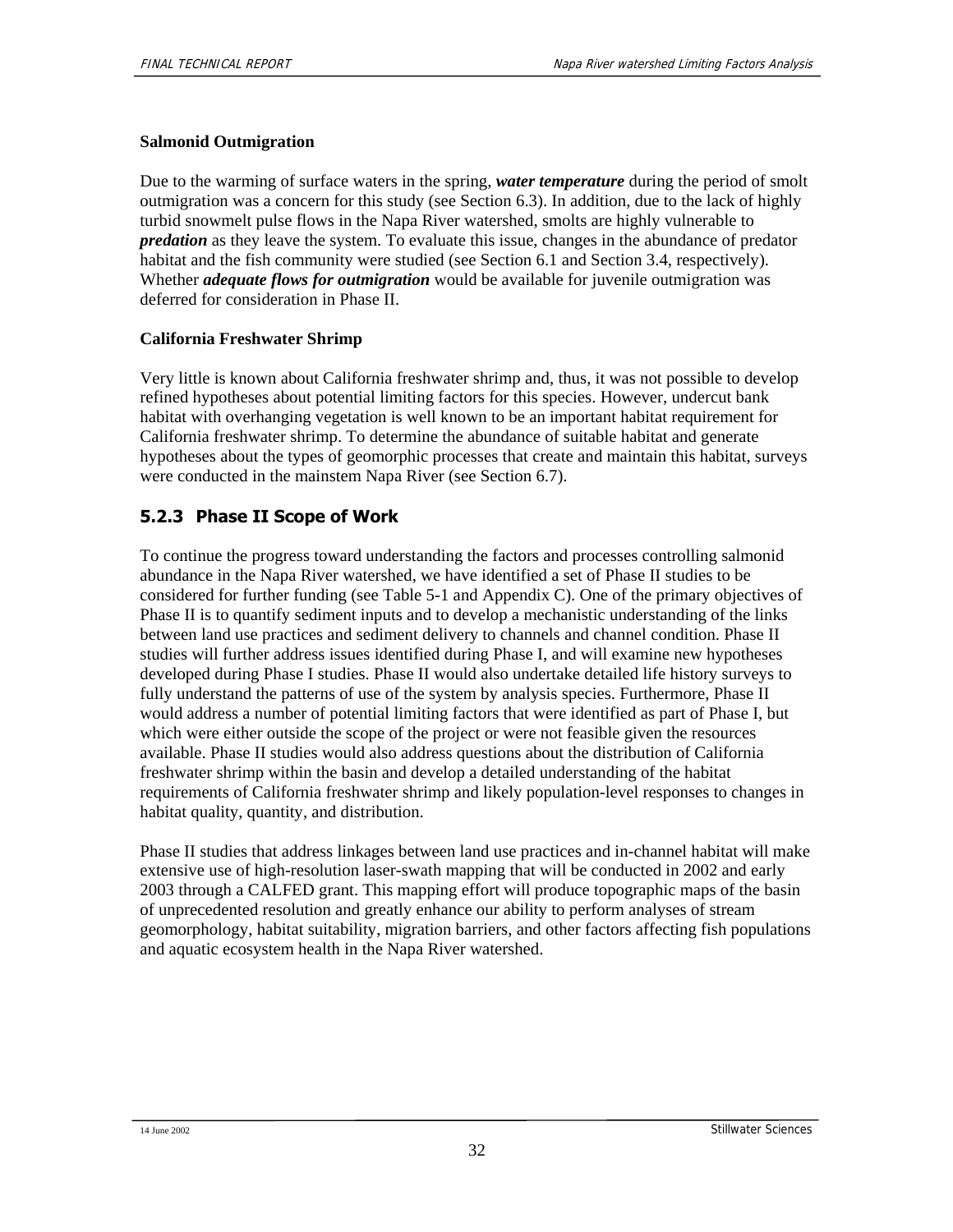**Salmonid Outmigration**

Due to the warming of surface waters in the spring, ***water temperature*** during the period of smolt outmigration was a concern for this study (see Section 6.3). In addition, due to the lack of highly turbid snowmelt pulse flows in the Napa River watershed, smolts are highly vulnerable to ***predation*** as they leave the system. To evaluate this issue, changes in the abundance of predator habitat and the fish community were studied (see Section 6.1 and Section 3.4, respectively). Whether ***adequate flows for outmigration*** would be available for juvenile outmigration was deferred for consideration in Phase II.

**California Freshwater Shrimp**

Very little is known about California freshwater shrimp and, thus, it was not possible to develop refined hypotheses about potential limiting factors for this species. However, undercut bank habitat with overhanging vegetation is well known to be an important habitat requirement for California freshwater shrimp. To determine the abundance of suitable habitat and generate hypotheses about the types of geomorphic processes that create and maintain this habitat, surveys were conducted in the mainstem Napa River (see Section 6.7).

### 5.2.3 Phase II Scope of Work

To continue the progress toward understanding the factors and processes controlling salmonid abundance in the Napa River watershed, we have identified a set of Phase II studies to be considered for further funding (see Table 5-1 and Appendix C). One of the primary objectives of Phase II is to quantify sediment inputs and to develop a mechanistic understanding of the links between land use practices and sediment delivery to channels and channel condition. Phase II studies will further address issues identified during Phase I, and will examine new hypotheses developed during Phase I studies. Phase II would also undertake detailed life history surveys to fully understand the patterns of use of the system by analysis species. Furthermore, Phase II would address a number of potential limiting factors that were identified as part of Phase I, but which were either outside the scope of the project or were not feasible given the resources available. Phase II studies would also address questions about the distribution of California freshwater shrimp within the basin and develop a detailed understanding of the habitat requirements of California freshwater shrimp and likely population-level responses to changes in habitat quality, quantity, and distribution.

Phase II studies that address linkages between land use practices and in-channel habitat will make extensive use of high-resolution laser-swath mapping that will be conducted in 2002 and early 2003 through a CALFED grant. This mapping effort will produce topographic maps of the basin of unprecedented resolution and greatly enhance our ability to perform analyses of stream geomorphology, habitat suitability, migration barriers, and other factors affecting fish populations and aquatic ecosystem health in the Napa River watershed.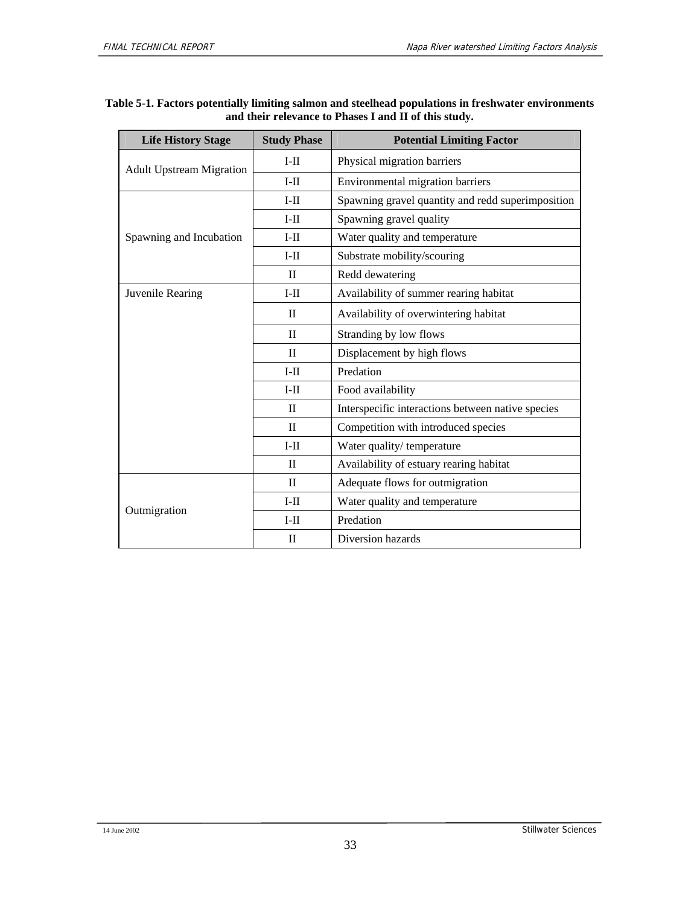**Table 5-1. Factors potentially limiting salmon and steelhead populations in freshwater environments and their relevance to Phases I and II of this study.**

| Life History Stage | Study Phase | Potential Limiting Factor |
|---|---|---|
| Adult Upstream Migration | I-II | Physical migration barriers |
| | I-II | Environmental migration barriers |
| Spawning and Incubation | I-II | Spawning gravel quantity and redd superimposition |
| | I-II | Spawning gravel quality |
| | I-II | Water quality and temperature |
| | I-II | Substrate mobility/scouring |
| | II | Redd dewatering |
| Juvenile Rearing | I-II | Availability of summer rearing habitat |
| | II | Availability of overwintering habitat |
| | II | Stranding by low flows |
| | II | Displacement by high flows |
| | I-II | Predation |
| | I-II | Food availability |
| | II | Interspecific interactions between native species |
| | II | Competition with introduced species |
| | I-II | Water quality/ temperature |
| | II | Availability of estuary rearing habitat |
| Outmigration | II | Adequate flows for outmigration |
| | I-II | Water quality and temperature |
| | I-II | Predation |
| | II | Diversion hazards |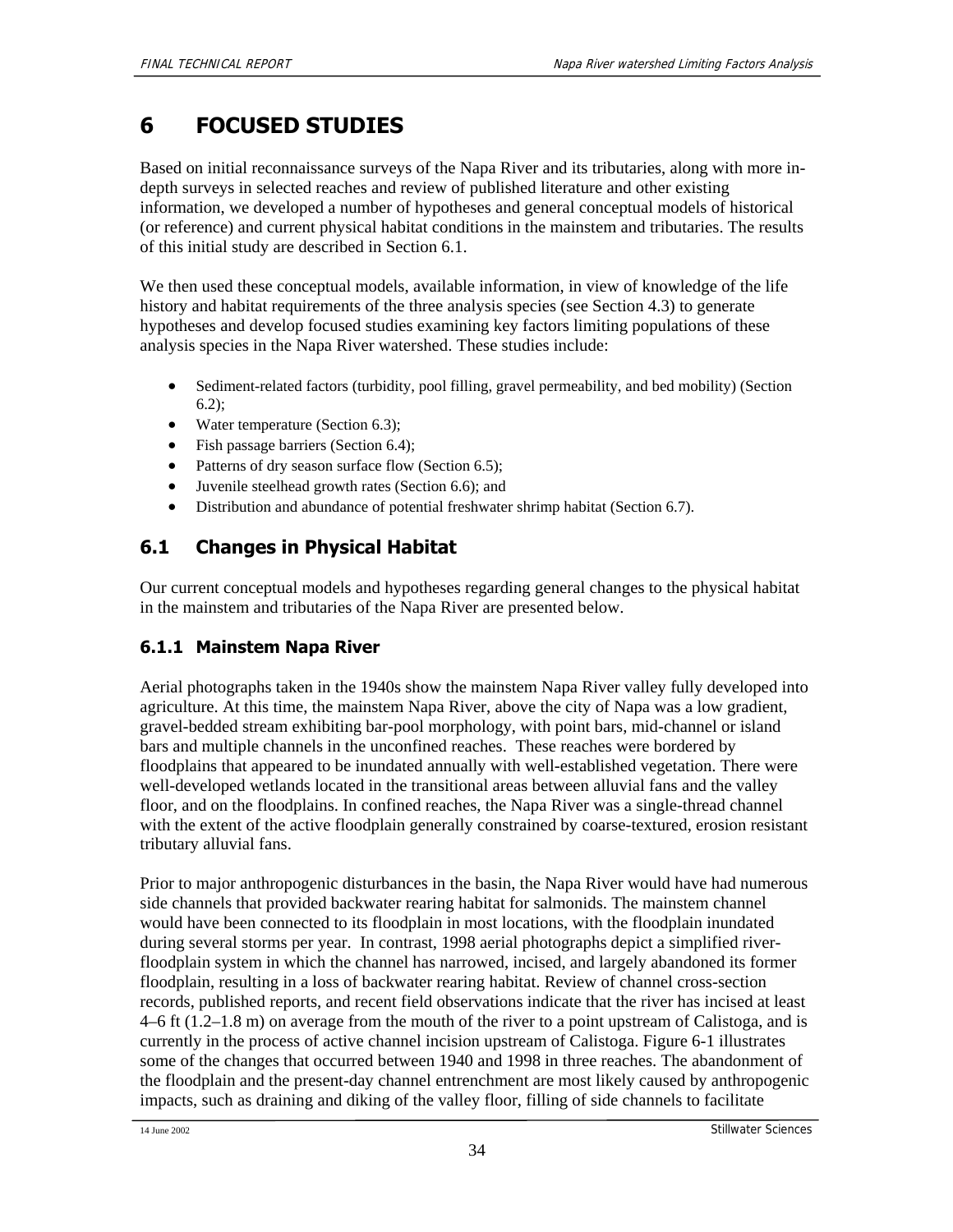# 6 FOCUSED STUDIES

Based on initial reconnaissance surveys of the Napa River and its tributaries, along with more in-depth surveys in selected reaches and review of published literature and other existing information, we developed a number of hypotheses and general conceptual models of historical (or reference) and current physical habitat conditions in the mainstem and tributaries. The results of this initial study are described in Section 6.1.

We then used these conceptual models, available information, in view of knowledge of the life history and habitat requirements of the three analysis species (see Section 4.3) to generate hypotheses and develop focused studies examining key factors limiting populations of these analysis species in the Napa River watershed. These studies include:

- Sediment-related factors (turbidity, pool filling, gravel permeability, and bed mobility) (Section 6.2);
- Water temperature (Section 6.3);
- Fish passage barriers (Section 6.4);
- Patterns of dry season surface flow (Section 6.5);
- Juvenile steelhead growth rates (Section 6.6); and
- Distribution and abundance of potential freshwater shrimp habitat (Section 6.7).

## 6.1 Changes in Physical Habitat

Our current conceptual models and hypotheses regarding general changes to the physical habitat in the mainstem and tributaries of the Napa River are presented below.

### 6.1.1 Mainstem Napa River

Aerial photographs taken in the 1940s show the mainstem Napa River valley fully developed into agriculture. At this time, the mainstem Napa River, above the city of Napa was a low gradient, gravel-bedded stream exhibiting bar-pool morphology, with point bars, mid-channel or island bars and multiple channels in the unconfined reaches. These reaches were bordered by floodplains that appeared to be inundated annually with well-established vegetation. There were well-developed wetlands located in the transitional areas between alluvial fans and the valley floor, and on the floodplains. In confined reaches, the Napa River was a single-thread channel with the extent of the active floodplain generally constrained by coarse-textured, erosion resistant tributary alluvial fans.

Prior to major anthropogenic disturbances in the basin, the Napa River would have had numerous side channels that provided backwater rearing habitat for salmonids. The mainstem channel would have been connected to its floodplain in most locations, with the floodplain inundated during several storms per year. In contrast, 1998 aerial photographs depict a simplified river-floodplain system in which the channel has narrowed, incised, and largely abandoned its former floodplain, resulting in a loss of backwater rearing habitat. Review of channel cross-section records, published reports, and recent field observations indicate that the river has incised at least 4–6 ft (1.2–1.8 m) on average from the mouth of the river to a point upstream of Calistoga, and is currently in the process of active channel incision upstream of Calistoga. Figure 6-1 illustrates some of the changes that occurred between 1940 and 1998 in three reaches. The abandonment of the floodplain and the present-day channel entrenchment are most likely caused by anthropogenic impacts, such as draining and diking of the valley floor, filling of side channels to facilitate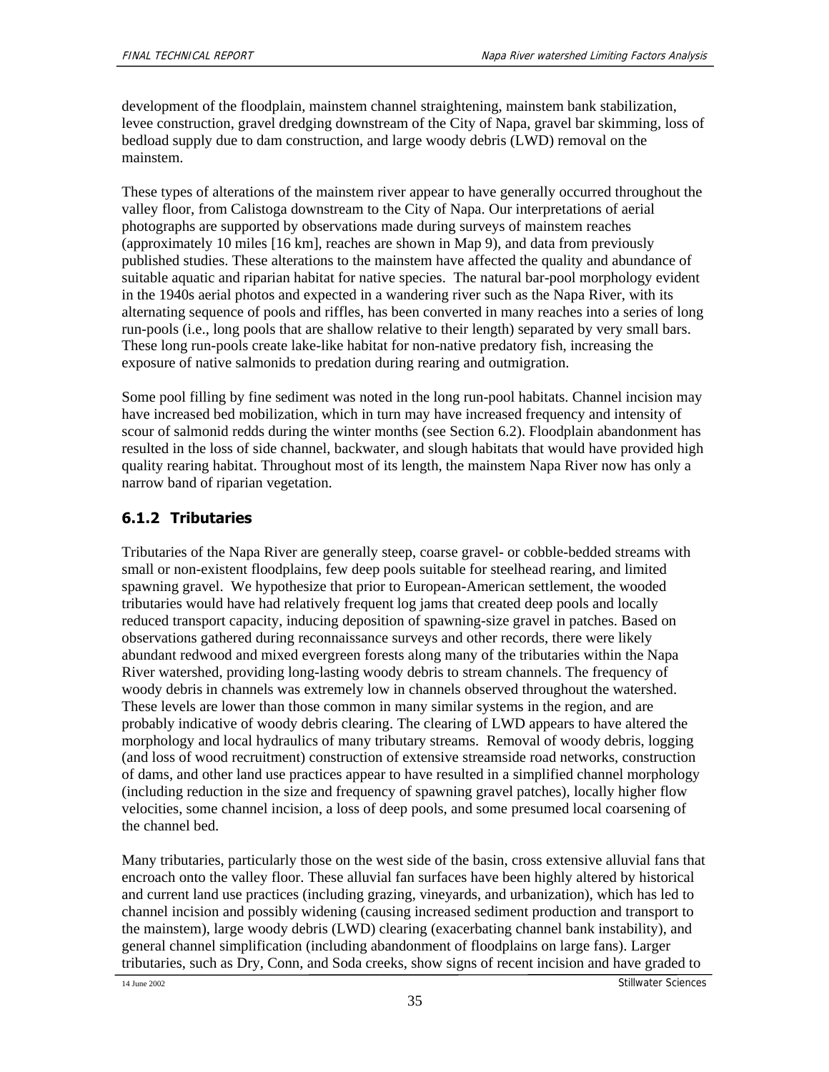development of the floodplain, mainstem channel straightening, mainstem bank stabilization, levee construction, gravel dredging downstream of the City of Napa, gravel bar skimming, loss of bedload supply due to dam construction, and large woody debris (LWD) removal on the mainstem.

These types of alterations of the mainstem river appear to have generally occurred throughout the valley floor, from Calistoga downstream to the City of Napa. Our interpretations of aerial photographs are supported by observations made during surveys of mainstem reaches (approximately 10 miles [16 km], reaches are shown in Map 9), and data from previously published studies. These alterations to the mainstem have affected the quality and abundance of suitable aquatic and riparian habitat for native species. The natural bar-pool morphology evident in the 1940s aerial photos and expected in a wandering river such as the Napa River, with its alternating sequence of pools and riffles, has been converted in many reaches into a series of long run-pools (i.e., long pools that are shallow relative to their length) separated by very small bars. These long run-pools create lake-like habitat for non-native predatory fish, increasing the exposure of native salmonids to predation during rearing and outmigration.

Some pool filling by fine sediment was noted in the long run-pool habitats. Channel incision may have increased bed mobilization, which in turn may have increased frequency and intensity of scour of salmonid redds during the winter months (see Section 6.2). Floodplain abandonment has resulted in the loss of side channel, backwater, and slough habitats that would have provided high quality rearing habitat. Throughout most of its length, the mainstem Napa River now has only a narrow band of riparian vegetation.

### 6.1.2 Tributaries

Tributaries of the Napa River are generally steep, coarse gravel- or cobble-bedded streams with small or non-existent floodplains, few deep pools suitable for steelhead rearing, and limited spawning gravel. We hypothesize that prior to European-American settlement, the wooded tributaries would have had relatively frequent log jams that created deep pools and locally reduced transport capacity, inducing deposition of spawning-size gravel in patches. Based on observations gathered during reconnaissance surveys and other records, there were likely abundant redwood and mixed evergreen forests along many of the tributaries within the Napa River watershed, providing long-lasting woody debris to stream channels. The frequency of woody debris in channels was extremely low in channels observed throughout the watershed. These levels are lower than those common in many similar systems in the region, and are probably indicative of woody debris clearing. The clearing of LWD appears to have altered the morphology and local hydraulics of many tributary streams. Removal of woody debris, logging (and loss of wood recruitment) construction of extensive streamside road networks, construction of dams, and other land use practices appear to have resulted in a simplified channel morphology (including reduction in the size and frequency of spawning gravel patches), locally higher flow velocities, some channel incision, a loss of deep pools, and some presumed local coarsening of the channel bed.

Many tributaries, particularly those on the west side of the basin, cross extensive alluvial fans that encroach onto the valley floor. These alluvial fan surfaces have been highly altered by historical and current land use practices (including grazing, vineyards, and urbanization), which has led to channel incision and possibly widening (causing increased sediment production and transport to the mainstem), large woody debris (LWD) clearing (exacerbating channel bank instability), and general channel simplification (including abandonment of floodplains on large fans). Larger tributaries, such as Dry, Conn, and Soda creeks, show signs of recent incision and have graded to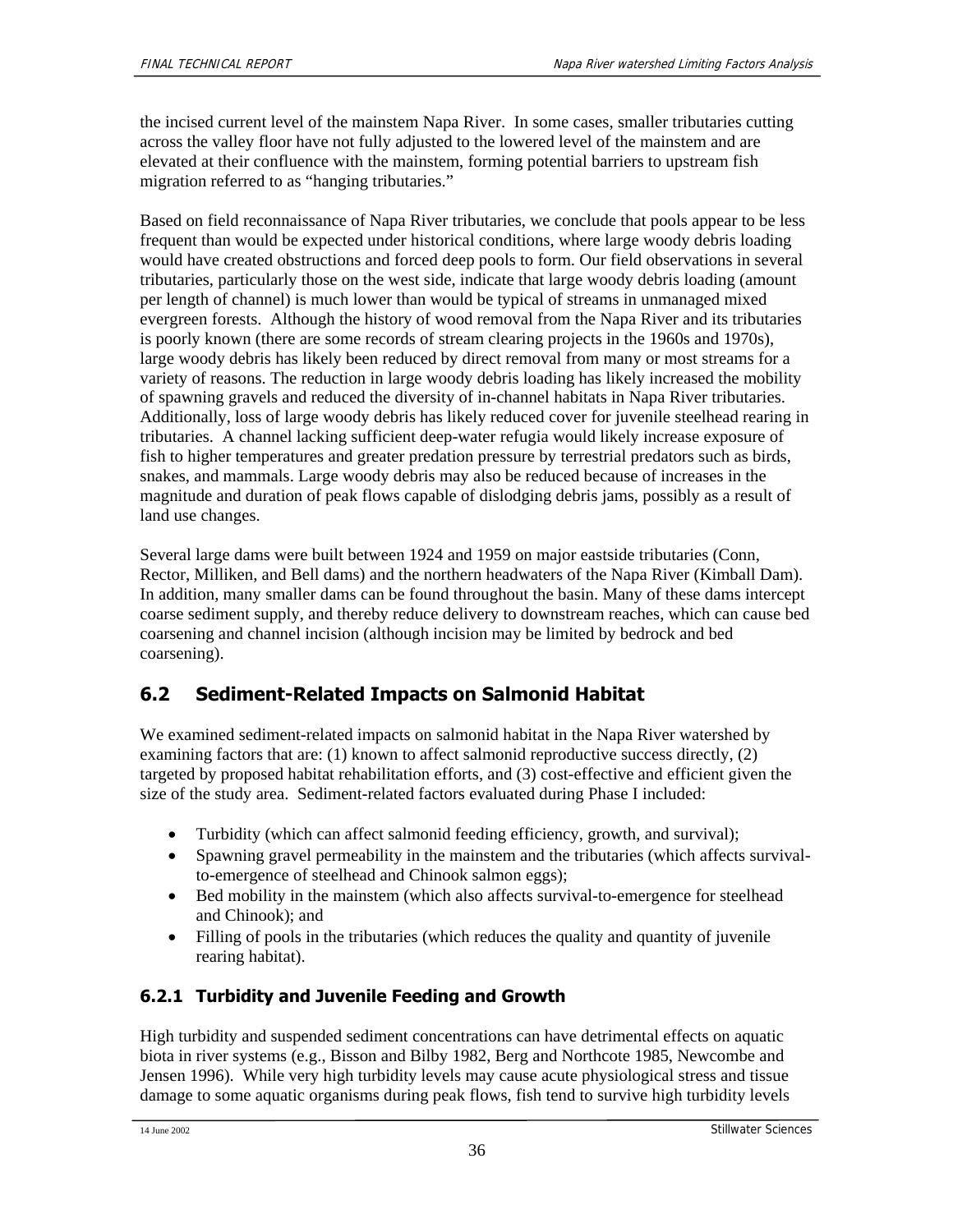the incised current level of the mainstem Napa River. In some cases, smaller tributaries cutting across the valley floor have not fully adjusted to the lowered level of the mainstem and are elevated at their confluence with the mainstem, forming potential barriers to upstream fish migration referred to as "hanging tributaries."

Based on field reconnaissance of Napa River tributaries, we conclude that pools appear to be less frequent than would be expected under historical conditions, where large woody debris loading would have created obstructions and forced deep pools to form. Our field observations in several tributaries, particularly those on the west side, indicate that large woody debris loading (amount per length of channel) is much lower than would be typical of streams in unmanaged mixed evergreen forests. Although the history of wood removal from the Napa River and its tributaries is poorly known (there are some records of stream clearing projects in the 1960s and 1970s), large woody debris has likely been reduced by direct removal from many or most streams for a variety of reasons. The reduction in large woody debris loading has likely increased the mobility of spawning gravels and reduced the diversity of in-channel habitats in Napa River tributaries. Additionally, loss of large woody debris has likely reduced cover for juvenile steelhead rearing in tributaries. A channel lacking sufficient deep-water refugia would likely increase exposure of fish to higher temperatures and greater predation pressure by terrestrial predators such as birds, snakes, and mammals. Large woody debris may also be reduced because of increases in the magnitude and duration of peak flows capable of dislodging debris jams, possibly as a result of land use changes.

Several large dams were built between 1924 and 1959 on major eastside tributaries (Conn, Rector, Milliken, and Bell dams) and the northern headwaters of the Napa River (Kimball Dam). In addition, many smaller dams can be found throughout the basin. Many of these dams intercept coarse sediment supply, and thereby reduce delivery to downstream reaches, which can cause bed coarsening and channel incision (although incision may be limited by bedrock and bed coarsening).

## 6.2 Sediment-Related Impacts on Salmonid Habitat

We examined sediment-related impacts on salmonid habitat in the Napa River watershed by examining factors that are: (1) known to affect salmonid reproductive success directly, (2) targeted by proposed habitat rehabilitation efforts, and (3) cost-effective and efficient given the size of the study area. Sediment-related factors evaluated during Phase I included:

- Turbidity (which can affect salmonid feeding efficiency, growth, and survival);
- Spawning gravel permeability in the mainstem and the tributaries (which affects survival-to-emergence of steelhead and Chinook salmon eggs);
- Bed mobility in the mainstem (which also affects survival-to-emergence for steelhead and Chinook); and
- Filling of pools in the tributaries (which reduces the quality and quantity of juvenile rearing habitat).

### 6.2.1 Turbidity and Juvenile Feeding and Growth

High turbidity and suspended sediment concentrations can have detrimental effects on aquatic biota in river systems (e.g., Bisson and Bilby 1982, Berg and Northcote 1985, Newcombe and Jensen 1996). While very high turbidity levels may cause acute physiological stress and tissue damage to some aquatic organisms during peak flows, fish tend to survive high turbidity levels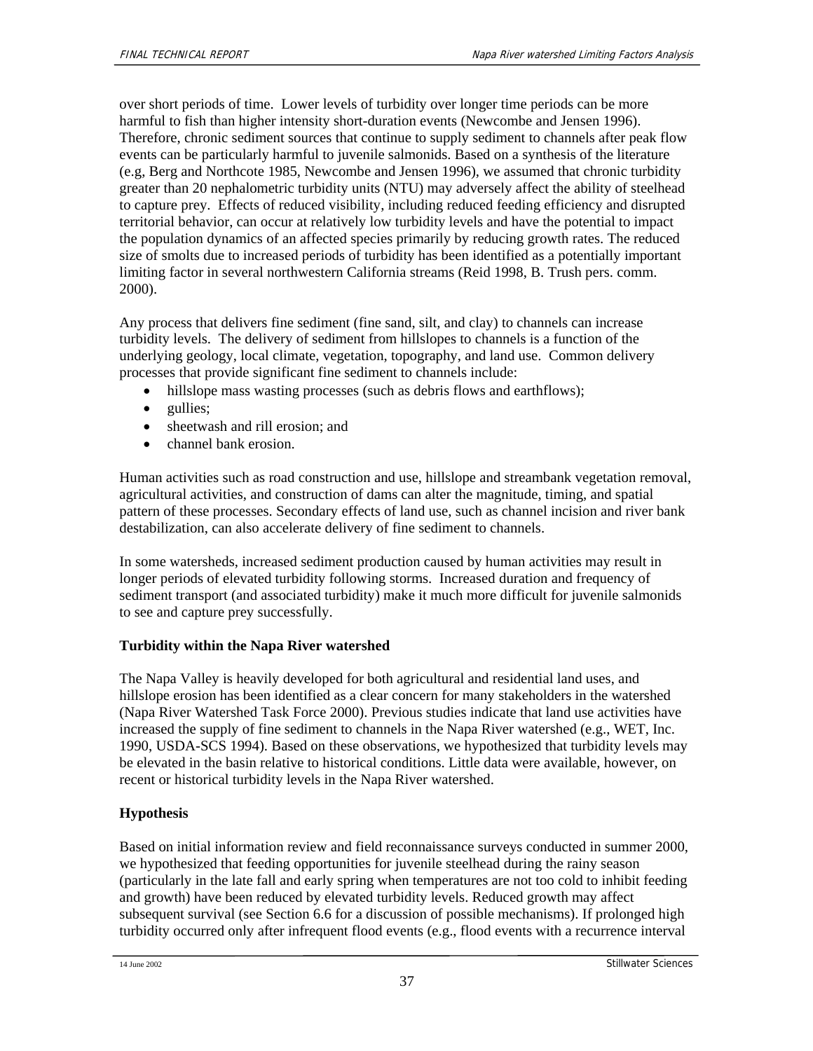over short periods of time. Lower levels of turbidity over longer time periods can be more harmful to fish than higher intensity short-duration events (Newcombe and Jensen 1996). Therefore, chronic sediment sources that continue to supply sediment to channels after peak flow events can be particularly harmful to juvenile salmonids. Based on a synthesis of the literature (e.g, Berg and Northcote 1985, Newcombe and Jensen 1996), we assumed that chronic turbidity greater than 20 nephalometric turbidity units (NTU) may adversely affect the ability of steelhead to capture prey. Effects of reduced visibility, including reduced feeding efficiency and disrupted territorial behavior, can occur at relatively low turbidity levels and have the potential to impact the population dynamics of an affected species primarily by reducing growth rates. The reduced size of smolts due to increased periods of turbidity has been identified as a potentially important limiting factor in several northwestern California streams (Reid 1998, B. Trush pers. comm. 2000).

Any process that delivers fine sediment (fine sand, silt, and clay) to channels can increase turbidity levels. The delivery of sediment from hillslopes to channels is a function of the underlying geology, local climate, vegetation, topography, and land use. Common delivery processes that provide significant fine sediment to channels include:

- hillslope mass wasting processes (such as debris flows and earthflows);
- gullies;
- sheetwash and rill erosion; and
- channel bank erosion.

Human activities such as road construction and use, hillslope and streambank vegetation removal, agricultural activities, and construction of dams can alter the magnitude, timing, and spatial pattern of these processes. Secondary effects of land use, such as channel incision and river bank destabilization, can also accelerate delivery of fine sediment to channels.

In some watersheds, increased sediment production caused by human activities may result in longer periods of elevated turbidity following storms. Increased duration and frequency of sediment transport (and associated turbidity) make it much more difficult for juvenile salmonids to see and capture prey successfully.

**Turbidity within the Napa River watershed**

The Napa Valley is heavily developed for both agricultural and residential land uses, and hillslope erosion has been identified as a clear concern for many stakeholders in the watershed (Napa River Watershed Task Force 2000). Previous studies indicate that land use activities have increased the supply of fine sediment to channels in the Napa River watershed (e.g., WET, Inc. 1990, USDA-SCS 1994). Based on these observations, we hypothesized that turbidity levels may be elevated in the basin relative to historical conditions. Little data were available, however, on recent or historical turbidity levels in the Napa River watershed.

**Hypothesis**

Based on initial information review and field reconnaissance surveys conducted in summer 2000, we hypothesized that feeding opportunities for juvenile steelhead during the rainy season (particularly in the late fall and early spring when temperatures are not too cold to inhibit feeding and growth) have been reduced by elevated turbidity levels. Reduced growth may affect subsequent survival (see Section 6.6 for a discussion of possible mechanisms). If prolonged high turbidity occurred only after infrequent flood events (e.g., flood events with a recurrence interval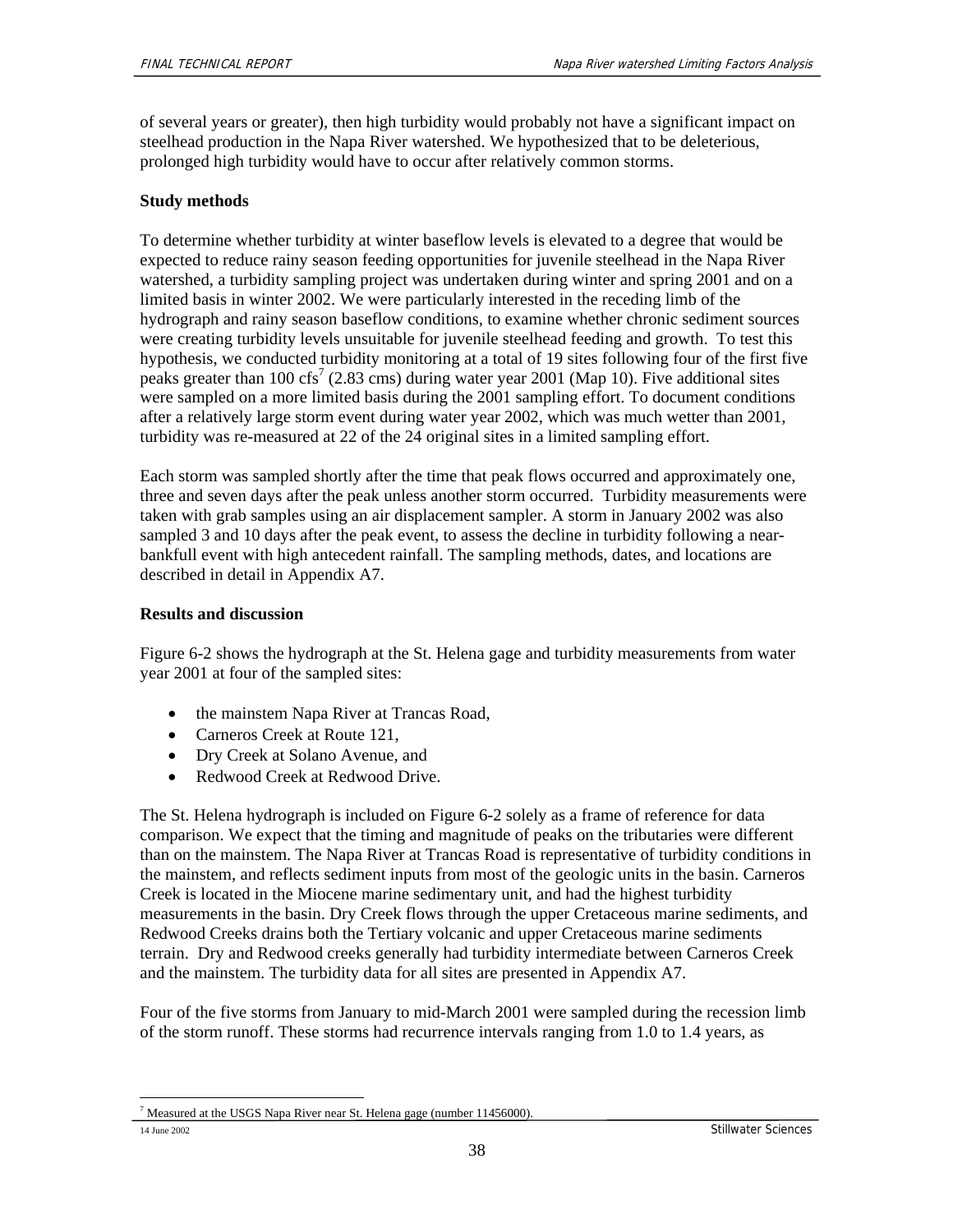of several years or greater), then high turbidity would probably not have a significant impact on steelhead production in the Napa River watershed. We hypothesized that to be deleterious, prolonged high turbidity would have to occur after relatively common storms.

**Study methods**

To determine whether turbidity at winter baseflow levels is elevated to a degree that would be expected to reduce rainy season feeding opportunities for juvenile steelhead in the Napa River watershed, a turbidity sampling project was undertaken during winter and spring 2001 and on a limited basis in winter 2002. We were particularly interested in the receding limb of the hydrograph and rainy season baseflow conditions, to examine whether chronic sediment sources were creating turbidity levels unsuitable for juvenile steelhead feeding and growth. To test this hypothesis, we conducted turbidity monitoring at a total of 19 sites following four of the first five peaks greater than 100 cfs[7] (2.83 cms) during water year 2001 (Map 10). Five additional sites were sampled on a more limited basis during the 2001 sampling effort. To document conditions after a relatively large storm event during water year 2002, which was much wetter than 2001, turbidity was re-measured at 22 of the 24 original sites in a limited sampling effort.

Each storm was sampled shortly after the time that peak flows occurred and approximately one, three and seven days after the peak unless another storm occurred. Turbidity measurements were taken with grab samples using an air displacement sampler. A storm in January 2002 was also sampled 3 and 10 days after the peak event, to assess the decline in turbidity following a near-bankfull event with high antecedent rainfall. The sampling methods, dates, and locations are described in detail in Appendix A7.

**Results and discussion**

Figure 6-2 shows the hydrograph at the St. Helena gage and turbidity measurements from water year 2001 at four of the sampled sites:

- the mainstem Napa River at Trancas Road,
- Carneros Creek at Route 121,
- Dry Creek at Solano Avenue, and
- Redwood Creek at Redwood Drive.

The St. Helena hydrograph is included on Figure 6-2 solely as a frame of reference for data comparison. We expect that the timing and magnitude of peaks on the tributaries were different than on the mainstem. The Napa River at Trancas Road is representative of turbidity conditions in the mainstem, and reflects sediment inputs from most of the geologic units in the basin. Carneros Creek is located in the Miocene marine sedimentary unit, and had the highest turbidity measurements in the basin. Dry Creek flows through the upper Cretaceous marine sediments, and Redwood Creeks drains both the Tertiary volcanic and upper Cretaceous marine sediments terrain. Dry and Redwood creeks generally had turbidity intermediate between Carneros Creek and the mainstem. The turbidity data for all sites are presented in Appendix A7.

Four of the five storms from January to mid-March 2001 were sampled during the recession limb of the storm runoff. These storms had recurrence intervals ranging from 1.0 to 1.4 years, as

[7] Measured at the USGS Napa River near St. Helena gage (number 11456000).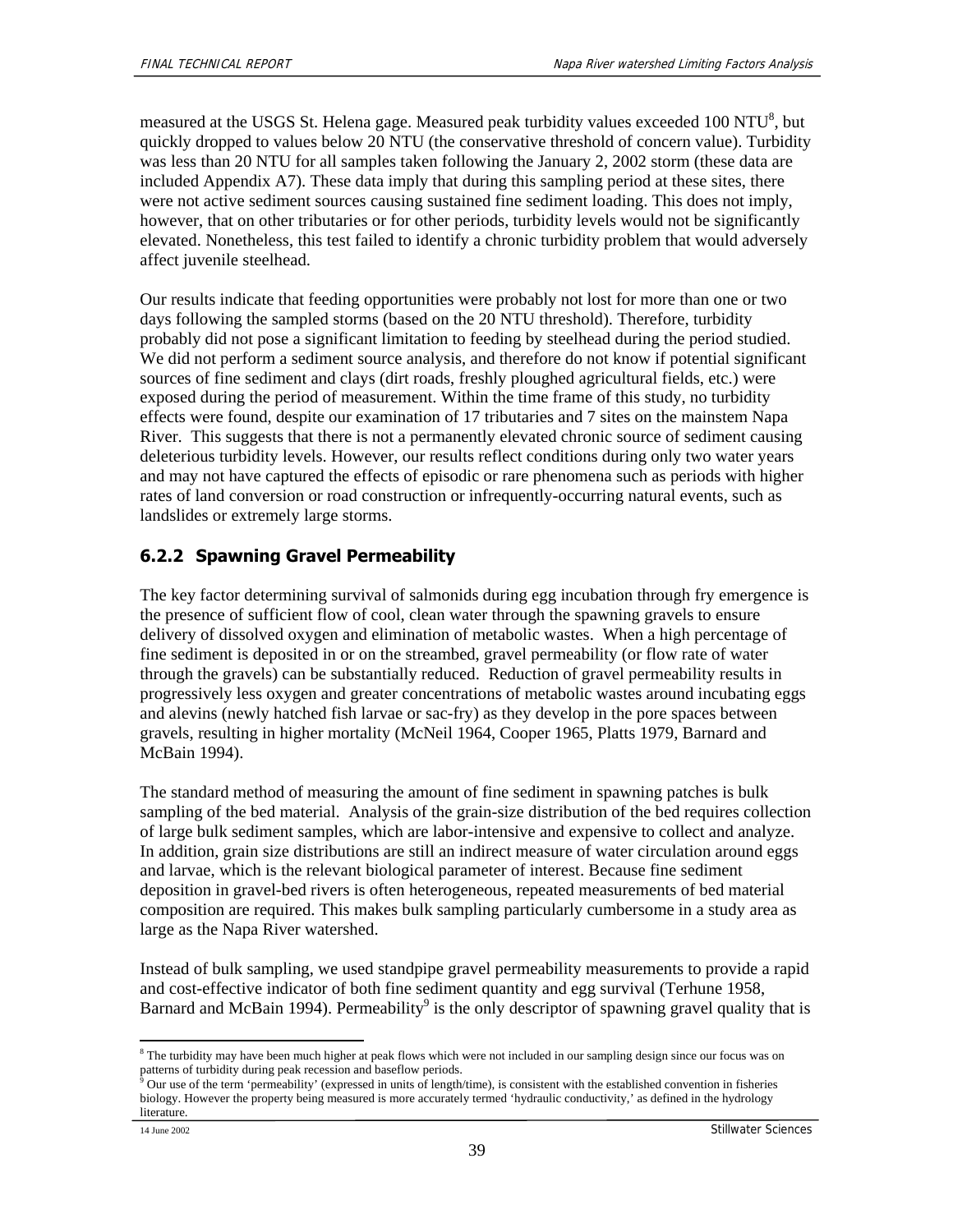measured at the USGS St. Helena gage. Measured peak turbidity values exceeded 100 NTU[8], but quickly dropped to values below 20 NTU (the conservative threshold of concern value). Turbidity was less than 20 NTU for all samples taken following the January 2, 2002 storm (these data are included Appendix A7). These data imply that during this sampling period at these sites, there were not active sediment sources causing sustained fine sediment loading. This does not imply, however, that on other tributaries or for other periods, turbidity levels would not be significantly elevated. Nonetheless, this test failed to identify a chronic turbidity problem that would adversely affect juvenile steelhead.

Our results indicate that feeding opportunities were probably not lost for more than one or two days following the sampled storms (based on the 20 NTU threshold). Therefore, turbidity probably did not pose a significant limitation to feeding by steelhead during the period studied. We did not perform a sediment source analysis, and therefore do not know if potential significant sources of fine sediment and clays (dirt roads, freshly ploughed agricultural fields, etc.) were exposed during the period of measurement. Within the time frame of this study, no turbidity effects were found, despite our examination of 17 tributaries and 7 sites on the mainstem Napa River. This suggests that there is not a permanently elevated chronic source of sediment causing deleterious turbidity levels. However, our results reflect conditions during only two water years and may not have captured the effects of episodic or rare phenomena such as periods with higher rates of land conversion or road construction or infrequently-occurring natural events, such as landslides or extremely large storms.

### 6.2.2 Spawning Gravel Permeability

The key factor determining survival of salmonids during egg incubation through fry emergence is the presence of sufficient flow of cool, clean water through the spawning gravels to ensure delivery of dissolved oxygen and elimination of metabolic wastes. When a high percentage of fine sediment is deposited in or on the streambed, gravel permeability (or flow rate of water through the gravels) can be substantially reduced. Reduction of gravel permeability results in progressively less oxygen and greater concentrations of metabolic wastes around incubating eggs and alevins (newly hatched fish larvae or sac-fry) as they develop in the pore spaces between gravels, resulting in higher mortality (McNeil 1964, Cooper 1965, Platts 1979, Barnard and McBain 1994).

The standard method of measuring the amount of fine sediment in spawning patches is bulk sampling of the bed material. Analysis of the grain-size distribution of the bed requires collection of large bulk sediment samples, which are labor-intensive and expensive to collect and analyze. In addition, grain size distributions are still an indirect measure of water circulation around eggs and larvae, which is the relevant biological parameter of interest. Because fine sediment deposition in gravel-bed rivers is often heterogeneous, repeated measurements of bed material composition are required. This makes bulk sampling particularly cumbersome in a study area as large as the Napa River watershed.

Instead of bulk sampling, we used standpipe gravel permeability measurements to provide a rapid and cost-effective indicator of both fine sediment quantity and egg survival (Terhune 1958, Barnard and McBain 1994). Permeability[9] is the only descriptor of spawning gravel quality that is

[8] The turbidity may have been much higher at peak flows which were not included in our sampling design since our focus was on patterns of turbidity during peak recession and baseflow periods.

[9] Our use of the term 'permeability' (expressed in units of length/time), is consistent with the established convention in fisheries biology. However the property being measured is more accurately termed 'hydraulic conductivity,' as defined in the hydrology literature.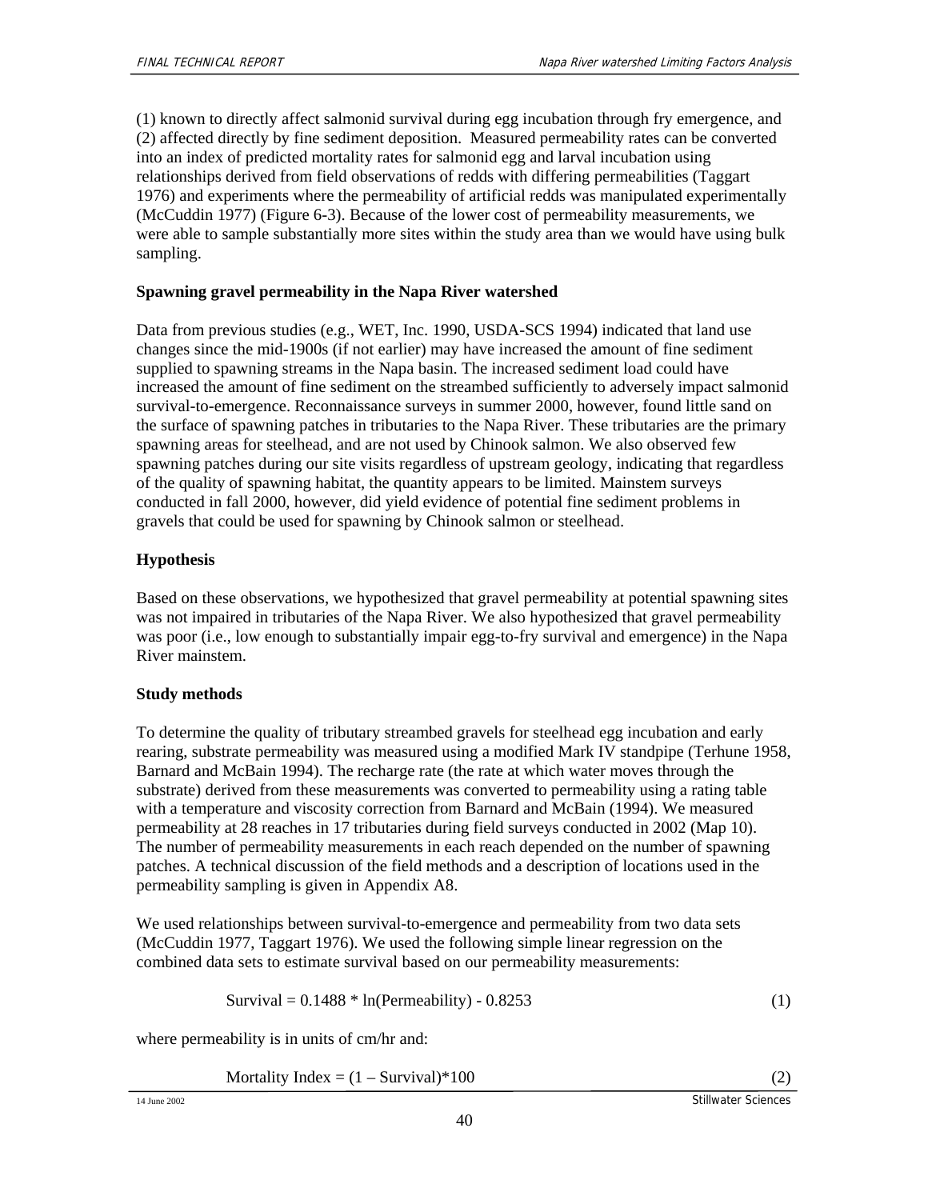(1) known to directly affect salmonid survival during egg incubation through fry emergence, and (2) affected directly by fine sediment deposition. Measured permeability rates can be converted into an index of predicted mortality rates for salmonid egg and larval incubation using relationships derived from field observations of redds with differing permeabilities (Taggart 1976) and experiments where the permeability of artificial redds was manipulated experimentally (McCuddin 1977) (Figure 6-3). Because of the lower cost of permeability measurements, we were able to sample substantially more sites within the study area than we would have using bulk sampling.

**Spawning gravel permeability in the Napa River watershed**

Data from previous studies (e.g., WET, Inc. 1990, USDA-SCS 1994) indicated that land use changes since the mid-1900s (if not earlier) may have increased the amount of fine sediment supplied to spawning streams in the Napa basin. The increased sediment load could have increased the amount of fine sediment on the streambed sufficiently to adversely impact salmonid survival-to-emergence. Reconnaissance surveys in summer 2000, however, found little sand on the surface of spawning patches in tributaries to the Napa River. These tributaries are the primary spawning areas for steelhead, and are not used by Chinook salmon. We also observed few spawning patches during our site visits regardless of upstream geology, indicating that regardless of the quality of spawning habitat, the quantity appears to be limited. Mainstem surveys conducted in fall 2000, however, did yield evidence of potential fine sediment problems in gravels that could be used for spawning by Chinook salmon or steelhead.

**Hypothesis**

Based on these observations, we hypothesized that gravel permeability at potential spawning sites was not impaired in tributaries of the Napa River. We also hypothesized that gravel permeability was poor (i.e., low enough to substantially impair egg-to-fry survival and emergence) in the Napa River mainstem.

**Study methods**

To determine the quality of tributary streambed gravels for steelhead egg incubation and early rearing, substrate permeability was measured using a modified Mark IV standpipe (Terhune 1958, Barnard and McBain 1994). The recharge rate (the rate at which water moves through the substrate) derived from these measurements was converted to permeability using a rating table with a temperature and viscosity correction from Barnard and McBain (1994). We measured permeability at 28 reaches in 17 tributaries during field surveys conducted in 2002 (Map 10). The number of permeability measurements in each reach depended on the number of spawning patches. A technical discussion of the field methods and a description of locations used in the permeability sampling is given in Appendix A8.

We used relationships between survival-to-emergence and permeability from two data sets (McCuddin 1977, Taggart 1976). We used the following simple linear regression on the combined data sets to estimate survival based on our permeability measurements:

$$\text{Survival} = 0.1488 * \ln(\text{Permeability}) - 0.8253 \qquad (1)$$

where permeability is in units of cm/hr and:

$$\text{Mortality Index} = (1 - \text{Survival})*100 \qquad (2)$$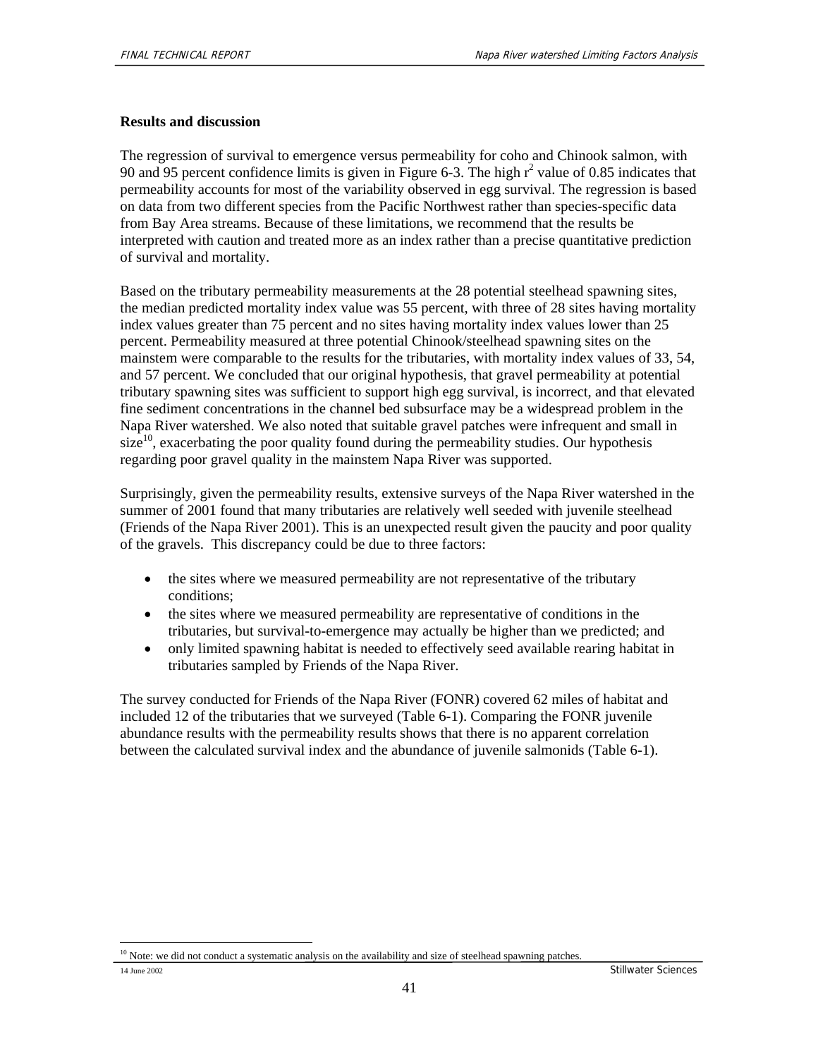**Results and discussion**

The regression of survival to emergence versus permeability for coho and Chinook salmon, with 90 and 95 percent confidence limits is given in Figure 6-3. The high $r^2$ value of 0.85 indicates that permeability accounts for most of the variability observed in egg survival. The regression is based on data from two different species from the Pacific Northwest rather than species-specific data from Bay Area streams. Because of these limitations, we recommend that the results be interpreted with caution and treated more as an index rather than a precise quantitative prediction of survival and mortality.

Based on the tributary permeability measurements at the 28 potential steelhead spawning sites, the median predicted mortality index value was 55 percent, with three of 28 sites having mortality index values greater than 75 percent and no sites having mortality index values lower than 25 percent. Permeability measured at three potential Chinook/steelhead spawning sites on the mainstem were comparable to the results for the tributaries, with mortality index values of 33, 54, and 57 percent. We concluded that our original hypothesis, that gravel permeability at potential tributary spawning sites was sufficient to support high egg survival, is incorrect, and that elevated fine sediment concentrations in the channel bed subsurface may be a widespread problem in the Napa River watershed. We also noted that suitable gravel patches were infrequent and small in size[10], exacerbating the poor quality found during the permeability studies. Our hypothesis regarding poor gravel quality in the mainstem Napa River was supported.

Surprisingly, given the permeability results, extensive surveys of the Napa River watershed in the summer of 2001 found that many tributaries are relatively well seeded with juvenile steelhead (Friends of the Napa River 2001). This is an unexpected result given the paucity and poor quality of the gravels. This discrepancy could be due to three factors:

- the sites where we measured permeability are not representative of the tributary conditions;
- the sites where we measured permeability are representative of conditions in the tributaries, but survival-to-emergence may actually be higher than we predicted; and
- only limited spawning habitat is needed to effectively seed available rearing habitat in tributaries sampled by Friends of the Napa River.

The survey conducted for Friends of the Napa River (FONR) covered 62 miles of habitat and included 12 of the tributaries that we surveyed (Table 6-1). Comparing the FONR juvenile abundance results with the permeability results shows that there is no apparent correlation between the calculated survival index and the abundance of juvenile salmonids (Table 6-1).

[10] Note: we did not conduct a systematic analysis on the availability and size of steelhead spawning patches.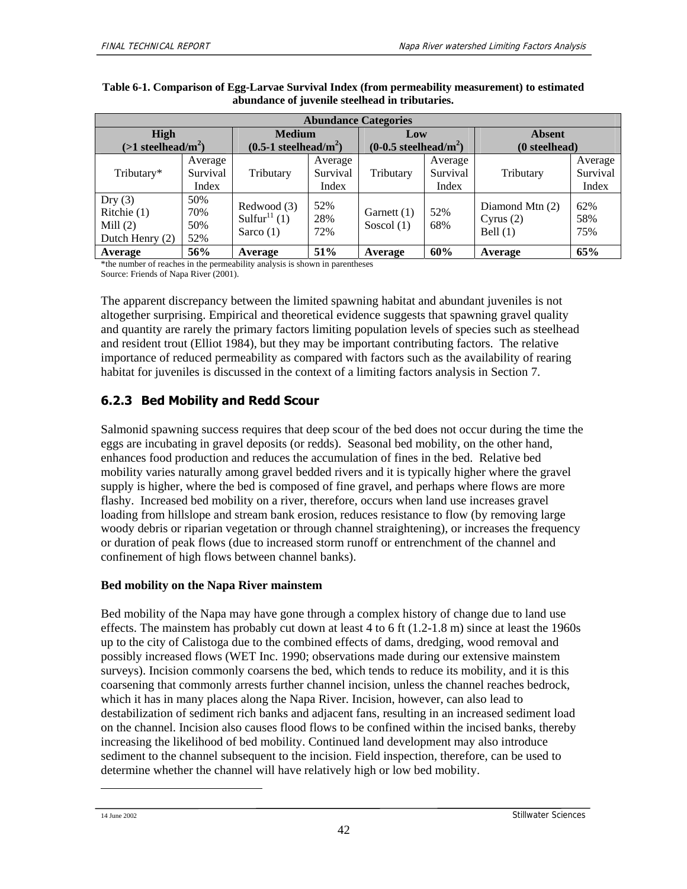**Table 6-1. Comparison of Egg-Larvae Survival Index (from permeability measurement) to estimated abundance of juvenile steelhead in tributaries.**

| Abundance Categories | | | | | | | |
|---|---|---|---|---|---|---|---|
| **High (>1 steelhead/m$^2$)** | | **Medium (0.5-1 steelhead/m$^2$)** | | **Low (0-0.5 steelhead/m$^2$)** | | **Absent (0 steelhead)** | |
| Tributary* | Average Survival Index | Tributary | Average Survival Index | Tributary | Average Survival Index | Tributary | Average Survival Index |
| Dry (3)<br>Ritchie (1)<br>Mill (2)<br>Dutch Henry (2) | 50%<br>70%<br>50%<br>52% | Redwood (3)<br>Sulfur[11] (1)<br>Sarco (1) | 52%<br>28%<br>72% | Garnett (1)<br>Soscol (1) | 52%<br>68% | Diamond Mtn (2)<br>Cyrus (2)<br>Bell (1) | 62%<br>58%<br>75% |
| **Average** | **56%** | **Average** | **51%** | **Average** | **60%** | **Average** | **65%** |

*the number of reaches in the permeability analysis is shown in parentheses
Source: Friends of Napa River (2001).

The apparent discrepancy between the limited spawning habitat and abundant juveniles is not altogether surprising. Empirical and theoretical evidence suggests that spawning gravel quality and quantity are rarely the primary factors limiting population levels of species such as steelhead and resident trout (Elliot 1984), but they may be important contributing factors. The relative importance of reduced permeability as compared with factors such as the availability of rearing habitat for juveniles is discussed in the context of a limiting factors analysis in Section 7.

### 6.2.3 Bed Mobility and Redd Scour

Salmonid spawning success requires that deep scour of the bed does not occur during the time the eggs are incubating in gravel deposits (or redds). Seasonal bed mobility, on the other hand, enhances food production and reduces the accumulation of fines in the bed. Relative bed mobility varies naturally among gravel bedded rivers and it is typically higher where the gravel supply is higher, where the bed is composed of fine gravel, and perhaps where flows are more flashy. Increased bed mobility on a river, therefore, occurs when land use increases gravel loading from hillslope and stream bank erosion, reduces resistance to flow (by removing large woody debris or riparian vegetation or through channel straightening), or increases the frequency or duration of peak flows (due to increased storm runoff or entrenchment of the channel and confinement of high flows between channel banks).

**Bed mobility on the Napa River mainstem**

Bed mobility of the Napa may have gone through a complex history of change due to land use effects. The mainstem has probably cut down at least 4 to 6 ft (1.2-1.8 m) since at least the 1960s up to the city of Calistoga due to the combined effects of dams, dredging, wood removal and possibly increased flows (WET Inc. 1990; observations made during our extensive mainstem surveys). Incision commonly coarsens the bed, which tends to reduce its mobility, and it is this coarsening that commonly arrests further channel incision, unless the channel reaches bedrock, which it has in many places along the Napa River. Incision, however, can also lead to destabilization of sediment rich banks and adjacent fans, resulting in an increased sediment load on the channel. Incision also causes flood flows to be confined within the incised banks, thereby increasing the likelihood of bed mobility. Continued land development may also introduce sediment to the channel subsequent to the incision. Field inspection, therefore, can be used to determine whether the channel will have relatively high or low bed mobility.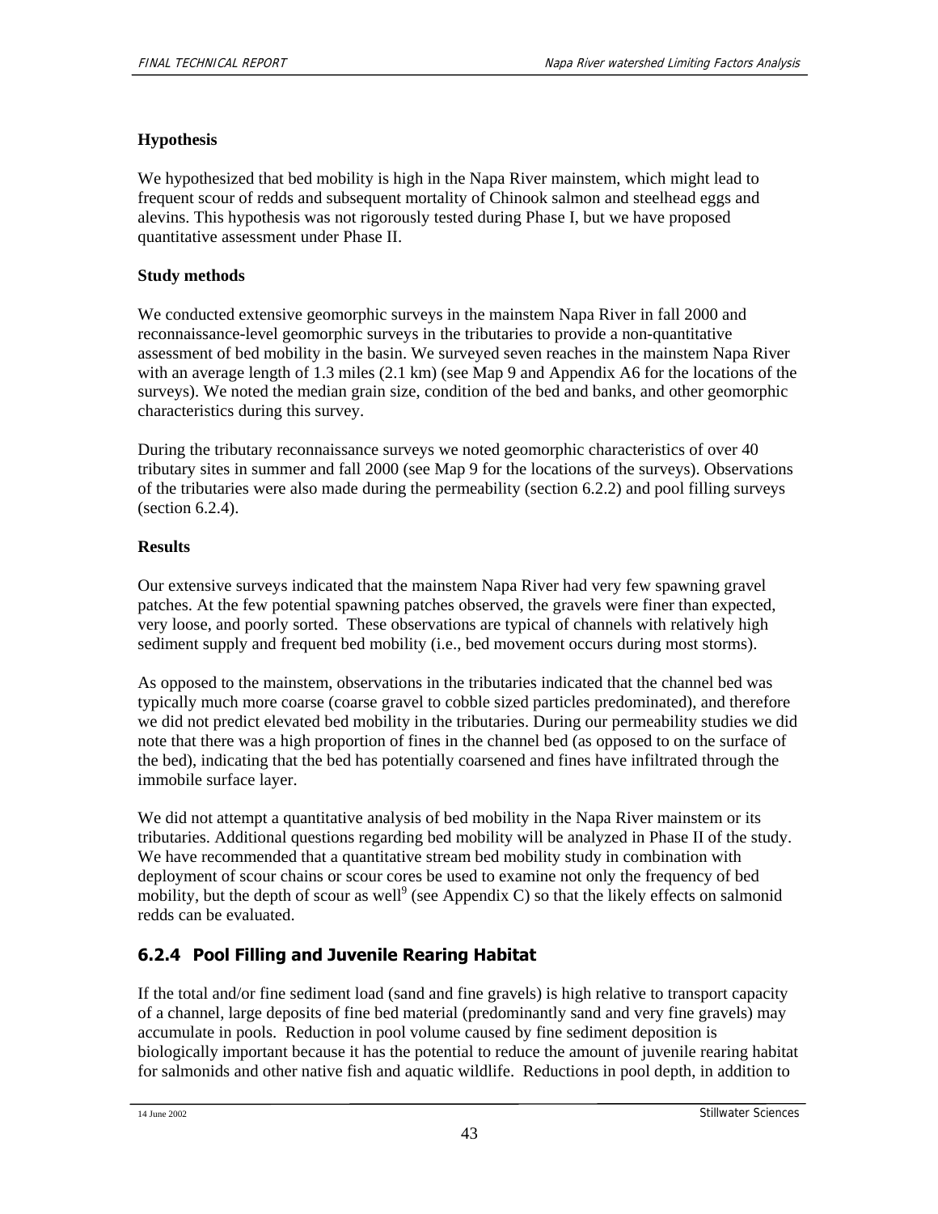**Hypothesis**

We hypothesized that bed mobility is high in the Napa River mainstem, which might lead to frequent scour of redds and subsequent mortality of Chinook salmon and steelhead eggs and alevins. This hypothesis was not rigorously tested during Phase I, but we have proposed quantitative assessment under Phase II.

**Study methods**

We conducted extensive geomorphic surveys in the mainstem Napa River in fall 2000 and reconnaissance-level geomorphic surveys in the tributaries to provide a non-quantitative assessment of bed mobility in the basin. We surveyed seven reaches in the mainstem Napa River with an average length of 1.3 miles (2.1 km) (see Map 9 and Appendix A6 for the locations of the surveys). We noted the median grain size, condition of the bed and banks, and other geomorphic characteristics during this survey.

During the tributary reconnaissance surveys we noted geomorphic characteristics of over 40 tributary sites in summer and fall 2000 (see Map 9 for the locations of the surveys). Observations of the tributaries were also made during the permeability (section 6.2.2) and pool filling surveys (section 6.2.4).

**Results**

Our extensive surveys indicated that the mainstem Napa River had very few spawning gravel patches. At the few potential spawning patches observed, the gravels were finer than expected, very loose, and poorly sorted. These observations are typical of channels with relatively high sediment supply and frequent bed mobility (i.e., bed movement occurs during most storms).

As opposed to the mainstem, observations in the tributaries indicated that the channel bed was typically much more coarse (coarse gravel to cobble sized particles predominated), and therefore we did not predict elevated bed mobility in the tributaries. During our permeability studies we did note that there was a high proportion of fines in the channel bed (as opposed to on the surface of the bed), indicating that the bed has potentially coarsened and fines have infiltrated through the immobile surface layer.

We did not attempt a quantitative analysis of bed mobility in the Napa River mainstem or its tributaries. Additional questions regarding bed mobility will be analyzed in Phase II of the study. We have recommended that a quantitative stream bed mobility study in combination with deployment of scour chains or scour cores be used to examine not only the frequency of bed mobility, but the depth of scour as well[9] (see Appendix C) so that the likely effects on salmonid redds can be evaluated.

## 6.2.4 Pool Filling and Juvenile Rearing Habitat

If the total and/or fine sediment load (sand and fine gravels) is high relative to transport capacity of a channel, large deposits of fine bed material (predominantly sand and very fine gravels) may accumulate in pools. Reduction in pool volume caused by fine sediment deposition is biologically important because it has the potential to reduce the amount of juvenile rearing habitat for salmonids and other native fish and aquatic wildlife. Reductions in pool depth, in addition to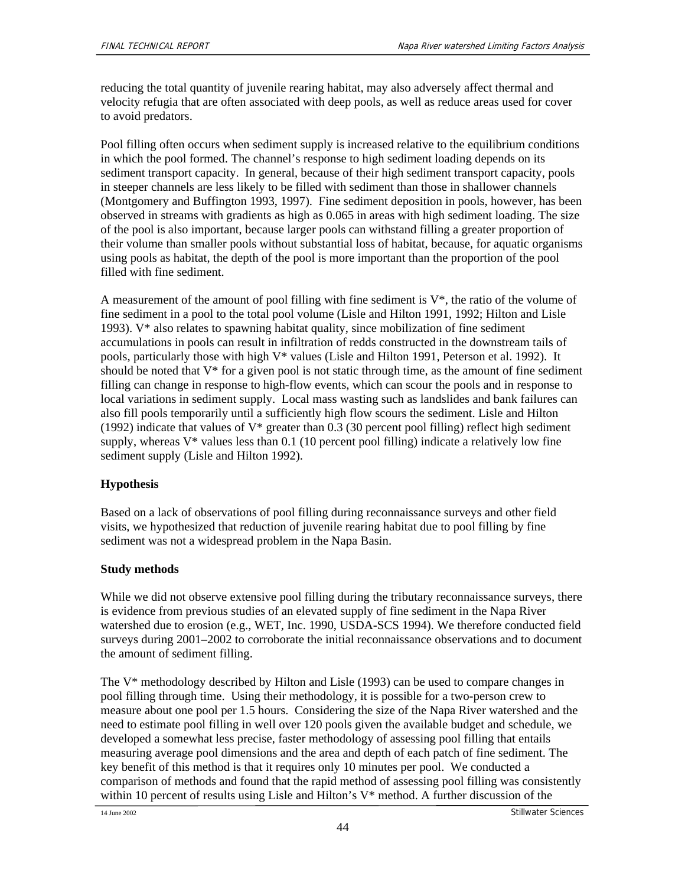reducing the total quantity of juvenile rearing habitat, may also adversely affect thermal and velocity refugia that are often associated with deep pools, as well as reduce areas used for cover to avoid predators.

Pool filling often occurs when sediment supply is increased relative to the equilibrium conditions in which the pool formed. The channel's response to high sediment loading depends on its sediment transport capacity. In general, because of their high sediment transport capacity, pools in steeper channels are less likely to be filled with sediment than those in shallower channels (Montgomery and Buffington 1993, 1997). Fine sediment deposition in pools, however, has been observed in streams with gradients as high as 0.065 in areas with high sediment loading. The size of the pool is also important, because larger pools can withstand filling a greater proportion of their volume than smaller pools without substantial loss of habitat, because, for aquatic organisms using pools as habitat, the depth of the pool is more important than the proportion of the pool filled with fine sediment.

A measurement of the amount of pool filling with fine sediment is V*, the ratio of the volume of fine sediment in a pool to the total pool volume (Lisle and Hilton 1991, 1992; Hilton and Lisle 1993). V* also relates to spawning habitat quality, since mobilization of fine sediment accumulations in pools can result in infiltration of redds constructed in the downstream tails of pools, particularly those with high V* values (Lisle and Hilton 1991, Peterson et al. 1992). It should be noted that V* for a given pool is not static through time, as the amount of fine sediment filling can change in response to high-flow events, which can scour the pools and in response to local variations in sediment supply. Local mass wasting such as landslides and bank failures can also fill pools temporarily until a sufficiently high flow scours the sediment. Lisle and Hilton (1992) indicate that values of V* greater than 0.3 (30 percent pool filling) reflect high sediment supply, whereas V* values less than 0.1 (10 percent pool filling) indicate a relatively low fine sediment supply (Lisle and Hilton 1992).

**Hypothesis**

Based on a lack of observations of pool filling during reconnaissance surveys and other field visits, we hypothesized that reduction of juvenile rearing habitat due to pool filling by fine sediment was not a widespread problem in the Napa Basin.

**Study methods**

While we did not observe extensive pool filling during the tributary reconnaissance surveys, there is evidence from previous studies of an elevated supply of fine sediment in the Napa River watershed due to erosion (e.g., WET, Inc. 1990, USDA-SCS 1994). We therefore conducted field surveys during 2001–2002 to corroborate the initial reconnaissance observations and to document the amount of sediment filling.

The V* methodology described by Hilton and Lisle (1993) can be used to compare changes in pool filling through time. Using their methodology, it is possible for a two-person crew to measure about one pool per 1.5 hours. Considering the size of the Napa River watershed and the need to estimate pool filling in well over 120 pools given the available budget and schedule, we developed a somewhat less precise, faster methodology of assessing pool filling that entails measuring average pool dimensions and the area and depth of each patch of fine sediment. The key benefit of this method is that it requires only 10 minutes per pool. We conducted a comparison of methods and found that the rapid method of assessing pool filling was consistently within 10 percent of results using Lisle and Hilton's V* method. A further discussion of the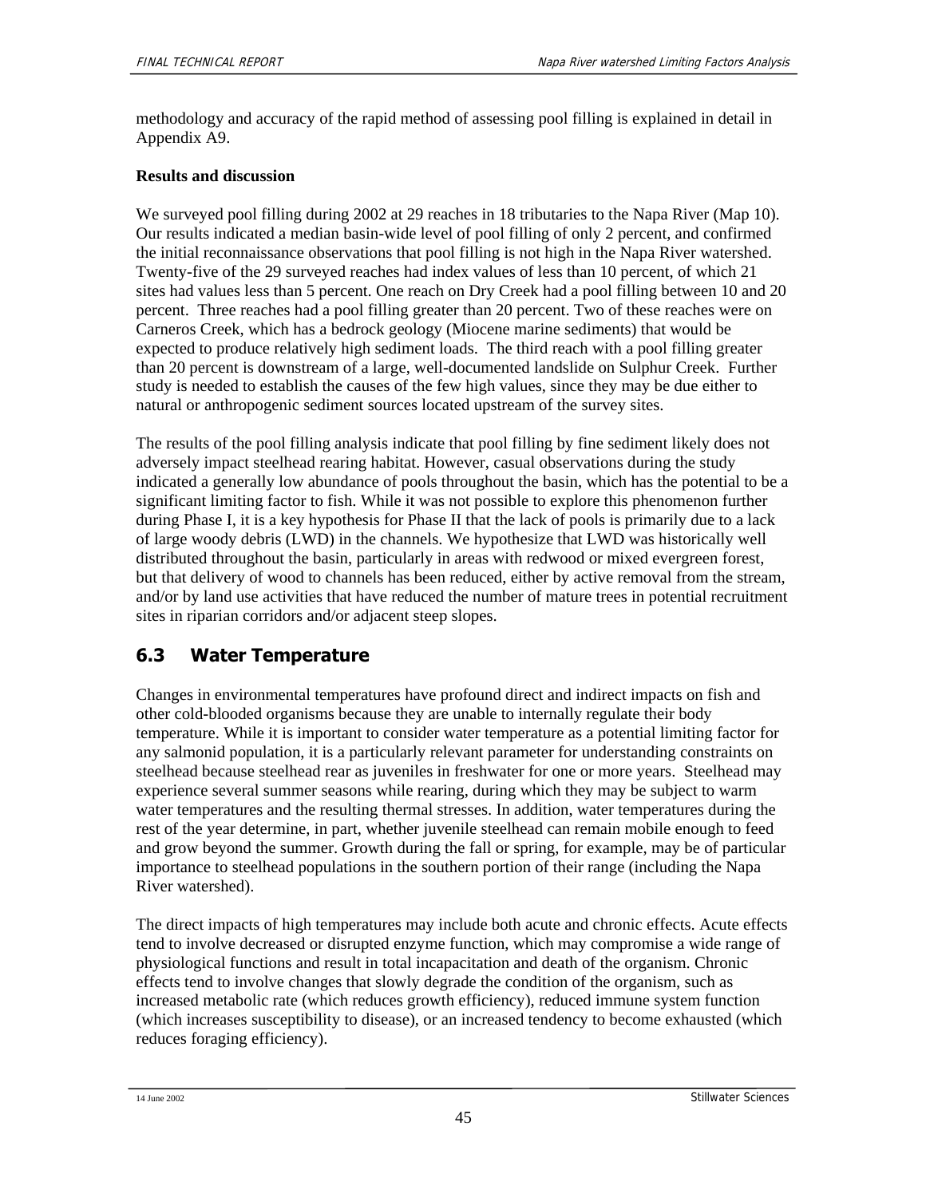methodology and accuracy of the rapid method of assessing pool filling is explained in detail in Appendix A9.

**Results and discussion**

We surveyed pool filling during 2002 at 29 reaches in 18 tributaries to the Napa River (Map 10). Our results indicated a median basin-wide level of pool filling of only 2 percent, and confirmed the initial reconnaissance observations that pool filling is not high in the Napa River watershed. Twenty-five of the 29 surveyed reaches had index values of less than 10 percent, of which 21 sites had values less than 5 percent. One reach on Dry Creek had a pool filling between 10 and 20 percent. Three reaches had a pool filling greater than 20 percent. Two of these reaches were on Carneros Creek, which has a bedrock geology (Miocene marine sediments) that would be expected to produce relatively high sediment loads. The third reach with a pool filling greater than 20 percent is downstream of a large, well-documented landslide on Sulphur Creek. Further study is needed to establish the causes of the few high values, since they may be due either to natural or anthropogenic sediment sources located upstream of the survey sites.

The results of the pool filling analysis indicate that pool filling by fine sediment likely does not adversely impact steelhead rearing habitat. However, casual observations during the study indicated a generally low abundance of pools throughout the basin, which has the potential to be a significant limiting factor to fish. While it was not possible to explore this phenomenon further during Phase I, it is a key hypothesis for Phase II that the lack of pools is primarily due to a lack of large woody debris (LWD) in the channels. We hypothesize that LWD was historically well distributed throughout the basin, particularly in areas with redwood or mixed evergreen forest, but that delivery of wood to channels has been reduced, either by active removal from the stream, and/or by land use activities that have reduced the number of mature trees in potential recruitment sites in riparian corridors and/or adjacent steep slopes.

## 6.3 Water Temperature

Changes in environmental temperatures have profound direct and indirect impacts on fish and other cold-blooded organisms because they are unable to internally regulate their body temperature. While it is important to consider water temperature as a potential limiting factor for any salmonid population, it is a particularly relevant parameter for understanding constraints on steelhead because steelhead rear as juveniles in freshwater for one or more years. Steelhead may experience several summer seasons while rearing, during which they may be subject to warm water temperatures and the resulting thermal stresses. In addition, water temperatures during the rest of the year determine, in part, whether juvenile steelhead can remain mobile enough to feed and grow beyond the summer. Growth during the fall or spring, for example, may be of particular importance to steelhead populations in the southern portion of their range (including the Napa River watershed).

The direct impacts of high temperatures may include both acute and chronic effects. Acute effects tend to involve decreased or disrupted enzyme function, which may compromise a wide range of physiological functions and result in total incapacitation and death of the organism. Chronic effects tend to involve changes that slowly degrade the condition of the organism, such as increased metabolic rate (which reduces growth efficiency), reduced immune system function (which increases susceptibility to disease), or an increased tendency to become exhausted (which reduces foraging efficiency).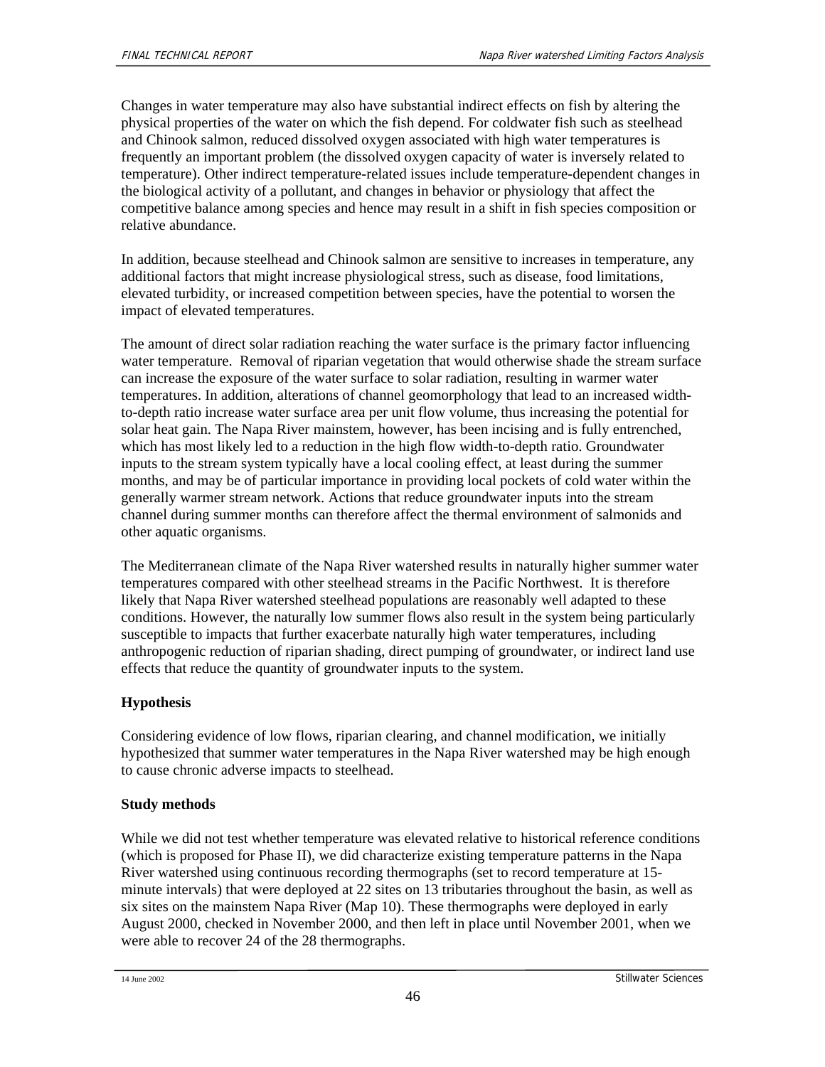Changes in water temperature may also have substantial indirect effects on fish by altering the physical properties of the water on which the fish depend. For coldwater fish such as steelhead and Chinook salmon, reduced dissolved oxygen associated with high water temperatures is frequently an important problem (the dissolved oxygen capacity of water is inversely related to temperature). Other indirect temperature-related issues include temperature-dependent changes in the biological activity of a pollutant, and changes in behavior or physiology that affect the competitive balance among species and hence may result in a shift in fish species composition or relative abundance.

In addition, because steelhead and Chinook salmon are sensitive to increases in temperature, any additional factors that might increase physiological stress, such as disease, food limitations, elevated turbidity, or increased competition between species, have the potential to worsen the impact of elevated temperatures.

The amount of direct solar radiation reaching the water surface is the primary factor influencing water temperature. Removal of riparian vegetation that would otherwise shade the stream surface can increase the exposure of the water surface to solar radiation, resulting in warmer water temperatures. In addition, alterations of channel geomorphology that lead to an increased width-to-depth ratio increase water surface area per unit flow volume, thus increasing the potential for solar heat gain. The Napa River mainstem, however, has been incising and is fully entrenched, which has most likely led to a reduction in the high flow width-to-depth ratio. Groundwater inputs to the stream system typically have a local cooling effect, at least during the summer months, and may be of particular importance in providing local pockets of cold water within the generally warmer stream network. Actions that reduce groundwater inputs into the stream channel during summer months can therefore affect the thermal environment of salmonids and other aquatic organisms.

The Mediterranean climate of the Napa River watershed results in naturally higher summer water temperatures compared with other steelhead streams in the Pacific Northwest. It is therefore likely that Napa River watershed steelhead populations are reasonably well adapted to these conditions. However, the naturally low summer flows also result in the system being particularly susceptible to impacts that further exacerbate naturally high water temperatures, including anthropogenic reduction of riparian shading, direct pumping of groundwater, or indirect land use effects that reduce the quantity of groundwater inputs to the system.

**Hypothesis**

Considering evidence of low flows, riparian clearing, and channel modification, we initially hypothesized that summer water temperatures in the Napa River watershed may be high enough to cause chronic adverse impacts to steelhead.

**Study methods**

While we did not test whether temperature was elevated relative to historical reference conditions (which is proposed for Phase II), we did characterize existing temperature patterns in the Napa River watershed using continuous recording thermographs (set to record temperature at 15-minute intervals) that were deployed at 22 sites on 13 tributaries throughout the basin, as well as six sites on the mainstem Napa River (Map 10). These thermographs were deployed in early August 2000, checked in November 2000, and then left in place until November 2001, when we were able to recover 24 of the 28 thermographs.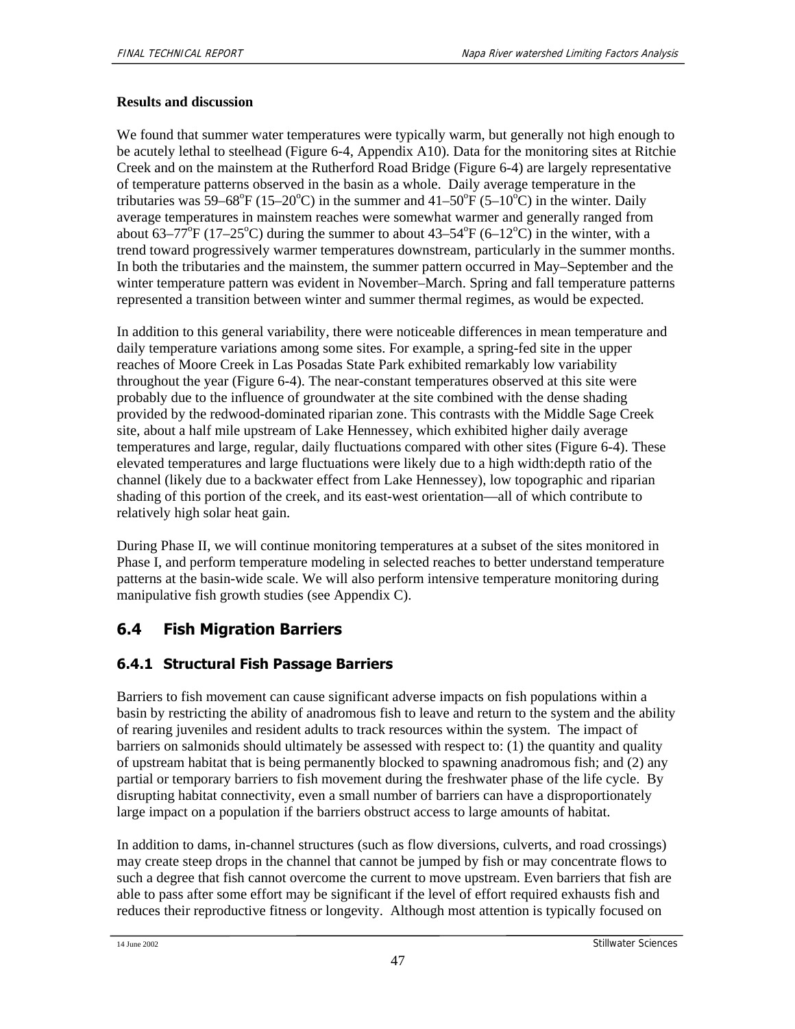**Results and discussion**

We found that summer water temperatures were typically warm, but generally not high enough to be acutely lethal to steelhead (Figure 6-4, Appendix A10). Data for the monitoring sites at Ritchie Creek and on the mainstem at the Rutherford Road Bridge (Figure 6-4) are largely representative of temperature patterns observed in the basin as a whole. Daily average temperature in the tributaries was 59–68$^o$F (15–20$^o$C) in the summer and 41–50$^o$F (5–10$^o$C) in the winter. Daily average temperatures in mainstem reaches were somewhat warmer and generally ranged from about 63–77$^o$F (17–25$^o$C) during the summer to about 43–54$^o$F (6–12$^o$C) in the winter, with a trend toward progressively warmer temperatures downstream, particularly in the summer months. In both the tributaries and the mainstem, the summer pattern occurred in May–September and the winter temperature pattern was evident in November–March. Spring and fall temperature patterns represented a transition between winter and summer thermal regimes, as would be expected.

In addition to this general variability, there were noticeable differences in mean temperature and daily temperature variations among some sites. For example, a spring-fed site in the upper reaches of Moore Creek in Las Posadas State Park exhibited remarkably low variability throughout the year (Figure 6-4). The near-constant temperatures observed at this site were probably due to the influence of groundwater at the site combined with the dense shading provided by the redwood-dominated riparian zone. This contrasts with the Middle Sage Creek site, about a half mile upstream of Lake Hennessey, which exhibited higher daily average temperatures and large, regular, daily fluctuations compared with other sites (Figure 6-4). These elevated temperatures and large fluctuations were likely due to a high width:depth ratio of the channel (likely due to a backwater effect from Lake Hennessey), low topographic and riparian shading of this portion of the creek, and its east-west orientation—all of which contribute to relatively high solar heat gain.

During Phase II, we will continue monitoring temperatures at a subset of the sites monitored in Phase I, and perform temperature modeling in selected reaches to better understand temperature patterns at the basin-wide scale. We will also perform intensive temperature monitoring during manipulative fish growth studies (see Appendix C).

## 6.4 Fish Migration Barriers

### 6.4.1 Structural Fish Passage Barriers

Barriers to fish movement can cause significant adverse impacts on fish populations within a basin by restricting the ability of anadromous fish to leave and return to the system and the ability of rearing juveniles and resident adults to track resources within the system. The impact of barriers on salmonids should ultimately be assessed with respect to: (1) the quantity and quality of upstream habitat that is being permanently blocked to spawning anadromous fish; and (2) any partial or temporary barriers to fish movement during the freshwater phase of the life cycle. By disrupting habitat connectivity, even a small number of barriers can have a disproportionately large impact on a population if the barriers obstruct access to large amounts of habitat.

In addition to dams, in-channel structures (such as flow diversions, culverts, and road crossings) may create steep drops in the channel that cannot be jumped by fish or may concentrate flows to such a degree that fish cannot overcome the current to move upstream. Even barriers that fish are able to pass after some effort may be significant if the level of effort required exhausts fish and reduces their reproductive fitness or longevity. Although most attention is typically focused on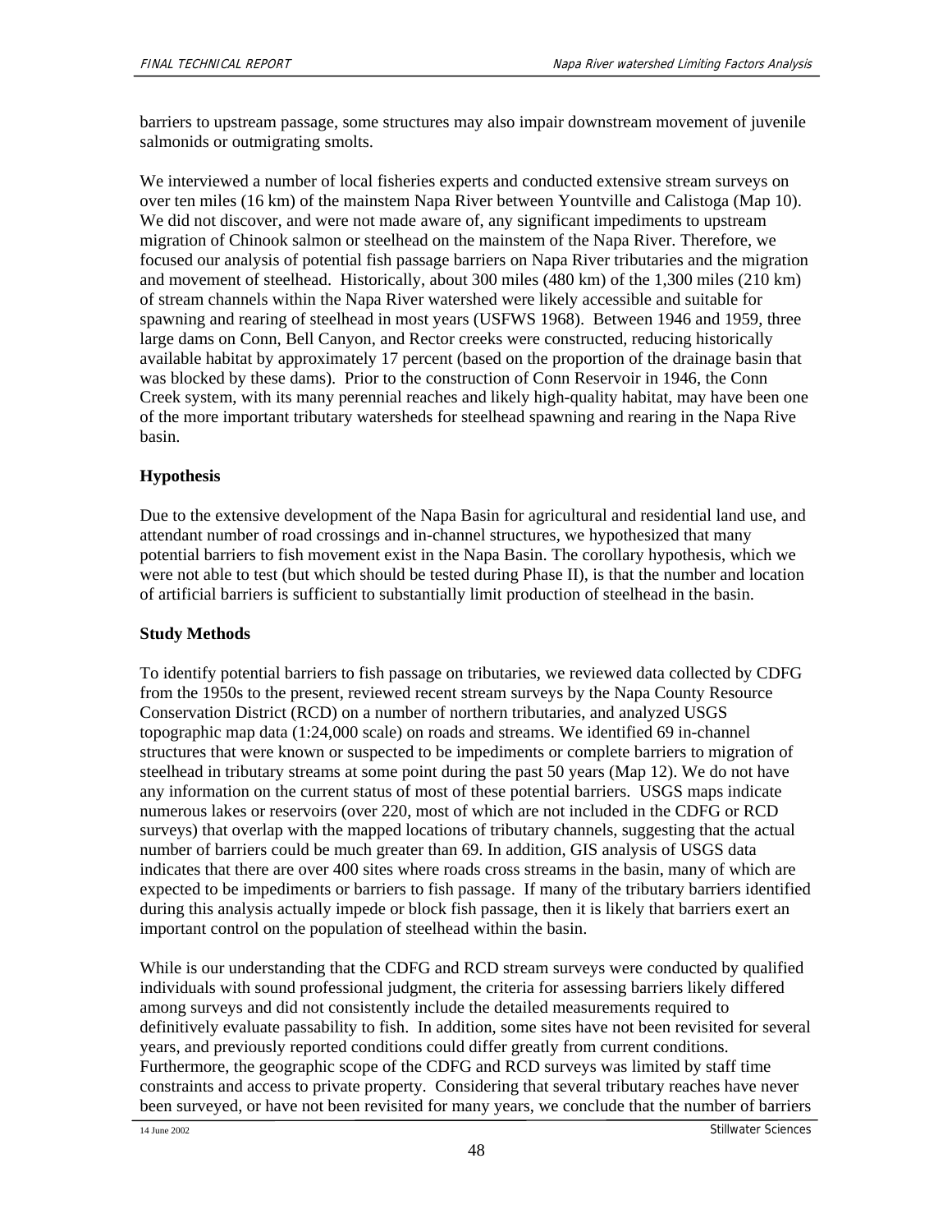barriers to upstream passage, some structures may also impair downstream movement of juvenile salmonids or outmigrating smolts.

We interviewed a number of local fisheries experts and conducted extensive stream surveys on over ten miles (16 km) of the mainstem Napa River between Yountville and Calistoga (Map 10). We did not discover, and were not made aware of, any significant impediments to upstream migration of Chinook salmon or steelhead on the mainstem of the Napa River. Therefore, we focused our analysis of potential fish passage barriers on Napa River tributaries and the migration and movement of steelhead. Historically, about 300 miles (480 km) of the 1,300 miles (210 km) of stream channels within the Napa River watershed were likely accessible and suitable for spawning and rearing of steelhead in most years (USFWS 1968). Between 1946 and 1959, three large dams on Conn, Bell Canyon, and Rector creeks were constructed, reducing historically available habitat by approximately 17 percent (based on the proportion of the drainage basin that was blocked by these dams). Prior to the construction of Conn Reservoir in 1946, the Conn Creek system, with its many perennial reaches and likely high-quality habitat, may have been one of the more important tributary watersheds for steelhead spawning and rearing in the Napa Rive basin.

### Hypothesis

Due to the extensive development of the Napa Basin for agricultural and residential land use, and attendant number of road crossings and in-channel structures, we hypothesized that many potential barriers to fish movement exist in the Napa Basin. The corollary hypothesis, which we were not able to test (but which should be tested during Phase II), is that the number and location of artificial barriers is sufficient to substantially limit production of steelhead in the basin.

### Study Methods

To identify potential barriers to fish passage on tributaries, we reviewed data collected by CDFG from the 1950s to the present, reviewed recent stream surveys by the Napa County Resource Conservation District (RCD) on a number of northern tributaries, and analyzed USGS topographic map data (1:24,000 scale) on roads and streams. We identified 69 in-channel structures that were known or suspected to be impediments or complete barriers to migration of steelhead in tributary streams at some point during the past 50 years (Map 12). We do not have any information on the current status of most of these potential barriers. USGS maps indicate numerous lakes or reservoirs (over 220, most of which are not included in the CDFG or RCD surveys) that overlap with the mapped locations of tributary channels, suggesting that the actual number of barriers could be much greater than 69. In addition, GIS analysis of USGS data indicates that there are over 400 sites where roads cross streams in the basin, many of which are expected to be impediments or barriers to fish passage. If many of the tributary barriers identified during this analysis actually impede or block fish passage, then it is likely that barriers exert an important control on the population of steelhead within the basin.

While is our understanding that the CDFG and RCD stream surveys were conducted by qualified individuals with sound professional judgment, the criteria for assessing barriers likely differed among surveys and did not consistently include the detailed measurements required to definitively evaluate passability to fish. In addition, some sites have not been revisited for several years, and previously reported conditions could differ greatly from current conditions. Furthermore, the geographic scope of the CDFG and RCD surveys was limited by staff time constraints and access to private property. Considering that several tributary reaches have never been surveyed, or have not been revisited for many years, we conclude that the number of barriers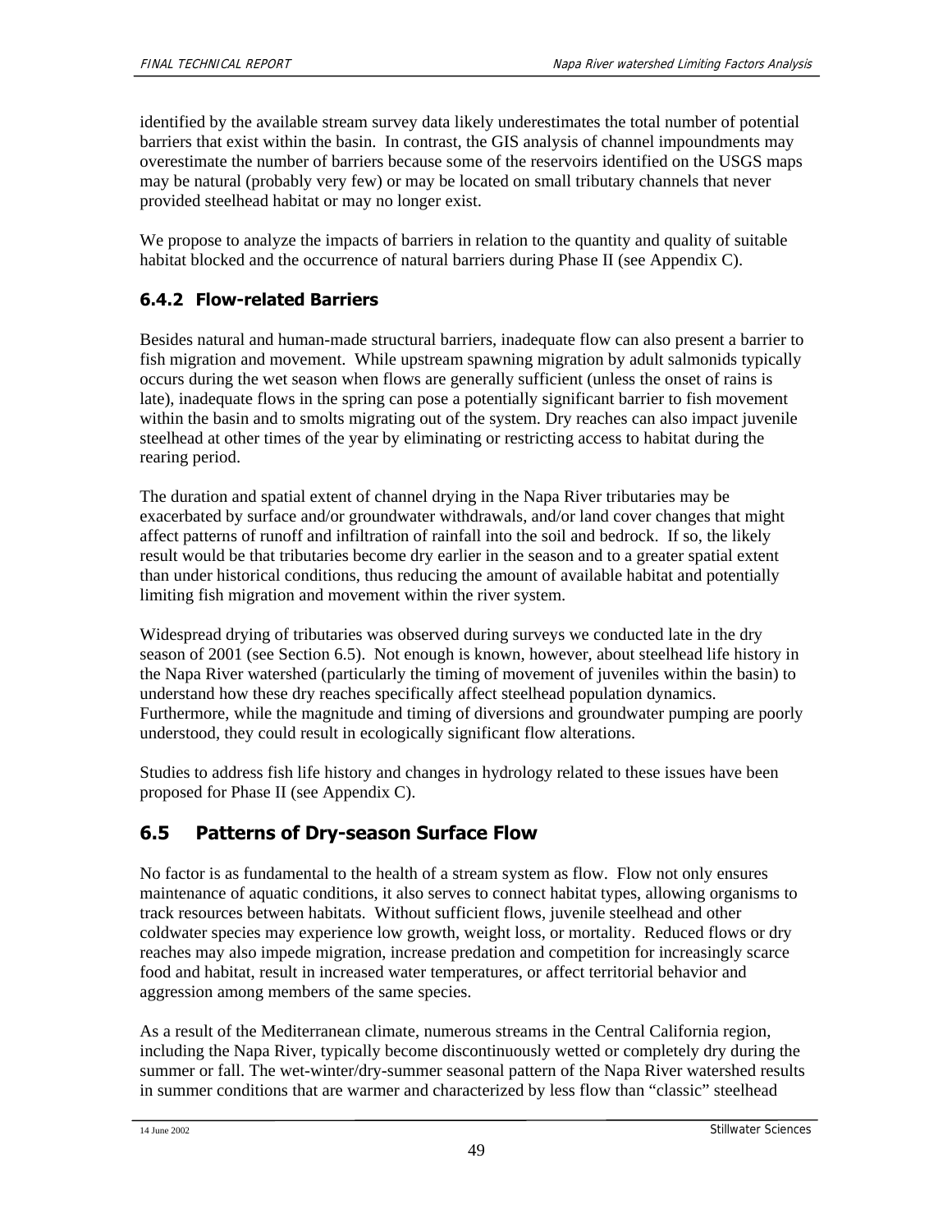identified by the available stream survey data likely underestimates the total number of potential barriers that exist within the basin. In contrast, the GIS analysis of channel impoundments may overestimate the number of barriers because some of the reservoirs identified on the USGS maps may be natural (probably very few) or may be located on small tributary channels that never provided steelhead habitat or may no longer exist.

We propose to analyze the impacts of barriers in relation to the quantity and quality of suitable habitat blocked and the occurrence of natural barriers during Phase II (see Appendix C).

### 6.4.2 Flow-related Barriers

Besides natural and human-made structural barriers, inadequate flow can also present a barrier to fish migration and movement. While upstream spawning migration by adult salmonids typically occurs during the wet season when flows are generally sufficient (unless the onset of rains is late), inadequate flows in the spring can pose a potentially significant barrier to fish movement within the basin and to smolts migrating out of the system. Dry reaches can also impact juvenile steelhead at other times of the year by eliminating or restricting access to habitat during the rearing period.

The duration and spatial extent of channel drying in the Napa River tributaries may be exacerbated by surface and/or groundwater withdrawals, and/or land cover changes that might affect patterns of runoff and infiltration of rainfall into the soil and bedrock. If so, the likely result would be that tributaries become dry earlier in the season and to a greater spatial extent than under historical conditions, thus reducing the amount of available habitat and potentially limiting fish migration and movement within the river system.

Widespread drying of tributaries was observed during surveys we conducted late in the dry season of 2001 (see Section 6.5). Not enough is known, however, about steelhead life history in the Napa River watershed (particularly the timing of movement of juveniles within the basin) to understand how these dry reaches specifically affect steelhead population dynamics. Furthermore, while the magnitude and timing of diversions and groundwater pumping are poorly understood, they could result in ecologically significant flow alterations.

Studies to address fish life history and changes in hydrology related to these issues have been proposed for Phase II (see Appendix C).

## 6.5 Patterns of Dry-season Surface Flow

No factor is as fundamental to the health of a stream system as flow. Flow not only ensures maintenance of aquatic conditions, it also serves to connect habitat types, allowing organisms to track resources between habitats. Without sufficient flows, juvenile steelhead and other coldwater species may experience low growth, weight loss, or mortality. Reduced flows or dry reaches may also impede migration, increase predation and competition for increasingly scarce food and habitat, result in increased water temperatures, or affect territorial behavior and aggression among members of the same species.

As a result of the Mediterranean climate, numerous streams in the Central California region, including the Napa River, typically become discontinuously wetted or completely dry during the summer or fall. The wet-winter/dry-summer seasonal pattern of the Napa River watershed results in summer conditions that are warmer and characterized by less flow than "classic" steelhead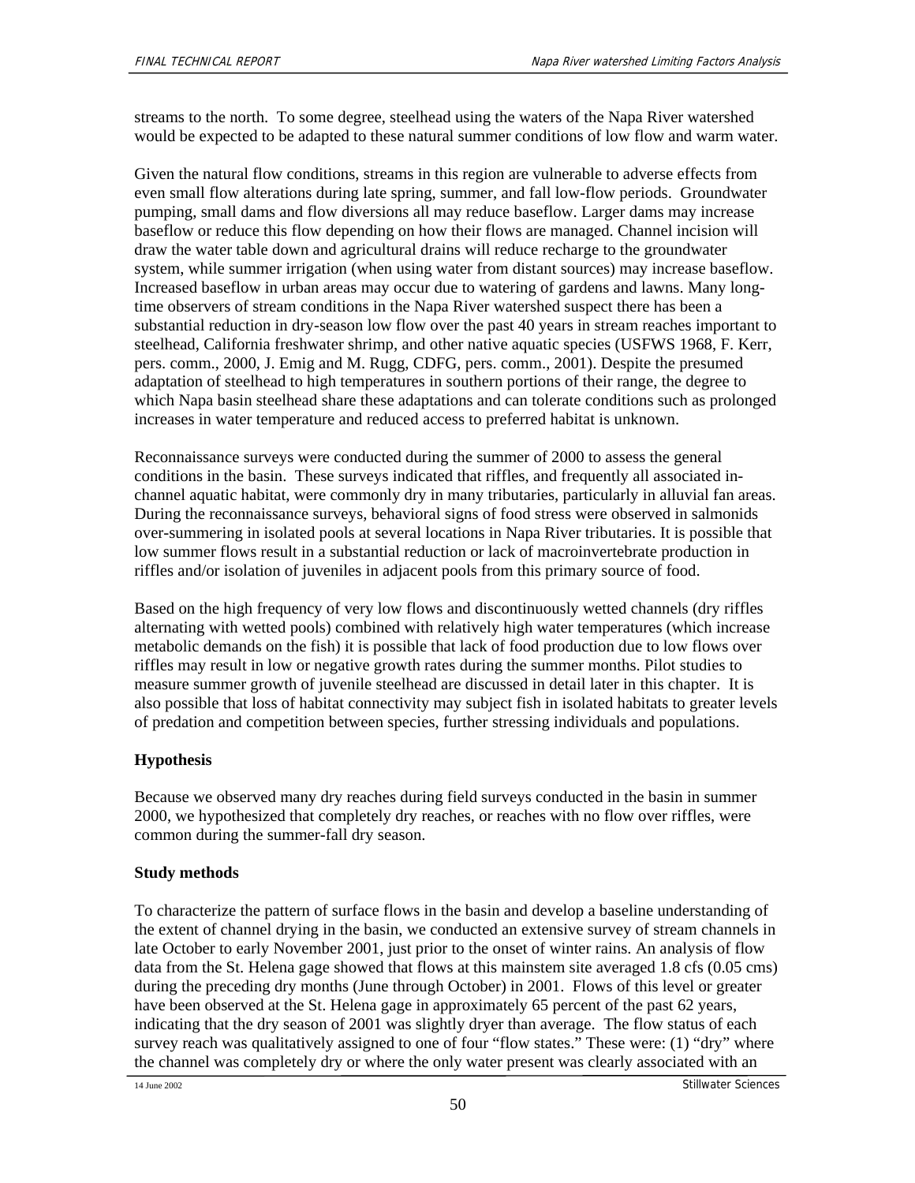streams to the north. To some degree, steelhead using the waters of the Napa River watershed would be expected to be adapted to these natural summer conditions of low flow and warm water.

Given the natural flow conditions, streams in this region are vulnerable to adverse effects from even small flow alterations during late spring, summer, and fall low-flow periods. Groundwater pumping, small dams and flow diversions all may reduce baseflow. Larger dams may increase baseflow or reduce this flow depending on how their flows are managed. Channel incision will draw the water table down and agricultural drains will reduce recharge to the groundwater system, while summer irrigation (when using water from distant sources) may increase baseflow. Increased baseflow in urban areas may occur due to watering of gardens and lawns. Many long-time observers of stream conditions in the Napa River watershed suspect there has been a substantial reduction in dry-season low flow over the past 40 years in stream reaches important to steelhead, California freshwater shrimp, and other native aquatic species (USFWS 1968, F. Kerr, pers. comm., 2000, J. Emig and M. Rugg, CDFG, pers. comm., 2001). Despite the presumed adaptation of steelhead to high temperatures in southern portions of their range, the degree to which Napa basin steelhead share these adaptations and can tolerate conditions such as prolonged increases in water temperature and reduced access to preferred habitat is unknown.

Reconnaissance surveys were conducted during the summer of 2000 to assess the general conditions in the basin. These surveys indicated that riffles, and frequently all associated in-channel aquatic habitat, were commonly dry in many tributaries, particularly in alluvial fan areas. During the reconnaissance surveys, behavioral signs of food stress were observed in salmonids over-summering in isolated pools at several locations in Napa River tributaries. It is possible that low summer flows result in a substantial reduction or lack of macroinvertebrate production in riffles and/or isolation of juveniles in adjacent pools from this primary source of food.

Based on the high frequency of very low flows and discontinuously wetted channels (dry riffles alternating with wetted pools) combined with relatively high water temperatures (which increase metabolic demands on the fish) it is possible that lack of food production due to low flows over riffles may result in low or negative growth rates during the summer months. Pilot studies to measure summer growth of juvenile steelhead are discussed in detail later in this chapter. It is also possible that loss of habitat connectivity may subject fish in isolated habitats to greater levels of predation and competition between species, further stressing individuals and populations.

**Hypothesis**

Because we observed many dry reaches during field surveys conducted in the basin in summer 2000, we hypothesized that completely dry reaches, or reaches with no flow over riffles, were common during the summer-fall dry season.

**Study methods**

To characterize the pattern of surface flows in the basin and develop a baseline understanding of the extent of channel drying in the basin, we conducted an extensive survey of stream channels in late October to early November 2001, just prior to the onset of winter rains. An analysis of flow data from the St. Helena gage showed that flows at this mainstem site averaged 1.8 cfs (0.05 cms) during the preceding dry months (June through October) in 2001. Flows of this level or greater have been observed at the St. Helena gage in approximately 65 percent of the past 62 years, indicating that the dry season of 2001 was slightly dryer than average. The flow status of each survey reach was qualitatively assigned to one of four "flow states." These were: (1) "dry" where the channel was completely dry or where the only water present was clearly associated with an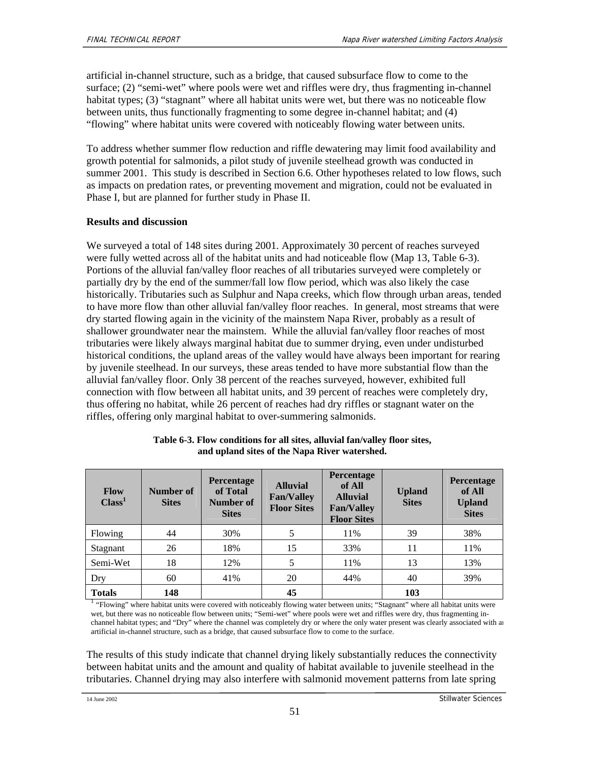artificial in-channel structure, such as a bridge, that caused subsurface flow to come to the surface; (2) "semi-wet" where pools were wet and riffles were dry, thus fragmenting in-channel habitat types; (3) "stagnant" where all habitat units were wet, but there was no noticeable flow between units, thus functionally fragmenting to some degree in-channel habitat; and (4) "flowing" where habitat units were covered with noticeably flowing water between units.

To address whether summer flow reduction and riffle dewatering may limit food availability and growth potential for salmonids, a pilot study of juvenile steelhead growth was conducted in summer 2001. This study is described in Section 6.6. Other hypotheses related to low flows, such as impacts on predation rates, or preventing movement and migration, could not be evaluated in Phase I, but are planned for further study in Phase II.

**Results and discussion**

We surveyed a total of 148 sites during 2001. Approximately 30 percent of reaches surveyed were fully wetted across all of the habitat units and had noticeable flow (Map 13, Table 6-3). Portions of the alluvial fan/valley floor reaches of all tributaries surveyed were completely or partially dry by the end of the summer/fall low flow period, which was also likely the case historically. Tributaries such as Sulphur and Napa creeks, which flow through urban areas, tended to have more flow than other alluvial fan/valley floor reaches. In general, most streams that were dry started flowing again in the vicinity of the mainstem Napa River, probably as a result of shallower groundwater near the mainstem. While the alluvial fan/valley floor reaches of most tributaries were likely always marginal habitat due to summer drying, even under undisturbed historical conditions, the upland areas of the valley would have always been important for rearing by juvenile steelhead. In our surveys, these areas tended to have more substantial flow than the alluvial fan/valley floor. Only 38 percent of the reaches surveyed, however, exhibited full connection with flow between all habitat units, and 39 percent of reaches were completely dry, thus offering no habitat, while 26 percent of reaches had dry riffles or stagnant water on the riffles, offering only marginal habitat to over-summering salmonids.

**Table 6-3. Flow conditions for all sites, alluvial fan/valley floor sites, and upland sites of the Napa River watershed.**

| Flow Class[1] | Number of Sites | Percentage of Total Number of Sites | Alluvial Fan/Valley Floor Sites | Percentage of All Alluvial Fan/Valley Floor Sites | Upland Sites | Percentage of All Upland Sites |
|---|---|---|---|---|---|---|
| Flowing | 44 | 30% | 5 | 11% | 39 | 38% |
| Stagnant | 26 | 18% | 15 | 33% | 11 | 11% |
| Semi-Wet | 18 | 12% | 5 | 11% | 13 | 13% |
| Dry | 60 | 41% | 20 | 44% | 40 | 39% |
| **Totals** | **148** | | **45** | | **103** | |

[1] "Flowing" where habitat units were covered with noticeably flowing water between units; "Stagnant" where all habitat units were wet, but there was no noticeable flow between units; "Semi-wet" where pools were wet and riffles were dry, thus fragmenting in-channel habitat types; and "Dry" where the channel was completely dry or where the only water present was clearly associated with an artificial in-channel structure, such as a bridge, that caused subsurface flow to come to the surface.

The results of this study indicate that channel drying likely substantially reduces the connectivity between habitat units and the amount and quality of habitat available to juvenile steelhead in the tributaries. Channel drying may also interfere with salmonid movement patterns from late spring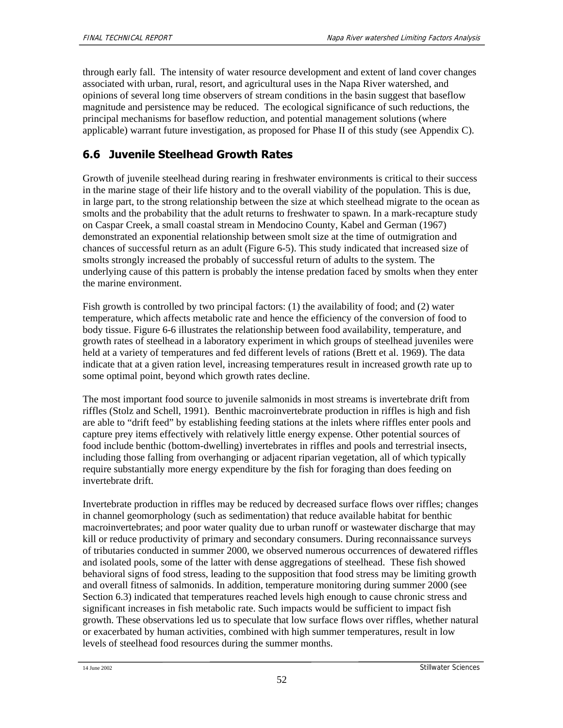through early fall. The intensity of water resource development and extent of land cover changes associated with urban, rural, resort, and agricultural uses in the Napa River watershed, and opinions of several long time observers of stream conditions in the basin suggest that baseflow magnitude and persistence may be reduced. The ecological significance of such reductions, the principal mechanisms for baseflow reduction, and potential management solutions (where applicable) warrant future investigation, as proposed for Phase II of this study (see Appendix C).

## 6.6 Juvenile Steelhead Growth Rates

Growth of juvenile steelhead during rearing in freshwater environments is critical to their success in the marine stage of their life history and to the overall viability of the population. This is due, in large part, to the strong relationship between the size at which steelhead migrate to the ocean as smolts and the probability that the adult returns to freshwater to spawn. In a mark-recapture study on Caspar Creek, a small coastal stream in Mendocino County, Kabel and German (1967) demonstrated an exponential relationship between smolt size at the time of outmigration and chances of successful return as an adult (Figure 6-5). This study indicated that increased size of smolts strongly increased the probably of successful return of adults to the system. The underlying cause of this pattern is probably the intense predation faced by smolts when they enter the marine environment.

Fish growth is controlled by two principal factors: (1) the availability of food; and (2) water temperature, which affects metabolic rate and hence the efficiency of the conversion of food to body tissue. Figure 6-6 illustrates the relationship between food availability, temperature, and growth rates of steelhead in a laboratory experiment in which groups of steelhead juveniles were held at a variety of temperatures and fed different levels of rations (Brett et al. 1969). The data indicate that at a given ration level, increasing temperatures result in increased growth rate up to some optimal point, beyond which growth rates decline.

The most important food source to juvenile salmonids in most streams is invertebrate drift from riffles (Stolz and Schell, 1991). Benthic macroinvertebrate production in riffles is high and fish are able to "drift feed" by establishing feeding stations at the inlets where riffles enter pools and capture prey items effectively with relatively little energy expense. Other potential sources of food include benthic (bottom-dwelling) invertebrates in riffles and pools and terrestrial insects, including those falling from overhanging or adjacent riparian vegetation, all of which typically require substantially more energy expenditure by the fish for foraging than does feeding on invertebrate drift.

Invertebrate production in riffles may be reduced by decreased surface flows over riffles; changes in channel geomorphology (such as sedimentation) that reduce available habitat for benthic macroinvertebrates; and poor water quality due to urban runoff or wastewater discharge that may kill or reduce productivity of primary and secondary consumers. During reconnaissance surveys of tributaries conducted in summer 2000, we observed numerous occurrences of dewatered riffles and isolated pools, some of the latter with dense aggregations of steelhead. These fish showed behavioral signs of food stress, leading to the supposition that food stress may be limiting growth and overall fitness of salmonids. In addition, temperature monitoring during summer 2000 (see Section 6.3) indicated that temperatures reached levels high enough to cause chronic stress and significant increases in fish metabolic rate. Such impacts would be sufficient to impact fish growth. These observations led us to speculate that low surface flows over riffles, whether natural or exacerbated by human activities, combined with high summer temperatures, result in low levels of steelhead food resources during the summer months.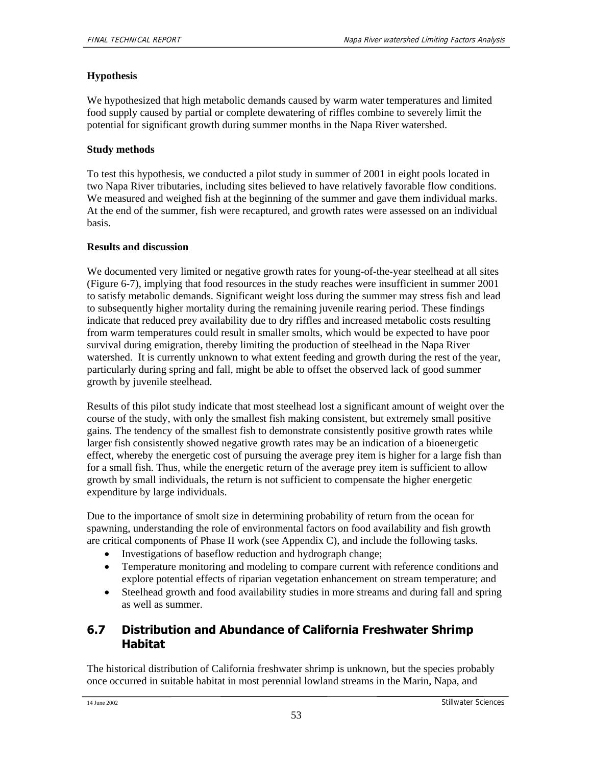**Hypothesis**

We hypothesized that high metabolic demands caused by warm water temperatures and limited food supply caused by partial or complete dewatering of riffles combine to severely limit the potential for significant growth during summer months in the Napa River watershed.

**Study methods**

To test this hypothesis, we conducted a pilot study in summer of 2001 in eight pools located in two Napa River tributaries, including sites believed to have relatively favorable flow conditions. We measured and weighed fish at the beginning of the summer and gave them individual marks. At the end of the summer, fish were recaptured, and growth rates were assessed on an individual basis.

**Results and discussion**

We documented very limited or negative growth rates for young-of-the-year steelhead at all sites (Figure 6-7), implying that food resources in the study reaches were insufficient in summer 2001 to satisfy metabolic demands. Significant weight loss during the summer may stress fish and lead to subsequently higher mortality during the remaining juvenile rearing period. These findings indicate that reduced prey availability due to dry riffles and increased metabolic costs resulting from warm temperatures could result in smaller smolts, which would be expected to have poor survival during emigration, thereby limiting the production of steelhead in the Napa River watershed. It is currently unknown to what extent feeding and growth during the rest of the year, particularly during spring and fall, might be able to offset the observed lack of good summer growth by juvenile steelhead.

Results of this pilot study indicate that most steelhead lost a significant amount of weight over the course of the study, with only the smallest fish making consistent, but extremely small positive gains. The tendency of the smallest fish to demonstrate consistently positive growth rates while larger fish consistently showed negative growth rates may be an indication of a bioenergetic effect, whereby the energetic cost of pursuing the average prey item is higher for a large fish than for a small fish. Thus, while the energetic return of the average prey item is sufficient to allow growth by small individuals, the return is not sufficient to compensate the higher energetic expenditure by large individuals.

Due to the importance of smolt size in determining probability of return from the ocean for spawning, understanding the role of environmental factors on food availability and fish growth are critical components of Phase II work (see Appendix C), and include the following tasks.

- Investigations of baseflow reduction and hydrograph change;
- Temperature monitoring and modeling to compare current with reference conditions and explore potential effects of riparian vegetation enhancement on stream temperature; and
- Steelhead growth and food availability studies in more streams and during fall and spring as well as summer.

## 6.7 Distribution and Abundance of California Freshwater Shrimp Habitat

The historical distribution of California freshwater shrimp is unknown, but the species probably once occurred in suitable habitat in most perennial lowland streams in the Marin, Napa, and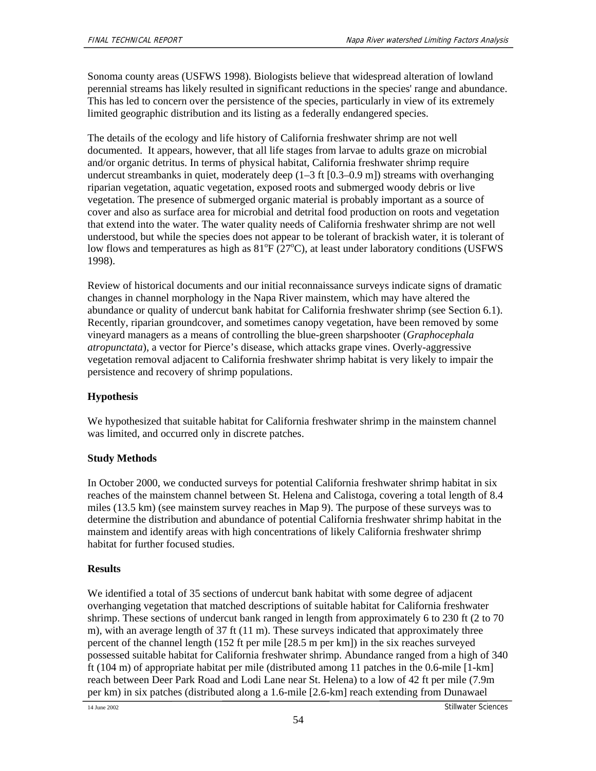Sonoma county areas (USFWS 1998). Biologists believe that widespread alteration of lowland perennial streams has likely resulted in significant reductions in the species' range and abundance. This has led to concern over the persistence of the species, particularly in view of its extremely limited geographic distribution and its listing as a federally endangered species.

The details of the ecology and life history of California freshwater shrimp are not well documented. It appears, however, that all life stages from larvae to adults graze on microbial and/or organic detritus. In terms of physical habitat, California freshwater shrimp require undercut streambanks in quiet, moderately deep (1–3 ft [0.3–0.9 m]) streams with overhanging riparian vegetation, aquatic vegetation, exposed roots and submerged woody debris or live vegetation. The presence of submerged organic material is probably important as a source of cover and also as surface area for microbial and detrital food production on roots and vegetation that extend into the water. The water quality needs of California freshwater shrimp are not well understood, but while the species does not appear to be tolerant of brackish water, it is tolerant of low flows and temperatures as high as 81°F (27°C), at least under laboratory conditions (USFWS 1998).

Review of historical documents and our initial reconnaissance surveys indicate signs of dramatic changes in channel morphology in the Napa River mainstem, which may have altered the abundance or quality of undercut bank habitat for California freshwater shrimp (see Section 6.1). Recently, riparian groundcover, and sometimes canopy vegetation, have been removed by some vineyard managers as a means of controlling the blue-green sharpshooter (*Graphocephala atropunctata*), a vector for Pierce's disease, which attacks grape vines. Overly-aggressive vegetation removal adjacent to California freshwater shrimp habitat is very likely to impair the persistence and recovery of shrimp populations.

**Hypothesis**

We hypothesized that suitable habitat for California freshwater shrimp in the mainstem channel was limited, and occurred only in discrete patches.

**Study Methods**

In October 2000, we conducted surveys for potential California freshwater shrimp habitat in six reaches of the mainstem channel between St. Helena and Calistoga, covering a total length of 8.4 miles (13.5 km) (see mainstem survey reaches in Map 9). The purpose of these surveys was to determine the distribution and abundance of potential California freshwater shrimp habitat in the mainstem and identify areas with high concentrations of likely California freshwater shrimp habitat for further focused studies.

**Results**

We identified a total of 35 sections of undercut bank habitat with some degree of adjacent overhanging vegetation that matched descriptions of suitable habitat for California freshwater shrimp. These sections of undercut bank ranged in length from approximately 6 to 230 ft (2 to 70 m), with an average length of 37 ft (11 m). These surveys indicated that approximately three percent of the channel length (152 ft per mile [28.5 m per km]) in the six reaches surveyed possessed suitable habitat for California freshwater shrimp. Abundance ranged from a high of 340 ft (104 m) of appropriate habitat per mile (distributed among 11 patches in the 0.6-mile [1-km] reach between Deer Park Road and Lodi Lane near St. Helena) to a low of 42 ft per mile (7.9m per km) in six patches (distributed along a 1.6-mile [2.6-km] reach extending from Dunawael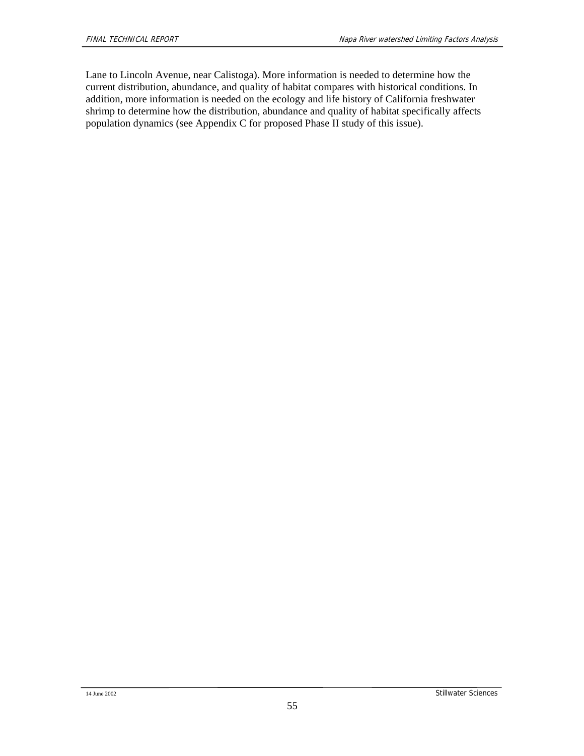Lane to Lincoln Avenue, near Calistoga). More information is needed to determine how the current distribution, abundance, and quality of habitat compares with historical conditions. In addition, more information is needed on the ecology and life history of California freshwater shrimp to determine how the distribution, abundance and quality of habitat specifically affects population dynamics (see Appendix C for proposed Phase II study of this issue).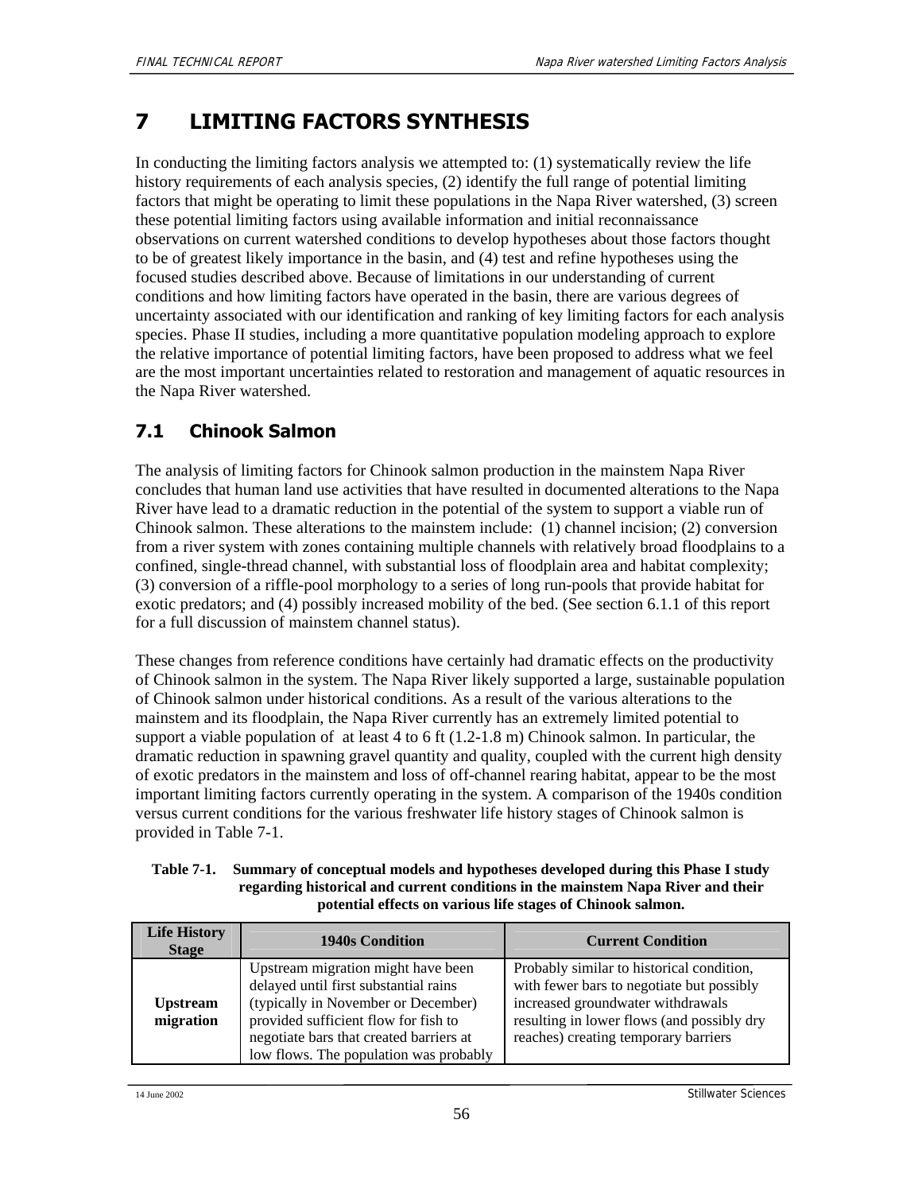# 7 LIMITING FACTORS SYNTHESIS

In conducting the limiting factors analysis we attempted to: (1) systematically review the life history requirements of each analysis species, (2) identify the full range of potential limiting factors that might be operating to limit these populations in the Napa River watershed, (3) screen these potential limiting factors using available information and initial reconnaissance observations on current watershed conditions to develop hypotheses about those factors thought to be of greatest likely importance in the basin, and (4) test and refine hypotheses using the focused studies described above. Because of limitations in our understanding of current conditions and how limiting factors have operated in the basin, there are various degrees of uncertainty associated with our identification and ranking of key limiting factors for each analysis species. Phase II studies, including a more quantitative population modeling approach to explore the relative importance of potential limiting factors, have been proposed to address what we feel are the most important uncertainties related to restoration and management of aquatic resources in the Napa River watershed.

## 7.1 Chinook Salmon

The analysis of limiting factors for Chinook salmon production in the mainstem Napa River concludes that human land use activities that have resulted in documented alterations to the Napa River have lead to a dramatic reduction in the potential of the system to support a viable run of Chinook salmon. These alterations to the mainstem include: (1) channel incision; (2) conversion from a river system with zones containing multiple channels with relatively broad floodplains to a confined, single-thread channel, with substantial loss of floodplain area and habitat complexity; (3) conversion of a riffle-pool morphology to a series of long run-pools that provide habitat for exotic predators; and (4) possibly increased mobility of the bed. (See section 6.1.1 of this report for a full discussion of mainstem channel status).

These changes from reference conditions have certainly had dramatic effects on the productivity of Chinook salmon in the system. The Napa River likely supported a large, sustainable population of Chinook salmon under historical conditions. As a result of the various alterations to the mainstem and its floodplain, the Napa River currently has an extremely limited potential to support a viable population of at least 4 to 6 ft (1.2-1.8 m) Chinook salmon. In particular, the dramatic reduction in spawning gravel quantity and quality, coupled with the current high density of exotic predators in the mainstem and loss of off-channel rearing habitat, appear to be the most important limiting factors currently operating in the system. A comparison of the 1940s condition versus current conditions for the various freshwater life history stages of Chinook salmon is provided in Table 7-1.

**Table 7-1. Summary of conceptual models and hypotheses developed during this Phase I study regarding historical and current conditions in the mainstem Napa River and their potential effects on various life stages of Chinook salmon.**

| Life History Stage | 1940s Condition | Current Condition |
|---|---|---|
| **Upstream migration** | Upstream migration might have been delayed until first substantial rains (typically in November or December) provided sufficient flow for fish to negotiate bars that created barriers at low flows. The population was probably | Probably similar to historical condition, with fewer bars to negotiate but possibly increased groundwater withdrawals resulting in lower flows (and possibly dry reaches) creating temporary barriers |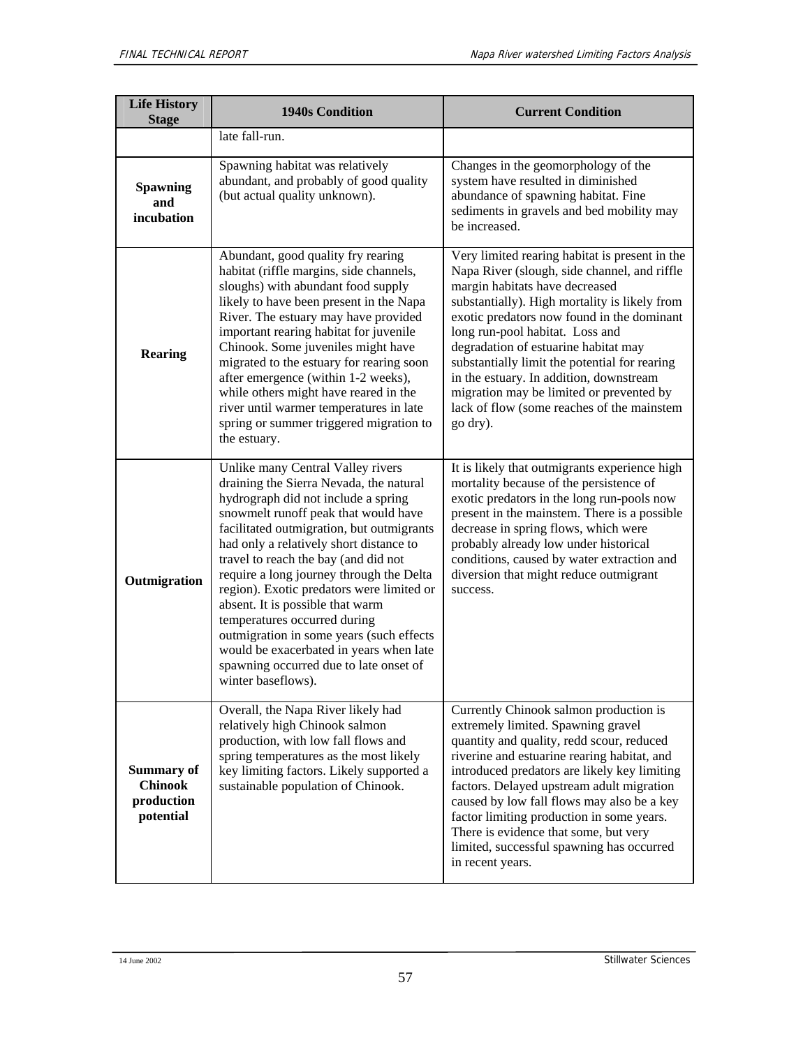| Life History Stage | 1940s Condition | Current Condition |
|---|---|---|
| | late fall-run. | |
| **Spawning and incubation** | Spawning habitat was relatively abundant, and probably of good quality (but actual quality unknown). | Changes in the geomorphology of the system have resulted in diminished abundance of spawning habitat. Fine sediments in gravels and bed mobility may be increased. |
| **Rearing** | Abundant, good quality fry rearing habitat (riffle margins, side channels, sloughs) with abundant food supply likely to have been present in the Napa River. The estuary may have provided important rearing habitat for juvenile Chinook. Some juveniles might have migrated to the estuary for rearing soon after emergence (within 1-2 weeks), while others might have reared in the river until warmer temperatures in late spring or summer triggered migration to the estuary. | Very limited rearing habitat is present in the Napa River (slough, side channel, and riffle margin habitats have decreased substantially). High mortality is likely from exotic predators now found in the dominant long run-pool habitat. Loss and degradation of estuarine habitat may substantially limit the potential for rearing in the estuary. In addition, downstream migration may be limited or prevented by lack of flow (some reaches of the mainstem go dry). |
| **Outmigration** | Unlike many Central Valley rivers draining the Sierra Nevada, the natural hydrograph did not include a spring snowmelt runoff peak that would have facilitated outmigration, but outmigrants had only a relatively short distance to travel to reach the bay (and did not require a long journey through the Delta region). Exotic predators were limited or absent. It is possible that warm temperatures occurred during outmigration in some years (such effects would be exacerbated in years when late spawning occurred due to late onset of winter baseflows). | It is likely that outmigrants experience high mortality because of the persistence of exotic predators in the long run-pools now present in the mainstem. There is a possible decrease in spring flows, which were probably already low under historical conditions, caused by water extraction and diversion that might reduce outmigrant success. |
| **Summary of Chinook production potential** | Overall, the Napa River likely had relatively high Chinook salmon production, with low fall flows and spring temperatures as the most likely key limiting factors. Likely supported a sustainable population of Chinook. | Currently Chinook salmon production is extremely limited. Spawning gravel quantity and quality, redd scour, reduced riverine and estuarine rearing habitat, and introduced predators are likely key limiting factors. Delayed upstream adult migration caused by low fall flows may also be a key factor limiting production in some years. There is evidence that some, but very limited, successful spawning has occurred in recent years. |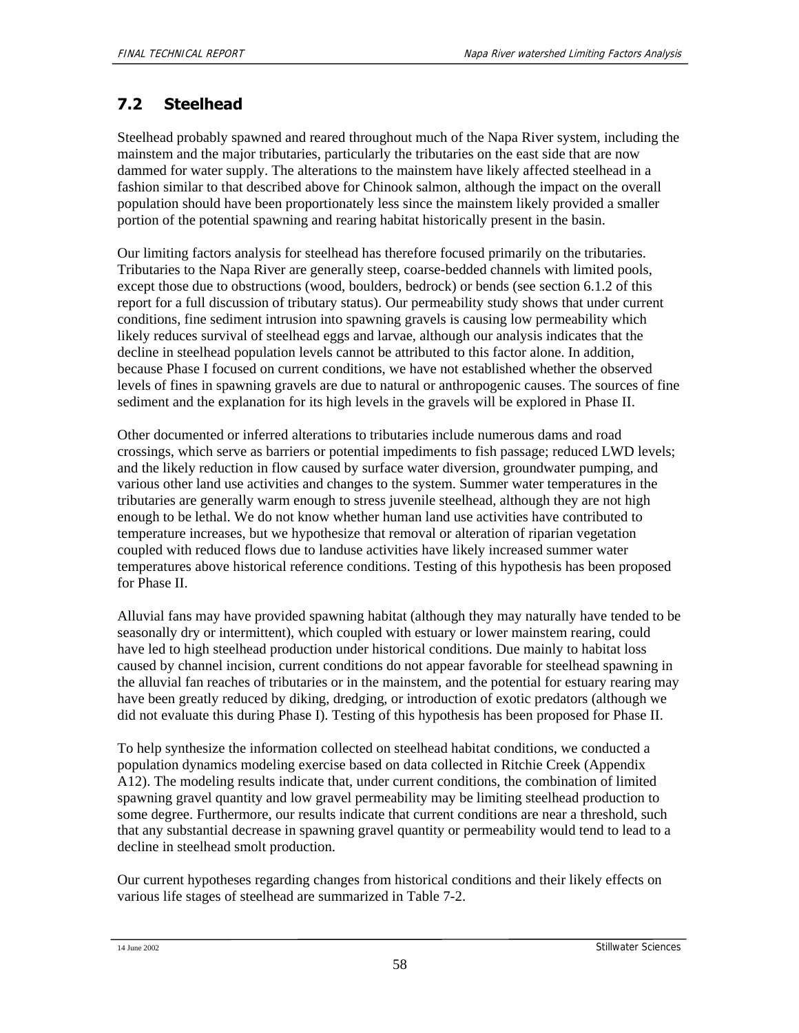## 7.2 Steelhead

Steelhead probably spawned and reared throughout much of the Napa River system, including the mainstem and the major tributaries, particularly the tributaries on the east side that are now dammed for water supply. The alterations to the mainstem have likely affected steelhead in a fashion similar to that described above for Chinook salmon, although the impact on the overall population should have been proportionately less since the mainstem likely provided a smaller portion of the potential spawning and rearing habitat historically present in the basin.

Our limiting factors analysis for steelhead has therefore focused primarily on the tributaries. Tributaries to the Napa River are generally steep, coarse-bedded channels with limited pools, except those due to obstructions (wood, boulders, bedrock) or bends (see section 6.1.2 of this report for a full discussion of tributary status). Our permeability study shows that under current conditions, fine sediment intrusion into spawning gravels is causing low permeability which likely reduces survival of steelhead eggs and larvae, although our analysis indicates that the decline in steelhead population levels cannot be attributed to this factor alone. In addition, because Phase I focused on current conditions, we have not established whether the observed levels of fines in spawning gravels are due to natural or anthropogenic causes. The sources of fine sediment and the explanation for its high levels in the gravels will be explored in Phase II.

Other documented or inferred alterations to tributaries include numerous dams and road crossings, which serve as barriers or potential impediments to fish passage; reduced LWD levels; and the likely reduction in flow caused by surface water diversion, groundwater pumping, and various other land use activities and changes to the system. Summer water temperatures in the tributaries are generally warm enough to stress juvenile steelhead, although they are not high enough to be lethal. We do not know whether human land use activities have contributed to temperature increases, but we hypothesize that removal or alteration of riparian vegetation coupled with reduced flows due to landuse activities have likely increased summer water temperatures above historical reference conditions. Testing of this hypothesis has been proposed for Phase II.

Alluvial fans may have provided spawning habitat (although they may naturally have tended to be seasonally dry or intermittent), which coupled with estuary or lower mainstem rearing, could have led to high steelhead production under historical conditions. Due mainly to habitat loss caused by channel incision, current conditions do not appear favorable for steelhead spawning in the alluvial fan reaches of tributaries or in the mainstem, and the potential for estuary rearing may have been greatly reduced by diking, dredging, or introduction of exotic predators (although we did not evaluate this during Phase I). Testing of this hypothesis has been proposed for Phase II.

To help synthesize the information collected on steelhead habitat conditions, we conducted a population dynamics modeling exercise based on data collected in Ritchie Creek (Appendix A12). The modeling results indicate that, under current conditions, the combination of limited spawning gravel quantity and low gravel permeability may be limiting steelhead production to some degree. Furthermore, our results indicate that current conditions are near a threshold, such that any substantial decrease in spawning gravel quantity or permeability would tend to lead to a decline in steelhead smolt production.

Our current hypotheses regarding changes from historical conditions and their likely effects on various life stages of steelhead are summarized in Table 7-2.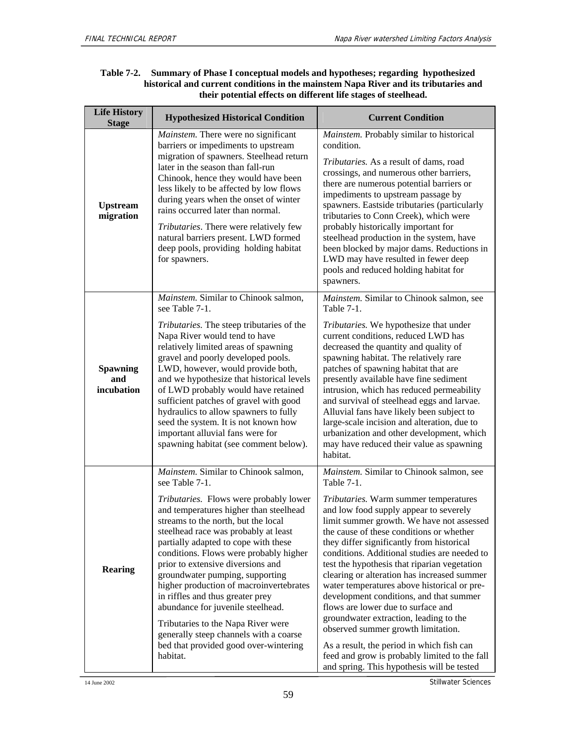**Table 7-2. Summary of Phase I conceptual models and hypotheses; regarding hypothesized historical and current conditions in the mainstem Napa River and its tributaries and their potential effects on different life stages of steelhead.**

| Life History Stage | Hypothesized Historical Condition | Current Condition |
|---|---|---|
| **Upstream migration** | *Mainstem.* There were no significant barriers or impediments to upstream migration of spawners. Steelhead return later in the season than fall-run Chinook, hence they would have been less likely to be affected by low flows during years when the onset of winter rains occurred later than normal.<br><br>*Tributaries*. There were relatively few natural barriers present. LWD formed deep pools, providing holding habitat for spawners. | *Mainstem.* Probably similar to historical condition.<br><br>*Tributaries.* As a result of dams, road crossings, and numerous other barriers, there are numerous potential barriers or impediments to upstream passage by spawners. Eastside tributaries (particularly tributaries to Conn Creek), which were probably historically important for steelhead production in the system, have been blocked by major dams. Reductions in LWD may have resulted in fewer deep pools and reduced holding habitat for spawners. |
| **Spawning and incubation** | *Mainstem.* Similar to Chinook salmon, see Table 7-1.<br><br>*Tributaries.* The steep tributaries of the Napa River would tend to have relatively limited areas of spawning gravel and poorly developed pools. LWD, however, would provide both, and we hypothesize that historical levels of LWD probably would have retained sufficient patches of gravel with good hydraulics to allow spawners to fully seed the system. It is not known how important alluvial fans were for spawning habitat (see comment below). | *Mainstem.* Similar to Chinook salmon, see Table 7-1.<br><br>*Tributaries.* We hypothesize that under current conditions, reduced LWD has decreased the quantity and quality of spawning habitat. The relatively rare patches of spawning habitat that are presently available have fine sediment intrusion, which has reduced permeability and survival of steelhead eggs and larvae. Alluvial fans have likely been subject to large-scale incision and alteration, due to urbanization and other development, which may have reduced their value as spawning habitat. |
| **Rearing** | *Mainstem.* Similar to Chinook salmon, see Table 7-1.<br><br>*Tributaries.* Flows were probably lower and temperatures higher than steelhead streams to the north, but the local steelhead race was probably at least partially adapted to cope with these conditions. Flows were probably higher prior to extensive diversions and groundwater pumping, supporting higher production of macroinvertebrates in riffles and thus greater prey abundance for juvenile steelhead.<br><br>Tributaries to the Napa River were generally steep channels with a coarse bed that provided good over-wintering habitat. | *Mainstem.* Similar to Chinook salmon, see Table 7-1.<br><br>*Tributaries.* Warm summer temperatures and low food supply appear to severely limit summer growth. We have not assessed the cause of these conditions or whether they differ significantly from historical conditions. Additional studies are needed to test the hypothesis that riparian vegetation clearing or alteration has increased summer water temperatures above historical or pre-development conditions, and that summer flows are lower due to surface and groundwater extraction, leading to the observed summer growth limitation.<br><br>As a result, the period in which fish can feed and grow is probably limited to the fall and spring. This hypothesis will be tested |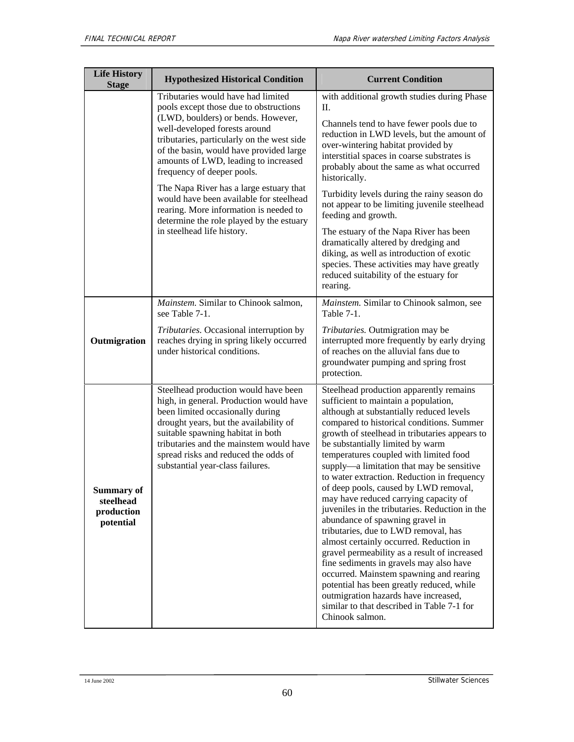| Life History Stage | Hypothesized Historical Condition | Current Condition |
| --- | --- | --- |
| | Tributaries would have had limited pools except those due to obstructions (LWD, boulders) or bends. However, well-developed forests around tributaries, particularly on the west side of the basin, would have provided large amounts of LWD, leading to increased frequency of deeper pools.<br><br>The Napa River has a large estuary that would have been available for steelhead rearing. More information is needed to determine the role played by the estuary in steelhead life history. | with additional growth studies during Phase II.<br><br>Channels tend to have fewer pools due to reduction in LWD levels, but the amount of over-wintering habitat provided by interstitial spaces in coarse substrates is probably about the same as what occurred historically.<br><br>Turbidity levels during the rainy season do not appear to be limiting juvenile steelhead feeding and growth.<br><br>The estuary of the Napa River has been dramatically altered by dredging and diking, as well as introduction of exotic species. These activities may have greatly reduced suitability of the estuary for rearing. |
| **Outmigration** | *Mainstem.* Similar to Chinook salmon, see Table 7-1.<br><br>*Tributaries.* Occasional interruption by reaches drying in spring likely occurred under historical conditions. | *Mainstem.* Similar to Chinook salmon, see Table 7-1.<br><br>*Tributaries.* Outmigration may be interrupted more frequently by early drying of reaches on the alluvial fans due to groundwater pumping and spring frost protection. |
| **Summary of steelhead production potential** | Steelhead production would have been high, in general. Production would have been limited occasionally during drought years, but the availability of suitable spawning habitat in both tributaries and the mainstem would have spread risks and reduced the odds of substantial year-class failures. | Steelhead production apparently remains sufficient to maintain a population, although at substantially reduced levels compared to historical conditions. Summer growth of steelhead in tributaries appears to be substantially limited by warm temperatures coupled with limited food supply—a limitation that may be sensitive to water extraction. Reduction in frequency of deep pools, caused by LWD removal, may have reduced carrying capacity of juveniles in the tributaries. Reduction in the abundance of spawning gravel in tributaries, due to LWD removal, has almost certainly occurred. Reduction in gravel permeability as a result of increased fine sediments in gravels may also have occurred. Mainstem spawning and rearing potential has been greatly reduced, while outmigration hazards have increased, similar to that described in Table 7-1 for Chinook salmon. |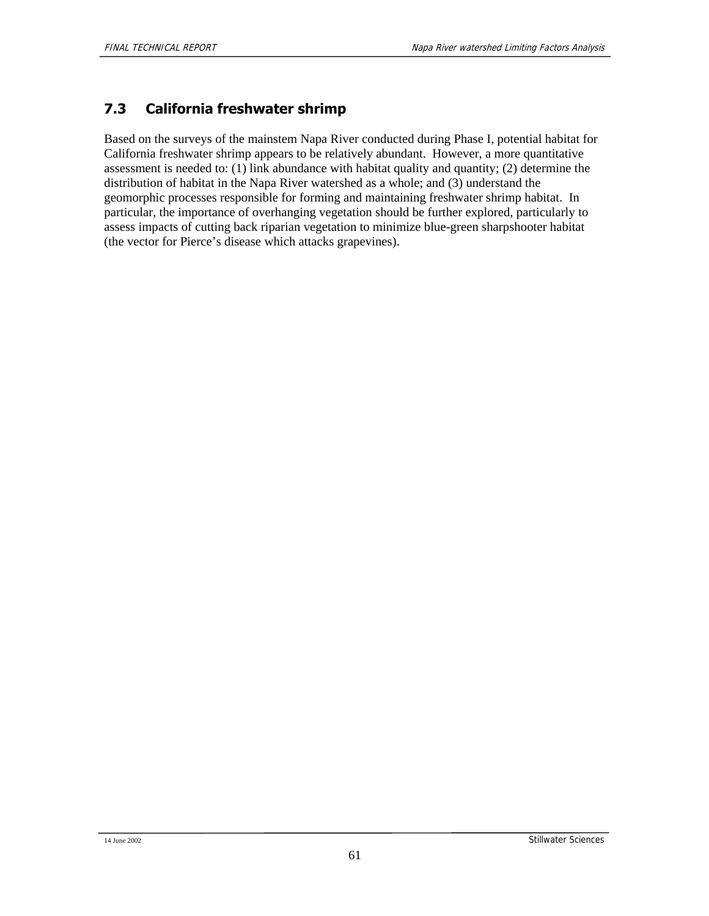## 7.3 California freshwater shrimp

Based on the surveys of the mainstem Napa River conducted during Phase I, potential habitat for California freshwater shrimp appears to be relatively abundant. However, a more quantitative assessment is needed to: (1) link abundance with habitat quality and quantity; (2) determine the distribution of habitat in the Napa River watershed as a whole; and (3) understand the geomorphic processes responsible for forming and maintaining freshwater shrimp habitat. In particular, the importance of overhanging vegetation should be further explored, particularly to assess impacts of cutting back riparian vegetation to minimize blue-green sharpshooter habitat (the vector for Pierce's disease which attacks grapevines).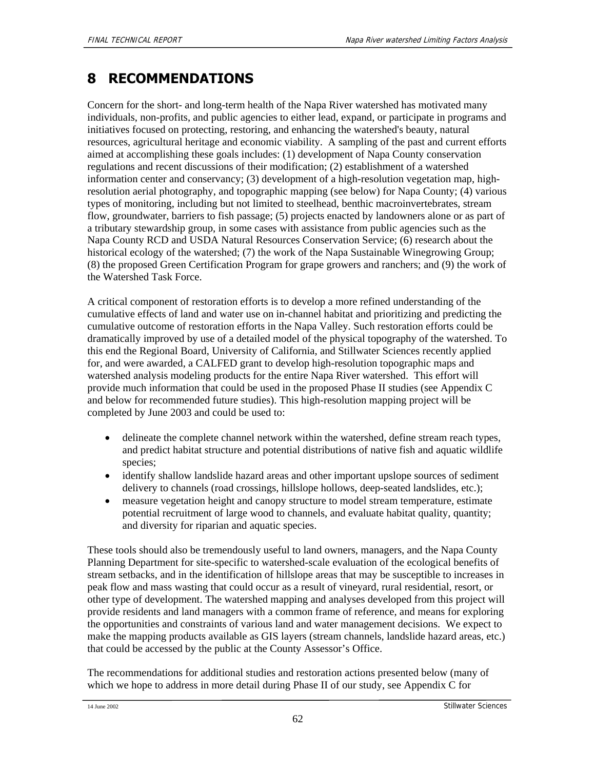# 8 RECOMMENDATIONS

Concern for the short- and long-term health of the Napa River watershed has motivated many individuals, non-profits, and public agencies to either lead, expand, or participate in programs and initiatives focused on protecting, restoring, and enhancing the watershed's beauty, natural resources, agricultural heritage and economic viability. A sampling of the past and current efforts aimed at accomplishing these goals includes: (1) development of Napa County conservation regulations and recent discussions of their modification; (2) establishment of a watershed information center and conservancy; (3) development of a high-resolution vegetation map, high-resolution aerial photography, and topographic mapping (see below) for Napa County; (4) various types of monitoring, including but not limited to steelhead, benthic macroinvertebrates, stream flow, groundwater, barriers to fish passage; (5) projects enacted by landowners alone or as part of a tributary stewardship group, in some cases with assistance from public agencies such as the Napa County RCD and USDA Natural Resources Conservation Service; (6) research about the historical ecology of the watershed; (7) the work of the Napa Sustainable Winegrowing Group; (8) the proposed Green Certification Program for grape growers and ranchers; and (9) the work of the Watershed Task Force.

A critical component of restoration efforts is to develop a more refined understanding of the cumulative effects of land and water use on in-channel habitat and prioritizing and predicting the cumulative outcome of restoration efforts in the Napa Valley. Such restoration efforts could be dramatically improved by use of a detailed model of the physical topography of the watershed. To this end the Regional Board, University of California, and Stillwater Sciences recently applied for, and were awarded, a CALFED grant to develop high-resolution topographic maps and watershed analysis modeling products for the entire Napa River watershed. This effort will provide much information that could be used in the proposed Phase II studies (see Appendix C and below for recommended future studies). This high-resolution mapping project will be completed by June 2003 and could be used to:

- delineate the complete channel network within the watershed, define stream reach types, and predict habitat structure and potential distributions of native fish and aquatic wildlife species;
- identify shallow landslide hazard areas and other important upslope sources of sediment delivery to channels (road crossings, hillslope hollows, deep-seated landslides, etc.);
- measure vegetation height and canopy structure to model stream temperature, estimate potential recruitment of large wood to channels, and evaluate habitat quality, quantity; and diversity for riparian and aquatic species.

These tools should also be tremendously useful to land owners, managers, and the Napa County Planning Department for site-specific to watershed-scale evaluation of the ecological benefits of stream setbacks, and in the identification of hillslope areas that may be susceptible to increases in peak flow and mass wasting that could occur as a result of vineyard, rural residential, resort, or other type of development. The watershed mapping and analyses developed from this project will provide residents and land managers with a common frame of reference, and means for exploring the opportunities and constraints of various land and water management decisions. We expect to make the mapping products available as GIS layers (stream channels, landslide hazard areas, etc.) that could be accessed by the public at the County Assessor's Office.

The recommendations for additional studies and restoration actions presented below (many of which we hope to address in more detail during Phase II of our study, see Appendix C for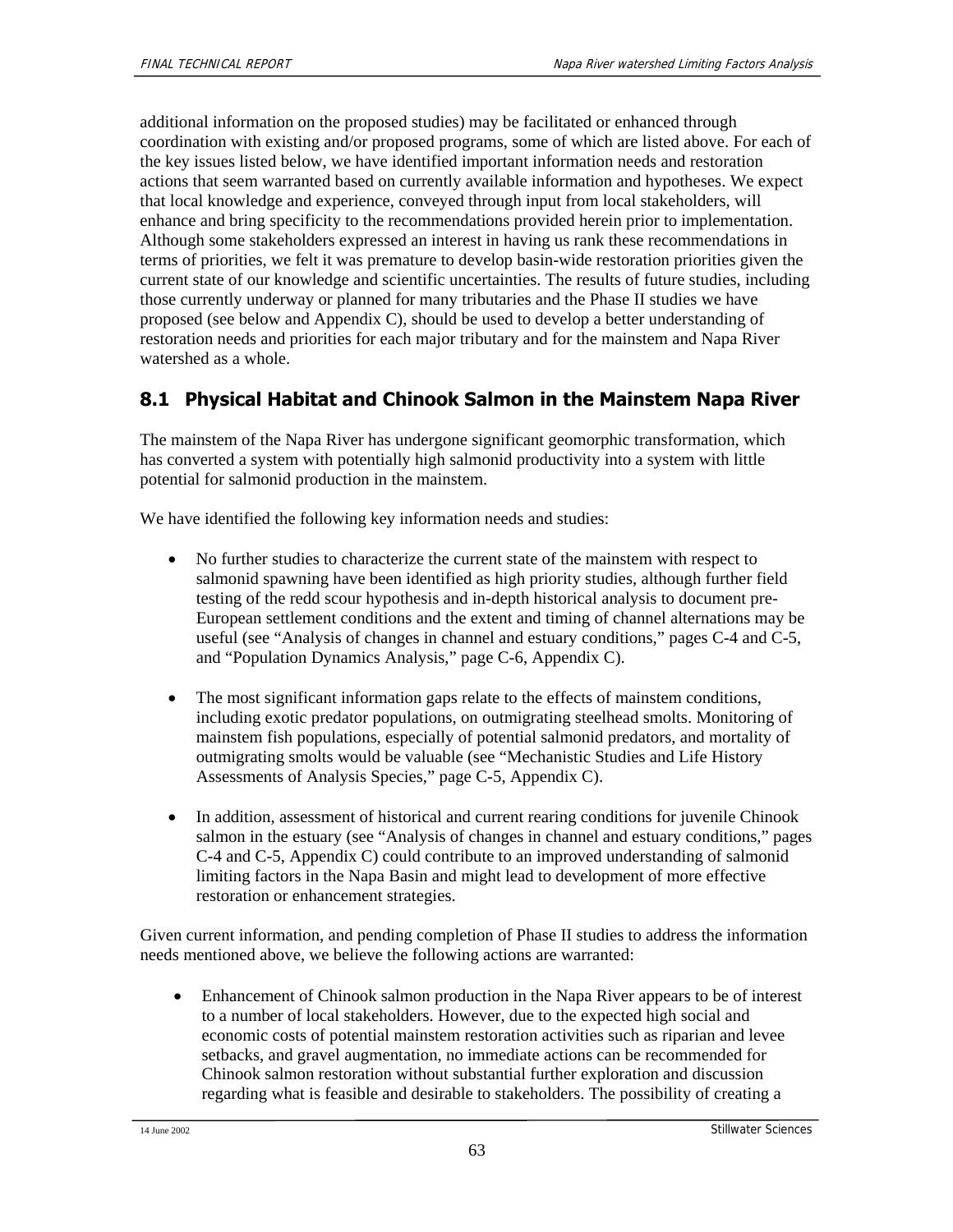additional information on the proposed studies) may be facilitated or enhanced through coordination with existing and/or proposed programs, some of which are listed above. For each of the key issues listed below, we have identified important information needs and restoration actions that seem warranted based on currently available information and hypotheses. We expect that local knowledge and experience, conveyed through input from local stakeholders, will enhance and bring specificity to the recommendations provided herein prior to implementation. Although some stakeholders expressed an interest in having us rank these recommendations in terms of priorities, we felt it was premature to develop basin-wide restoration priorities given the current state of our knowledge and scientific uncertainties. The results of future studies, including those currently underway or planned for many tributaries and the Phase II studies we have proposed (see below and Appendix C), should be used to develop a better understanding of restoration needs and priorities for each major tributary and for the mainstem and Napa River watershed as a whole.

## 8.1 Physical Habitat and Chinook Salmon in the Mainstem Napa River

The mainstem of the Napa River has undergone significant geomorphic transformation, which has converted a system with potentially high salmonid productivity into a system with little potential for salmonid production in the mainstem.

We have identified the following key information needs and studies:

- No further studies to characterize the current state of the mainstem with respect to salmonid spawning have been identified as high priority studies, although further field testing of the redd scour hypothesis and in-depth historical analysis to document pre-European settlement conditions and the extent and timing of channel alternations may be useful (see "Analysis of changes in channel and estuary conditions," pages C-4 and C-5, and "Population Dynamics Analysis," page C-6, Appendix C).

- The most significant information gaps relate to the effects of mainstem conditions, including exotic predator populations, on outmigrating steelhead smolts. Monitoring of mainstem fish populations, especially of potential salmonid predators, and mortality of outmigrating smolts would be valuable (see "Mechanistic Studies and Life History Assessments of Analysis Species," page C-5, Appendix C).

- In addition, assessment of historical and current rearing conditions for juvenile Chinook salmon in the estuary (see "Analysis of changes in channel and estuary conditions," pages C-4 and C-5, Appendix C) could contribute to an improved understanding of salmonid limiting factors in the Napa Basin and might lead to development of more effective restoration or enhancement strategies.

Given current information, and pending completion of Phase II studies to address the information needs mentioned above, we believe the following actions are warranted:

- Enhancement of Chinook salmon production in the Napa River appears to be of interest to a number of local stakeholders. However, due to the expected high social and economic costs of potential mainstem restoration activities such as riparian and levee setbacks, and gravel augmentation, no immediate actions can be recommended for Chinook salmon restoration without substantial further exploration and discussion regarding what is feasible and desirable to stakeholders. The possibility of creating a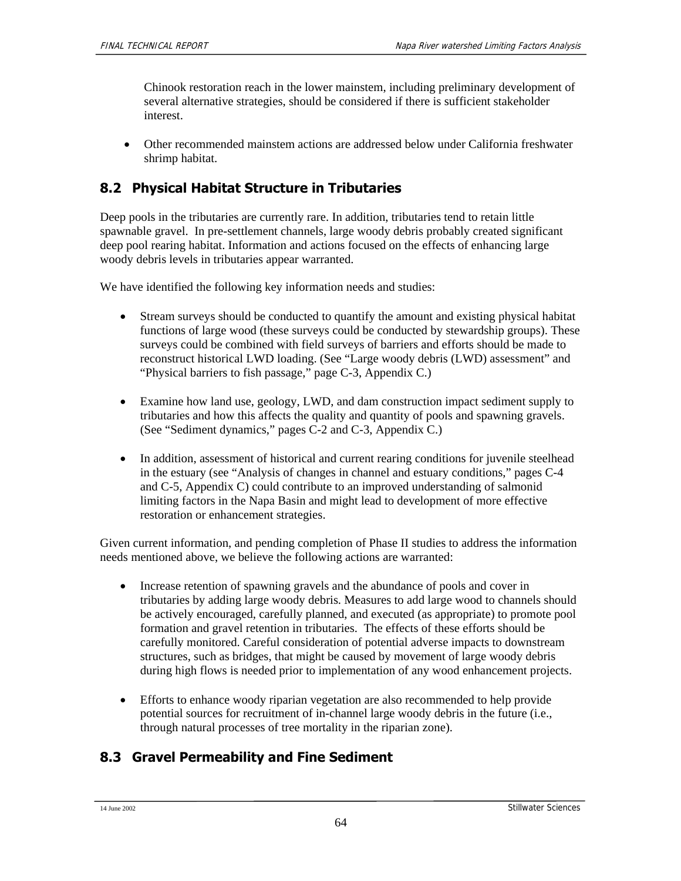Chinook restoration reach in the lower mainstem, including preliminary development of several alternative strategies, should be considered if there is sufficient stakeholder interest.

- Other recommended mainstem actions are addressed below under California freshwater shrimp habitat.

## 8.2 Physical Habitat Structure in Tributaries

Deep pools in the tributaries are currently rare. In addition, tributaries tend to retain little spawnable gravel. In pre-settlement channels, large woody debris probably created significant deep pool rearing habitat. Information and actions focused on the effects of enhancing large woody debris levels in tributaries appear warranted.

We have identified the following key information needs and studies:

- Stream surveys should be conducted to quantify the amount and existing physical habitat functions of large wood (these surveys could be conducted by stewardship groups). These surveys could be combined with field surveys of barriers and efforts should be made to reconstruct historical LWD loading. (See "Large woody debris (LWD) assessment" and "Physical barriers to fish passage," page C-3, Appendix C.)

- Examine how land use, geology, LWD, and dam construction impact sediment supply to tributaries and how this affects the quality and quantity of pools and spawning gravels. (See "Sediment dynamics," pages C-2 and C-3, Appendix C.)

- In addition, assessment of historical and current rearing conditions for juvenile steelhead in the estuary (see "Analysis of changes in channel and estuary conditions," pages C-4 and C-5, Appendix C) could contribute to an improved understanding of salmonid limiting factors in the Napa Basin and might lead to development of more effective restoration or enhancement strategies.

Given current information, and pending completion of Phase II studies to address the information needs mentioned above, we believe the following actions are warranted:

- Increase retention of spawning gravels and the abundance of pools and cover in tributaries by adding large woody debris. Measures to add large wood to channels should be actively encouraged, carefully planned, and executed (as appropriate) to promote pool formation and gravel retention in tributaries. The effects of these efforts should be carefully monitored. Careful consideration of potential adverse impacts to downstream structures, such as bridges, that might be caused by movement of large woody debris during high flows is needed prior to implementation of any wood enhancement projects.

- Efforts to enhance woody riparian vegetation are also recommended to help provide potential sources for recruitment of in-channel large woody debris in the future (i.e., through natural processes of tree mortality in the riparian zone).

## 8.3 Gravel Permeability and Fine Sediment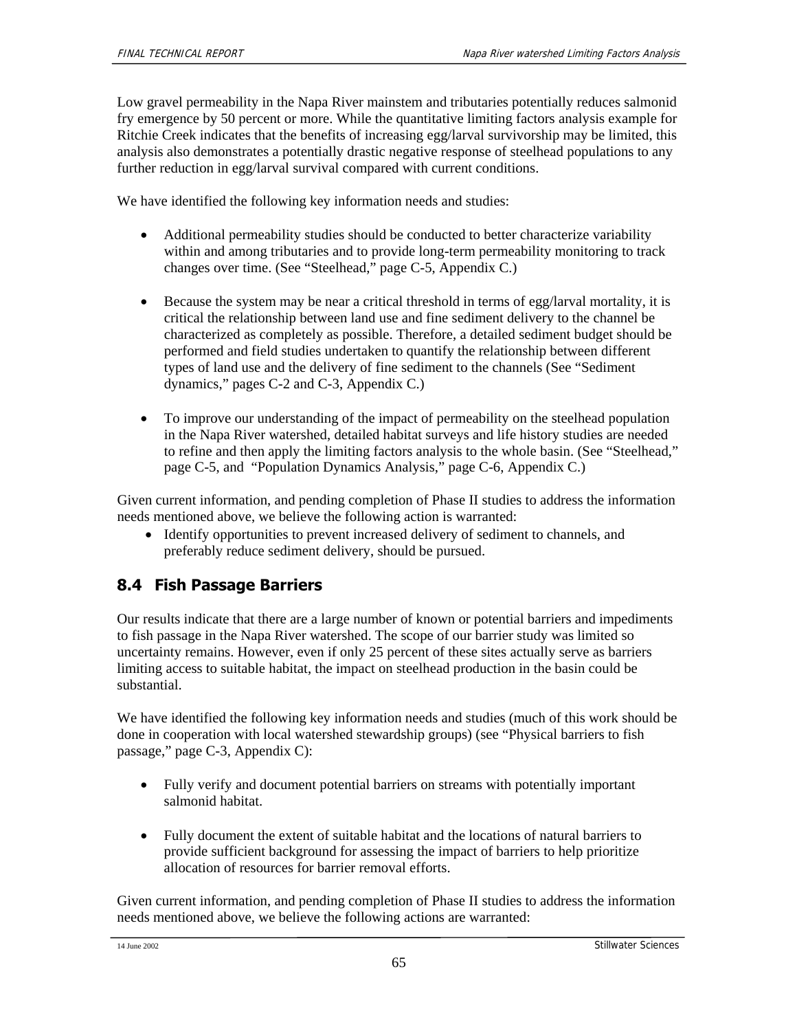Low gravel permeability in the Napa River mainstem and tributaries potentially reduces salmonid fry emergence by 50 percent or more. While the quantitative limiting factors analysis example for Ritchie Creek indicates that the benefits of increasing egg/larval survivorship may be limited, this analysis also demonstrates a potentially drastic negative response of steelhead populations to any further reduction in egg/larval survival compared with current conditions.

We have identified the following key information needs and studies:

- Additional permeability studies should be conducted to better characterize variability within and among tributaries and to provide long-term permeability monitoring to track changes over time. (See "Steelhead," page C-5, Appendix C.)

- Because the system may be near a critical threshold in terms of egg/larval mortality, it is critical the relationship between land use and fine sediment delivery to the channel be characterized as completely as possible. Therefore, a detailed sediment budget should be performed and field studies undertaken to quantify the relationship between different types of land use and the delivery of fine sediment to the channels (See "Sediment dynamics," pages C-2 and C-3, Appendix C.)

- To improve our understanding of the impact of permeability on the steelhead population in the Napa River watershed, detailed habitat surveys and life history studies are needed to refine and then apply the limiting factors analysis to the whole basin. (See "Steelhead," page C-5, and "Population Dynamics Analysis," page C-6, Appendix C.)

Given current information, and pending completion of Phase II studies to address the information needs mentioned above, we believe the following action is warranted:

- Identify opportunities to prevent increased delivery of sediment to channels, and preferably reduce sediment delivery, should be pursued.

## 8.4 Fish Passage Barriers

Our results indicate that there are a large number of known or potential barriers and impediments to fish passage in the Napa River watershed. The scope of our barrier study was limited so uncertainty remains. However, even if only 25 percent of these sites actually serve as barriers limiting access to suitable habitat, the impact on steelhead production in the basin could be substantial.

We have identified the following key information needs and studies (much of this work should be done in cooperation with local watershed stewardship groups) (see "Physical barriers to fish passage," page C-3, Appendix C):

- Fully verify and document potential barriers on streams with potentially important salmonid habitat.

- Fully document the extent of suitable habitat and the locations of natural barriers to provide sufficient background for assessing the impact of barriers to help prioritize allocation of resources for barrier removal efforts.

Given current information, and pending completion of Phase II studies to address the information needs mentioned above, we believe the following actions are warranted: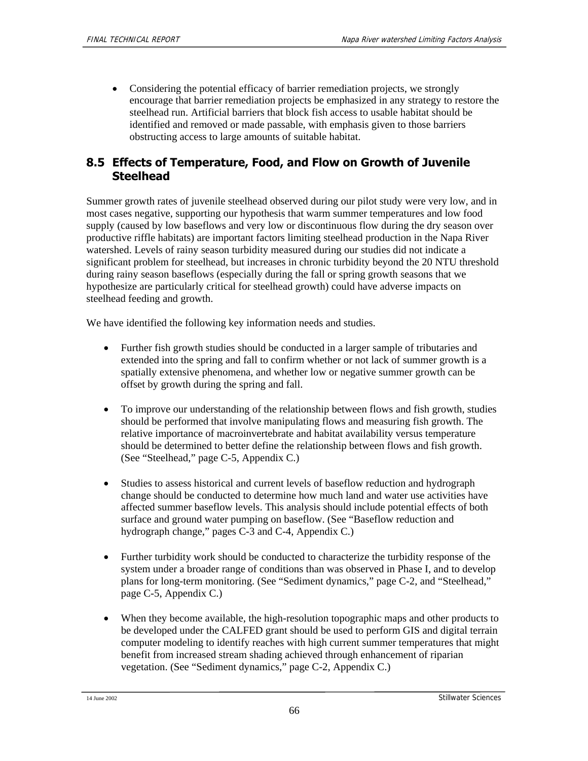- Considering the potential efficacy of barrier remediation projects, we strongly encourage that barrier remediation projects be emphasized in any strategy to restore the steelhead run. Artificial barriers that block fish access to usable habitat should be identified and removed or made passable, with emphasis given to those barriers obstructing access to large amounts of suitable habitat.

## 8.5 Effects of Temperature, Food, and Flow on Growth of Juvenile Steelhead

Summer growth rates of juvenile steelhead observed during our pilot study were very low, and in most cases negative, supporting our hypothesis that warm summer temperatures and low food supply (caused by low baseflows and very low or discontinuous flow during the dry season over productive riffle habitats) are important factors limiting steelhead production in the Napa River watershed. Levels of rainy season turbidity measured during our studies did not indicate a significant problem for steelhead, but increases in chronic turbidity beyond the 20 NTU threshold during rainy season baseflows (especially during the fall or spring growth seasons that we hypothesize are particularly critical for steelhead growth) could have adverse impacts on steelhead feeding and growth.

We have identified the following key information needs and studies.

- Further fish growth studies should be conducted in a larger sample of tributaries and extended into the spring and fall to confirm whether or not lack of summer growth is a spatially extensive phenomena, and whether low or negative summer growth can be offset by growth during the spring and fall.

- To improve our understanding of the relationship between flows and fish growth, studies should be performed that involve manipulating flows and measuring fish growth. The relative importance of macroinvertebrate and habitat availability versus temperature should be determined to better define the relationship between flows and fish growth. (See "Steelhead," page C-5, Appendix C.)

- Studies to assess historical and current levels of baseflow reduction and hydrograph change should be conducted to determine how much land and water use activities have affected summer baseflow levels. This analysis should include potential effects of both surface and ground water pumping on baseflow. (See "Baseflow reduction and hydrograph change," pages C-3 and C-4, Appendix C.)

- Further turbidity work should be conducted to characterize the turbidity response of the system under a broader range of conditions than was observed in Phase I, and to develop plans for long-term monitoring. (See "Sediment dynamics," page C-2, and "Steelhead," page C-5, Appendix C.)

- When they become available, the high-resolution topographic maps and other products to be developed under the CALFED grant should be used to perform GIS and digital terrain computer modeling to identify reaches with high current summer temperatures that might benefit from increased stream shading achieved through enhancement of riparian vegetation. (See "Sediment dynamics," page C-2, Appendix C.)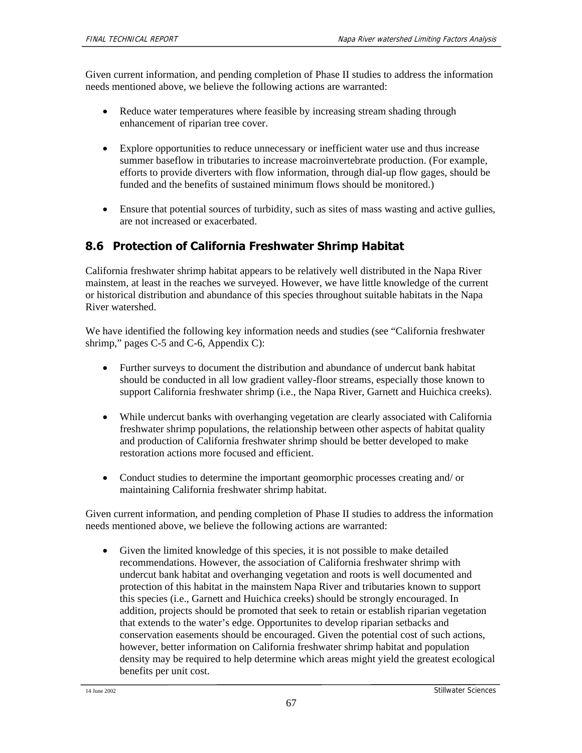Given current information, and pending completion of Phase II studies to address the information needs mentioned above, we believe the following actions are warranted:

- Reduce water temperatures where feasible by increasing stream shading through enhancement of riparian tree cover.
- Explore opportunities to reduce unnecessary or inefficient water use and thus increase summer baseflow in tributaries to increase macroinvertebrate production. (For example, efforts to provide diverters with flow information, through dial-up flow gages, should be funded and the benefits of sustained minimum flows should be monitored.)
- Ensure that potential sources of turbidity, such as sites of mass wasting and active gullies, are not increased or exacerbated.

## 8.6 Protection of California Freshwater Shrimp Habitat

California freshwater shrimp habitat appears to be relatively well distributed in the Napa River mainstem, at least in the reaches we surveyed. However, we have little knowledge of the current or historical distribution and abundance of this species throughout suitable habitats in the Napa River watershed.

We have identified the following key information needs and studies (see "California freshwater shrimp," pages C-5 and C-6, Appendix C):

- Further surveys to document the distribution and abundance of undercut bank habitat should be conducted in all low gradient valley-floor streams, especially those known to support California freshwater shrimp (i.e., the Napa River, Garnett and Huichica creeks).
- While undercut banks with overhanging vegetation are clearly associated with California freshwater shrimp populations, the relationship between other aspects of habitat quality and production of California freshwater shrimp should be better developed to make restoration actions more focused and efficient.
- Conduct studies to determine the important geomorphic processes creating and/ or maintaining California freshwater shrimp habitat.

Given current information, and pending completion of Phase II studies to address the information needs mentioned above, we believe the following actions are warranted:

- Given the limited knowledge of this species, it is not possible to make detailed recommendations. However, the association of California freshwater shrimp with undercut bank habitat and overhanging vegetation and roots is well documented and protection of this habitat in the mainstem Napa River and tributaries known to support this species (i.e., Garnett and Huichica creeks) should be strongly encouraged. In addition, projects should be promoted that seek to retain or establish riparian vegetation that extends to the water's edge. Opportunites to develop riparian setbacks and conservation easements should be encouraged. Given the potential cost of such actions, however, better information on California freshwater shrimp habitat and population density may be required to help determine which areas might yield the greatest ecological benefits per unit cost.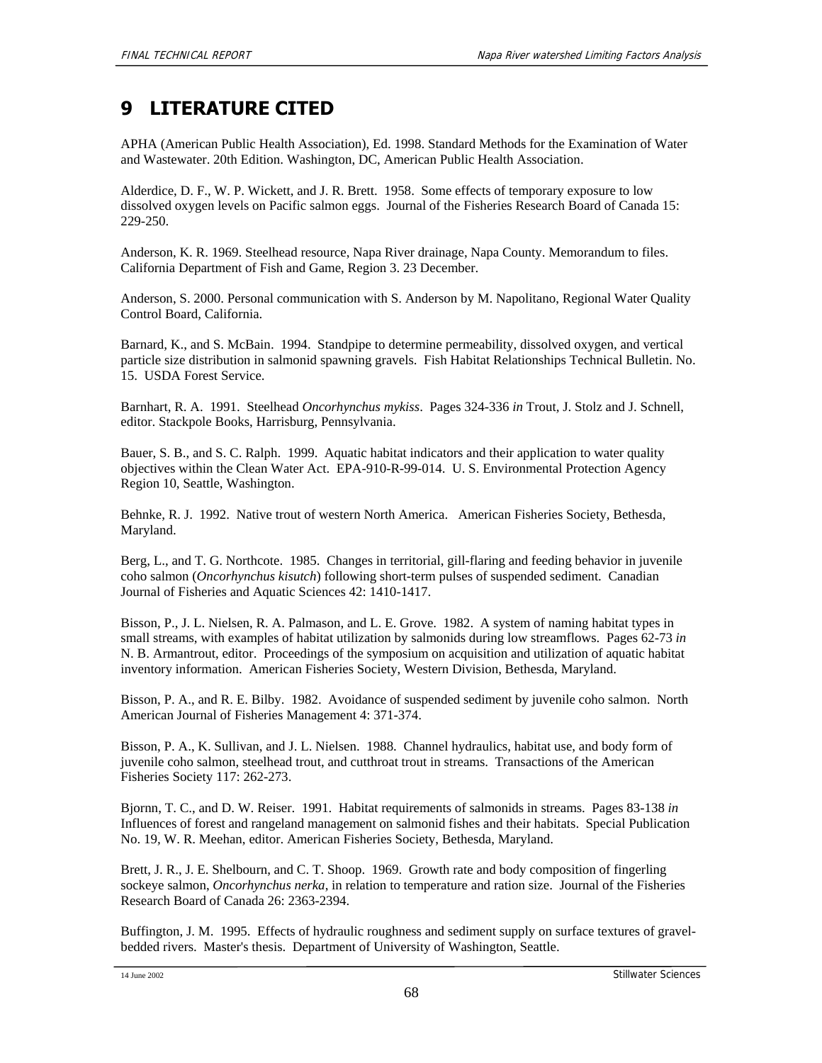# 9 LITERATURE CITED

APHA (American Public Health Association), Ed. 1998. Standard Methods for the Examination of Water and Wastewater. 20th Edition. Washington, DC, American Public Health Association.

Alderdice, D. F., W. P. Wickett, and J. R. Brett. 1958. Some effects of temporary exposure to low dissolved oxygen levels on Pacific salmon eggs. Journal of the Fisheries Research Board of Canada 15: 229-250.

Anderson, K. R. 1969. Steelhead resource, Napa River drainage, Napa County. Memorandum to files. California Department of Fish and Game, Region 3. 23 December.

Anderson, S. 2000. Personal communication with S. Anderson by M. Napolitano, Regional Water Quality Control Board, California.

Barnard, K., and S. McBain. 1994. Standpipe to determine permeability, dissolved oxygen, and vertical particle size distribution in salmonid spawning gravels. Fish Habitat Relationships Technical Bulletin. No. 15. USDA Forest Service.

Barnhart, R. A. 1991. Steelhead *Oncorhynchus mykiss*. Pages 324-336 *in* Trout, J. Stolz and J. Schnell, editor. Stackpole Books, Harrisburg, Pennsylvania.

Bauer, S. B., and S. C. Ralph. 1999. Aquatic habitat indicators and their application to water quality objectives within the Clean Water Act. EPA-910-R-99-014. U. S. Environmental Protection Agency Region 10, Seattle, Washington.

Behnke, R. J. 1992. Native trout of western North America. American Fisheries Society, Bethesda, Maryland.

Berg, L., and T. G. Northcote. 1985. Changes in territorial, gill-flaring and feeding behavior in juvenile coho salmon (*Oncorhynchus kisutch*) following short-term pulses of suspended sediment. Canadian Journal of Fisheries and Aquatic Sciences 42: 1410-1417.

Bisson, P., J. L. Nielsen, R. A. Palmason, and L. E. Grove. 1982. A system of naming habitat types in small streams, with examples of habitat utilization by salmonids during low streamflows. Pages 62-73 *in* N. B. Armantrout, editor. Proceedings of the symposium on acquisition and utilization of aquatic habitat inventory information. American Fisheries Society, Western Division, Bethesda, Maryland.

Bisson, P. A., and R. E. Bilby. 1982. Avoidance of suspended sediment by juvenile coho salmon. North American Journal of Fisheries Management 4: 371-374.

Bisson, P. A., K. Sullivan, and J. L. Nielsen. 1988. Channel hydraulics, habitat use, and body form of juvenile coho salmon, steelhead trout, and cutthroat trout in streams. Transactions of the American Fisheries Society 117: 262-273.

Bjornn, T. C., and D. W. Reiser. 1991. Habitat requirements of salmonids in streams. Pages 83-138 *in* Influences of forest and rangeland management on salmonid fishes and their habitats. Special Publication No. 19, W. R. Meehan, editor. American Fisheries Society, Bethesda, Maryland.

Brett, J. R., J. E. Shelbourn, and C. T. Shoop. 1969. Growth rate and body composition of fingerling sockeye salmon, *Oncorhynchus nerka*, in relation to temperature and ration size. Journal of the Fisheries Research Board of Canada 26: 2363-2394.

Buffington, J. M. 1995. Effects of hydraulic roughness and sediment supply on surface textures of gravel-bedded rivers. Master's thesis. Department of University of Washington, Seattle.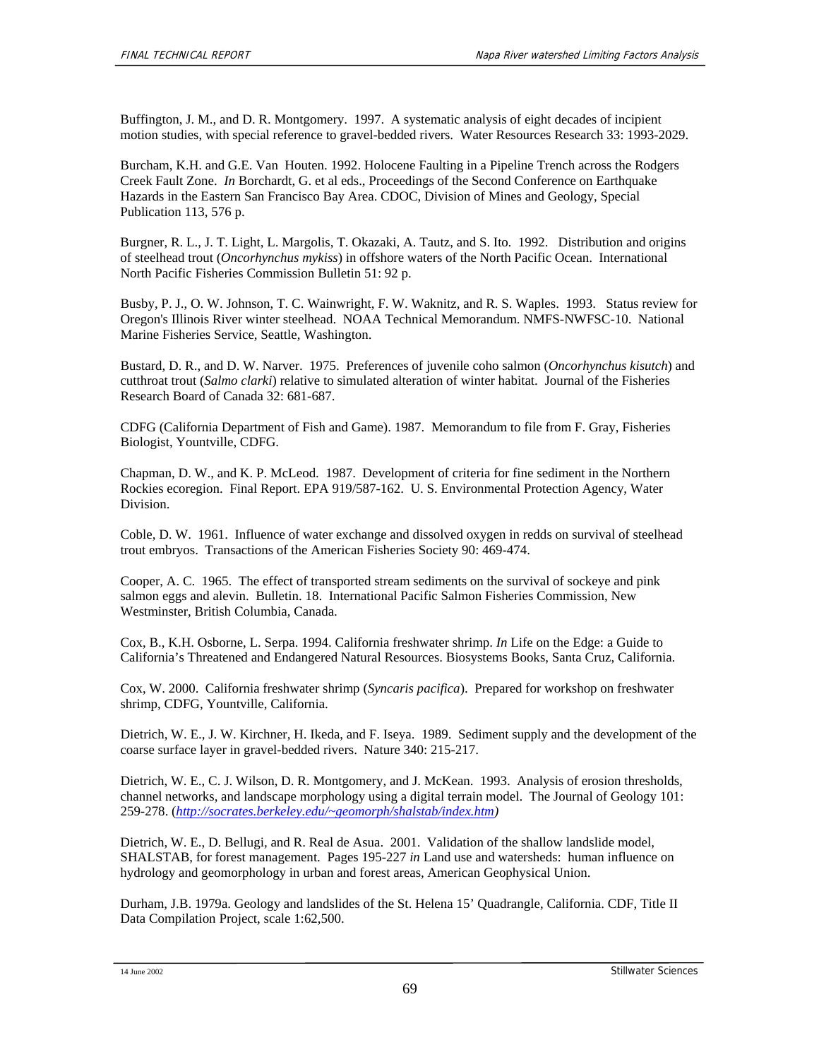Buffington, J. M., and D. R. Montgomery. 1997. A systematic analysis of eight decades of incipient motion studies, with special reference to gravel-bedded rivers. Water Resources Research 33: 1993-2029.

Burcham, K.H. and G.E. Van Houten. 1992. Holocene Faulting in a Pipeline Trench across the Rodgers Creek Fault Zone. *In* Borchardt, G. et al eds., Proceedings of the Second Conference on Earthquake Hazards in the Eastern San Francisco Bay Area. CDOC, Division of Mines and Geology, Special Publication 113, 576 p.

Burgner, R. L., J. T. Light, L. Margolis, T. Okazaki, A. Tautz, and S. Ito. 1992. Distribution and origins of steelhead trout (*Oncorhynchus mykiss*) in offshore waters of the North Pacific Ocean. International North Pacific Fisheries Commission Bulletin 51: 92 p.

Busby, P. J., O. W. Johnson, T. C. Wainwright, F. W. Waknitz, and R. S. Waples. 1993. Status review for Oregon's Illinois River winter steelhead. NOAA Technical Memorandum. NMFS-NWFSC-10. National Marine Fisheries Service, Seattle, Washington.

Bustard, D. R., and D. W. Narver. 1975. Preferences of juvenile coho salmon (*Oncorhynchus kisutch*) and cutthroat trout (*Salmo clarki*) relative to simulated alteration of winter habitat. Journal of the Fisheries Research Board of Canada 32: 681-687.

CDFG (California Department of Fish and Game). 1987. Memorandum to file from F. Gray, Fisheries Biologist, Yountville, CDFG.

Chapman, D. W., and K. P. McLeod. 1987. Development of criteria for fine sediment in the Northern Rockies ecoregion. Final Report. EPA 919/587-162. U. S. Environmental Protection Agency, Water Division.

Coble, D. W. 1961. Influence of water exchange and dissolved oxygen in redds on survival of steelhead trout embryos. Transactions of the American Fisheries Society 90: 469-474.

Cooper, A. C. 1965. The effect of transported stream sediments on the survival of sockeye and pink salmon eggs and alevin. Bulletin. 18. International Pacific Salmon Fisheries Commission, New Westminster, British Columbia, Canada.

Cox, B., K.H. Osborne, L. Serpa. 1994. California freshwater shrimp. *In* Life on the Edge: a Guide to California's Threatened and Endangered Natural Resources. Biosystems Books, Santa Cruz, California.

Cox, W. 2000. California freshwater shrimp (*Syncaris pacifica*). Prepared for workshop on freshwater shrimp, CDFG, Yountville, California.

Dietrich, W. E., J. W. Kirchner, H. Ikeda, and F. Iseya. 1989. Sediment supply and the development of the coarse surface layer in gravel-bedded rivers. Nature 340: 215-217.

Dietrich, W. E., C. J. Wilson, D. R. Montgomery, and J. McKean. 1993. Analysis of erosion thresholds, channel networks, and landscape morphology using a digital terrain model. The Journal of Geology 101: 259-278. (*http://socrates.berkeley.edu/~geomorph/shalstab/index.htm*)

Dietrich, W. E., D. Bellugi, and R. Real de Asua. 2001. Validation of the shallow landslide model, SHALSTAB, for forest management. Pages 195-227 *in* Land use and watersheds: human influence on hydrology and geomorphology in urban and forest areas, American Geophysical Union.

Durham, J.B. 1979a. Geology and landslides of the St. Helena 15' Quadrangle, California. CDF, Title II Data Compilation Project, scale 1:62,500.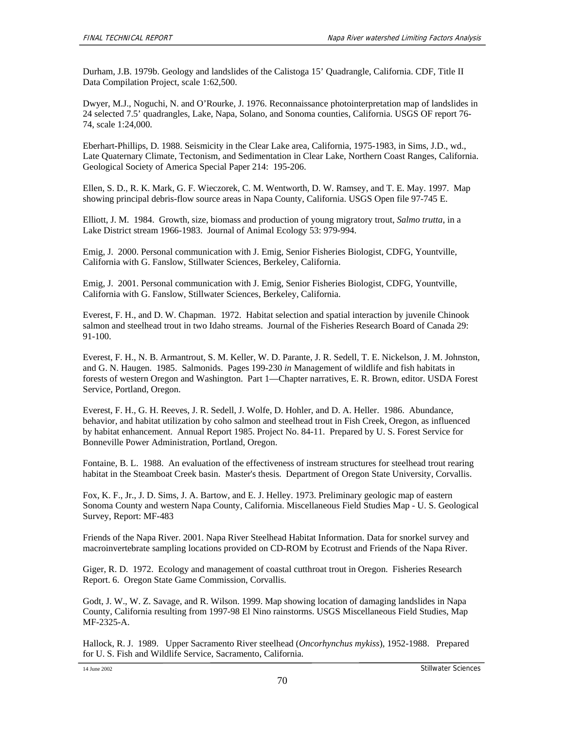Durham, J.B. 1979b. Geology and landslides of the Calistoga 15' Quadrangle, California. CDF, Title II Data Compilation Project, scale 1:62,500.

Dwyer, M.J., Noguchi, N. and O'Rourke, J. 1976. Reconnaissance photointerpretation map of landslides in 24 selected 7.5' quadrangles, Lake, Napa, Solano, and Sonoma counties, California. USGS OF report 76-74, scale 1:24,000.

Eberhart-Phillips, D. 1988. Seismicity in the Clear Lake area, California, 1975-1983, in Sims, J.D., wd., Late Quaternary Climate, Tectonism, and Sedimentation in Clear Lake, Northern Coast Ranges, California. Geological Society of America Special Paper 214: 195-206.

Ellen, S. D., R. K. Mark, G. F. Wieczorek, C. M. Wentworth, D. W. Ramsey, and T. E. May. 1997. Map showing principal debris-flow source areas in Napa County, California. USGS Open file 97-745 E.

Elliott, J. M. 1984. Growth, size, biomass and production of young migratory trout, *Salmo trutta*, in a Lake District stream 1966-1983. Journal of Animal Ecology 53: 979-994.

Emig, J. 2000. Personal communication with J. Emig, Senior Fisheries Biologist, CDFG, Yountville, California with G. Fanslow, Stillwater Sciences, Berkeley, California.

Emig, J. 2001. Personal communication with J. Emig, Senior Fisheries Biologist, CDFG, Yountville, California with G. Fanslow, Stillwater Sciences, Berkeley, California.

Everest, F. H., and D. W. Chapman. 1972. Habitat selection and spatial interaction by juvenile Chinook salmon and steelhead trout in two Idaho streams. Journal of the Fisheries Research Board of Canada 29: 91-100.

Everest, F. H., N. B. Armantrout, S. M. Keller, W. D. Parante, J. R. Sedell, T. E. Nickelson, J. M. Johnston, and G. N. Haugen. 1985. Salmonids. Pages 199-230 *in* Management of wildlife and fish habitats in forests of western Oregon and Washington. Part 1—Chapter narratives, E. R. Brown, editor. USDA Forest Service, Portland, Oregon.

Everest, F. H., G. H. Reeves, J. R. Sedell, J. Wolfe, D. Hohler, and D. A. Heller. 1986. Abundance, behavior, and habitat utilization by coho salmon and steelhead trout in Fish Creek, Oregon, as influenced by habitat enhancement. Annual Report 1985. Project No. 84-11. Prepared by U. S. Forest Service for Bonneville Power Administration, Portland, Oregon.

Fontaine, B. L. 1988. An evaluation of the effectiveness of instream structures for steelhead trout rearing habitat in the Steamboat Creek basin. Master's thesis. Department of Oregon State University, Corvallis.

Fox, K. F., Jr., J. D. Sims, J. A. Bartow, and E. J. Helley. 1973. Preliminary geologic map of eastern Sonoma County and western Napa County, California. Miscellaneous Field Studies Map - U. S. Geological Survey, Report: MF-483

Friends of the Napa River. 2001. Napa River Steelhead Habitat Information. Data for snorkel survey and macroinvertebrate sampling locations provided on CD-ROM by Ecotrust and Friends of the Napa River.

Giger, R. D. 1972. Ecology and management of coastal cutthroat trout in Oregon. Fisheries Research Report. 6. Oregon State Game Commission, Corvallis.

Godt, J. W., W. Z. Savage, and R. Wilson. 1999. Map showing location of damaging landslides in Napa County, California resulting from 1997-98 El Nino rainstorms. USGS Miscellaneous Field Studies, Map MF-2325-A.

Hallock, R. J. 1989. Upper Sacramento River steelhead (*Oncorhynchus mykiss*), 1952-1988. Prepared for U. S. Fish and Wildlife Service, Sacramento, California.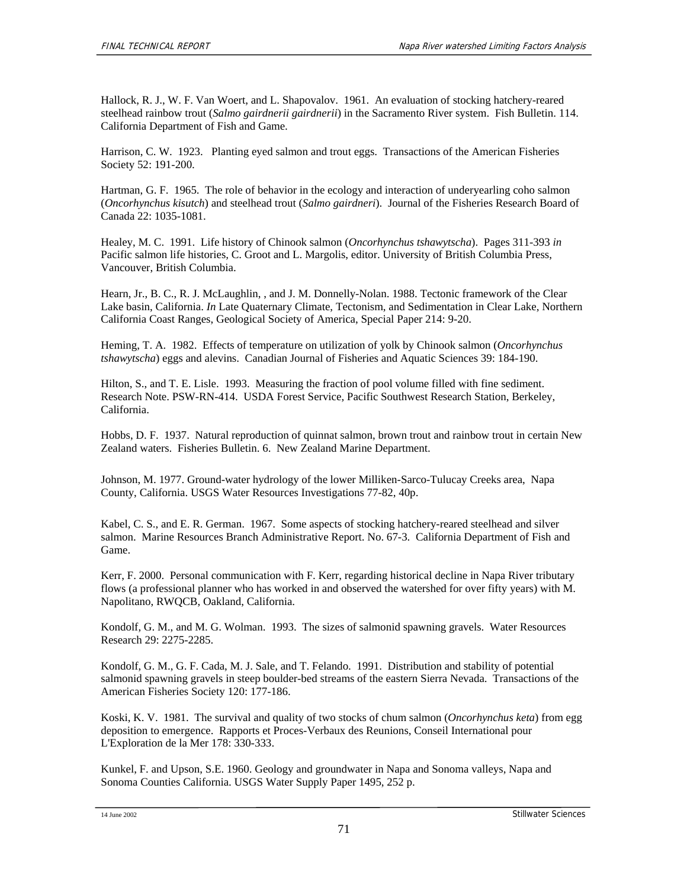Hallock, R. J., W. F. Van Woert, and L. Shapovalov. 1961. An evaluation of stocking hatchery-reared steelhead rainbow trout (*Salmo gairdnerii gairdnerii*) in the Sacramento River system. Fish Bulletin. 114. California Department of Fish and Game.

Harrison, C. W. 1923. Planting eyed salmon and trout eggs. Transactions of the American Fisheries Society 52: 191-200.

Hartman, G. F. 1965. The role of behavior in the ecology and interaction of underyearling coho salmon (*Oncorhynchus kisutch*) and steelhead trout (*Salmo gairdneri*). Journal of the Fisheries Research Board of Canada 22: 1035-1081.

Healey, M. C. 1991. Life history of Chinook salmon (*Oncorhynchus tshawytscha*). Pages 311-393 *in* Pacific salmon life histories, C. Groot and L. Margolis, editor. University of British Columbia Press, Vancouver, British Columbia.

Hearn, Jr., B. C., R. J. McLaughlin, , and J. M. Donnelly-Nolan. 1988. Tectonic framework of the Clear Lake basin, California. *In* Late Quaternary Climate, Tectonism, and Sedimentation in Clear Lake, Northern California Coast Ranges, Geological Society of America, Special Paper 214: 9-20.

Heming, T. A. 1982. Effects of temperature on utilization of yolk by Chinook salmon (*Oncorhynchus tshawytscha*) eggs and alevins. Canadian Journal of Fisheries and Aquatic Sciences 39: 184-190.

Hilton, S., and T. E. Lisle. 1993. Measuring the fraction of pool volume filled with fine sediment. Research Note. PSW-RN-414. USDA Forest Service, Pacific Southwest Research Station, Berkeley, California.

Hobbs, D. F. 1937. Natural reproduction of quinnat salmon, brown trout and rainbow trout in certain New Zealand waters. Fisheries Bulletin. 6. New Zealand Marine Department.

Johnson, M. 1977. Ground-water hydrology of the lower Milliken-Sarco-Tulucay Creeks area, Napa County, California. USGS Water Resources Investigations 77-82, 40p.

Kabel, C. S., and E. R. German. 1967. Some aspects of stocking hatchery-reared steelhead and silver salmon. Marine Resources Branch Administrative Report. No. 67-3. California Department of Fish and Game.

Kerr, F. 2000. Personal communication with F. Kerr, regarding historical decline in Napa River tributary flows (a professional planner who has worked in and observed the watershed for over fifty years) with M. Napolitano, RWQCB, Oakland, California.

Kondolf, G. M., and M. G. Wolman. 1993. The sizes of salmonid spawning gravels. Water Resources Research 29: 2275-2285.

Kondolf, G. M., G. F. Cada, M. J. Sale, and T. Felando. 1991. Distribution and stability of potential salmonid spawning gravels in steep boulder-bed streams of the eastern Sierra Nevada. Transactions of the American Fisheries Society 120: 177-186.

Koski, K. V. 1981. The survival and quality of two stocks of chum salmon (*Oncorhynchus keta*) from egg deposition to emergence. Rapports et Proces-Verbaux des Reunions, Conseil International pour L'Exploration de la Mer 178: 330-333.

Kunkel, F. and Upson, S.E. 1960. Geology and groundwater in Napa and Sonoma valleys, Napa and Sonoma Counties California. USGS Water Supply Paper 1495, 252 p.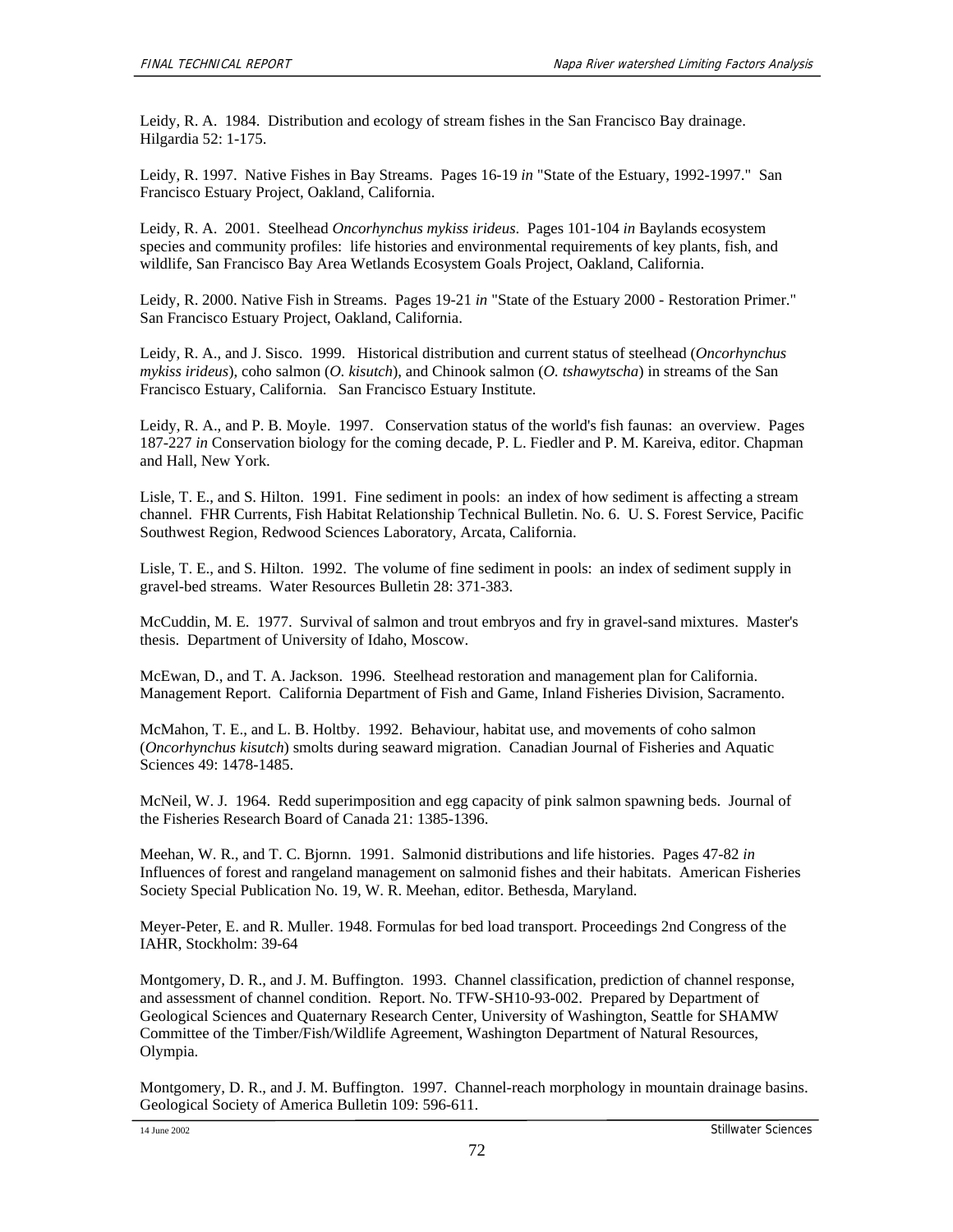Leidy, R. A. 1984. Distribution and ecology of stream fishes in the San Francisco Bay drainage. Hilgardia 52: 1-175.

Leidy, R. 1997. Native Fishes in Bay Streams. Pages 16-19 *in* "State of the Estuary, 1992-1997." San Francisco Estuary Project, Oakland, California.

Leidy, R. A. 2001. Steelhead *Oncorhynchus mykiss irideus*. Pages 101-104 *in* Baylands ecosystem species and community profiles: life histories and environmental requirements of key plants, fish, and wildlife, San Francisco Bay Area Wetlands Ecosystem Goals Project, Oakland, California.

Leidy, R. 2000. Native Fish in Streams. Pages 19-21 *in* "State of the Estuary 2000 - Restoration Primer." San Francisco Estuary Project, Oakland, California.

Leidy, R. A., and J. Sisco. 1999. Historical distribution and current status of steelhead (*Oncorhynchus mykiss irideus*), coho salmon (*O. kisutch*), and Chinook salmon (*O. tshawytscha*) in streams of the San Francisco Estuary, California. San Francisco Estuary Institute.

Leidy, R. A., and P. B. Moyle. 1997. Conservation status of the world's fish faunas: an overview. Pages 187-227 *in* Conservation biology for the coming decade, P. L. Fiedler and P. M. Kareiva, editor. Chapman and Hall, New York.

Lisle, T. E., and S. Hilton. 1991. Fine sediment in pools: an index of how sediment is affecting a stream channel. FHR Currents, Fish Habitat Relationship Technical Bulletin. No. 6. U. S. Forest Service, Pacific Southwest Region, Redwood Sciences Laboratory, Arcata, California.

Lisle, T. E., and S. Hilton. 1992. The volume of fine sediment in pools: an index of sediment supply in gravel-bed streams. Water Resources Bulletin 28: 371-383.

McCuddin, M. E. 1977. Survival of salmon and trout embryos and fry in gravel-sand mixtures. Master's thesis. Department of University of Idaho, Moscow.

McEwan, D., and T. A. Jackson. 1996. Steelhead restoration and management plan for California. Management Report. California Department of Fish and Game, Inland Fisheries Division, Sacramento.

McMahon, T. E., and L. B. Holtby. 1992. Behaviour, habitat use, and movements of coho salmon (*Oncorhynchus kisutch*) smolts during seaward migration. Canadian Journal of Fisheries and Aquatic Sciences 49: 1478-1485.

McNeil, W. J. 1964. Redd superimposition and egg capacity of pink salmon spawning beds. Journal of the Fisheries Research Board of Canada 21: 1385-1396.

Meehan, W. R., and T. C. Bjornn. 1991. Salmonid distributions and life histories. Pages 47-82 *in* Influences of forest and rangeland management on salmonid fishes and their habitats. American Fisheries Society Special Publication No. 19, W. R. Meehan, editor. Bethesda, Maryland.

Meyer-Peter, E. and R. Muller. 1948. Formulas for bed load transport. Proceedings 2nd Congress of the IAHR, Stockholm: 39-64

Montgomery, D. R., and J. M. Buffington. 1993. Channel classification, prediction of channel response, and assessment of channel condition. Report. No. TFW-SH10-93-002. Prepared by Department of Geological Sciences and Quaternary Research Center, University of Washington, Seattle for SHAMW Committee of the Timber/Fish/Wildlife Agreement, Washington Department of Natural Resources, Olympia.

Montgomery, D. R., and J. M. Buffington. 1997. Channel-reach morphology in mountain drainage basins. Geological Society of America Bulletin 109: 596-611.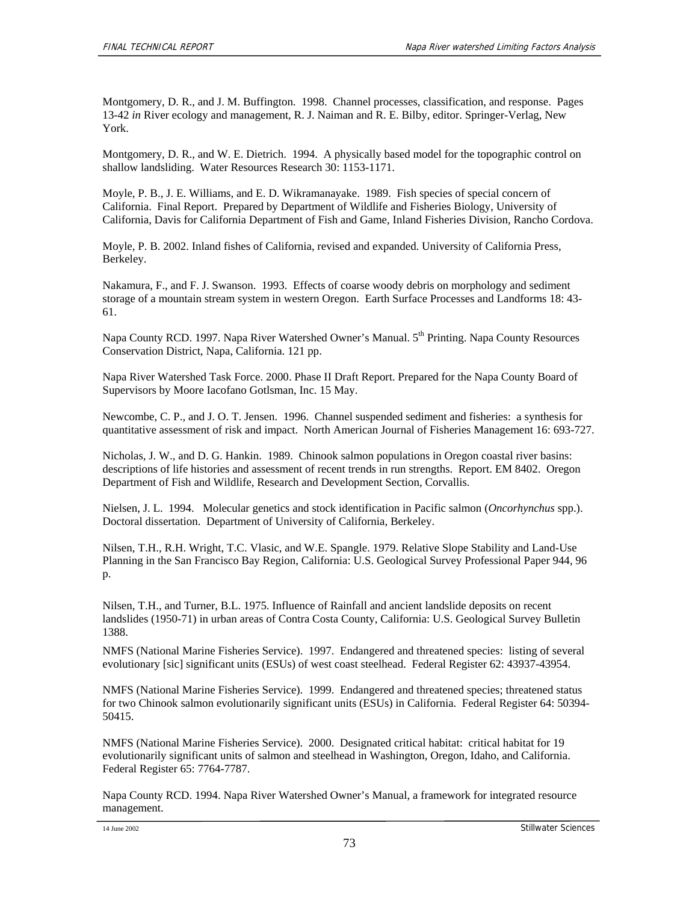Montgomery, D. R., and J. M. Buffington. 1998. Channel processes, classification, and response. Pages 13-42 *in* River ecology and management, R. J. Naiman and R. E. Bilby, editor. Springer-Verlag, New York.

Montgomery, D. R., and W. E. Dietrich. 1994. A physically based model for the topographic control on shallow landsliding. Water Resources Research 30: 1153-1171.

Moyle, P. B., J. E. Williams, and E. D. Wikramanayake. 1989. Fish species of special concern of California. Final Report. Prepared by Department of Wildlife and Fisheries Biology, University of California, Davis for California Department of Fish and Game, Inland Fisheries Division, Rancho Cordova.

Moyle, P. B. 2002. Inland fishes of California, revised and expanded. University of California Press, Berkeley.

Nakamura, F., and F. J. Swanson. 1993. Effects of coarse woody debris on morphology and sediment storage of a mountain stream system in western Oregon. Earth Surface Processes and Landforms 18: 43-61.

Napa County RCD. 1997. Napa River Watershed Owner's Manual. 5th Printing. Napa County Resources Conservation District, Napa, California. 121 pp.

Napa River Watershed Task Force. 2000. Phase II Draft Report. Prepared for the Napa County Board of Supervisors by Moore Iacofano Gotlsman, Inc. 15 May.

Newcombe, C. P., and J. O. T. Jensen. 1996. Channel suspended sediment and fisheries: a synthesis for quantitative assessment of risk and impact. North American Journal of Fisheries Management 16: 693-727.

Nicholas, J. W., and D. G. Hankin. 1989. Chinook salmon populations in Oregon coastal river basins: descriptions of life histories and assessment of recent trends in run strengths. Report. EM 8402. Oregon Department of Fish and Wildlife, Research and Development Section, Corvallis.

Nielsen, J. L. 1994. Molecular genetics and stock identification in Pacific salmon (*Oncorhynchus* spp.). Doctoral dissertation. Department of University of California, Berkeley.

Nilsen, T.H., R.H. Wright, T.C. Vlasic, and W.E. Spangle. 1979. Relative Slope Stability and Land-Use Planning in the San Francisco Bay Region, California: U.S. Geological Survey Professional Paper 944, 96 p.

Nilsen, T.H., and Turner, B.L. 1975. Influence of Rainfall and ancient landslide deposits on recent landslides (1950-71) in urban areas of Contra Costa County, California: U.S. Geological Survey Bulletin 1388.

NMFS (National Marine Fisheries Service). 1997. Endangered and threatened species: listing of several evolutionary [sic] significant units (ESUs) of west coast steelhead. Federal Register 62: 43937-43954.

NMFS (National Marine Fisheries Service). 1999. Endangered and threatened species; threatened status for two Chinook salmon evolutionarily significant units (ESUs) in California. Federal Register 64: 50394-50415.

NMFS (National Marine Fisheries Service). 2000. Designated critical habitat: critical habitat for 19 evolutionarily significant units of salmon and steelhead in Washington, Oregon, Idaho, and California. Federal Register 65: 7764-7787.

Napa County RCD. 1994. Napa River Watershed Owner's Manual, a framework for integrated resource management.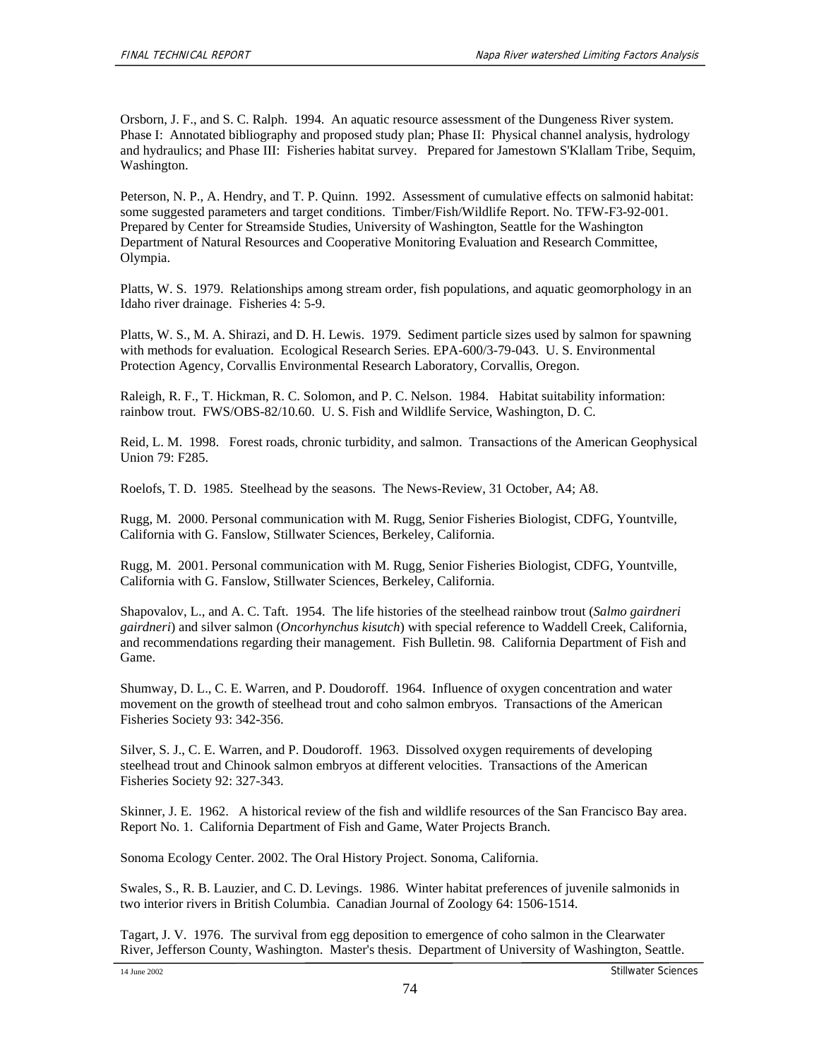Orsborn, J. F., and S. C. Ralph. 1994. An aquatic resource assessment of the Dungeness River system. Phase I: Annotated bibliography and proposed study plan; Phase II: Physical channel analysis, hydrology and hydraulics; and Phase III: Fisheries habitat survey. Prepared for Jamestown S'Klallam Tribe, Sequim, Washington.

Peterson, N. P., A. Hendry, and T. P. Quinn. 1992. Assessment of cumulative effects on salmonid habitat: some suggested parameters and target conditions. Timber/Fish/Wildlife Report. No. TFW-F3-92-001. Prepared by Center for Streamside Studies, University of Washington, Seattle for the Washington Department of Natural Resources and Cooperative Monitoring Evaluation and Research Committee, Olympia.

Platts, W. S. 1979. Relationships among stream order, fish populations, and aquatic geomorphology in an Idaho river drainage. Fisheries 4: 5-9.

Platts, W. S., M. A. Shirazi, and D. H. Lewis. 1979. Sediment particle sizes used by salmon for spawning with methods for evaluation. Ecological Research Series. EPA-600/3-79-043. U. S. Environmental Protection Agency, Corvallis Environmental Research Laboratory, Corvallis, Oregon.

Raleigh, R. F., T. Hickman, R. C. Solomon, and P. C. Nelson. 1984. Habitat suitability information: rainbow trout. FWS/OBS-82/10.60. U. S. Fish and Wildlife Service, Washington, D. C.

Reid, L. M. 1998. Forest roads, chronic turbidity, and salmon. Transactions of the American Geophysical Union 79: F285.

Roelofs, T. D. 1985. Steelhead by the seasons. The News-Review, 31 October, A4; A8.

Rugg, M. 2000. Personal communication with M. Rugg, Senior Fisheries Biologist, CDFG, Yountville, California with G. Fanslow, Stillwater Sciences, Berkeley, California.

Rugg, M. 2001. Personal communication with M. Rugg, Senior Fisheries Biologist, CDFG, Yountville, California with G. Fanslow, Stillwater Sciences, Berkeley, California.

Shapovalov, L., and A. C. Taft. 1954. The life histories of the steelhead rainbow trout (*Salmo gairdneri gairdneri*) and silver salmon (*Oncorhynchus kisutch*) with special reference to Waddell Creek, California, and recommendations regarding their management. Fish Bulletin. 98. California Department of Fish and Game.

Shumway, D. L., C. E. Warren, and P. Doudoroff. 1964. Influence of oxygen concentration and water movement on the growth of steelhead trout and coho salmon embryos. Transactions of the American Fisheries Society 93: 342-356.

Silver, S. J., C. E. Warren, and P. Doudoroff. 1963. Dissolved oxygen requirements of developing steelhead trout and Chinook salmon embryos at different velocities. Transactions of the American Fisheries Society 92: 327-343.

Skinner, J. E. 1962. A historical review of the fish and wildlife resources of the San Francisco Bay area. Report No. 1. California Department of Fish and Game, Water Projects Branch.

Sonoma Ecology Center. 2002. The Oral History Project. Sonoma, California.

Swales, S., R. B. Lauzier, and C. D. Levings. 1986. Winter habitat preferences of juvenile salmonids in two interior rivers in British Columbia. Canadian Journal of Zoology 64: 1506-1514.

Tagart, J. V. 1976. The survival from egg deposition to emergence of coho salmon in the Clearwater River, Jefferson County, Washington. Master's thesis. Department of University of Washington, Seattle.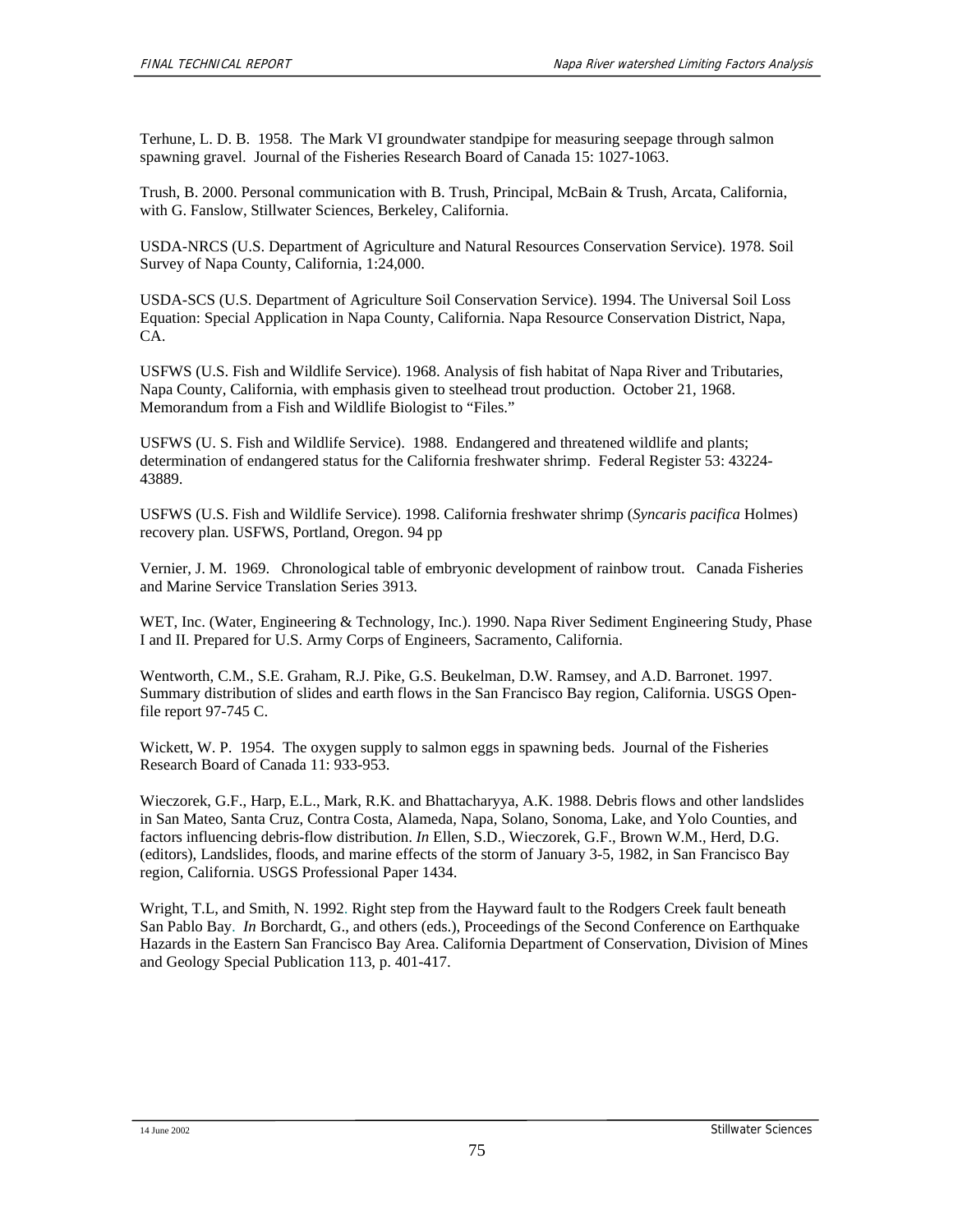Terhune, L. D. B. 1958. The Mark VI groundwater standpipe for measuring seepage through salmon spawning gravel. Journal of the Fisheries Research Board of Canada 15: 1027-1063.

Trush, B. 2000. Personal communication with B. Trush, Principal, McBain & Trush, Arcata, California, with G. Fanslow, Stillwater Sciences, Berkeley, California.

USDA-NRCS (U.S. Department of Agriculture and Natural Resources Conservation Service). 1978. Soil Survey of Napa County, California, 1:24,000.

USDA-SCS (U.S. Department of Agriculture Soil Conservation Service). 1994. The Universal Soil Loss Equation: Special Application in Napa County, California. Napa Resource Conservation District, Napa, CA.

USFWS (U.S. Fish and Wildlife Service). 1968. Analysis of fish habitat of Napa River and Tributaries, Napa County, California, with emphasis given to steelhead trout production. October 21, 1968. Memorandum from a Fish and Wildlife Biologist to "Files."

USFWS (U. S. Fish and Wildlife Service). 1988. Endangered and threatened wildlife and plants; determination of endangered status for the California freshwater shrimp. Federal Register 53: 43224-43889.

USFWS (U.S. Fish and Wildlife Service). 1998. California freshwater shrimp (*Syncaris pacifica* Holmes) recovery plan. USFWS, Portland, Oregon. 94 pp

Vernier, J. M. 1969. Chronological table of embryonic development of rainbow trout. Canada Fisheries and Marine Service Translation Series 3913.

WET, Inc. (Water, Engineering & Technology, Inc.). 1990. Napa River Sediment Engineering Study, Phase I and II. Prepared for U.S. Army Corps of Engineers, Sacramento, California.

Wentworth, C.M., S.E. Graham, R.J. Pike, G.S. Beukelman, D.W. Ramsey, and A.D. Barronet. 1997. Summary distribution of slides and earth flows in the San Francisco Bay region, California. USGS Open-file report 97-745 C.

Wickett, W. P. 1954. The oxygen supply to salmon eggs in spawning beds. Journal of the Fisheries Research Board of Canada 11: 933-953.

Wieczorek, G.F., Harp, E.L., Mark, R.K. and Bhattacharyya, A.K. 1988. Debris flows and other landslides in San Mateo, Santa Cruz, Contra Costa, Alameda, Napa, Solano, Sonoma, Lake, and Yolo Counties, and factors influencing debris-flow distribution. *In* Ellen, S.D., Wieczorek, G.F., Brown W.M., Herd, D.G. (editors), Landslides, floods, and marine effects of the storm of January 3-5, 1982, in San Francisco Bay region, California. USGS Professional Paper 1434.

Wright, T.L, and Smith, N. 1992. Right step from the Hayward fault to the Rodgers Creek fault beneath San Pablo Bay. *In* Borchardt, G., and others (eds.), Proceedings of the Second Conference on Earthquake Hazards in the Eastern San Francisco Bay Area. California Department of Conservation, Division of Mines and Geology Special Publication 113, p. 401-417.